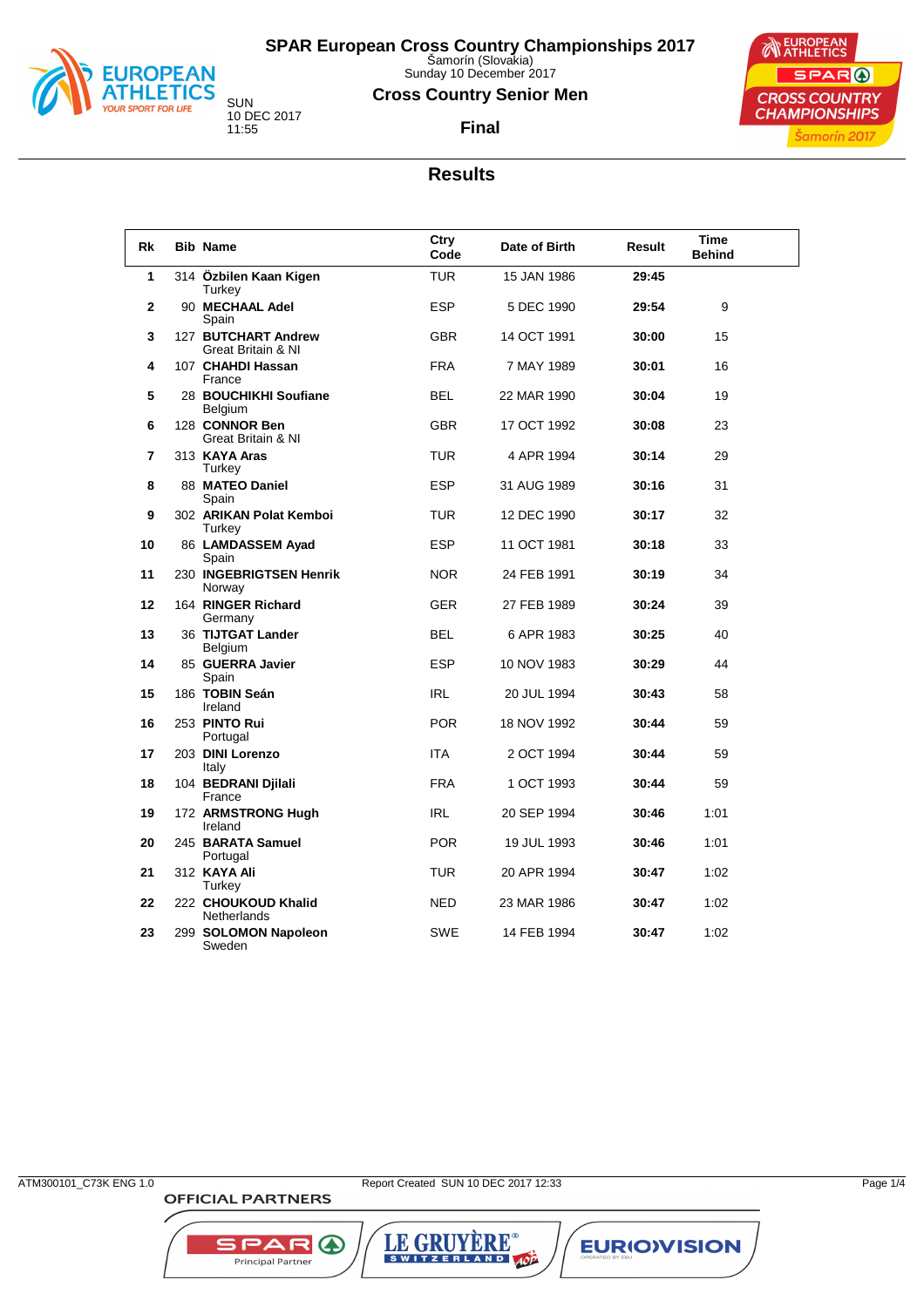# SPAR European Cross Country Championships 2017

Šamorín (Slovakia)
Sunday 10 December 2017

SUN
10 DEC 2017
11:55

## Cross Country Senior Men

**Final**

## Results

| Rk | Bib | Name | Ctry Code | Date of Birth | Result | Time Behind |
|---|---|---|---|---|---|---|
| 1 | 314 | **Özbilen Kaan Kigen** Turkey | TUR | 15 JAN 1986 | **29:45** | |
| 2 | 90 | **MECHAAL Adel** Spain | ESP | 5 DEC 1990 | **29:54** | 9 |
| 3 | 127 | **BUTCHART Andrew** Great Britain & NI | GBR | 14 OCT 1991 | **30:00** | 15 |
| 4 | 107 | **CHAHDI Hassan** France | FRA | 7 MAY 1989 | **30:01** | 16 |
| 5 | 28 | **BOUCHIKHI Soufiane** Belgium | BEL | 22 MAR 1990 | **30:04** | 19 |
| 6 | 128 | **CONNOR Ben** Great Britain & NI | GBR | 17 OCT 1992 | **30:08** | 23 |
| 7 | 313 | **KAYA Aras** Turkey | TUR | 4 APR 1994 | **30:14** | 29 |
| 8 | 88 | **MATEO Daniel** Spain | ESP | 31 AUG 1989 | **30:16** | 31 |
| 9 | 302 | **ARIKAN Polat Kemboi** Turkey | TUR | 12 DEC 1990 | **30:17** | 32 |
| 10 | 86 | **LAMDASSEM Ayad** Spain | ESP | 11 OCT 1981 | **30:18** | 33 |
| 11 | 230 | **INGEBRIGTSEN Henrik** Norway | NOR | 24 FEB 1991 | **30:19** | 34 |
| 12 | 164 | **RINGER Richard** Germany | GER | 27 FEB 1989 | **30:24** | 39 |
| 13 | 36 | **TIJTGAT Lander** Belgium | BEL | 6 APR 1983 | **30:25** | 40 |
| 14 | 85 | **GUERRA Javier** Spain | ESP | 10 NOV 1983 | **30:29** | 44 |
| 15 | 186 | **TOBIN Seán** Ireland | IRL | 20 JUL 1994 | **30:43** | 58 |
| 16 | 253 | **PINTO Rui** Portugal | POR | 18 NOV 1992 | **30:44** | 59 |
| 17 | 203 | **DINI Lorenzo** Italy | ITA | 2 OCT 1994 | **30:44** | 59 |
| 18 | 104 | **BEDRANI Djilali** France | FRA | 1 OCT 1993 | **30:44** | 59 |
| 19 | 172 | **ARMSTRONG Hugh** Ireland | IRL | 20 SEP 1994 | **30:46** | 1:01 |
| 20 | 245 | **BARATA Samuel** Portugal | POR | 19 JUL 1993 | **30:46** | 1:01 |
| 21 | 312 | **KAYA Ali** Turkey | TUR | 20 APR 1994 | **30:47** | 1:02 |
| 22 | 222 | **CHOUKOUD Khalid** Netherlands | NED | 23 MAR 1986 | **30:47** | 1:02 |
| 23 | 299 | **SOLOMON Napoleon** Sweden | SWE | 14 FEB 1994 | **30:47** | 1:02 |

ATM300101_C73K ENG 1.0 Report Created SUN 10 DEC 2017 12:33

OFFICIAL PARTNERS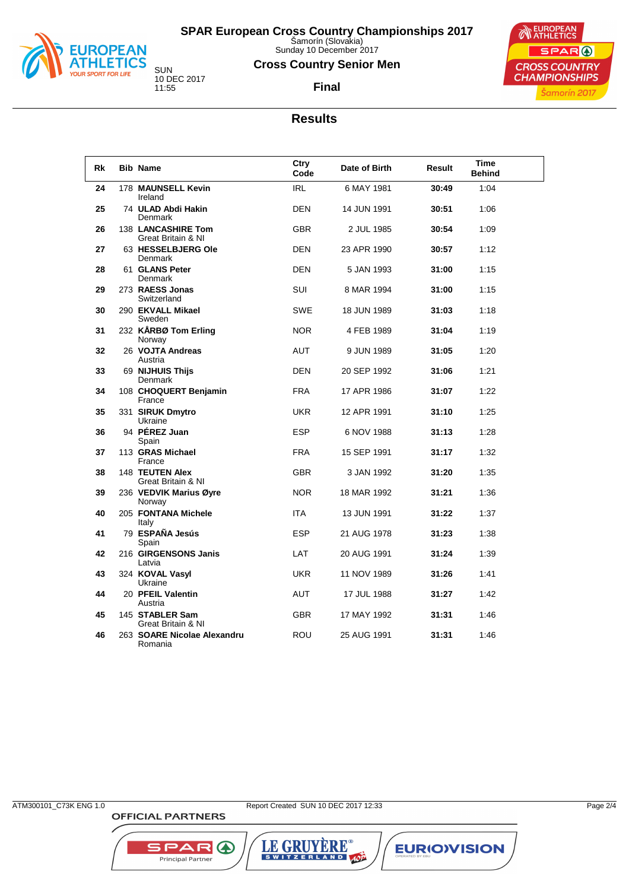# SPAR European Cross Country Championships 2017

Šamorín (Slovakia)
Sunday 10 December 2017

## Cross Country Senior Men

SUN
10 DEC 2017
11:55

### Final

## Results

| Rk | Bib | Name | Ctry Code | Date of Birth | Result | Time Behind |
|---|---|---|---|---|---|---|
| 24 | 178 | **MAUNSELL Kevin** Ireland | IRL | 6 MAY 1981 | **30:49** | 1:04 |
| 25 | 74 | **ULAD Abdi Hakin** Denmark | DEN | 14 JUN 1991 | **30:51** | 1:06 |
| 26 | 138 | **LANCASHIRE Tom** Great Britain & NI | GBR | 2 JUL 1985 | **30:54** | 1:09 |
| 27 | 63 | **HESSELBJERG Ole** Denmark | DEN | 23 APR 1990 | **30:57** | 1:12 |
| 28 | 61 | **GLANS Peter** Denmark | DEN | 5 JAN 1993 | **31:00** | 1:15 |
| 29 | 273 | **RAESS Jonas** Switzerland | SUI | 8 MAR 1994 | **31:00** | 1:15 |
| 30 | 290 | **EKVALL Mikael** Sweden | SWE | 18 JUN 1989 | **31:03** | 1:18 |
| 31 | 232 | **KÅRBØ Tom Erling** Norway | NOR | 4 FEB 1989 | **31:04** | 1:19 |
| 32 | 26 | **VOJTA Andreas** Austria | AUT | 9 JUN 1989 | **31:05** | 1:20 |
| 33 | 69 | **NIJHUIS Thijs** Denmark | DEN | 20 SEP 1992 | **31:06** | 1:21 |
| 34 | 108 | **CHOQUERT Benjamin** France | FRA | 17 APR 1986 | **31:07** | 1:22 |
| 35 | 331 | **SIRUK Dmytro** Ukraine | UKR | 12 APR 1991 | **31:10** | 1:25 |
| 36 | 94 | **PÉREZ Juan** Spain | ESP | 6 NOV 1988 | **31:13** | 1:28 |
| 37 | 113 | **GRAS Michael** France | FRA | 15 SEP 1991 | **31:17** | 1:32 |
| 38 | 148 | **TEUTEN Alex** Great Britain & NI | GBR | 3 JAN 1992 | **31:20** | 1:35 |
| 39 | 236 | **VEDVIK Marius Øyre** Norway | NOR | 18 MAR 1992 | **31:21** | 1:36 |
| 40 | 205 | **FONTANA Michele** Italy | ITA | 13 JUN 1991 | **31:22** | 1:37 |
| 41 | 79 | **ESPAÑA Jesús** Spain | ESP | 21 AUG 1978 | **31:23** | 1:38 |
| 42 | 216 | **GIRGENSONS Janis** Latvia | LAT | 20 AUG 1991 | **31:24** | 1:39 |
| 43 | 324 | **KOVAL Vasyl** Ukraine | UKR | 11 NOV 1989 | **31:26** | 1:41 |
| 44 | 20 | **PFEIL Valentin** Austria | AUT | 17 JUL 1988 | **31:27** | 1:42 |
| 45 | 145 | **STABLER Sam** Great Britain & NI | GBR | 17 MAY 1992 | **31:31** | 1:46 |
| 46 | 263 | **SOARE Nicolae Alexandru** Romania | ROU | 25 AUG 1991 | **31:31** | 1:46 |

ATM300101_C73K ENG 1.0 — Report Created SUN 10 DEC 2017 12:33

OFFICIAL PARTNERS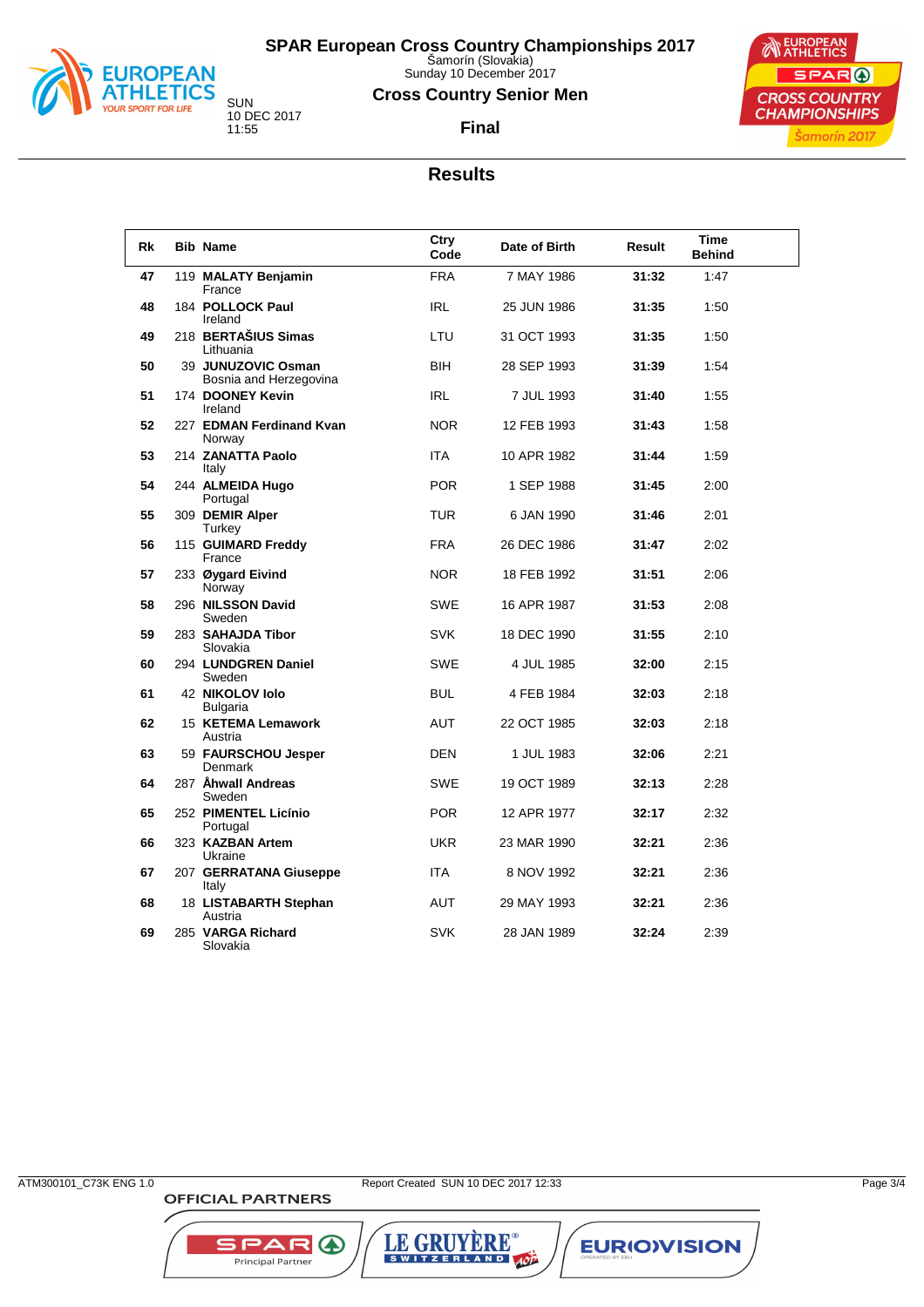# SPAR European Cross Country Championships 2017

Šamorín (Slovakia)
Sunday 10 December 2017

SUN
10 DEC 2017
11:55

## Cross Country Senior Men

### Final

## Results

| Rk | Bib | Name | Ctry Code | Date of Birth | Result | Time Behind |
|---|---|---|---|---|---|---|
| 47 | 119 | **MALATY Benjamin** France | FRA | 7 MAY 1986 | **31:32** | 1:47 |
| 48 | 184 | **POLLOCK Paul** Ireland | IRL | 25 JUN 1986 | **31:35** | 1:50 |
| 49 | 218 | **BERTAŠIUS Simas** Lithuania | LTU | 31 OCT 1993 | **31:35** | 1:50 |
| 50 | 39 | **JUNUZOVIC Osman** Bosnia and Herzegovina | BIH | 28 SEP 1993 | **31:39** | 1:54 |
| 51 | 174 | **DOONEY Kevin** Ireland | IRL | 7 JUL 1993 | **31:40** | 1:55 |
| 52 | 227 | **EDMAN Ferdinand Kvan** Norway | NOR | 12 FEB 1993 | **31:43** | 1:58 |
| 53 | 214 | **ZANATTA Paolo** Italy | ITA | 10 APR 1982 | **31:44** | 1:59 |
| 54 | 244 | **ALMEIDA Hugo** Portugal | POR | 1 SEP 1988 | **31:45** | 2:00 |
| 55 | 309 | **DEMIR Alper** Turkey | TUR | 6 JAN 1990 | **31:46** | 2:01 |
| 56 | 115 | **GUIMARD Freddy** France | FRA | 26 DEC 1986 | **31:47** | 2:02 |
| 57 | 233 | **Øygard Eivind** Norway | NOR | 18 FEB 1992 | **31:51** | 2:06 |
| 58 | 296 | **NILSSON David** Sweden | SWE | 16 APR 1987 | **31:53** | 2:08 |
| 59 | 283 | **SAHAJDA Tibor** Slovakia | SVK | 18 DEC 1990 | **31:55** | 2:10 |
| 60 | 294 | **LUNDGREN Daniel** Sweden | SWE | 4 JUL 1985 | **32:00** | 2:15 |
| 61 | 42 | **NIKOLOV Iolo** Bulgaria | BUL | 4 FEB 1984 | **32:03** | 2:18 |
| 62 | 15 | **KETEMA Lemawork** Austria | AUT | 22 OCT 1985 | **32:03** | 2:18 |
| 63 | 59 | **FAURSCHOU Jesper** Denmark | DEN | 1 JUL 1983 | **32:06** | 2:21 |
| 64 | 287 | **Åhwall Andreas** Sweden | SWE | 19 OCT 1989 | **32:13** | 2:28 |
| 65 | 252 | **PIMENTEL Licínio** Portugal | POR | 12 APR 1977 | **32:17** | 2:32 |
| 66 | 323 | **KAZBAN Artem** Ukraine | UKR | 23 MAR 1990 | **32:21** | 2:36 |
| 67 | 207 | **GERRATANA Giuseppe** Italy | ITA | 8 NOV 1992 | **32:21** | 2:36 |
| 68 | 18 | **LISTABARTH Stephan** Austria | AUT | 29 MAY 1993 | **32:21** | 2:36 |
| 69 | 285 | **VARGA Richard** Slovakia | SVK | 28 JAN 1989 | **32:24** | 2:39 |

ATM300101_C73K ENG 1.0    Report Created SUN 10 DEC 2017 12:33

OFFICIAL PARTNERS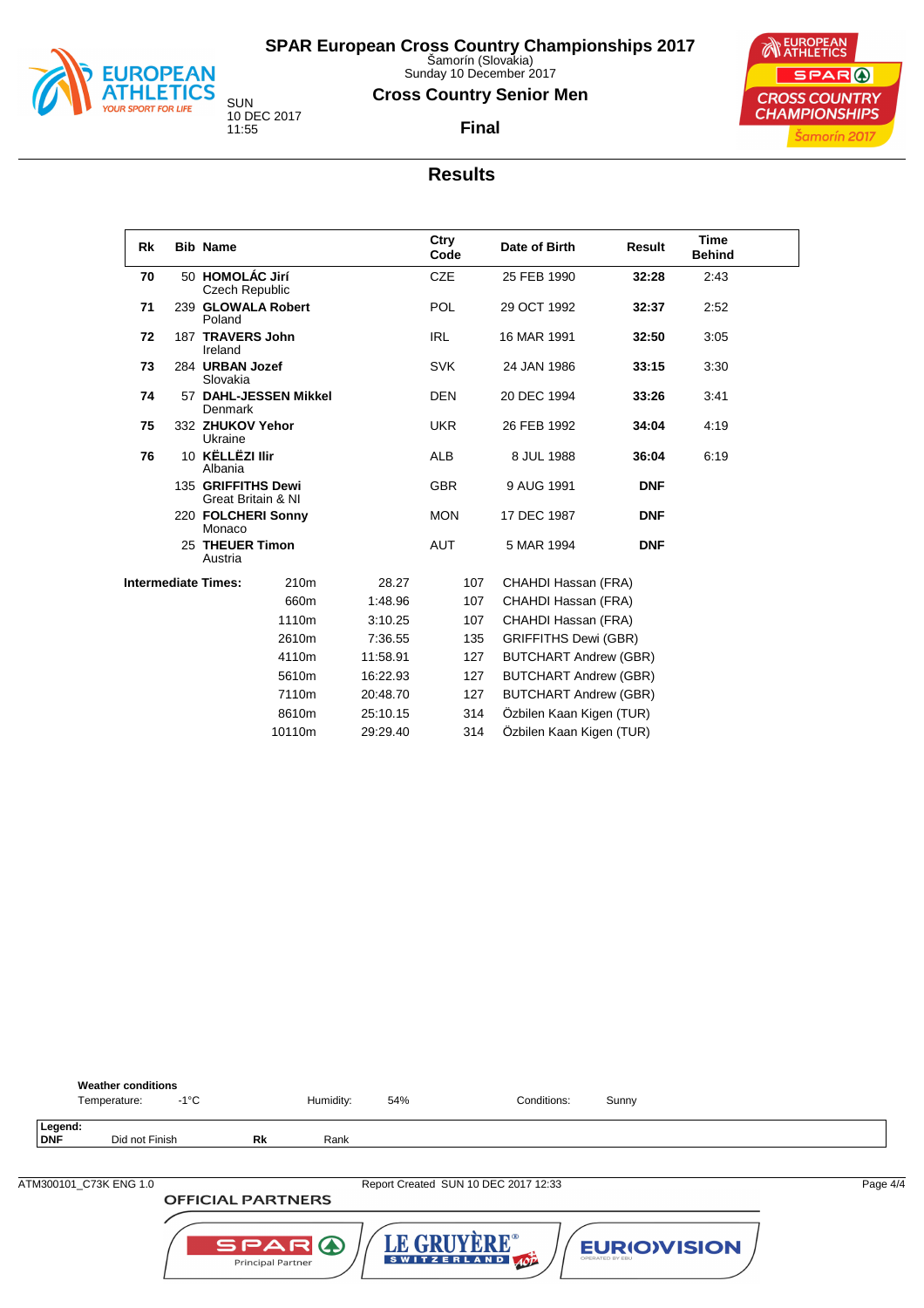# SPAR European Cross Country Championships 2017

Šamorín (Slovakia)
Sunday 10 December 2017

SUN
10 DEC 2017
11:55

## Cross Country Senior Men

### Final

## Results

| Rk | Bib | Name | Ctry Code | Date of Birth | Result | Time Behind |
|---|---|---|---|---|---|---|
| 70 | 50 | **HOMOLÁC Jirí** Czech Republic | CZE | 25 FEB 1990 | **32:28** | 2:43 |
| 71 | 239 | **GLOWALA Robert** Poland | POL | 29 OCT 1992 | **32:37** | 2:52 |
| 72 | 187 | **TRAVERS John** Ireland | IRL | 16 MAR 1991 | **32:50** | 3:05 |
| 73 | 284 | **URBAN Jozef** Slovakia | SVK | 24 JAN 1986 | **33:15** | 3:30 |
| 74 | 57 | **DAHL-JESSEN Mikkel** Denmark | DEN | 20 DEC 1994 | **33:26** | 3:41 |
| 75 | 332 | **ZHUKOV Yehor** Ukraine | UKR | 26 FEB 1992 | **34:04** | 4:19 |
| 76 | 10 | **KËLLËZI Ilir** Albania | ALB | 8 JUL 1988 | **36:04** | 6:19 |
| | 135 | **GRIFFITHS Dewi** Great Britain & NI | GBR | 9 AUG 1991 | **DNF** | |
| | 220 | **FOLCHERI Sonny** Monaco | MON | 17 DEC 1987 | **DNF** | |
| | 25 | **THEUER Timon** Austria | AUT | 5 MAR 1994 | **DNF** | |

**Intermediate Times:**

| Distance | Time | Bib | Name |
|---|---|---|---|
| 210m | 28.27 | 107 | CHAHDI Hassan (FRA) |
| 660m | 1:48.96 | 107 | CHAHDI Hassan (FRA) |
| 1110m | 3:10.25 | 107 | CHAHDI Hassan (FRA) |
| 2610m | 7:36.55 | 135 | GRIFFITHS Dewi (GBR) |
| 4110m | 11:58.91 | 127 | BUTCHART Andrew (GBR) |
| 5610m | 16:22.93 | 127 | BUTCHART Andrew (GBR) |
| 7110m | 20:48.70 | 127 | BUTCHART Andrew (GBR) |
| 8610m | 25:10.15 | 314 | Özbilen Kaan Kigen (TUR) |
| 10110m | 29:29.40 | 314 | Özbilen Kaan Kigen (TUR) |

**Weather conditions**

Temperature: -1°C Humidity: 54% Conditions: Sunny

**Legend:**
**DNF** Did not Finish **Rk** Rank

ATM300101_C73K ENG 1.0 Report Created SUN 10 DEC 2017 12:33

OFFICIAL PARTNERS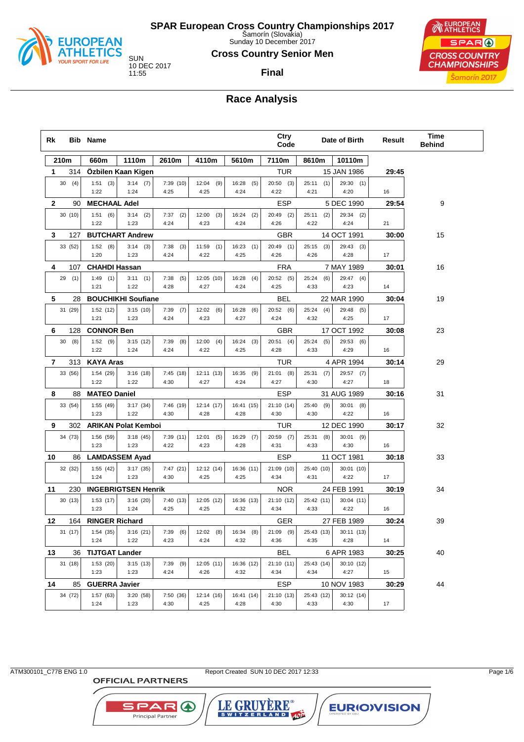# SPAR European Cross Country Championships 2017

Šamorín (Slovakia)
Sunday 10 December 2017

SUN
10 DEC 2017
11:55

## Cross Country Senior Men

### Final

## Race Analysis

| Rk | Bib | Name | | | | | Ctry Code | | Date of Birth | Result | Time Behind |
|---|---|---|---|---|---|---|---|---|---|---|---|
| 210m | 660m | 1110m | 2610m | 4110m | 5610m | 7110m | 8610m | 10110m | | | |
| 1 | 314 | Özbilen Kaan Kigen | | | | | TUR | | 15 JAN 1986 | 29:45 | |
| 30 (4) | 1:51 (3) 1:22 | 3:14 (7) 1:24 | 7:39 (10) 4:25 | 12:04 (9) 4:25 | 16:28 (5) 4:24 | 20:50 (3) 4:22 | 25:11 (1) 4:21 | 29:30 (1) 4:20 | 16 | | |
| 2 | 90 | MECHAAL Adel | | | | | ESP | | 5 DEC 1990 | 29:54 | 9 |
| 30 (10) | 1:51 (6) 1:22 | 3:14 (2) 1:23 | 7:37 (2) 4:24 | 12:00 (3) 4:23 | 16:24 (2) 4:24 | 20:49 (2) 4:26 | 25:11 (2) 4:22 | 29:34 (2) 4:24 | 21 | | |
| 3 | 127 | BUTCHART Andrew | | | | | GBR | | 14 OCT 1991 | 30:00 | 15 |
| 33 (52) | 1:52 (8) 1:20 | 3:14 (3) 1:23 | 7:38 (3) 4:24 | 11:59 (1) 4:22 | 16:23 (1) 4:25 | 20:49 (1) 4:26 | 25:15 (3) 4:26 | 29:43 (3) 4:28 | 17 | | |
| 4 | 107 | CHAHDI Hassan | | | | | FRA | | 7 MAY 1989 | 30:01 | 16 |
| 29 (1) | 1:49 (1) 1:21 | 3:11 (1) 1:22 | 7:38 (5) 4:28 | 12:05 (10) 4:27 | 16:28 (4) 4:24 | 20:52 (5) 4:25 | 25:24 (6) 4:33 | 29:47 (4) 4:23 | 14 | | |
| 5 | 28 | BOUCHIKHI Soufiane | | | | | BEL | | 22 MAR 1990 | 30:04 | 19 |
| 31 (29) | 1:52 (12) 1:21 | 3:15 (10) 1:23 | 7:39 (7) 4:24 | 12:02 (6) 4:23 | 16:28 (6) 4:27 | 20:52 (6) 4:24 | 25:24 (4) 4:32 | 29:48 (5) 4:25 | 17 | | |
| 6 | 128 | CONNOR Ben | | | | | GBR | | 17 OCT 1992 | 30:08 | 23 |
| 30 (8) | 1:52 (9) 1:22 | 3:15 (12) 1:24 | 7:39 (8) 4:24 | 12:00 (4) 4:22 | 16:24 (3) 4:25 | 20:51 (4) 4:28 | 25:24 (5) 4:33 | 29:53 (6) 4:29 | 16 | | |
| 7 | 313 | KAYA Aras | | | | | TUR | | 4 APR 1994 | 30:14 | 29 |
| 33 (56) | 1:54 (29) 1:22 | 3:16 (18) 1:22 | 7:45 (18) 4:30 | 12:11 (13) 4:27 | 16:35 (9) 4:24 | 21:01 (8) 4:27 | 25:31 (7) 4:30 | 29:57 (7) 4:27 | 18 | | |
| 8 | 88 | MATEO Daniel | | | | | ESP | | 31 AUG 1989 | 30:16 | 31 |
| 33 (54) | 1:55 (49) 1:23 | 3:17 (34) 1:22 | 7:46 (19) 4:30 | 12:14 (17) 4:28 | 16:41 (15) 4:28 | 21:10 (14) 4:30 | 25:40 (9) 4:30 | 30:01 (8) 4:22 | 16 | | |
| 9 | 302 | ARIKAN Polat Kemboi | | | | | TUR | | 12 DEC 1990 | 30:17 | 32 |
| 34 (73) | 1:56 (59) 1:23 | 3:18 (45) 1:23 | 7:39 (11) 4:22 | 12:01 (5) 4:23 | 16:29 (7) 4:28 | 20:59 (7) 4:31 | 25:31 (8) 4:33 | 30:01 (9) 4:30 | 16 | | |
| 10 | 86 | LAMDASSEM Ayad | | | | | ESP | | 11 OCT 1981 | 30:18 | 33 |
| 32 (32) | 1:55 (42) 1:24 | 3:17 (35) 1:23 | 7:47 (21) 4:30 | 12:12 (14) 4:25 | 16:36 (11) 4:25 | 21:09 (10) 4:34 | 25:40 (10) 4:31 | 30:01 (10) 4:22 | 17 | | |
| 11 | 230 | INGEBRIGTSEN Henrik | | | | | NOR | | 24 FEB 1991 | 30:19 | 34 |
| 30 (13) | 1:53 (17) 1:23 | 3:16 (20) 1:24 | 7:40 (13) 4:25 | 12:05 (12) 4:25 | 16:36 (13) 4:32 | 21:10 (12) 4:34 | 25:42 (11) 4:33 | 30:04 (11) 4:22 | 16 | | |
| 12 | 164 | RINGER Richard | | | | | GER | | 27 FEB 1989 | 30:24 | 39 |
| 31 (17) | 1:54 (35) 1:24 | 3:16 (21) 1:22 | 7:39 (6) 4:23 | 12:02 (8) 4:24 | 16:34 (8) 4:32 | 21:09 (9) 4:36 | 25:43 (13) 4:35 | 30:11 (13) 4:28 | 14 | | |
| 13 | 36 | TIJTGAT Lander | | | | | BEL | | 6 APR 1983 | 30:25 | 40 |
| 31 (18) | 1:53 (20) 1:23 | 3:15 (13) 1:23 | 7:39 (9) 4:24 | 12:05 (11) 4:26 | 16:36 (12) 4:32 | 21:10 (11) 4:34 | 25:43 (14) 4:34 | 30:10 (12) 4:27 | 15 | | |
| 14 | 85 | GUERRA Javier | | | | | ESP | | 10 NOV 1983 | 30:29 | 44 |
| 34 (72) | 1:57 (63) 1:24 | 3:20 (58) 1:23 | 7:50 (36) 4:30 | 12:14 (16) 4:25 | 16:41 (14) 4:28 | 21:10 (13) 4:30 | 25:43 (12) 4:33 | 30:12 (14) 4:30 | 17 | | |

ATM300101_C77B ENG 1.0 Report Created SUN 10 DEC 2017 12:33

OFFICIAL PARTNERS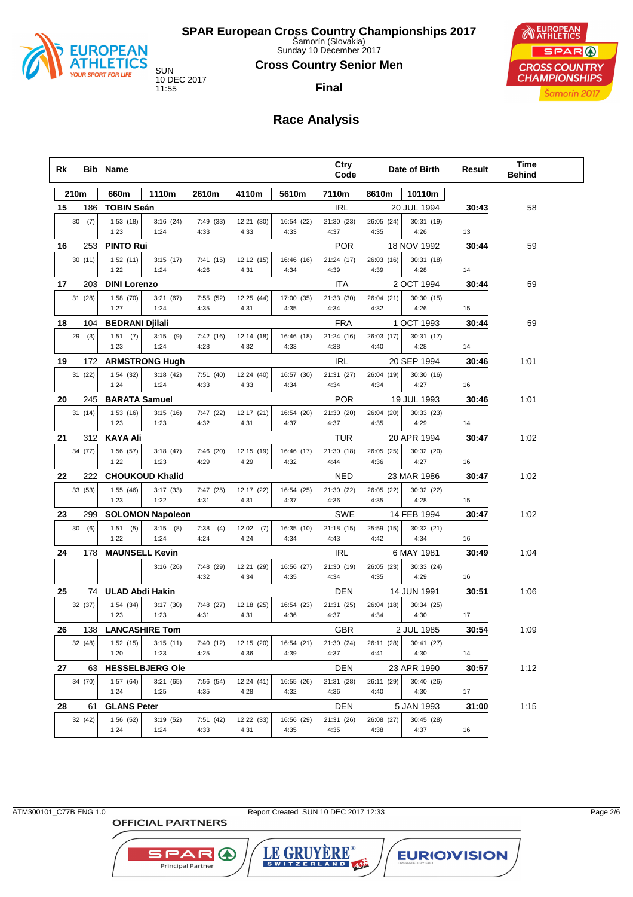# SPAR European Cross Country Championships 2017

Šamorín (Slovakia)
Sunday 10 December 2017

## Cross Country Senior Men

SUN
10 DEC 2017
11:55

**Final**

## Race Analysis

| Rk | Bib | Name | | | | | Ctry Code | Date of Birth | | Result | Time Behind |
|---|---|---|---|---|---|---|---|---|---|---|---|
| 210m | 660m | 1110m | 2610m | 4110m | 5610m | 7110m | 8610m | 10110m | | | |
| **15** | 186 | **TOBIN Seán** | | | | | IRL | 20 JUL 1994 | | **30:43** | 58 |
| 30 (7) | 1:53 (18) | 3:16 (24) | 7:49 (33) | 12:21 (30) | 16:54 (22) | 21:30 (23) | 26:05 (24) | 30:31 (19) | | | |
| | 1:23 | 1:24 | 4:33 | 4:33 | 4:33 | 4:37 | 4:35 | 4:26 | 13 | | |
| **16** | 253 | **PINTO Rui** | | | | | POR | 18 NOV 1992 | | **30:44** | 59 |
| 30 (11) | 1:52 (11) | 3:15 (17) | 7:41 (15) | 12:12 (15) | 16:46 (16) | 21:24 (17) | 26:03 (16) | 30:31 (18) | | | |
| | 1:22 | 1:24 | 4:26 | 4:31 | 4:34 | 4:39 | 4:39 | 4:28 | 14 | | |
| **17** | 203 | **DINI Lorenzo** | | | | | ITA | 2 OCT 1994 | | **30:44** | 59 |
| 31 (28) | 1:58 (70) | 3:21 (67) | 7:55 (52) | 12:25 (44) | 17:00 (35) | 21:33 (30) | 26:04 (21) | 30:30 (15) | | | |
| | 1:27 | 1:24 | 4:35 | 4:31 | 4:35 | 4:34 | 4:32 | 4:26 | 15 | | |
| **18** | 104 | **BEDRANI Djilali** | | | | | FRA | 1 OCT 1993 | | **30:44** | 59 |
| 29 (3) | 1:51 (7) | 3:15 (9) | 7:42 (16) | 12:14 (18) | 16:46 (18) | 21:24 (16) | 26:03 (17) | 30:31 (17) | | | |
| | 1:23 | 1:24 | 4:28 | 4:32 | 4:33 | 4:38 | 4:40 | 4:28 | 14 | | |
| **19** | 172 | **ARMSTRONG Hugh** | | | | | IRL | 20 SEP 1994 | | **30:46** | 1:01 |
| 31 (22) | 1:54 (32) | 3:18 (42) | 7:51 (40) | 12:24 (40) | 16:57 (30) | 21:31 (27) | 26:04 (19) | 30:30 (16) | | | |
| | 1:24 | 1:24 | 4:33 | 4:33 | 4:34 | 4:34 | 4:34 | 4:27 | 16 | | |
| **20** | 245 | **BARATA Samuel** | | | | | POR | 19 JUL 1993 | | **30:46** | 1:01 |
| 31 (14) | 1:53 (16) | 3:15 (16) | 7:47 (22) | 12:17 (21) | 16:54 (20) | 21:30 (20) | 26:04 (20) | 30:33 (23) | | | |
| | 1:23 | 1:23 | 4:32 | 4:31 | 4:37 | 4:37 | 4:35 | 4:29 | 14 | | |
| **21** | 312 | **KAYA Ali** | | | | | TUR | 20 APR 1994 | | **30:47** | 1:02 |
| 34 (77) | 1:56 (57) | 3:18 (47) | 7:46 (20) | 12:15 (19) | 16:46 (17) | 21:30 (18) | 26:05 (25) | 30:32 (20) | | | |
| | 1:22 | 1:23 | 4:29 | 4:29 | 4:32 | 4:44 | 4:36 | 4:27 | 16 | | |
| **22** | 222 | **CHOUKOUD Khalid** | | | | | NED | 23 MAR 1986 | | **30:47** | 1:02 |
| 33 (53) | 1:55 (46) | 3:17 (33) | 7:47 (25) | 12:17 (22) | 16:54 (25) | 21:30 (22) | 26:05 (22) | 30:32 (22) | | | |
| | 1:23 | 1:22 | 4:31 | 4:31 | 4:37 | 4:36 | 4:35 | 4:28 | 15 | | |
| **23** | 299 | **SOLOMON Napoleon** | | | | | SWE | 14 FEB 1994 | | **30:47** | 1:02 |
| 30 (6) | 1:51 (5) | 3:15 (8) | 7:38 (4) | 12:02 (7) | 16:35 (10) | 21:18 (15) | 25:59 (15) | 30:32 (21) | | | |
| | 1:22 | 1:24 | 4:24 | 4:24 | 4:34 | 4:43 | 4:42 | 4:34 | 16 | | |
| **24** | 178 | **MAUNSELL Kevin** | | | | | IRL | 6 MAY 1981 | | **30:49** | 1:04 |
| | | 3:16 (26) | 7:48 (29) | 12:21 (29) | 16:56 (27) | 21:30 (19) | 26:05 (23) | 30:33 (24) | | | |
| | | | 4:32 | 4:34 | 4:35 | 4:34 | 4:35 | 4:29 | 16 | | |
| **25** | 74 | **ULAD Abdi Hakin** | | | | | DEN | 14 JUN 1991 | | **30:51** | 1:06 |
| 32 (37) | 1:54 (34) | 3:17 (30) | 7:48 (27) | 12:18 (25) | 16:54 (23) | 21:31 (25) | 26:04 (18) | 30:34 (25) | | | |
| | 1:23 | 1:23 | 4:31 | 4:31 | 4:36 | 4:37 | 4:34 | 4:30 | 17 | | |
| **26** | 138 | **LANCASHIRE Tom** | | | | | GBR | 2 JUL 1985 | | **30:54** | 1:09 |
| 32 (48) | 1:52 (15) | 3:15 (11) | 7:40 (12) | 12:15 (20) | 16:54 (21) | 21:30 (24) | 26:11 (28) | 30:41 (27) | | | |
| | 1:20 | 1:23 | 4:25 | 4:36 | 4:39 | 4:37 | 4:41 | 4:30 | 14 | | |
| **27** | 63 | **HESSELBJERG Ole** | | | | | DEN | 23 APR 1990 | | **30:57** | 1:12 |
| 34 (70) | 1:57 (64) | 3:21 (65) | 7:56 (54) | 12:24 (41) | 16:55 (26) | 21:31 (28) | 26:11 (29) | 30:40 (26) | | | |
| | 1:24 | 1:25 | 4:35 | 4:28 | 4:32 | 4:36 | 4:40 | 4:30 | 17 | | |
| **28** | 61 | **GLANS Peter** | | | | | DEN | 5 JAN 1993 | | **31:00** | 1:15 |
| 32 (42) | 1:56 (52) | 3:19 (52) | 7:51 (42) | 12:22 (33) | 16:56 (29) | 21:31 (26) | 26:08 (27) | 30:45 (28) | | | |
| | 1:24 | 1:24 | 4:33 | 4:31 | 4:35 | 4:35 | 4:38 | 4:37 | 16 | | |

ATM300101_C77B ENG 1.0 Report Created SUN 10 DEC 2017 12:33

OFFICIAL PARTNERS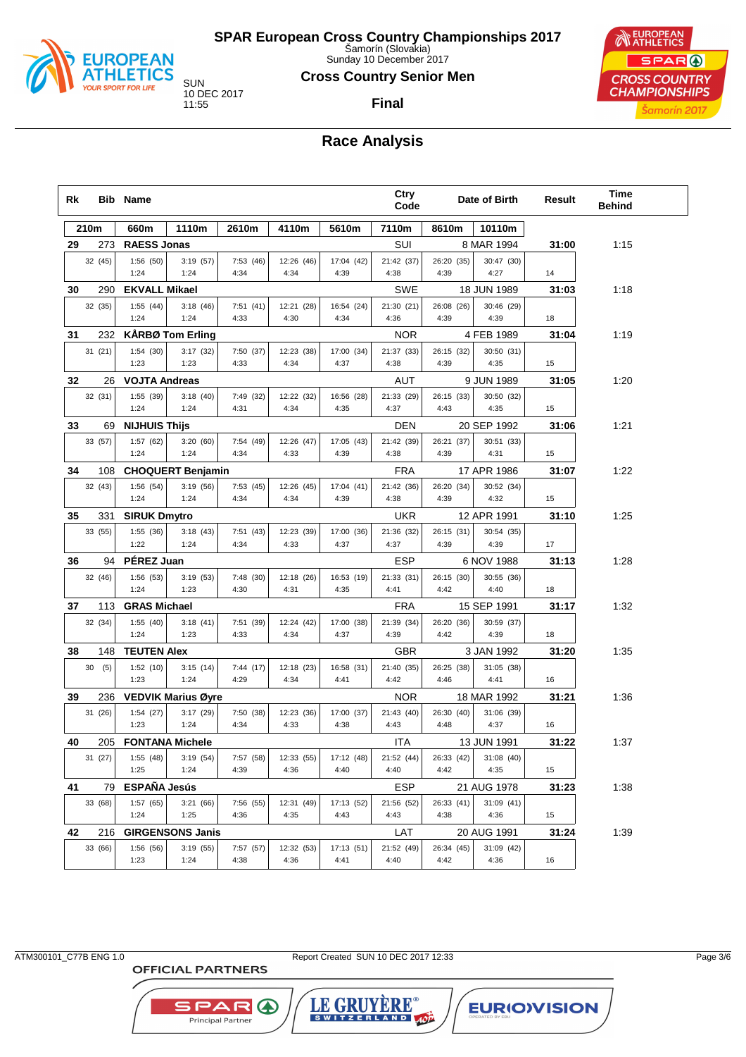# SPAR European Cross Country Championships 2017

Šamorín (Slovakia)
Sunday 10 December 2017

SUN
10 DEC 2017
11:55

## Cross Country Senior Men

### Final

## Race Analysis

| Rk | Bib | Name | | | | | Ctry Code | | Date of Birth | Result | Time Behind |
|---|---|---|---|---|---|---|---|---|---|---|---|
| 210m | 660m | 1110m | 2610m | 4110m | 5610m | | 7110m | 8610m | 10110m | | |
| 29 | 273 | RAESS Jonas | | | | | SUI | | 8 MAR 1994 | 31:00 | 1:15 |
| 32 (45) | 1:56 (50) / 1:24 | 3:19 (57) / 1:24 | 7:53 (46) / 4:34 | 12:26 (46) / 4:34 | 17:04 (42) / 4:39 | | 21:42 (37) / 4:38 | 26:20 (35) / 4:39 | 30:47 (30) / 4:27 | 14 | |
| 30 | 290 | EKVALL Mikael | | | | | SWE | | 18 JUN 1989 | 31:03 | 1:18 |
| 32 (35) | 1:55 (44) / 1:24 | 3:18 (46) / 1:24 | 7:51 (41) / 4:33 | 12:21 (28) / 4:30 | 16:54 (24) / 4:34 | | 21:30 (21) / 4:36 | 26:08 (26) / 4:39 | 30:46 (29) / 4:39 | 18 | |
| 31 | 232 | KÅRBØ Tom Erling | | | | | NOR | | 4 FEB 1989 | 31:04 | 1:19 |
| 31 (21) | 1:54 (30) / 1:23 | 3:17 (32) / 1:23 | 7:50 (37) / 4:33 | 12:23 (38) / 4:34 | 17:00 (34) / 4:37 | | 21:37 (33) / 4:38 | 26:15 (32) / 4:39 | 30:50 (31) / 4:35 | 15 | |
| 32 | 26 | VOJTA Andreas | | | | | AUT | | 9 JUN 1989 | 31:05 | 1:20 |
| 32 (31) | 1:55 (39) / 1:24 | 3:18 (40) / 1:24 | 7:49 (32) / 4:31 | 12:22 (32) / 4:34 | 16:56 (28) / 4:35 | | 21:33 (29) / 4:37 | 26:15 (33) / 4:43 | 30:50 (32) / 4:35 | 15 | |
| 33 | 69 | NIJHUIS Thijs | | | | | DEN | | 20 SEP 1992 | 31:06 | 1:21 |
| 33 (57) | 1:57 (62) / 1:24 | 3:20 (60) / 1:24 | 7:54 (49) / 4:34 | 12:26 (47) / 4:33 | 17:05 (43) / 4:39 | | 21:42 (39) / 4:38 | 26:21 (37) / 4:39 | 30:51 (33) / 4:31 | 15 | |
| 34 | 108 | CHOQUERT Benjamin | | | | | FRA | | 17 APR 1986 | 31:07 | 1:22 |
| 32 (43) | 1:56 (54) / 1:24 | 3:19 (56) / 1:24 | 7:53 (45) / 4:34 | 12:26 (45) / 4:34 | 17:04 (41) / 4:39 | | 21:42 (36) / 4:38 | 26:20 (34) / 4:39 | 30:52 (34) / 4:32 | 15 | |
| 35 | 331 | SIRUK Dmytro | | | | | UKR | | 12 APR 1991 | 31:10 | 1:25 |
| 33 (55) | 1:55 (36) / 1:22 | 3:18 (43) / 1:24 | 7:51 (43) / 4:34 | 12:23 (39) / 4:33 | 17:00 (36) / 4:37 | | 21:36 (32) / 4:37 | 26:15 (31) / 4:39 | 30:54 (35) / 4:39 | 17 | |
| 36 | 94 | PÉREZ Juan | | | | | ESP | | 6 NOV 1988 | 31:13 | 1:28 |
| 32 (46) | 1:56 (53) / 1:24 | 3:19 (53) / 1:23 | 7:48 (30) / 4:30 | 12:18 (26) / 4:31 | 16:53 (19) / 4:35 | | 21:33 (31) / 4:41 | 26:15 (30) / 4:42 | 30:55 (36) / 4:40 | 18 | |
| 37 | 113 | GRAS Michael | | | | | FRA | | 15 SEP 1991 | 31:17 | 1:32 |
| 32 (34) | 1:55 (40) / 1:24 | 3:18 (41) / 1:23 | 7:51 (39) / 4:33 | 12:24 (42) / 4:34 | 17:00 (38) / 4:37 | | 21:39 (34) / 4:39 | 26:20 (36) / 4:42 | 30:59 (37) / 4:39 | 18 | |
| 38 | 148 | TEUTEN Alex | | | | | GBR | | 3 JAN 1992 | 31:20 | 1:35 |
| 30 (5) | 1:52 (10) / 1:23 | 3:15 (14) / 1:24 | 7:44 (17) / 4:29 | 12:18 (23) / 4:34 | 16:58 (31) / 4:41 | | 21:40 (35) / 4:42 | 26:25 (38) / 4:46 | 31:05 (38) / 4:41 | 16 | |
| 39 | 236 | VEDVIK Marius Øyre | | | | | NOR | | 18 MAR 1992 | 31:21 | 1:36 |
| 31 (26) | 1:54 (27) / 1:23 | 3:17 (29) / 1:24 | 7:50 (38) / 4:34 | 12:23 (36) / 4:33 | 17:00 (37) / 4:38 | | 21:43 (40) / 4:43 | 26:30 (40) / 4:48 | 31:06 (39) / 4:37 | 16 | |
| 40 | 205 | FONTANA Michele | | | | | ITA | | 13 JUN 1991 | 31:22 | 1:37 |
| 31 (27) | 1:55 (48) / 1:25 | 3:19 (54) / 1:24 | 7:57 (58) / 4:39 | 12:33 (55) / 4:36 | 17:12 (48) / 4:40 | | 21:52 (44) / 4:40 | 26:33 (42) / 4:42 | 31:08 (40) / 4:35 | 15 | |
| 41 | 79 | ESPAÑA Jesús | | | | | ESP | | 21 AUG 1978 | 31:23 | 1:38 |
| 33 (68) | 1:57 (65) / 1:24 | 3:21 (66) / 1:25 | 7:56 (55) / 4:36 | 12:31 (49) / 4:35 | 17:13 (52) / 4:43 | | 21:56 (52) / 4:43 | 26:33 (41) / 4:38 | 31:09 (41) / 4:36 | 15 | |
| 42 | 216 | GIRGENSONS Janis | | | | | LAT | | 20 AUG 1991 | 31:24 | 1:39 |
| 33 (66) | 1:56 (56) / 1:23 | 3:19 (55) / 1:24 | 7:57 (57) / 4:38 | 12:32 (53) / 4:36 | 17:13 (51) / 4:41 | | 21:52 (49) / 4:40 | 26:34 (45) / 4:42 | 31:09 (42) / 4:36 | 16 | |

ATM300101_C77B ENG 1.0 Report Created SUN 10 DEC 2017 12:33

OFFICIAL PARTNERS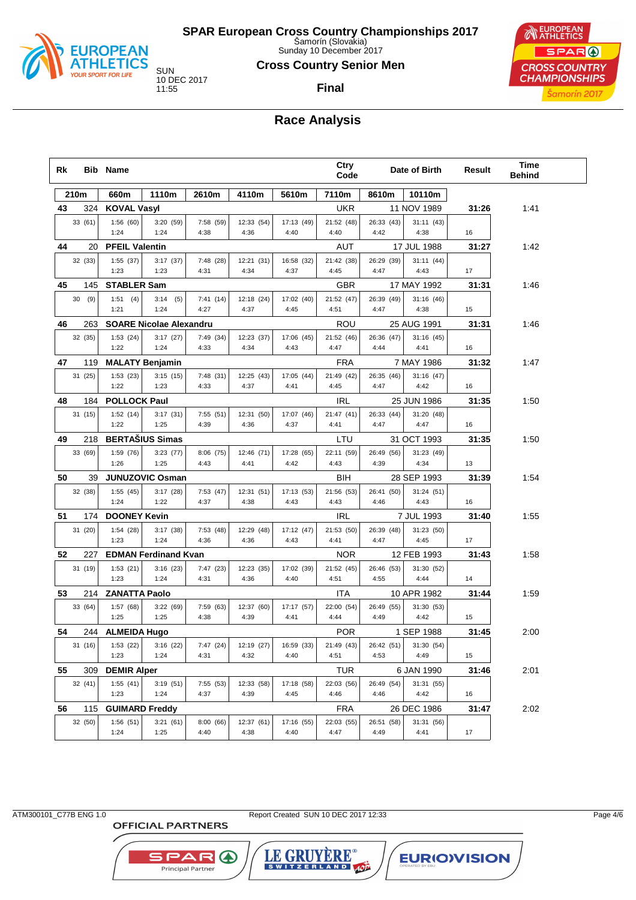# SPAR European Cross Country Championships 2017

Šamorín (Slovakia)
Sunday 10 December 2017

## Cross Country Senior Men

SUN
10 DEC 2017
11:55

**Final**

## Race Analysis

| Rk | Bib | Name | Ctry Code | Date of Birth | Result | Time Behind |
|---|---|---|---|---|---|---|

| 210m | 660m | 1110m | 2610m | 4110m | 5610m | 7110m | 8610m | 10110m | |
|---|---|---|---|---|---|---|---|---|---|
| **43 · 324 · KOVAL Vasyl · UKR · 11 NOV 1989 · 31:26 · 1:41** | | | | | | | | | |
| 33 (61) | 1:56 (60) | 3:20 (59) | 7:58 (59) | 12:33 (54) | 17:13 (49) | 21:52 (48) | 26:33 (43) | 31:11 (43) | |
| | 1:24 | 1:24 | 4:38 | 4:36 | 4:40 | 4:40 | 4:42 | 4:38 | 16 |
| **44 · 20 · PFEIL Valentin · AUT · 17 JUL 1988 · 31:27 · 1:42** | | | | | | | | | |
| 32 (33) | 1:55 (37) | 3:17 (37) | 7:48 (28) | 12:21 (31) | 16:58 (32) | 21:42 (38) | 26:29 (39) | 31:11 (44) | |
| | 1:23 | 1:23 | 4:31 | 4:34 | 4:37 | 4:45 | 4:47 | 4:43 | 17 |
| **45 · 145 · STABLER Sam · GBR · 17 MAY 1992 · 31:31 · 1:46** | | | | | | | | | |
| 30 (9) | 1:51 (4) | 3:14 (5) | 7:41 (14) | 12:18 (24) | 17:02 (40) | 21:52 (47) | 26:39 (49) | 31:16 (46) | |
| | 1:21 | 1:24 | 4:27 | 4:37 | 4:45 | 4:51 | 4:47 | 4:38 | 15 |
| **46 · 263 · SOARE Nicolae Alexandru · ROU · 25 AUG 1991 · 31:31 · 1:46** | | | | | | | | | |
| 32 (35) | 1:53 (24) | 3:17 (27) | 7:49 (34) | 12:23 (37) | 17:06 (45) | 21:52 (46) | 26:36 (47) | 31:16 (45) | |
| | 1:22 | 1:24 | 4:33 | 4:34 | 4:43 | 4:47 | 4:44 | 4:41 | 16 |
| **47 · 119 · MALATY Benjamin · FRA · 7 MAY 1986 · 31:32 · 1:47** | | | | | | | | | |
| 31 (25) | 1:53 (23) | 3:15 (15) | 7:48 (31) | 12:25 (43) | 17:05 (44) | 21:49 (42) | 26:35 (46) | 31:16 (47) | |
| | 1:22 | 1:23 | 4:33 | 4:37 | 4:41 | 4:45 | 4:47 | 4:42 | 16 |
| **48 · 184 · POLLOCK Paul · IRL · 25 JUN 1986 · 31:35 · 1:50** | | | | | | | | | |
| 31 (15) | 1:52 (14) | 3:17 (31) | 7:55 (51) | 12:31 (50) | 17:07 (46) | 21:47 (41) | 26:33 (44) | 31:20 (48) | |
| | 1:22 | 1:25 | 4:39 | 4:36 | 4:37 | 4:41 | 4:47 | 4:47 | 16 |
| **49 · 218 · BERTAŠIUS Simas · LTU · 31 OCT 1993 · 31:35 · 1:50** | | | | | | | | | |
| 33 (69) | 1:59 (76) | 3:23 (77) | 8:06 (75) | 12:46 (71) | 17:28 (65) | 22:11 (59) | 26:49 (56) | 31:23 (49) | |
| | 1:26 | 1:25 | 4:43 | 4:41 | 4:42 | 4:43 | 4:39 | 4:34 | 13 |
| **50 · 39 · JUNUZOVIC Osman · BIH · 28 SEP 1993 · 31:39 · 1:54** | | | | | | | | | |
| 32 (38) | 1:55 (45) | 3:17 (28) | 7:53 (47) | 12:31 (51) | 17:13 (53) | 21:56 (53) | 26:41 (50) | 31:24 (51) | |
| | 1:24 | 1:22 | 4:37 | 4:38 | 4:43 | 4:43 | 4:46 | 4:43 | 16 |
| **51 · 174 · DOONEY Kevin · IRL · 7 JUL 1993 · 31:40 · 1:55** | | | | | | | | | |
| 31 (20) | 1:54 (28) | 3:17 (38) | 7:53 (48) | 12:29 (48) | 17:12 (47) | 21:53 (50) | 26:39 (48) | 31:23 (50) | |
| | 1:23 | 1:24 | 4:36 | 4:36 | 4:43 | 4:41 | 4:47 | 4:45 | 17 |
| **52 · 227 · EDMAN Ferdinand Kvan · NOR · 12 FEB 1993 · 31:43 · 1:58** | | | | | | | | | |
| 31 (19) | 1:53 (21) | 3:16 (23) | 7:47 (23) | 12:23 (35) | 17:02 (39) | 21:52 (45) | 26:46 (53) | 31:30 (52) | |
| | 1:23 | 1:24 | 4:31 | 4:36 | 4:40 | 4:51 | 4:55 | 4:44 | 14 |
| **53 · 214 · ZANATTA Paolo · ITA · 10 APR 1982 · 31:44 · 1:59** | | | | | | | | | |
| 33 (64) | 1:57 (68) | 3:22 (69) | 7:59 (63) | 12:37 (60) | 17:17 (57) | 22:00 (54) | 26:49 (55) | 31:30 (53) | |
| | 1:25 | 1:25 | 4:38 | 4:39 | 4:41 | 4:44 | 4:49 | 4:42 | 15 |
| **54 · 244 · ALMEIDA Hugo · POR · 1 SEP 1988 · 31:45 · 2:00** | | | | | | | | | |
| 31 (16) | 1:53 (22) | 3:16 (22) | 7:47 (24) | 12:19 (27) | 16:59 (33) | 21:49 (43) | 26:42 (51) | 31:30 (54) | |
| | 1:23 | 1:24 | 4:31 | 4:32 | 4:40 | 4:51 | 4:53 | 4:49 | 15 |
| **55 · 309 · DEMIR Alper · TUR · 6 JAN 1990 · 31:46 · 2:01** | | | | | | | | | |
| 32 (41) | 1:55 (41) | 3:19 (51) | 7:55 (53) | 12:33 (58) | 17:18 (58) | 22:03 (56) | 26:49 (54) | 31:31 (55) | |
| | 1:23 | 1:24 | 4:37 | 4:39 | 4:45 | 4:46 | 4:46 | 4:42 | 16 |
| **56 · 115 · GUIMARD Freddy · FRA · 26 DEC 1986 · 31:47 · 2:02** | | | | | | | | | |
| 32 (50) | 1:56 (51) | 3:21 (61) | 8:00 (66) | 12:37 (61) | 17:16 (55) | 22:03 (55) | 26:51 (58) | 31:31 (56) | |
| | 1:24 | 1:25 | 4:40 | 4:38 | 4:40 | 4:47 | 4:49 | 4:41 | 17 |

ATM300101_C77B ENG 1.0 — Report Created SUN 10 DEC 2017 12:33

OFFICIAL PARTNERS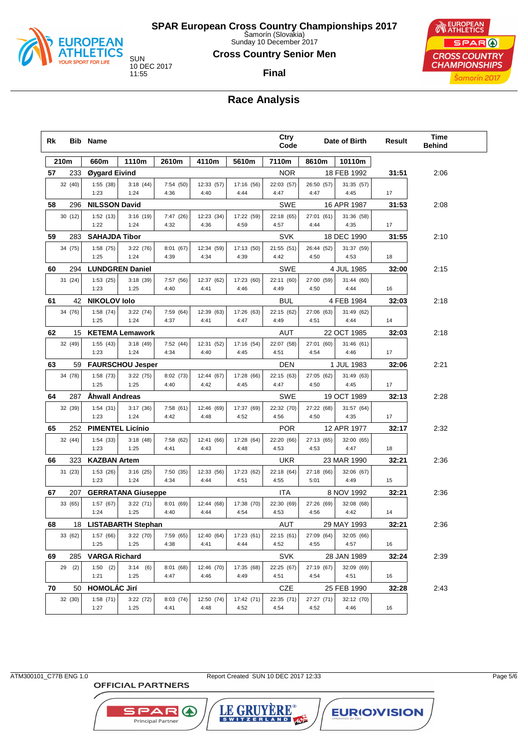# SPAR European Cross Country Championships 2017

Šamorín (Slovakia)
Sunday 10 December 2017

SUN
10 DEC 2017
11:55

## Cross Country Senior Men

### Final

## Race Analysis

| Rk | Bib | Name | | | | | Ctry Code | Date of Birth | | Result | Time Behind |
|---|---|---|---|---|---|---|---|---|---|---|---|
| 210m | | 660m | 1110m | 2610m | 4110m | 5610m | 7110m | 8610m | 10110m | | |
| 57 | 233 | Øygard Eivind | | | | | NOR | 18 FEB 1992 | | 31:51 | 2:06 |
| 32 (40) | | 1:55 (38) / 1:23 | 3:18 (44) / 1:24 | 7:54 (50) / 4:36 | 12:33 (57) / 4:40 | 17:16 (56) / 4:44 | 22:03 (57) / 4:47 | 26:50 (57) / 4:47 | 31:35 (57) / 4:45 | 17 | |
| 58 | 296 | NILSSON David | | | | | SWE | 16 APR 1987 | | 31:53 | 2:08 |
| 30 (12) | | 1:52 (13) / 1:22 | 3:16 (19) / 1:24 | 7:47 (26) / 4:32 | 12:23 (34) / 4:36 | 17:22 (59) / 4:59 | 22:18 (65) / 4:57 | 27:01 (61) / 4:44 | 31:36 (58) / 4:35 | 17 | |
| 59 | 283 | SAHAJDA Tibor | | | | | SVK | 18 DEC 1990 | | 31:55 | 2:10 |
| 34 (75) | | 1:58 (75) / 1:25 | 3:22 (76) / 1:24 | 8:01 (67) / 4:39 | 12:34 (59) / 4:34 | 17:13 (50) / 4:39 | 21:55 (51) / 4:42 | 26:44 (52) / 4:50 | 31:37 (59) / 4:53 | 18 | |
| 60 | 294 | LUNDGREN Daniel | | | | | SWE | 4 JUL 1985 | | 32:00 | 2:15 |
| 31 (24) | | 1:53 (25) / 1:23 | 3:18 (39) / 1:25 | 7:57 (56) / 4:40 | 12:37 (62) / 4:41 | 17:23 (60) / 4:46 | 22:11 (60) / 4:49 | 27:00 (59) / 4:50 | 31:44 (60) / 4:44 | 16 | |
| 61 | 42 | NIKOLOV Iolo | | | | | BUL | 4 FEB 1984 | | 32:03 | 2:18 |
| 34 (76) | | 1:58 (74) / 1:25 | 3:22 (74) / 1:24 | 7:59 (64) / 4:37 | 12:39 (63) / 4:41 | 17:26 (63) / 4:47 | 22:15 (62) / 4:49 | 27:06 (63) / 4:51 | 31:49 (62) / 4:44 | 14 | |
| 62 | 15 | KETEMA Lemawork | | | | | AUT | 22 OCT 1985 | | 32:03 | 2:18 |
| 32 (49) | | 1:55 (43) / 1:23 | 3:18 (49) / 1:24 | 7:52 (44) / 4:34 | 12:31 (52) / 4:40 | 17:16 (54) / 4:45 | 22:07 (58) / 4:51 | 27:01 (60) / 4:54 | 31:46 (61) / 4:46 | 17 | |
| 63 | 59 | FAURSCHOU Jesper | | | | | DEN | 1 JUL 1983 | | 32:06 | 2:21 |
| 34 (78) | | 1:58 (73) / 1:25 | 3:22 (75) / 1:25 | 8:02 (73) / 4:40 | 12:44 (67) / 4:42 | 17:28 (66) / 4:45 | 22:15 (63) / 4:47 | 27:05 (62) / 4:50 | 31:49 (63) / 4:45 | 17 | |
| 64 | 287 | Åhwall Andreas | | | | | SWE | 19 OCT 1989 | | 32:13 | 2:28 |
| 32 (39) | | 1:54 (31) / 1:23 | 3:17 (36) / 1:24 | 7:58 (61) / 4:42 | 12:46 (69) / 4:48 | 17:37 (69) / 4:52 | 22:32 (70) / 4:56 | 27:22 (68) / 4:50 | 31:57 (64) / 4:35 | 17 | |
| 65 | 252 | PIMENTEL Licínio | | | | | POR | 12 APR 1977 | | 32:17 | 2:32 |
| 32 (44) | | 1:54 (33) / 1:23 | 3:18 (48) / 1:24 | 7:58 (62) / 4:41 | 12:41 (66) / 4:43 | 17:28 (64) / 4:48 | 22:20 (66) / 4:53 | 27:13 (65) / 4:53 | 32:00 (65) / 4:47 | 18 | |
| 66 | 323 | KAZBAN Artem | | | | | UKR | 23 MAR 1990 | | 32:21 | 2:36 |
| 31 (23) | | 1:53 (26) / 1:23 | 3:16 (25) / 1:24 | 7:50 (35) / 4:34 | 12:33 (56) / 4:44 | 17:23 (62) / 4:51 | 22:18 (64) / 4:55 | 27:18 (66) / 5:01 | 32:06 (67) / 4:49 | 15 | |
| 67 | 207 | GERRATANA Giuseppe | | | | | ITA | 8 NOV 1992 | | 32:21 | 2:36 |
| 33 (65) | | 1:57 (67) / 1:24 | 3:22 (71) / 1:25 | 8:01 (69) / 4:40 | 12:44 (68) / 4:44 | 17:38 (70) / 4:54 | 22:30 (69) / 4:53 | 27:26 (69) / 4:56 | 32:08 (68) / 4:42 | 14 | |
| 68 | 18 | LISTABARTH Stephan | | | | | AUT | 29 MAY 1993 | | 32:21 | 2:36 |
| 33 (62) | | 1:57 (66) / 1:25 | 3:22 (70) / 1:25 | 7:59 (65) / 4:38 | 12:40 (64) / 4:41 | 17:23 (61) / 4:44 | 22:15 (61) / 4:52 | 27:09 (64) / 4:55 | 32:05 (66) / 4:57 | 16 | |
| 69 | 285 | VARGA Richard | | | | | SVK | 28 JAN 1989 | | 32:24 | 2:39 |
| 29 (2) | | 1:50 (2) / 1:21 | 3:14 (6) / 1:25 | 8:01 (68) / 4:47 | 12:46 (70) / 4:46 | 17:35 (68) / 4:49 | 22:25 (67) / 4:51 | 27:19 (67) / 4:54 | 32:09 (69) / 4:51 | 16 | |
| 70 | 50 | HOMOLÁC Jirí | | | | | CZE | 25 FEB 1990 | | 32:28 | 2:43 |
| 32 (30) | | 1:58 (71) / 1:27 | 3:22 (72) / 1:25 | 8:03 (74) / 4:41 | 12:50 (74) / 4:48 | 17:42 (71) / 4:52 | 22:35 (71) / 4:54 | 27:27 (71) / 4:52 | 32:12 (70) / 4:46 | 16 | |

ATM300101_C77B ENG 1.0 Report Created SUN 10 DEC 2017 12:33

OFFICIAL PARTNERS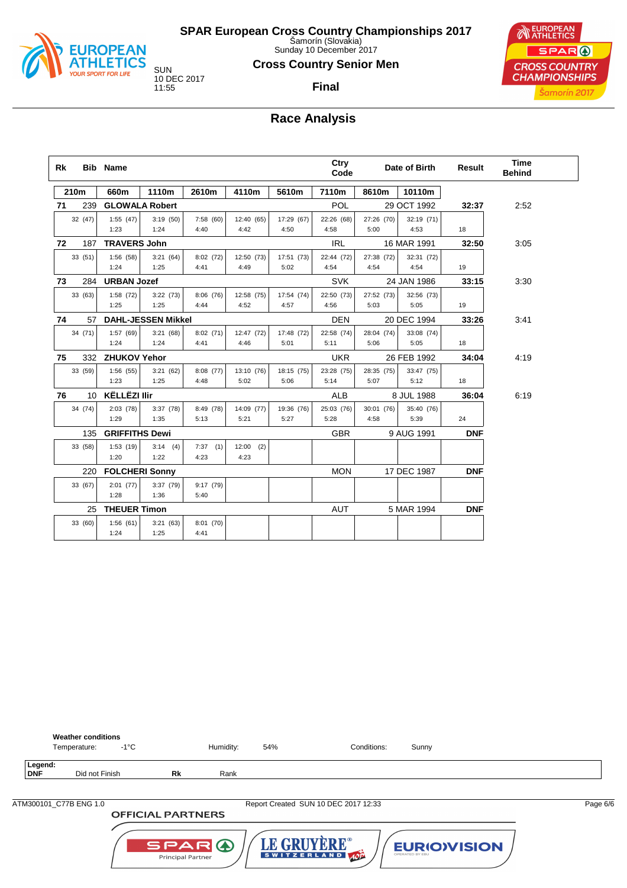# SPAR European Cross Country Championships 2017

Šamorín (Slovakia)
Sunday 10 December 2017

SUN
10 DEC 2017
11:55

## Cross Country Senior Men

**Final**

## Race Analysis

| Rk | Bib | Name | | | | | | Ctry Code | Date of Birth | | Result | Time Behind |
|---|---|---|---|---|---|---|---|---|---|---|---|---|
| 210m | | 660m | 1110m | 2610m | 4110m | 5610m | | 7110m | 8610m | 10110m | | |
| **71** | 239 | **GLOWALA Robert** | | | | | | POL | 29 OCT 1992 | | **32:37** | 2:52 |
| 32 (47) | | 1:55 (47) / 1:23 | 3:19 (50) / 1:24 | 7:58 (60) / 4:40 | 12:40 (65) / 4:42 | 17:29 (67) / 4:50 | | 22:26 (68) / 4:58 | 27:26 (70) / 5:00 | 32:19 (71) / 4:53 | 18 | |
| **72** | 187 | **TRAVERS John** | | | | | | IRL | 16 MAR 1991 | | **32:50** | 3:05 |
| 33 (51) | | 1:56 (58) / 1:24 | 3:21 (64) / 1:25 | 8:02 (72) / 4:41 | 12:50 (73) / 4:49 | 17:51 (73) / 5:02 | | 22:44 (72) / 4:54 | 27:38 (72) / 4:54 | 32:31 (72) / 4:54 | 19 | |
| **73** | 284 | **URBAN Jozef** | | | | | | SVK | 24 JAN 1986 | | **33:15** | 3:30 |
| 33 (63) | | 1:58 (72) / 1:25 | 3:22 (73) / 1:25 | 8:06 (76) / 4:44 | 12:58 (75) / 4:52 | 17:54 (74) / 4:57 | | 22:50 (73) / 4:56 | 27:52 (73) / 5:03 | 32:56 (73) / 5:05 | 19 | |
| **74** | 57 | **DAHL-JESSEN Mikkel** | | | | | | DEN | 20 DEC 1994 | | **33:26** | 3:41 |
| 34 (71) | | 1:57 (69) / 1:24 | 3:21 (68) / 1:24 | 8:02 (71) / 4:41 | 12:47 (72) / 4:46 | 17:48 (72) / 5:01 | | 22:58 (74) / 5:11 | 28:04 (74) / 5:06 | 33:08 (74) / 5:05 | 18 | |
| **75** | 332 | **ZHUKOV Yehor** | | | | | | UKR | 26 FEB 1992 | | **34:04** | 4:19 |
| 33 (59) | | 1:56 (55) / 1:23 | 3:21 (62) / 1:25 | 8:08 (77) / 4:48 | 13:10 (76) / 5:02 | 18:15 (75) / 5:06 | | 23:28 (75) / 5:14 | 28:35 (75) / 5:07 | 33:47 (75) / 5:12 | 18 | |
| **76** | 10 | **KËLLËZI Ilir** | | | | | | ALB | 8 JUL 1988 | | **36:04** | 6:19 |
| 34 (74) | | 2:03 (78) / 1:29 | 3:37 (78) / 1:35 | 8:49 (78) / 5:13 | 14:09 (77) / 5:21 | 19:36 (76) / 5:27 | | 25:03 (76) / 5:28 | 30:01 (76) / 4:58 | 35:40 (76) / 5:39 | 24 | |
| | 135 | **GRIFFITHS Dewi** | | | | | | GBR | 9 AUG 1991 | | **DNF** | |
| 33 (58) | | 1:53 (19) / 1:20 | 3:14 (4) / 1:22 | 7:37 (1) / 4:23 | 12:00 (2) / 4:23 | | | | | | | |
| | 220 | **FOLCHERI Sonny** | | | | | | MON | 17 DEC 1987 | | **DNF** | |
| 33 (67) | | 2:01 (77) / 1:28 | 3:37 (79) / 1:36 | 9:17 (79) / 5:40 | | | | | | | | |
| | 25 | **THEUER Timon** | | | | | | AUT | 5 MAR 1994 | | **DNF** | |
| 33 (60) | | 1:56 (61) / 1:24 | 3:21 (63) / 1:25 | 8:01 (70) / 4:41 | | | | | | | | |

**Weather conditions**

Temperature: -1°C    Humidity: 54%    Conditions: Sunny

**Legend:**
**DNF** Did not Finish    **Rk** Rank

ATM300101_C77B ENG 1.0    Report Created SUN 10 DEC 2017 12:33

OFFICIAL PARTNERS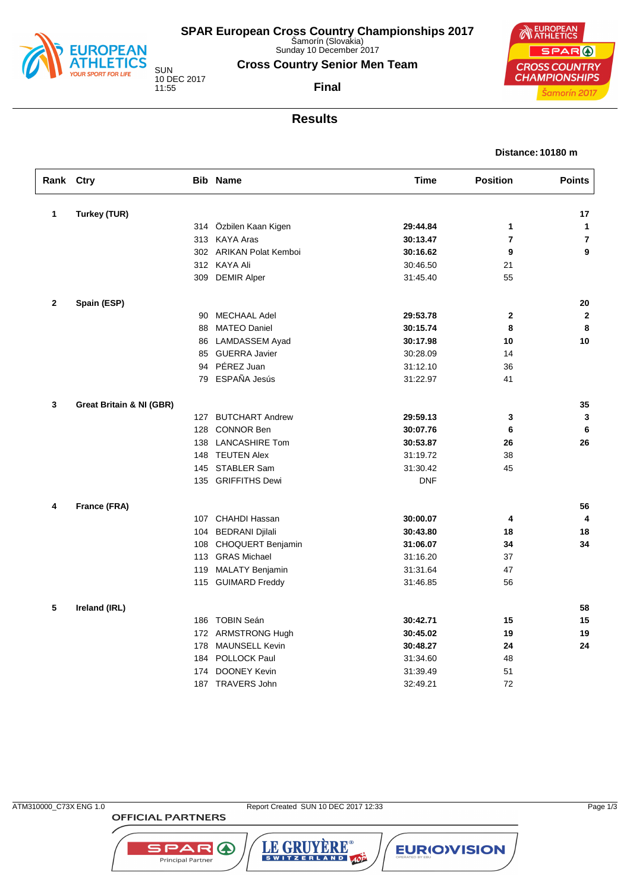# SPAR European Cross Country Championships 2017

Šamorín (Slovakia)
Sunday 10 December 2017

SUN
10 DEC 2017
11:55

## Cross Country Senior Men Team

### Final

## Results

**Distance: 10180 m**

| Rank | Ctry | Bib | Name | Time | Position | Points |
|---|---|---|---|---|---|---|
| **1** | **Turkey (TUR)** | | | | | **17** |
| | | 314 | Özbilen Kaan Kigen | **29:44.84** | **1** | **1** |
| | | 313 | KAYA Aras | **30:13.47** | **7** | **7** |
| | | 302 | ARIKAN Polat Kemboi | **30:16.62** | **9** | **9** |
| | | 312 | KAYA Ali | 30:46.50 | 21 | |
| | | 309 | DEMIR Alper | 31:45.40 | 55 | |
| **2** | **Spain (ESP)** | | | | | **20** |
| | | 90 | MECHAAL Adel | **29:53.78** | **2** | **2** |
| | | 88 | MATEO Daniel | **30:15.74** | **8** | **8** |
| | | 86 | LAMDASSEM Ayad | **30:17.98** | **10** | **10** |
| | | 85 | GUERRA Javier | 30:28.09 | 14 | |
| | | 94 | PÉREZ Juan | 31:12.10 | 36 | |
| | | 79 | ESPAÑA Jesús | 31:22.97 | 41 | |
| **3** | **Great Britain & NI (GBR)** | | | | | **35** |
| | | 127 | BUTCHART Andrew | **29:59.13** | **3** | **3** |
| | | 128 | CONNOR Ben | **30:07.76** | **6** | **6** |
| | | 138 | LANCASHIRE Tom | **30:53.87** | **26** | **26** |
| | | 148 | TEUTEN Alex | 31:19.72 | 38 | |
| | | 145 | STABLER Sam | 31:30.42 | 45 | |
| | | 135 | GRIFFITHS Dewi | DNF | | |
| **4** | **France (FRA)** | | | | | **56** |
| | | 107 | CHAHDI Hassan | **30:00.07** | **4** | **4** |
| | | 104 | BEDRANI Djilali | **30:43.80** | **18** | **18** |
| | | 108 | CHOQUERT Benjamin | **31:06.07** | **34** | **34** |
| | | 113 | GRAS Michael | 31:16.20 | 37 | |
| | | 119 | MALATY Benjamin | 31:31.64 | 47 | |
| | | 115 | GUIMARD Freddy | 31:46.85 | 56 | |
| **5** | **Ireland (IRL)** | | | | | **58** |
| | | 186 | TOBIN Seán | **30:42.71** | **15** | **15** |
| | | 172 | ARMSTRONG Hugh | **30:45.02** | **19** | **19** |
| | | 178 | MAUNSELL Kevin | **30:48.27** | **24** | **24** |
| | | 184 | POLLOCK Paul | 31:34.60 | 48 | |
| | | 174 | DOONEY Kevin | 31:39.49 | 51 | |
| | | 187 | TRAVERS John | 32:49.21 | 72 | |

ATM310000_C73X ENG 1.0 Report Created SUN 10 DEC 2017 12:33

OFFICIAL PARTNERS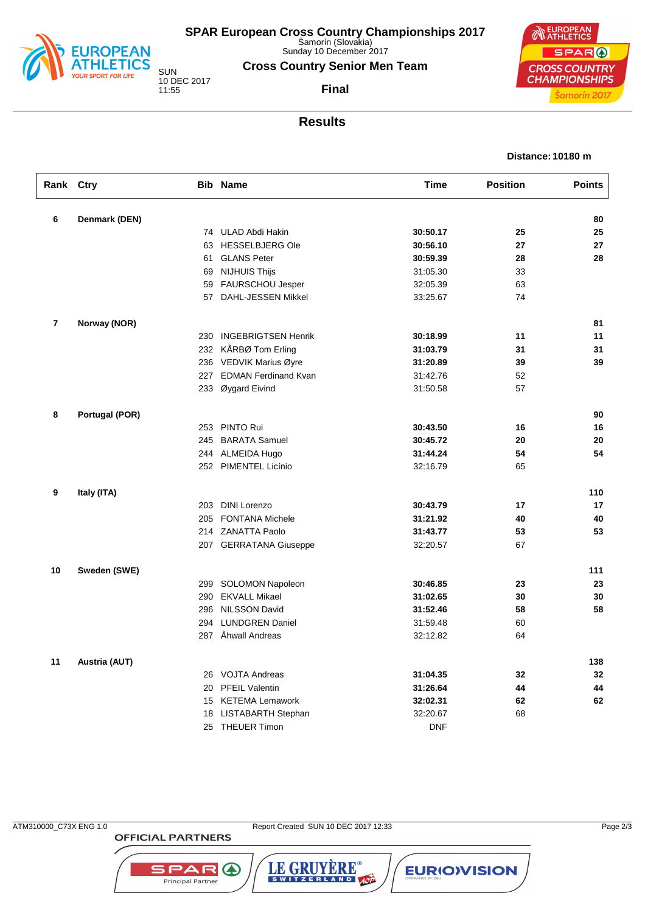# SPAR European Cross Country Championships 2017

Šamorín (Slovakia)
Sunday 10 December 2017

SUN
10 DEC 2017
11:55

## Cross Country Senior Men Team

**Final**

## Results

**Distance: 10180 m**

| Rank | Ctry | Bib | Name | Time | Position | Points |
|---|---|---|---|---|---|---|
| **6** | **Denmark (DEN)** | | | | | **80** |
| | | 74 | ULAD Abdi Hakin | **30:50.17** | **25** | **25** |
| | | 63 | HESSELBJERG Ole | **30:56.10** | **27** | **27** |
| | | 61 | GLANS Peter | **30:59.39** | **28** | **28** |
| | | 69 | NIJHUIS Thijs | 31:05.30 | 33 | |
| | | 59 | FAURSCHOU Jesper | 32:05.39 | 63 | |
| | | 57 | DAHL-JESSEN Mikkel | 33:25.67 | 74 | |
| **7** | **Norway (NOR)** | | | | | **81** |
| | | 230 | INGEBRIGTSEN Henrik | **30:18.99** | **11** | **11** |
| | | 232 | KÅRBØ Tom Erling | **31:03.79** | **31** | **31** |
| | | 236 | VEDVIK Marius Øyre | **31:20.89** | **39** | **39** |
| | | 227 | EDMAN Ferdinand Kvan | 31:42.76 | 52 | |
| | | 233 | Øygard Eivind | 31:50.58 | 57 | |
| **8** | **Portugal (POR)** | | | | | **90** |
| | | 253 | PINTO Rui | **30:43.50** | **16** | **16** |
| | | 245 | BARATA Samuel | **30:45.72** | **20** | **20** |
| | | 244 | ALMEIDA Hugo | **31:44.24** | **54** | **54** |
| | | 252 | PIMENTEL Licínio | 32:16.79 | 65 | |
| **9** | **Italy (ITA)** | | | | | **110** |
| | | 203 | DINI Lorenzo | **30:43.79** | **17** | **17** |
| | | 205 | FONTANA Michele | **31:21.92** | **40** | **40** |
| | | 214 | ZANATTA Paolo | **31:43.77** | **53** | **53** |
| | | 207 | GERRATANA Giuseppe | 32:20.57 | 67 | |
| **10** | **Sweden (SWE)** | | | | | **111** |
| | | 299 | SOLOMON Napoleon | **30:46.85** | **23** | **23** |
| | | 290 | EKVALL Mikael | **31:02.65** | **30** | **30** |
| | | 296 | NILSSON David | **31:52.46** | **58** | **58** |
| | | 294 | LUNDGREN Daniel | 31:59.48 | 60 | |
| | | 287 | Åhwall Andreas | 32:12.82 | 64 | |
| **11** | **Austria (AUT)** | | | | | **138** |
| | | 26 | VOJTA Andreas | **31:04.35** | **32** | **32** |
| | | 20 | PFEIL Valentin | **31:26.64** | **44** | **44** |
| | | 15 | KETEMA Lemawork | **32:02.31** | **62** | **62** |
| | | 18 | LISTABARTH Stephan | 32:20.67 | 68 | |
| | | 25 | THEUER Timon | DNF | | |

ATM310000_C73X ENG 1.0 Report Created SUN 10 DEC 2017 12:33

OFFICIAL PARTNERS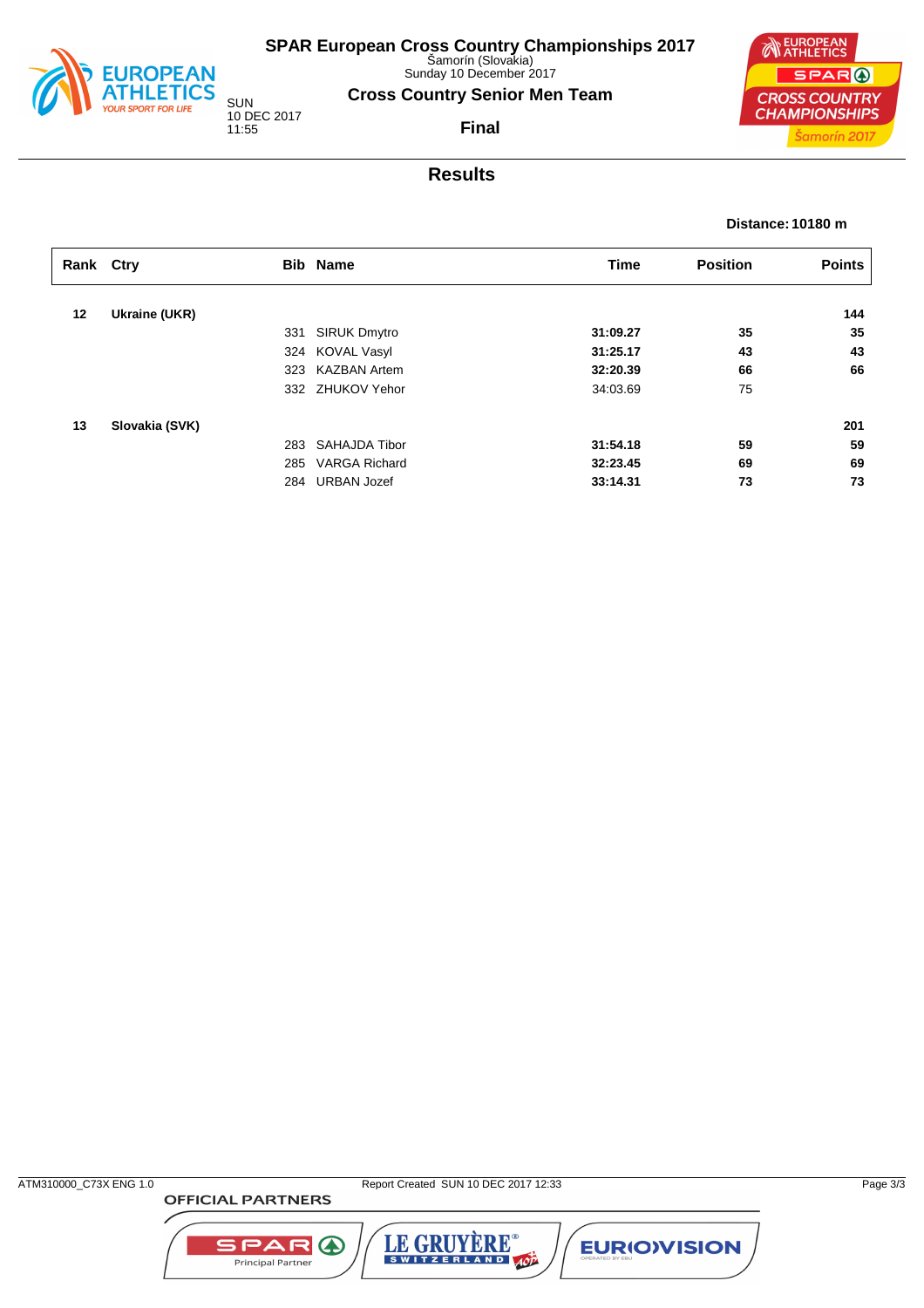# SPAR European Cross Country Championships 2017

Šamorín (Slovakia)
Sunday 10 December 2017

## Cross Country Senior Men Team

SUN
10 DEC 2017
11:55

**Final**

## Results

**Distance: 10180 m**

| Rank | Ctry | Bib | Name | Time | Position | Points |
|---|---|---|---|---|---|---|
| **12** | **Ukraine (UKR)** | | | | | **144** |
| | | 331 | SIRUK Dmytro | **31:09.27** | **35** | **35** |
| | | 324 | KOVAL Vasyl | **31:25.17** | **43** | **43** |
| | | 323 | KAZBAN Artem | **32:20.39** | **66** | **66** |
| | | 332 | ZHUKOV Yehor | 34:03.69 | 75 | |
| **13** | **Slovakia (SVK)** | | | | | **201** |
| | | 283 | SAHAJDA Tibor | **31:54.18** | **59** | **59** |
| | | 285 | VARGA Richard | **32:23.45** | **69** | **69** |
| | | 284 | URBAN Jozef | **33:14.31** | **73** | **73** |

ATM310000_C73X ENG 1.0 Report Created SUN 10 DEC 2017 12:33

OFFICIAL PARTNERS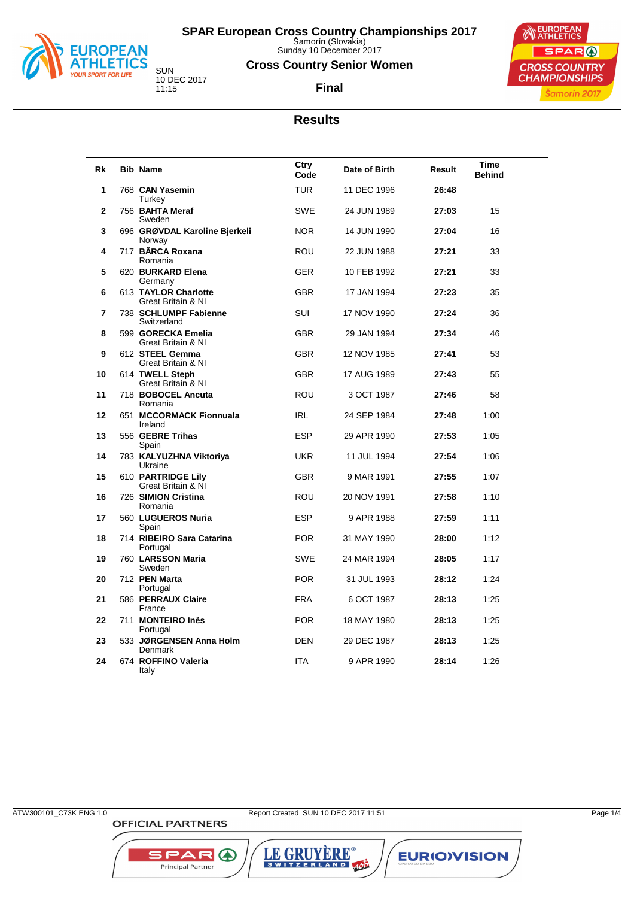# SPAR European Cross Country Championships 2017

Šamorín (Slovakia)
Sunday 10 December 2017

## Cross Country Senior Women

SUN
10 DEC 2017
11:15

**Final**

## Results

| Rk | Bib | Name | Ctry Code | Date of Birth | Result | Time Behind |
|---|---|---|---|---|---|---|
| 1 | 768 | **CAN Yasemin** Turkey | TUR | 11 DEC 1996 | **26:48** | |
| 2 | 756 | **BAHTA Meraf** Sweden | SWE | 24 JUN 1989 | **27:03** | 15 |
| 3 | 696 | **GRØVDAL Karoline Bjerkeli** Norway | NOR | 14 JUN 1990 | **27:04** | 16 |
| 4 | 717 | **BÂRCA Roxana** Romania | ROU | 22 JUN 1988 | **27:21** | 33 |
| 5 | 620 | **BURKARD Elena** Germany | GER | 10 FEB 1992 | **27:21** | 33 |
| 6 | 613 | **TAYLOR Charlotte** Great Britain & NI | GBR | 17 JAN 1994 | **27:23** | 35 |
| 7 | 738 | **SCHLUMPF Fabienne** Switzerland | SUI | 17 NOV 1990 | **27:24** | 36 |
| 8 | 599 | **GORECKA Emelia** Great Britain & NI | GBR | 29 JAN 1994 | **27:34** | 46 |
| 9 | 612 | **STEEL Gemma** Great Britain & NI | GBR | 12 NOV 1985 | **27:41** | 53 |
| 10 | 614 | **TWELL Steph** Great Britain & NI | GBR | 17 AUG 1989 | **27:43** | 55 |
| 11 | 718 | **BOBOCEL Ancuta** Romania | ROU | 3 OCT 1987 | **27:46** | 58 |
| 12 | 651 | **MCCORMACK Fionnuala** Ireland | IRL | 24 SEP 1984 | **27:48** | 1:00 |
| 13 | 556 | **GEBRE Trihas** Spain | ESP | 29 APR 1990 | **27:53** | 1:05 |
| 14 | 783 | **KALYUZHNA Viktoriya** Ukraine | UKR | 11 JUL 1994 | **27:54** | 1:06 |
| 15 | 610 | **PARTRIDGE Lily** Great Britain & NI | GBR | 9 MAR 1991 | **27:55** | 1:07 |
| 16 | 726 | **SIMION Cristina** Romania | ROU | 20 NOV 1991 | **27:58** | 1:10 |
| 17 | 560 | **LUGUEROS Nuria** Spain | ESP | 9 APR 1988 | **27:59** | 1:11 |
| 18 | 714 | **RIBEIRO Sara Catarina** Portugal | POR | 31 MAY 1990 | **28:00** | 1:12 |
| 19 | 760 | **LARSSON Maria** Sweden | SWE | 24 MAR 1994 | **28:05** | 1:17 |
| 20 | 712 | **PEN Marta** Portugal | POR | 31 JUL 1993 | **28:12** | 1:24 |
| 21 | 586 | **PERRAUX Claire** France | FRA | 6 OCT 1987 | **28:13** | 1:25 |
| 22 | 711 | **MONTEIRO Inês** Portugal | POR | 18 MAY 1980 | **28:13** | 1:25 |
| 23 | 533 | **JØRGENSEN Anna Holm** Denmark | DEN | 29 DEC 1987 | **28:13** | 1:25 |
| 24 | 674 | **ROFFINO Valeria** Italy | ITA | 9 APR 1990 | **28:14** | 1:26 |

ATW300101_C73K ENG 1.0 Report Created SUN 10 DEC 2017 11:51

OFFICIAL PARTNERS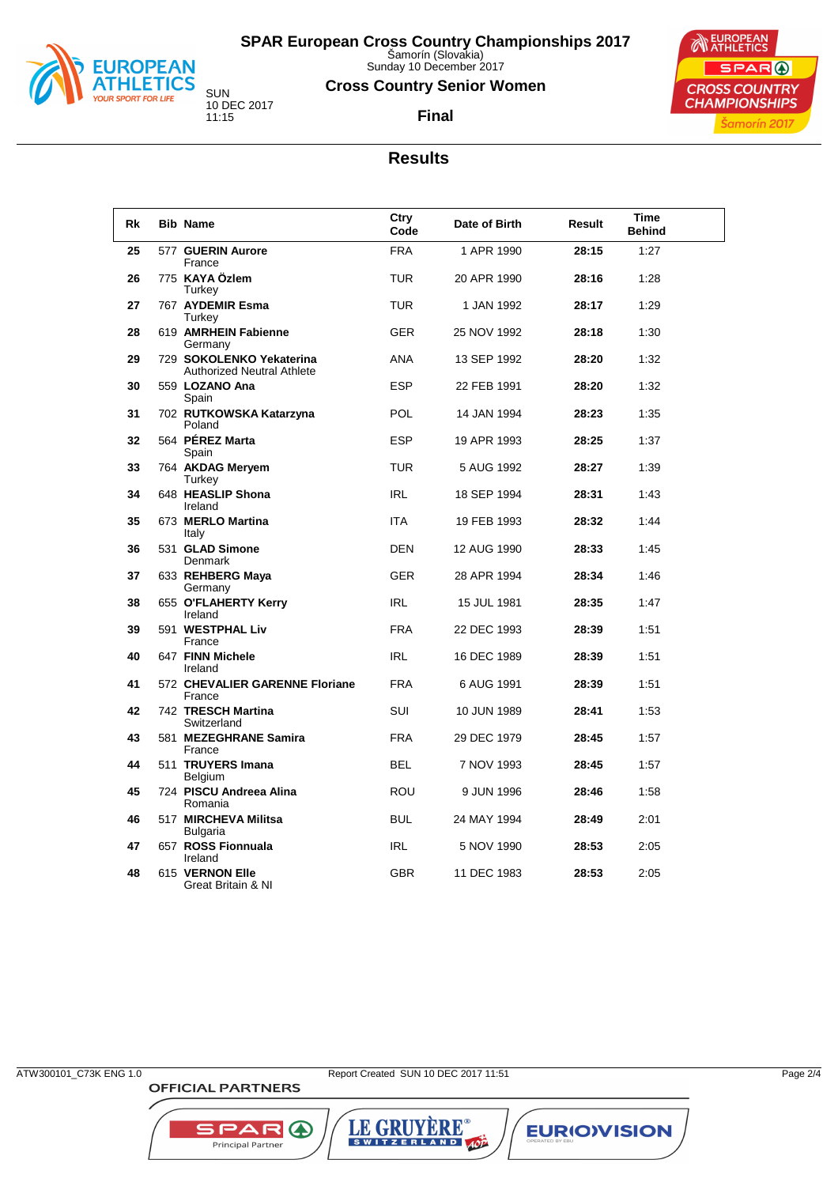# SPAR European Cross Country Championships 2017

Šamorín (Slovakia)
Sunday 10 December 2017

SUN
10 DEC 2017
11:15

## Cross Country Senior Women

**Final**

## Results

| Rk | Bib | Name | Ctry Code | Date of Birth | Result | Time Behind |
|---|---|---|---|---|---|---|
| 25 | 577 | **GUERIN Aurore**<br>France | FRA | 1 APR 1990 | **28:15** | 1:27 |
| 26 | 775 | **KAYA Özlem**<br>Turkey | TUR | 20 APR 1990 | **28:16** | 1:28 |
| 27 | 767 | **AYDEMIR Esma**<br>Turkey | TUR | 1 JAN 1992 | **28:17** | 1:29 |
| 28 | 619 | **AMRHEIN Fabienne**<br>Germany | GER | 25 NOV 1992 | **28:18** | 1:30 |
| 29 | 729 | **SOKOLENKO Yekaterina**<br>Authorized Neutral Athlete | ANA | 13 SEP 1992 | **28:20** | 1:32 |
| 30 | 559 | **LOZANO Ana**<br>Spain | ESP | 22 FEB 1991 | **28:20** | 1:32 |
| 31 | 702 | **RUTKOWSKA Katarzyna**<br>Poland | POL | 14 JAN 1994 | **28:23** | 1:35 |
| 32 | 564 | **PÉREZ Marta**<br>Spain | ESP | 19 APR 1993 | **28:25** | 1:37 |
| 33 | 764 | **AKDAG Meryem**<br>Turkey | TUR | 5 AUG 1992 | **28:27** | 1:39 |
| 34 | 648 | **HEASLIP Shona**<br>Ireland | IRL | 18 SEP 1994 | **28:31** | 1:43 |
| 35 | 673 | **MERLO Martina**<br>Italy | ITA | 19 FEB 1993 | **28:32** | 1:44 |
| 36 | 531 | **GLAD Simone**<br>Denmark | DEN | 12 AUG 1990 | **28:33** | 1:45 |
| 37 | 633 | **REHBERG Maya**<br>Germany | GER | 28 APR 1994 | **28:34** | 1:46 |
| 38 | 655 | **O'FLAHERTY Kerry**<br>Ireland | IRL | 15 JUL 1981 | **28:35** | 1:47 |
| 39 | 591 | **WESTPHAL Liv**<br>France | FRA | 22 DEC 1993 | **28:39** | 1:51 |
| 40 | 647 | **FINN Michele**<br>Ireland | IRL | 16 DEC 1989 | **28:39** | 1:51 |
| 41 | 572 | **CHEVALIER GARENNE Floriane**<br>France | FRA | 6 AUG 1991 | **28:39** | 1:51 |
| 42 | 742 | **TRESCH Martina**<br>Switzerland | SUI | 10 JUN 1989 | **28:41** | 1:53 |
| 43 | 581 | **MEZEGHRANE Samira**<br>France | FRA | 29 DEC 1979 | **28:45** | 1:57 |
| 44 | 511 | **TRUYERS Imana**<br>Belgium | BEL | 7 NOV 1993 | **28:45** | 1:57 |
| 45 | 724 | **PISCU Andreea Alina**<br>Romania | ROU | 9 JUN 1996 | **28:46** | 1:58 |
| 46 | 517 | **MIRCHEVA Militsa**<br>Bulgaria | BUL | 24 MAY 1994 | **28:49** | 2:01 |
| 47 | 657 | **ROSS Fionnuala**<br>Ireland | IRL | 5 NOV 1990 | **28:53** | 2:05 |
| 48 | 615 | **VERNON Elle**<br>Great Britain & NI | GBR | 11 DEC 1983 | **28:53** | 2:05 |

ATW300101_C73K ENG 1.0    Report Created SUN 10 DEC 2017 11:51

OFFICIAL PARTNERS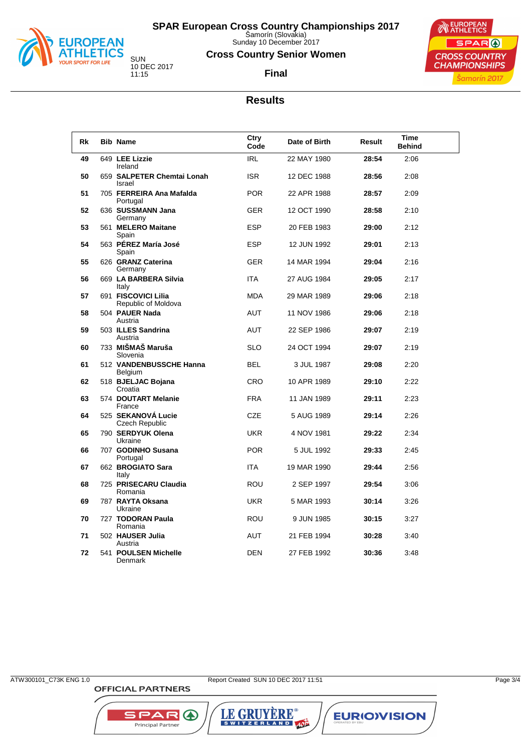# SPAR European Cross Country Championships 2017

Šamorín (Slovakia)
Sunday 10 December 2017

SUN
10 DEC 2017
11:15

## Cross Country Senior Women

### Final

## Results

| Rk | Bib | Name | Ctry Code | Date of Birth | Result | Time Behind |
|---|---|---|---|---|---|---|
| 49 | 649 | **LEE Lizzie** Ireland | IRL | 22 MAY 1980 | **28:54** | 2:06 |
| 50 | 659 | **SALPETER Chemtai Lonah** Israel | ISR | 12 DEC 1988 | **28:56** | 2:08 |
| 51 | 705 | **FERREIRA Ana Mafalda** Portugal | POR | 22 APR 1988 | **28:57** | 2:09 |
| 52 | 636 | **SUSSMANN Jana** Germany | GER | 12 OCT 1990 | **28:58** | 2:10 |
| 53 | 561 | **MELERO Maitane** Spain | ESP | 20 FEB 1983 | **29:00** | 2:12 |
| 54 | 563 | **PÉREZ María José** Spain | ESP | 12 JUN 1992 | **29:01** | 2:13 |
| 55 | 626 | **GRANZ Caterina** Germany | GER | 14 MAR 1994 | **29:04** | 2:16 |
| 56 | 669 | **LA BARBERA Silvia** Italy | ITA | 27 AUG 1984 | **29:05** | 2:17 |
| 57 | 691 | **FISCOVICI Lilia** Republic of Moldova | MDA | 29 MAR 1989 | **29:06** | 2:18 |
| 58 | 504 | **PAUER Nada** Austria | AUT | 11 NOV 1986 | **29:06** | 2:18 |
| 59 | 503 | **ILLES Sandrina** Austria | AUT | 22 SEP 1986 | **29:07** | 2:19 |
| 60 | 733 | **MIŠMAŠ Maruša** Slovenia | SLO | 24 OCT 1994 | **29:07** | 2:19 |
| 61 | 512 | **VANDENBUSSCHE Hanna** Belgium | BEL | 3 JUL 1987 | **29:08** | 2:20 |
| 62 | 518 | **BJELJAC Bojana** Croatia | CRO | 10 APR 1989 | **29:10** | 2:22 |
| 63 | 574 | **DOUTART Melanie** France | FRA | 11 JAN 1989 | **29:11** | 2:23 |
| 64 | 525 | **SEKANOVÁ Lucie** Czech Republic | CZE | 5 AUG 1989 | **29:14** | 2:26 |
| 65 | 790 | **SERDYUK Olena** Ukraine | UKR | 4 NOV 1981 | **29:22** | 2:34 |
| 66 | 707 | **GODINHO Susana** Portugal | POR | 5 JUL 1992 | **29:33** | 2:45 |
| 67 | 662 | **BROGIATO Sara** Italy | ITA | 19 MAR 1990 | **29:44** | 2:56 |
| 68 | 725 | **PRISECARU Claudia** Romania | ROU | 2 SEP 1997 | **29:54** | 3:06 |
| 69 | 787 | **RAYTA Oksana** Ukraine | UKR | 5 MAR 1993 | **30:14** | 3:26 |
| 70 | 727 | **TODORAN Paula** Romania | ROU | 9 JUN 1985 | **30:15** | 3:27 |
| 71 | 502 | **HAUSER Julia** Austria | AUT | 21 FEB 1994 | **30:28** | 3:40 |
| 72 | 541 | **POULSEN Michelle** Denmark | DEN | 27 FEB 1992 | **30:36** | 3:48 |

ATW300101_C73K ENG 1.0 Report Created SUN 10 DEC 2017 11:51

OFFICIAL PARTNERS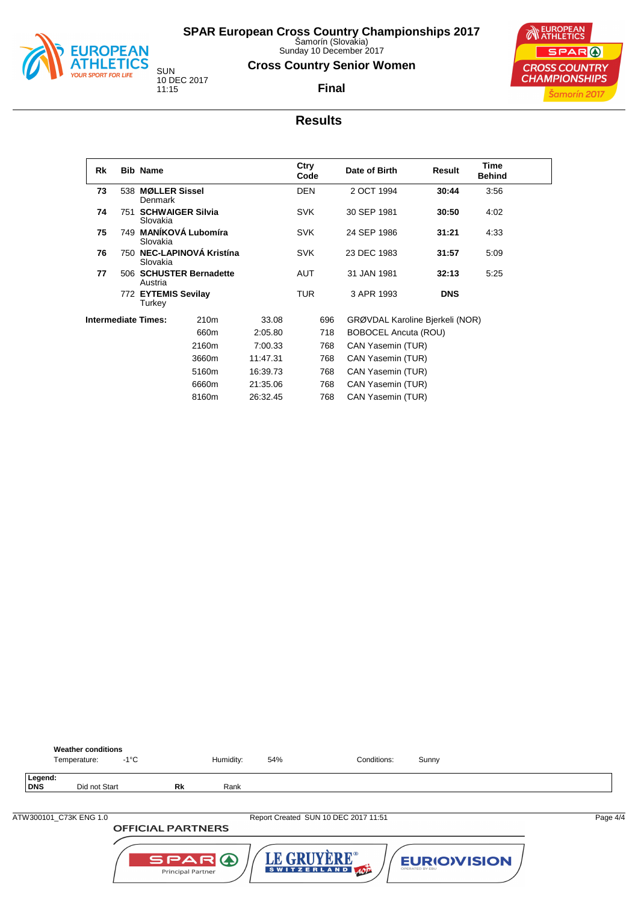# SPAR European Cross Country Championships 2017

Šamorín (Slovakia)
Sunday 10 December 2017

SUN
10 DEC 2017
11:15

## Cross Country Senior Women

### Final

## Results

| Rk | Bib | Name | Ctry Code | Date of Birth | Result | Time Behind |
|---|---|---|---|---|---|---|
| 73 | 538 | **MØLLER Sissel** Denmark | DEN | 2 OCT 1994 | **30:44** | 3:56 |
| 74 | 751 | **SCHWAIGER Silvia** Slovakia | SVK | 30 SEP 1981 | **30:50** | 4:02 |
| 75 | 749 | **MANÍKOVÁ Lubomíra** Slovakia | SVK | 24 SEP 1986 | **31:21** | 4:33 |
| 76 | 750 | **NEC-LAPINOVÁ Kristína** Slovakia | SVK | 23 DEC 1983 | **31:57** | 5:09 |
| 77 | 506 | **SCHUSTER Bernadette** Austria | AUT | 31 JAN 1981 | **32:13** | 5:25 |
| | 772 | **EYTEMIS Sevilay** Turkey | TUR | 3 APR 1993 | **DNS** | |

**Intermediate Times:**

| Distance | Time | Bib | Name |
|---|---|---|---|
| 210m | 33.08 | 696 | GRØVDAL Karoline Bjerkeli (NOR) |
| 660m | 2:05.80 | 718 | BOBOCEL Ancuta (ROU) |
| 2160m | 7:00.33 | 768 | CAN Yasemin (TUR) |
| 3660m | 11:47.31 | 768 | CAN Yasemin (TUR) |
| 5160m | 16:39.73 | 768 | CAN Yasemin (TUR) |
| 6660m | 21:35.06 | 768 | CAN Yasemin (TUR) |
| 8160m | 26:32.45 | 768 | CAN Yasemin (TUR) |

**Weather conditions**

Temperature: -1°C  Humidity: 54%  Conditions: Sunny

**Legend:**
**DNS** Did not Start  **Rk** Rank

ATW300101_C73K ENG 1.0  Report Created SUN 10 DEC 2017 11:51

OFFICIAL PARTNERS
SPAR Principal Partner · LE GRUYÈRE SWITZERLAND · EUROVISION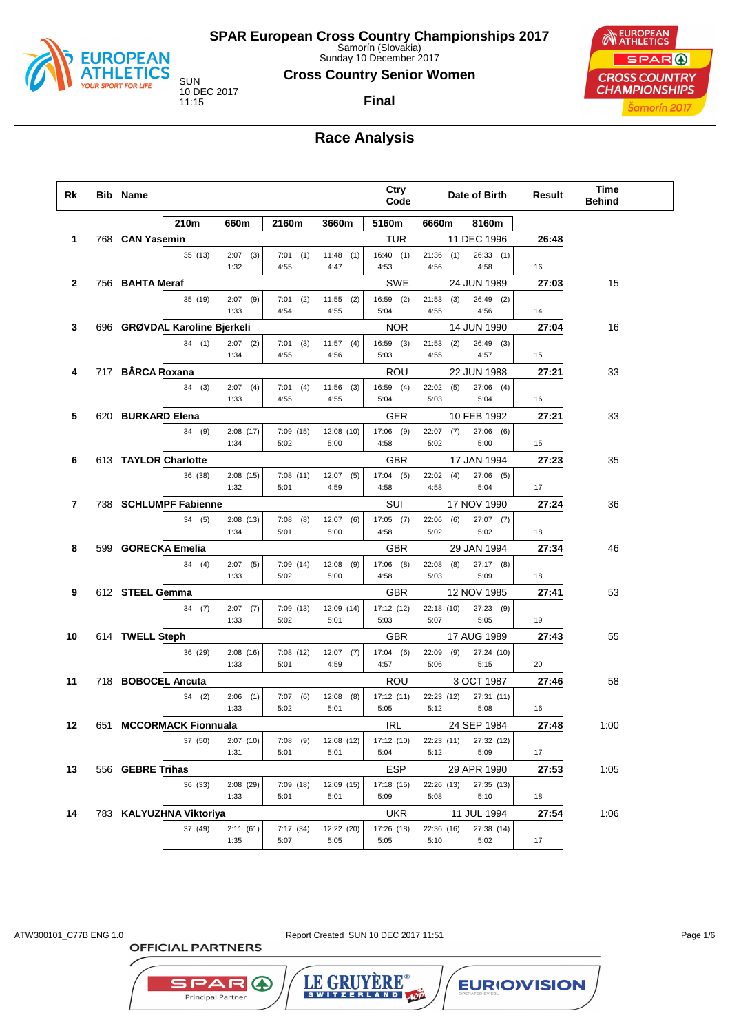# SPAR European Cross Country Championships 2017

Šamorín (Slovakia)
Sunday 10 December 2017

SUN
10 DEC 2017
11:15

## Cross Country Senior Women

### Final

## Race Analysis

| Rk | Bib | Name | Ctry Code | Date of Birth | Result | Time Behind |
|---|---|---|---|---|---|---|
| 1 | 768 | CAN Yasemin | TUR | 11 DEC 1996 | 26:48 | |
| 2 | 756 | BAHTA Meraf | SWE | 24 JUN 1989 | 27:03 | 15 |
| 3 | 696 | GRØVDAL Karoline Bjerkeli | NOR | 14 JUN 1990 | 27:04 | 16 |
| 4 | 717 | BÂRCA Roxana | ROU | 22 JUN 1988 | 27:21 | 33 |
| 5 | 620 | BURKARD Elena | GER | 10 FEB 1992 | 27:21 | 33 |
| 6 | 613 | TAYLOR Charlotte | GBR | 17 JAN 1994 | 27:23 | 35 |
| 7 | 738 | SCHLUMPF Fabienne | SUI | 17 NOV 1990 | 27:24 | 36 |
| 8 | 599 | GORECKA Emelia | GBR | 29 JAN 1994 | 27:34 | 46 |
| 9 | 612 | STEEL Gemma | GBR | 12 NOV 1985 | 27:41 | 53 |
| 10 | 614 | TWELL Steph | GBR | 17 AUG 1989 | 27:43 | 55 |
| 11 | 718 | BOBOCEL Ancuta | ROU | 3 OCT 1987 | 27:46 | 58 |
| 12 | 651 | MCCORMACK Fionnuala | IRL | 24 SEP 1984 | 27:48 | 1:00 |
| 13 | 556 | GEBRE Trihas | ESP | 29 APR 1990 | 27:53 | 1:05 |
| 14 | 783 | KALYUZHNA Viktoriya | UKR | 11 JUL 1994 | 27:54 | 1:06 |

Split times (time (position) / lap time):

| Rk | Name | 210m | 660m | 2160m | 3660m | 5160m | 6660m | 8160m | |
|---|---|---|---|---|---|---|---|---|---|
| 1 | CAN Yasemin | 35 (13) | 2:07 (3) / 1:32 | 7:01 (1) / 4:55 | 11:48 (1) / 4:47 | 16:40 (1) / 4:53 | 21:36 (1) / 4:56 | 26:33 (1) / 4:58 | 16 |
| 2 | BAHTA Meraf | 35 (19) | 2:07 (9) / 1:33 | 7:01 (2) / 4:54 | 11:55 (2) / 4:55 | 16:59 (2) / 5:04 | 21:53 (3) / 4:55 | 26:49 (2) / 4:56 | 14 |
| 3 | GRØVDAL Karoline Bjerkeli | 34 (1) | 2:07 (2) / 1:34 | 7:01 (3) / 4:55 | 11:57 (4) / 4:56 | 16:59 (3) / 5:03 | 21:53 (2) / 4:55 | 26:49 (3) / 4:57 | 15 |
| 4 | BÂRCA Roxana | 34 (3) | 2:07 (4) / 1:33 | 7:01 (4) / 4:55 | 11:56 (3) / 4:55 | 16:59 (4) / 5:04 | 22:02 (5) / 5:03 | 27:06 (4) / 5:04 | 16 |
| 5 | BURKARD Elena | 34 (9) | 2:08 (17) / 1:34 | 7:09 (15) / 5:02 | 12:08 (10) / 5:00 | 17:06 (9) / 4:58 | 22:07 (7) / 5:02 | 27:06 (6) / 5:00 | 15 |
| 6 | TAYLOR Charlotte | 36 (38) | 2:08 (15) / 1:32 | 7:08 (11) / 5:01 | 12:07 (5) / 4:59 | 17:04 (5) / 4:58 | 22:02 (4) / 4:58 | 27:06 (5) / 5:04 | 17 |
| 7 | SCHLUMPF Fabienne | 34 (5) | 2:08 (13) / 1:34 | 7:08 (8) / 5:01 | 12:07 (6) / 5:00 | 17:05 (7) / 4:58 | 22:06 (6) / 5:02 | 27:07 (7) / 5:02 | 18 |
| 8 | GORECKA Emelia | 34 (4) | 2:07 (5) / 1:33 | 7:09 (14) / 5:02 | 12:08 (9) / 5:00 | 17:06 (8) / 4:58 | 22:08 (8) / 5:03 | 27:17 (8) / 5:09 | 18 |
| 9 | STEEL Gemma | 34 (7) | 2:07 (7) / 1:33 | 7:09 (13) / 5:02 | 12:09 (14) / 5:01 | 17:12 (12) / 5:03 | 22:18 (10) / 5:07 | 27:23 (9) / 5:05 | 19 |
| 10 | TWELL Steph | 36 (29) | 2:08 (16) / 1:33 | 7:08 (12) / 5:01 | 12:07 (7) / 4:59 | 17:04 (6) / 4:57 | 22:09 (9) / 5:06 | 27:24 (10) / 5:15 | 20 |
| 11 | BOBOCEL Ancuta | 34 (2) | 2:06 (1) / 1:33 | 7:07 (6) / 5:02 | 12:08 (8) / 5:01 | 17:12 (11) / 5:05 | 22:23 (12) / 5:12 | 27:31 (11) / 5:08 | 16 |
| 12 | MCCORMACK Fionnuala | 37 (50) | 2:07 (10) / 1:31 | 7:08 (9) / 5:01 | 12:08 (12) / 5:01 | 17:12 (10) / 5:04 | 22:23 (11) / 5:12 | 27:32 (12) / 5:09 | 17 |
| 13 | GEBRE Trihas | 36 (33) | 2:08 (29) / 1:33 | 7:09 (18) / 5:01 | 12:09 (15) / 5:01 | 17:18 (15) / 5:09 | 22:26 (13) / 5:08 | 27:35 (13) / 5:10 | 18 |
| 14 | KALYUZHNA Viktoriya | 37 (49) | 2:11 (61) / 1:35 | 7:17 (34) / 5:07 | 12:22 (20) / 5:05 | 17:26 (18) / 5:05 | 22:36 (16) / 5:10 | 27:38 (14) / 5:02 | 17 |

ATW300101_C77B ENG 1.0 Report Created SUN 10 DEC 2017 11:51

OFFICIAL PARTNERS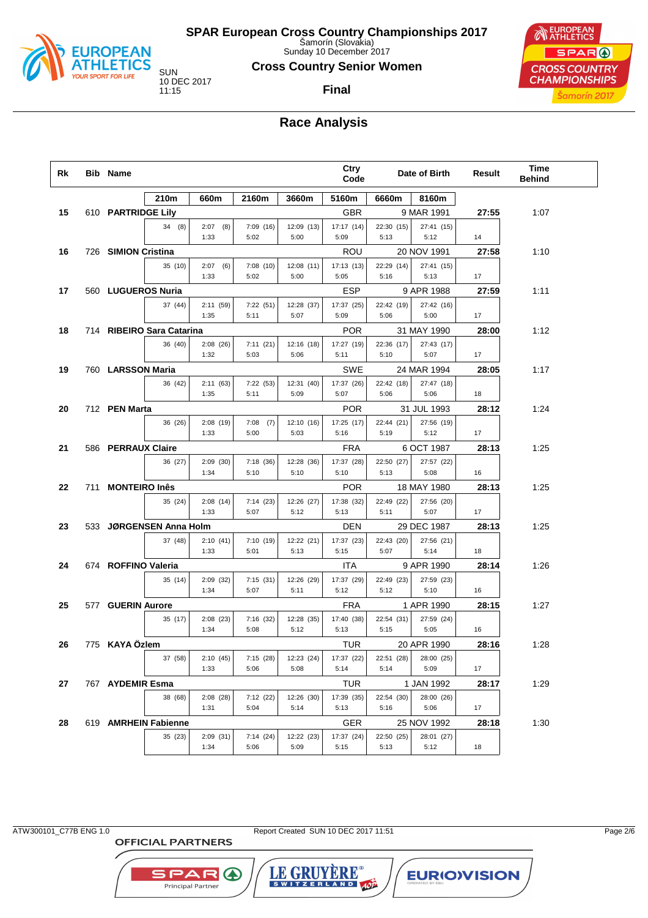# SPAR European Cross Country Championships 2017

Šamorín (Slovakia)
Sunday 10 December 2017

SUN
10 DEC 2017
11:15

## Cross Country Senior Women

### Final

## Race Analysis

| Rk | Bib | Name | Ctry Code | Date of Birth | Result | Time Behind |
|---|---|---|---|---|---|---|
| | | 210m / 660m / 2160m / 3660m / 5160m / 6660m / 8160m | | | | |
| 15 | 610 | PARTRIDGE Lily | GBR | 9 MAR 1991 | 27:55 | 1:07 |
| | | 34 (8) / 2:07 (8) 1:33 / 7:09 (16) 5:02 / 12:09 (13) 5:00 / 17:17 (14) 5:09 / 22:30 (15) 5:13 / 27:41 (15) 5:12 / 14 | | | | |
| 16 | 726 | SIMION Cristina | ROU | 20 NOV 1991 | 27:58 | 1:10 |
| | | 35 (10) / 2:07 (6) 1:33 / 7:08 (10) 5:02 / 12:08 (11) 5:00 / 17:13 (13) 5:05 / 22:29 (14) 5:16 / 27:41 (15) 5:13 / 17 | | | | |
| 17 | 560 | LUGUEROS Nuria | ESP | 9 APR 1988 | 27:59 | 1:11 |
| | | 37 (44) / 2:11 (59) 1:35 / 7:22 (51) 5:11 / 12:28 (37) 5:07 / 17:37 (25) 5:09 / 22:42 (19) 5:06 / 27:42 (16) 5:00 / 17 | | | | |
| 18 | 714 | RIBEIRO Sara Catarina | POR | 31 MAY 1990 | 28:00 | 1:12 |
| | | 36 (40) / 2:08 (26) 1:32 / 7:11 (21) 5:03 / 12:16 (18) 5:06 / 17:27 (19) 5:11 / 22:36 (17) 5:10 / 27:43 (17) 5:07 / 17 | | | | |
| 19 | 760 | LARSSON Maria | SWE | 24 MAR 1994 | 28:05 | 1:17 |
| | | 36 (42) / 2:11 (63) 1:35 / 7:22 (53) 5:11 / 12:31 (40) 5:09 / 17:37 (26) 5:07 / 22:42 (18) 5:06 / 27:47 (18) 5:06 / 18 | | | | |
| 20 | 712 | PEN Marta | POR | 31 JUL 1993 | 28:12 | 1:24 |
| | | 36 (26) / 2:08 (19) 1:33 / 7:08 (7) 5:00 / 12:10 (16) 5:03 / 17:25 (17) 5:16 / 22:44 (21) 5:19 / 27:56 (19) 5:12 / 17 | | | | |
| 21 | 586 | PERRAUX Claire | FRA | 6 OCT 1987 | 28:13 | 1:25 |
| | | 36 (27) / 2:09 (30) 1:34 / 7:18 (36) 5:10 / 12:28 (36) 5:10 / 17:37 (28) 5:10 / 22:50 (27) 5:13 / 27:57 (22) 5:08 / 16 | | | | |
| 22 | 711 | MONTEIRO Inês | POR | 18 MAY 1980 | 28:13 | 1:25 |
| | | 35 (24) / 2:08 (14) 1:33 / 7:14 (23) 5:07 / 12:26 (27) 5:12 / 17:38 (32) 5:13 / 22:49 (22) 5:11 / 27:56 (20) 5:07 / 17 | | | | |
| 23 | 533 | JØRGENSEN Anna Holm | DEN | 29 DEC 1987 | 28:13 | 1:25 |
| | | 37 (48) / 2:10 (41) 1:33 / 7:10 (19) 5:01 / 12:22 (21) 5:13 / 17:37 (23) 5:15 / 22:43 (20) 5:07 / 27:56 (21) 5:14 / 18 | | | | |
| 24 | 674 | ROFFINO Valeria | ITA | 9 APR 1990 | 28:14 | 1:26 |
| | | 35 (14) / 2:09 (32) 1:34 / 7:15 (31) 5:07 / 12:26 (29) 5:11 / 17:37 (29) 5:12 / 22:49 (23) 5:12 / 27:59 (23) 5:10 / 16 | | | | |
| 25 | 577 | GUERIN Aurore | FRA | 1 APR 1990 | 28:15 | 1:27 |
| | | 35 (17) / 2:08 (23) 1:34 / 7:16 (32) 5:08 / 12:28 (35) 5:12 / 17:40 (38) 5:13 / 22:54 (31) 5:15 / 27:59 (24) 5:05 / 16 | | | | |
| 26 | 775 | KAYA Özlem | TUR | 20 APR 1990 | 28:16 | 1:28 |
| | | 37 (58) / 2:10 (45) 1:33 / 7:15 (28) 5:06 / 12:23 (24) 5:08 / 17:37 (22) 5:14 / 22:51 (28) 5:14 / 28:00 (25) 5:09 / 17 | | | | |
| 27 | 767 | AYDEMIR Esma | TUR | 1 JAN 1992 | 28:17 | 1:29 |
| | | 38 (68) / 2:08 (28) 1:31 / 7:12 (22) 5:04 / 12:26 (30) 5:14 / 17:39 (35) 5:13 / 22:54 (30) 5:16 / 28:00 (26) 5:06 / 17 | | | | |
| 28 | 619 | AMRHEIN Fabienne | GER | 25 NOV 1992 | 28:18 | 1:30 |
| | | 35 (23) / 2:09 (31) 1:34 / 7:14 (24) 5:06 / 12:22 (23) 5:09 / 17:37 (24) 5:15 / 22:50 (25) 5:13 / 28:01 (27) 5:12 / 18 | | | | |

ATW300101_C77B ENG 1.0 Report Created SUN 10 DEC 2017 11:51

OFFICIAL PARTNERS
SPAR Principal Partner — LE GRUYÈRE SWITZERLAND — EUROVISION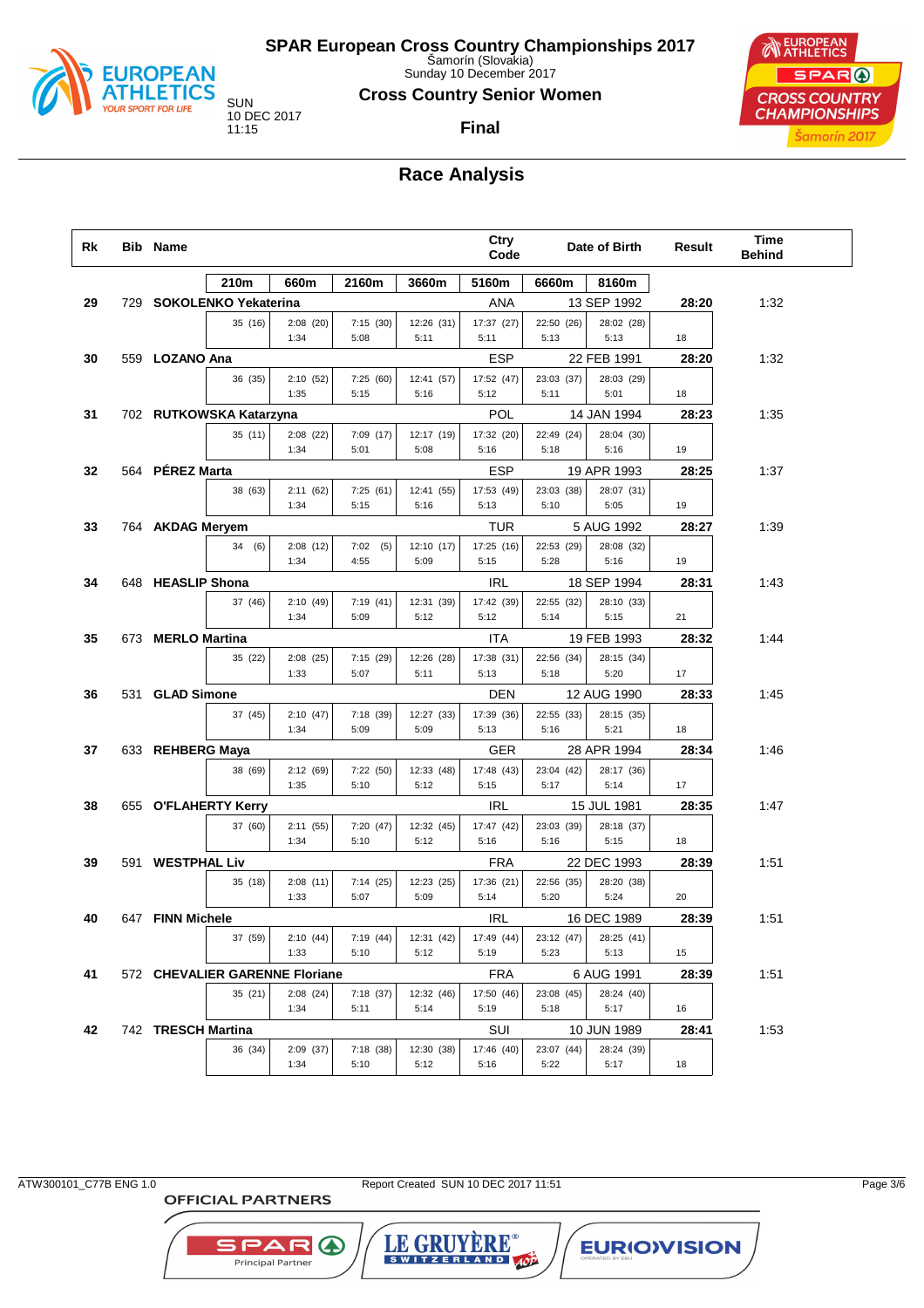# SPAR European Cross Country Championships 2017

Šamorín (Slovakia)
Sunday 10 December 2017

SUN
10 DEC 2017
11:15

## Cross Country Senior Women

**Final**

## Race Analysis

| Rk | Bib | Name | Ctry Code | Date of Birth | Result | Time Behind |
|---|---|---|---|---|---|---|

| 210m | 660m | 2160m | 3660m | 5160m | 6660m | 8160m | |
|---|---|---|---|---|---|---|---|

| Rk | Bib | Name | Ctry | Date of Birth | Result | Time Behind | 210m | 660m | 2160m | 3660m | 5160m | 6660m | 8160m | |
|---|---|---|---|---|---|---|---|---|---|---|---|---|---|---|
| 29 | 729 | SOKOLENKO Yekaterina | ANA | 13 SEP 1992 | 28:20 | 1:32 | 35 (16) | 2:08 (20) 1:34 | 7:15 (30) 5:08 | 12:26 (31) 5:11 | 17:37 (27) 5:11 | 22:50 (26) 5:13 | 28:02 (28) 5:13 | 18 |
| 30 | 559 | LOZANO Ana | ESP | 22 FEB 1991 | 28:20 | 1:32 | 36 (35) | 2:10 (52) 1:35 | 7:25 (60) 5:15 | 12:41 (57) 5:16 | 17:52 (47) 5:12 | 23:03 (37) 5:11 | 28:03 (29) 5:01 | 18 |
| 31 | 702 | RUTKOWSKA Katarzyna | POL | 14 JAN 1994 | 28:23 | 1:35 | 35 (11) | 2:08 (22) 1:34 | 7:09 (17) 5:01 | 12:17 (19) 5:08 | 17:32 (20) 5:16 | 22:49 (24) 5:18 | 28:04 (30) 5:16 | 19 |
| 32 | 564 | PÉREZ Marta | ESP | 19 APR 1993 | 28:25 | 1:37 | 38 (63) | 2:11 (62) 1:34 | 7:25 (61) 5:15 | 12:41 (55) 5:16 | 17:53 (49) 5:13 | 23:03 (38) 5:10 | 28:07 (31) 5:05 | 19 |
| 33 | 764 | AKDAG Meryem | TUR | 5 AUG 1992 | 28:27 | 1:39 | 34 (6) | 2:08 (12) 1:34 | 7:02 (5) 4:55 | 12:10 (17) 5:09 | 17:25 (16) 5:15 | 22:53 (29) 5:28 | 28:08 (32) 5:16 | 19 |
| 34 | 648 | HEASLIP Shona | IRL | 18 SEP 1994 | 28:31 | 1:43 | 37 (46) | 2:10 (49) 1:34 | 7:19 (41) 5:09 | 12:31 (39) 5:12 | 17:42 (39) 5:12 | 22:55 (32) 5:14 | 28:10 (33) 5:15 | 21 |
| 35 | 673 | MERLO Martina | ITA | 19 FEB 1993 | 28:32 | 1:44 | 35 (22) | 2:08 (25) 1:33 | 7:15 (29) 5:07 | 12:26 (28) 5:11 | 17:38 (31) 5:13 | 22:56 (34) 5:18 | 28:15 (34) 5:20 | 17 |
| 36 | 531 | GLAD Simone | DEN | 12 AUG 1990 | 28:33 | 1:45 | 37 (45) | 2:10 (47) 1:34 | 7:18 (39) 5:09 | 12:27 (33) 5:09 | 17:39 (36) 5:13 | 22:55 (33) 5:16 | 28:15 (35) 5:21 | 18 |
| 37 | 633 | REHBERG Maya | GER | 28 APR 1994 | 28:34 | 1:46 | 38 (69) | 2:12 (69) 1:35 | 7:22 (50) 5:10 | 12:33 (48) 5:12 | 17:48 (43) 5:15 | 23:04 (42) 5:17 | 28:17 (36) 5:14 | 17 |
| 38 | 655 | O'FLAHERTY Kerry | IRL | 15 JUL 1981 | 28:35 | 1:47 | 37 (60) | 2:11 (55) 1:34 | 7:20 (47) 5:10 | 12:32 (45) 5:12 | 17:47 (42) 5:16 | 23:03 (39) 5:16 | 28:18 (37) 5:15 | 18 |
| 39 | 591 | WESTPHAL Liv | FRA | 22 DEC 1993 | 28:39 | 1:51 | 35 (18) | 2:08 (11) 1:33 | 7:14 (25) 5:07 | 12:23 (25) 5:09 | 17:36 (21) 5:14 | 22:56 (35) 5:20 | 28:20 (38) 5:24 | 20 |
| 40 | 647 | FINN Michele | IRL | 16 DEC 1989 | 28:39 | 1:51 | 37 (59) | 2:10 (44) 1:33 | 7:19 (44) 5:10 | 12:31 (42) 5:12 | 17:49 (44) 5:19 | 23:12 (47) 5:23 | 28:25 (41) 5:13 | 15 |
| 41 | 572 | CHEVALIER GARENNE Floriane | FRA | 6 AUG 1991 | 28:39 | 1:51 | 35 (21) | 2:08 (24) 1:34 | 7:18 (37) 5:11 | 12:32 (46) 5:14 | 17:50 (46) 5:19 | 23:08 (45) 5:18 | 28:24 (40) 5:17 | 16 |
| 42 | 742 | TRESCH Martina | SUI | 10 JUN 1989 | 28:41 | 1:53 | 36 (34) | 2:09 (37) 1:34 | 7:18 (38) 5:10 | 12:30 (38) 5:12 | 17:46 (40) 5:16 | 23:07 (44) 5:22 | 28:24 (39) 5:17 | 18 |

ATW300101_C77B ENG 1.0 Report Created SUN 10 DEC 2017 11:51

OFFICIAL PARTNERS

SPAR Principal Partner · LE GRUYÈRE SWITZERLAND AOP · EUROVISION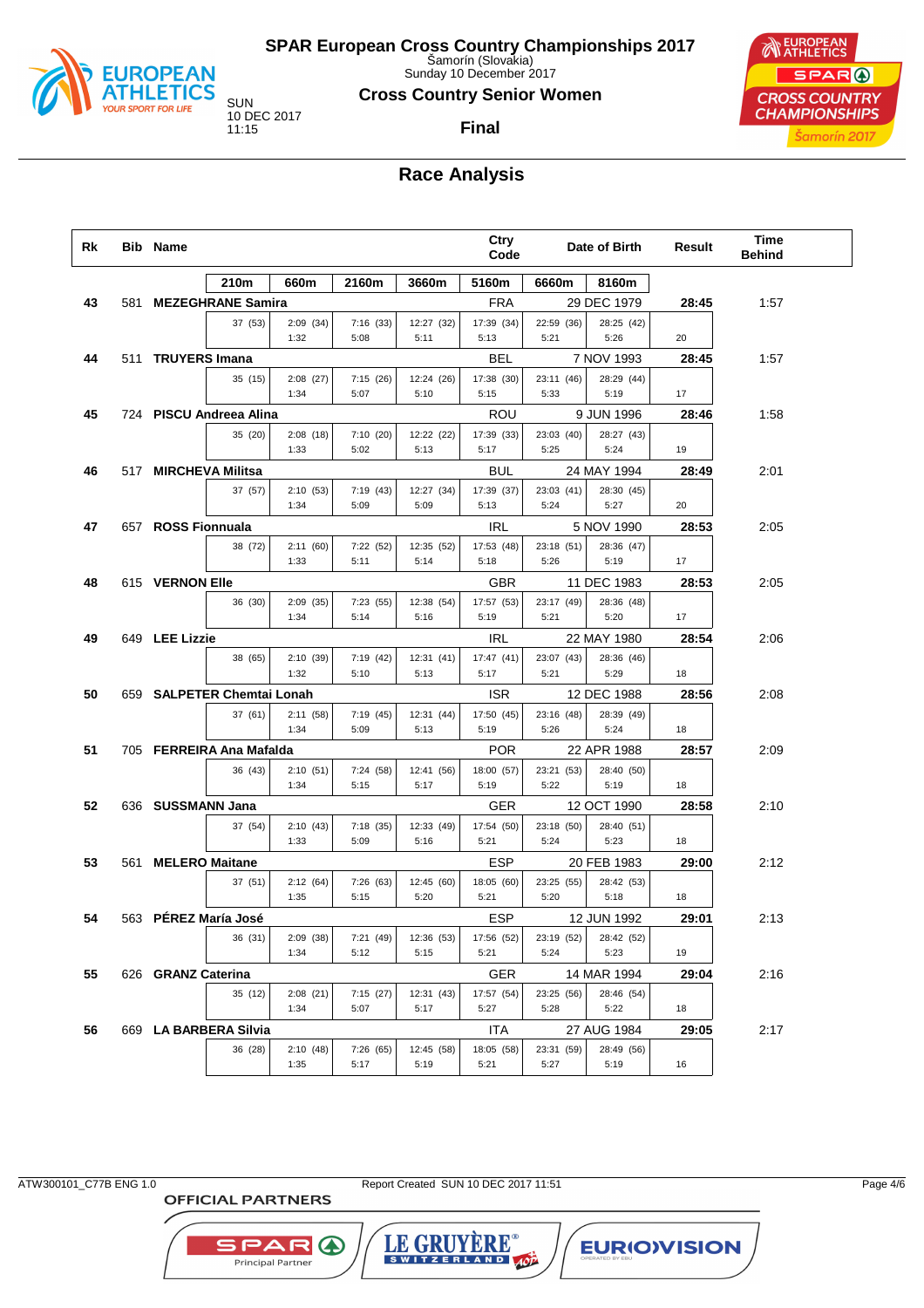# SPAR European Cross Country Championships 2017

Šamorín (Slovakia)
Sunday 10 December 2017

SUN 10 DEC 2017 11:15

## Cross Country Senior Women

**Final**

## Race Analysis

| Rk | Bib | Name | Ctry Code | Date of Birth | Result | Time Behind |
|---|---|---|---|---|---|---|
| 43 | 581 | MEZEGHRANE Samira | FRA | 29 DEC 1979 | 28:45 | 1:57 |
| 44 | 511 | TRUYERS Imana | BEL | 7 NOV 1993 | 28:45 | 1:57 |
| 45 | 724 | PISCU Andreea Alina | ROU | 9 JUN 1996 | 28:46 | 1:58 |
| 46 | 517 | MIRCHEVA Militsa | BUL | 24 MAY 1994 | 28:49 | 2:01 |
| 47 | 657 | ROSS Fionnuala | IRL | 5 NOV 1990 | 28:53 | 2:05 |
| 48 | 615 | VERNON Elle | GBR | 11 DEC 1983 | 28:53 | 2:05 |
| 49 | 649 | LEE Lizzie | IRL | 22 MAY 1980 | 28:54 | 2:06 |
| 50 | 659 | SALPETER Chemtai Lonah | ISR | 12 DEC 1988 | 28:56 | 2:08 |
| 51 | 705 | FERREIRA Ana Mafalda | POR | 22 APR 1988 | 28:57 | 2:09 |
| 52 | 636 | SUSSMANN Jana | GER | 12 OCT 1990 | 28:58 | 2:10 |
| 53 | 561 | MELERO Maitane | ESP | 20 FEB 1983 | 29:00 | 2:12 |
| 54 | 563 | PÉREZ María José | ESP | 12 JUN 1992 | 29:01 | 2:13 |
| 55 | 626 | GRANZ Caterina | GER | 14 MAR 1994 | 29:04 | 2:16 |
| 56 | 669 | LA BARBERA Silvia | ITA | 27 AUG 1984 | 29:05 | 2:17 |

### Split times (time (position) / lap time)

| Rk | Name | 210m | 660m | 2160m | 3660m | 5160m | 6660m | 8160m | |
|---|---|---|---|---|---|---|---|---|---|
| 43 | MEZEGHRANE Samira | 37 (53) | 2:09 (34) 1:32 | 7:16 (33) 5:08 | 12:27 (32) 5:11 | 17:39 (34) 5:13 | 22:59 (36) 5:21 | 28:25 (42) 5:26 | 20 |
| 44 | TRUYERS Imana | 35 (15) | 2:08 (27) 1:34 | 7:15 (26) 5:07 | 12:24 (26) 5:10 | 17:38 (30) 5:15 | 23:11 (46) 5:33 | 28:29 (44) 5:19 | 17 |
| 45 | PISCU Andreea Alina | 35 (20) | 2:08 (18) 1:33 | 7:10 (20) 5:02 | 12:22 (22) 5:13 | 17:39 (33) 5:17 | 23:03 (40) 5:25 | 28:27 (43) 5:24 | 19 |
| 46 | MIRCHEVA Militsa | 37 (57) | 2:10 (53) 1:34 | 7:19 (43) 5:09 | 12:27 (34) 5:09 | 17:39 (37) 5:13 | 23:03 (41) 5:24 | 28:30 (45) 5:27 | 20 |
| 47 | ROSS Fionnuala | 38 (72) | 2:11 (60) 1:33 | 7:22 (52) 5:11 | 12:35 (52) 5:14 | 17:53 (48) 5:18 | 23:18 (51) 5:26 | 28:36 (47) 5:19 | 17 |
| 48 | VERNON Elle | 36 (30) | 2:09 (35) 1:34 | 7:23 (55) 5:14 | 12:38 (54) 5:16 | 17:57 (53) 5:19 | 23:17 (49) 5:21 | 28:36 (48) 5:20 | 17 |
| 49 | LEE Lizzie | 38 (65) | 2:10 (39) 1:32 | 7:19 (42) 5:10 | 12:31 (41) 5:13 | 17:47 (41) 5:17 | 23:07 (43) 5:21 | 28:36 (46) 5:29 | 18 |
| 50 | SALPETER Chemtai Lonah | 37 (61) | 2:11 (58) 1:34 | 7:19 (45) 5:09 | 12:31 (44) 5:13 | 17:50 (45) 5:19 | 23:16 (48) 5:26 | 28:39 (49) 5:24 | 18 |
| 51 | FERREIRA Ana Mafalda | 36 (43) | 2:10 (51) 1:34 | 7:24 (58) 5:15 | 12:41 (56) 5:17 | 18:00 (57) 5:19 | 23:21 (53) 5:22 | 28:40 (50) 5:19 | 18 |
| 52 | SUSSMANN Jana | 37 (54) | 2:10 (43) 1:33 | 7:18 (35) 5:09 | 12:33 (49) 5:16 | 17:54 (50) 5:21 | 23:18 (50) 5:24 | 28:40 (51) 5:23 | 18 |
| 53 | MELERO Maitane | 37 (51) | 2:12 (64) 1:35 | 7:26 (63) 5:15 | 12:45 (60) 5:20 | 18:05 (60) 5:21 | 23:25 (55) 5:20 | 28:42 (53) 5:18 | 18 |
| 54 | PÉREZ María José | 36 (31) | 2:09 (38) 1:34 | 7:21 (49) 5:12 | 12:36 (53) 5:15 | 17:56 (52) 5:21 | 23:19 (52) 5:24 | 28:42 (52) 5:23 | 19 |
| 55 | GRANZ Caterina | 35 (12) | 2:08 (21) 1:34 | 7:15 (27) 5:07 | 12:31 (43) 5:17 | 17:57 (54) 5:27 | 23:25 (56) 5:28 | 28:46 (54) 5:22 | 18 |
| 56 | LA BARBERA Silvia | 36 (28) | 2:10 (48) 1:35 | 7:26 (65) 5:17 | 12:45 (58) 5:19 | 18:05 (58) 5:21 | 23:31 (59) 5:27 | 28:49 (56) 5:19 | 16 |

ATW300101_C77B ENG 1.0 Report Created SUN 10 DEC 2017 11:51

OFFICIAL PARTNERS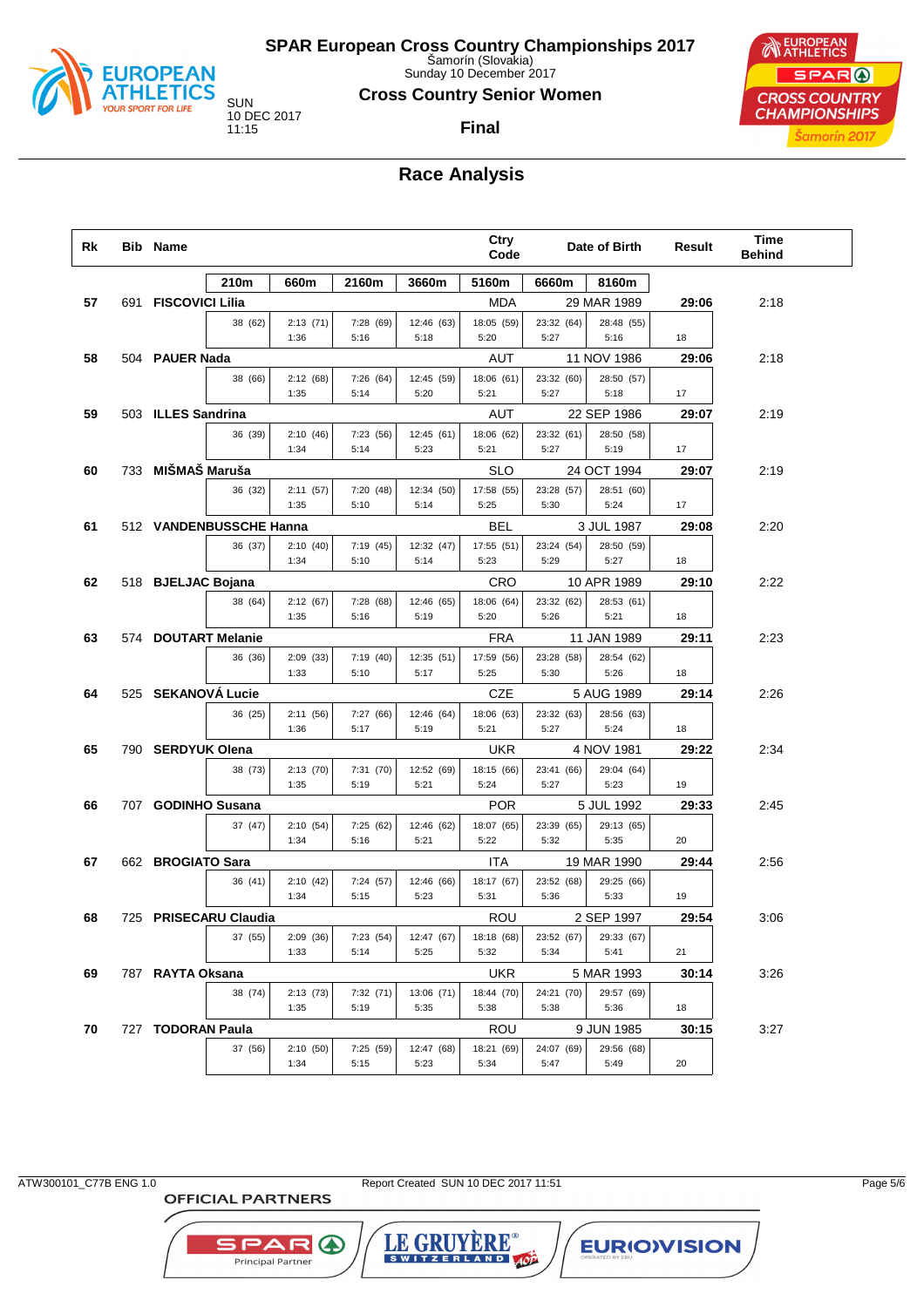# SPAR European Cross Country Championships 2017

Šamorín (Slovakia)
Sunday 10 December 2017

SUN
10 DEC 2017
11:15

## Cross Country Senior Women

**Final**

## Race Analysis

| Rk | Bib | Name | 210m | 660m | 2160m | 3660m | 5160m | 6660m | 8160m | Ctry Code | Date of Birth | Result | Time Behind |
|---|---|---|---|---|---|---|---|---|---|---|---|---|---|
| 57 | 691 | **FISCOVICI Lilia** | 38 (62) | 2:13 (71) / 1:36 | 7:28 (69) / 5:16 | 12:46 (63) / 5:18 | 18:05 (59) / 5:20 | 23:32 (64) / 5:27 | 28:48 (55) / 5:16 | MDA | 29 MAR 1989 | **29:06** (18) | 2:18 |
| 58 | 504 | **PAUER Nada** | 38 (66) | 2:12 (68) / 1:35 | 7:26 (64) / 5:14 | 12:45 (59) / 5:20 | 18:06 (61) / 5:21 | 23:32 (60) / 5:27 | 28:50 (57) / 5:18 | AUT | 11 NOV 1986 | **29:06** (17) | 2:18 |
| 59 | 503 | **ILLES Sandrina** | 36 (39) | 2:10 (46) / 1:34 | 7:23 (56) / 5:14 | 12:45 (61) / 5:23 | 18:06 (62) / 5:21 | 23:32 (61) / 5:27 | 28:50 (58) / 5:19 | AUT | 22 SEP 1986 | **29:07** (17) | 2:19 |
| 60 | 733 | **MIŠMAŠ Maruša** | 36 (32) | 2:11 (57) / 1:35 | 7:20 (48) / 5:10 | 12:34 (50) / 5:14 | 17:58 (55) / 5:25 | 23:28 (57) / 5:30 | 28:51 (60) / 5:24 | SLO | 24 OCT 1994 | **29:07** (17) | 2:19 |
| 61 | 512 | **VANDENBUSSCHE Hanna** | 36 (37) | 2:10 (40) / 1:34 | 7:19 (45) / 5:10 | 12:32 (47) / 5:14 | 17:55 (51) / 5:23 | 23:24 (54) / 5:29 | 28:50 (59) / 5:27 | BEL | 3 JUL 1987 | **29:08** (18) | 2:20 |
| 62 | 518 | **BJELJAC Bojana** | 38 (64) | 2:12 (67) / 1:35 | 7:28 (68) / 5:16 | 12:46 (65) / 5:19 | 18:06 (64) / 5:20 | 23:32 (62) / 5:26 | 28:53 (61) / 5:21 | CRO | 10 APR 1989 | **29:10** (18) | 2:22 |
| 63 | 574 | **DOUTART Melanie** | 36 (36) | 2:09 (33) / 1:33 | 7:19 (40) / 5:10 | 12:35 (51) / 5:17 | 17:59 (56) / 5:25 | 23:28 (58) / 5:30 | 28:54 (62) / 5:26 | FRA | 11 JAN 1989 | **29:11** (18) | 2:23 |
| 64 | 525 | **SEKANOVÁ Lucie** | 36 (25) | 2:11 (56) / 1:36 | 7:27 (66) / 5:17 | 12:46 (64) / 5:19 | 18:06 (63) / 5:21 | 23:32 (63) / 5:27 | 28:56 (63) / 5:24 | CZE | 5 AUG 1989 | **29:14** (18) | 2:26 |
| 65 | 790 | **SERDYUK Olena** | 38 (73) | 2:13 (70) / 1:35 | 7:31 (70) / 5:19 | 12:52 (69) / 5:21 | 18:15 (66) / 5:24 | 23:41 (66) / 5:27 | 29:04 (64) / 5:23 | UKR | 4 NOV 1981 | **29:22** (19) | 2:34 |
| 66 | 707 | **GODINHO Susana** | 37 (47) | 2:10 (54) / 1:34 | 7:25 (62) / 5:16 | 12:46 (62) / 5:21 | 18:07 (65) / 5:22 | 23:39 (65) / 5:32 | 29:13 (65) / 5:35 | POR | 5 JUL 1992 | **29:33** (20) | 2:45 |
| 67 | 662 | **BROGIATO Sara** | 36 (41) | 2:10 (42) / 1:34 | 7:24 (57) / 5:15 | 12:46 (66) / 5:23 | 18:17 (67) / 5:31 | 23:52 (68) / 5:36 | 29:25 (66) / 5:33 | ITA | 19 MAR 1990 | **29:44** (19) | 2:56 |
| 68 | 725 | **PRISECARU Claudia** | 37 (55) | 2:09 (36) / 1:33 | 7:23 (54) / 5:14 | 12:47 (67) / 5:25 | 18:18 (68) / 5:32 | 23:52 (67) / 5:34 | 29:33 (67) / 5:41 | ROU | 2 SEP 1997 | **29:54** (21) | 3:06 |
| 69 | 787 | **RAYTA Oksana** | 38 (74) | 2:13 (73) / 1:35 | 7:32 (71) / 5:19 | 13:06 (71) / 5:35 | 18:44 (70) / 5:38 | 24:21 (70) / 5:38 | 29:57 (69) / 5:36 | UKR | 5 MAR 1993 | **30:14** (18) | 3:26 |
| 70 | 727 | **TODORAN Paula** | 37 (56) | 2:10 (50) / 1:34 | 7:25 (59) / 5:15 | 12:47 (68) / 5:23 | 18:21 (69) / 5:34 | 24:07 (69) / 5:47 | 29:56 (68) / 5:49 | ROU | 9 JUN 1985 | **30:15** (20) | 3:27 |

ATW300101_C77B ENG 1.0 — Report Created SUN 10 DEC 2017 11:51

OFFICIAL PARTNERS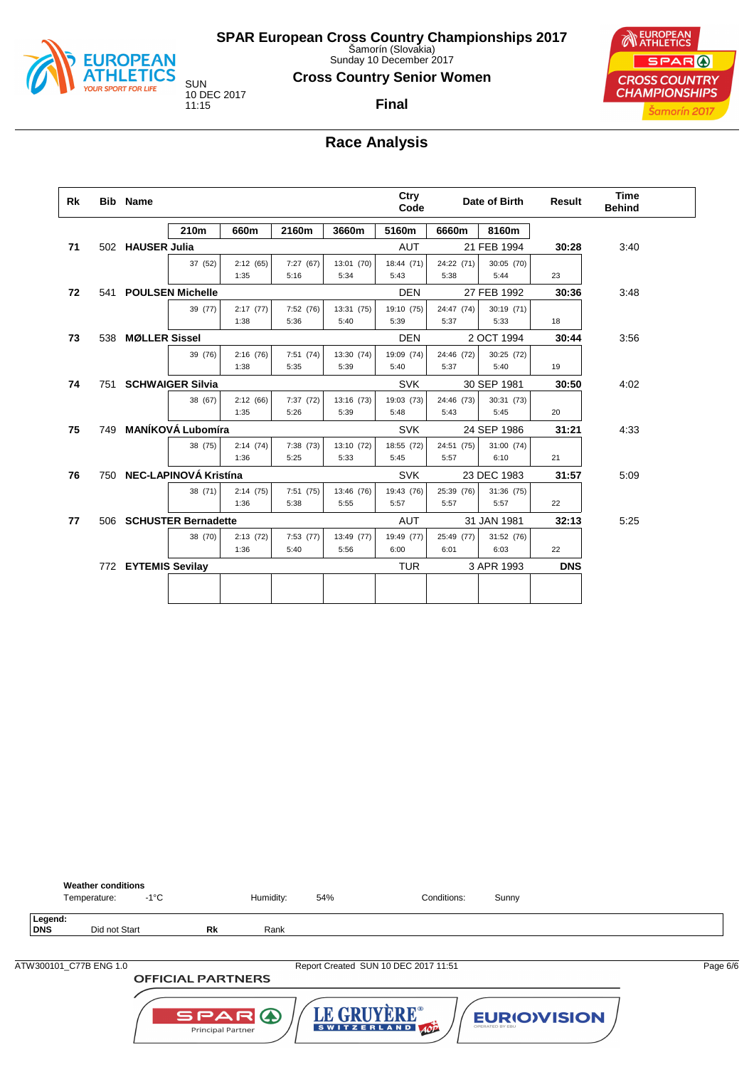# SPAR European Cross Country Championships 2017

Šamorín (Slovakia)
Sunday 10 December 2017

SUN
10 DEC 2017
11:15

## Cross Country Senior Women

### Final

## Race Analysis

| Rk | Bib | Name | Ctry Code | Date of Birth | Result | Time Behind |
|---|---|---|---|---|---|---|

| | 210m | 660m | 2160m | 3660m | 5160m | 6660m | 8160m | |
|---|---|---|---|---|---|---|---|---|
| **71** | 502 **HAUSER Julia** | | | | AUT | 21 FEB 1994 | **30:28** | 3:40 |
| | 37 (52) | 2:12 (65) 1:35 | 7:27 (67) 5:16 | 13:01 (70) 5:34 | 18:44 (71) 5:43 | 24:22 (71) 5:38 | 30:05 (70) 5:44 | 23 |
| **72** | 541 **POULSEN Michelle** | | | | DEN | 27 FEB 1992 | **30:36** | 3:48 |
| | 39 (77) | 2:17 (77) 1:38 | 7:52 (76) 5:36 | 13:31 (75) 5:40 | 19:10 (75) 5:39 | 24:47 (74) 5:37 | 30:19 (71) 5:33 | 18 |
| **73** | 538 **MØLLER Sissel** | | | | DEN | 2 OCT 1994 | **30:44** | 3:56 |
| | 39 (76) | 2:16 (76) 1:38 | 7:51 (74) 5:35 | 13:30 (74) 5:39 | 19:09 (74) 5:40 | 24:46 (72) 5:37 | 30:25 (72) 5:40 | 19 |
| **74** | 751 **SCHWAIGER Silvia** | | | | SVK | 30 SEP 1981 | **30:50** | 4:02 |
| | 38 (67) | 2:12 (66) 1:35 | 7:37 (72) 5:26 | 13:16 (73) 5:39 | 19:03 (73) 5:48 | 24:46 (73) 5:43 | 30:31 (73) 5:45 | 20 |
| **75** | 749 **MANÍKOVÁ Lubomíra** | | | | SVK | 24 SEP 1986 | **31:21** | 4:33 |
| | 38 (75) | 2:14 (74) 1:36 | 7:38 (73) 5:25 | 13:10 (72) 5:33 | 18:55 (72) 5:45 | 24:51 (75) 5:57 | 31:00 (74) 6:10 | 21 |
| **76** | 750 **NEC-LAPINOVÁ Kristína** | | | | SVK | 23 DEC 1983 | **31:57** | 5:09 |
| | 38 (71) | 2:14 (75) 1:36 | 7:51 (75) 5:38 | 13:46 (76) 5:55 | 19:43 (76) 5:57 | 25:39 (76) 5:57 | 31:36 (75) 5:57 | 22 |
| **77** | 506 **SCHUSTER Bernadette** | | | | AUT | 31 JAN 1981 | **32:13** | 5:25 |
| | 38 (70) | 2:13 (72) 1:36 | 7:53 (77) 5:40 | 13:49 (77) 5:56 | 19:49 (77) 6:00 | 25:49 (77) 6:01 | 31:52 (76) 6:03 | 22 |
| | 772 **EYTEMIS Sevilay** | | | | TUR | 3 APR 1993 | **DNS** | |

**Weather conditions**
Temperature: -1°C Humidity: 54% Conditions: Sunny

**Legend:**
**DNS** Did not Start **Rk** Rank

ATW300101_C77B ENG 1.0 Report Created SUN 10 DEC 2017 11:51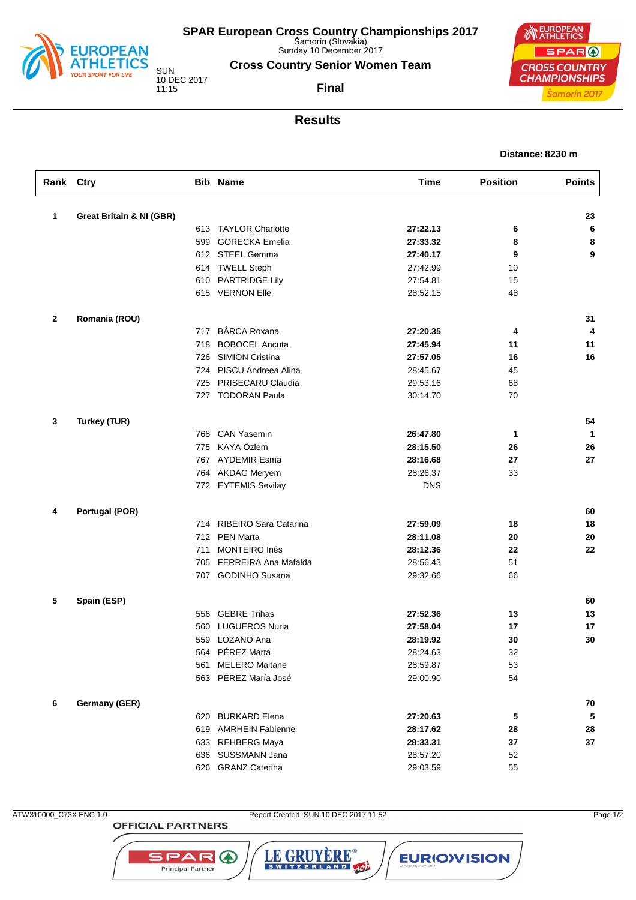# SPAR European Cross Country Championships 2017

Šamorín (Slovakia)
Sunday 10 December 2017

SUN
10 DEC 2017
11:15

## Cross Country Senior Women Team

**Final**

## Results

**Distance: 8230 m**

| Rank | Ctry | Bib | Name | Time | Position | Points |
|---|---|---|---|---|---|---|
| **1** | **Great Britain & NI (GBR)** | | | | | **23** |
| | | 613 | TAYLOR Charlotte | **27:22.13** | **6** | **6** |
| | | 599 | GORECKA Emelia | **27:33.32** | **8** | **8** |
| | | 612 | STEEL Gemma | **27:40.17** | **9** | **9** |
| | | 614 | TWELL Steph | 27:42.99 | 10 | |
| | | 610 | PARTRIDGE Lily | 27:54.81 | 15 | |
| | | 615 | VERNON Elle | 28:52.15 | 48 | |
| **2** | **Romania (ROU)** | | | | | **31** |
| | | 717 | BÂRCA Roxana | **27:20.35** | **4** | **4** |
| | | 718 | BOBOCEL Ancuta | **27:45.94** | **11** | **11** |
| | | 726 | SIMION Cristina | **27:57.05** | **16** | **16** |
| | | 724 | PISCU Andreea Alina | 28:45.67 | 45 | |
| | | 725 | PRISECARU Claudia | 29:53.16 | 68 | |
| | | 727 | TODORAN Paula | 30:14.70 | 70 | |
| **3** | **Turkey (TUR)** | | | | | **54** |
| | | 768 | CAN Yasemin | **26:47.80** | **1** | **1** |
| | | 775 | KAYA Özlem | **28:15.50** | **26** | **26** |
| | | 767 | AYDEMIR Esma | **28:16.68** | **27** | **27** |
| | | 764 | AKDAG Meryem | 28:26.37 | 33 | |
| | | 772 | EYTEMIS Sevilay | DNS | | |
| **4** | **Portugal (POR)** | | | | | **60** |
| | | 714 | RIBEIRO Sara Catarina | **27:59.09** | **18** | **18** |
| | | 712 | PEN Marta | **28:11.08** | **20** | **20** |
| | | 711 | MONTEIRO Inês | **28:12.36** | **22** | **22** |
| | | 705 | FERREIRA Ana Mafalda | 28:56.43 | 51 | |
| | | 707 | GODINHO Susana | 29:32.66 | 66 | |
| **5** | **Spain (ESP)** | | | | | **60** |
| | | 556 | GEBRE Trihas | **27:52.36** | **13** | **13** |
| | | 560 | LUGUEROS Nuria | **27:58.04** | **17** | **17** |
| | | 559 | LOZANO Ana | **28:19.92** | **30** | **30** |
| | | 564 | PÉREZ Marta | 28:24.63 | 32 | |
| | | 561 | MELERO Maitane | 28:59.87 | 53 | |
| | | 563 | PÉREZ María José | 29:00.90 | 54 | |
| **6** | **Germany (GER)** | | | | | **70** |
| | | 620 | BURKARD Elena | **27:20.63** | **5** | **5** |
| | | 619 | AMRHEIN Fabienne | **28:17.62** | **28** | **28** |
| | | 633 | REHBERG Maya | **28:33.31** | **37** | **37** |
| | | 636 | SUSSMANN Jana | 28:57.20 | 52 | |
| | | 626 | GRANZ Caterina | 29:03.59 | 55 | |

ATW310000_C73X ENG 1.0 Report Created SUN 10 DEC 2017 11:52

OFFICIAL PARTNERS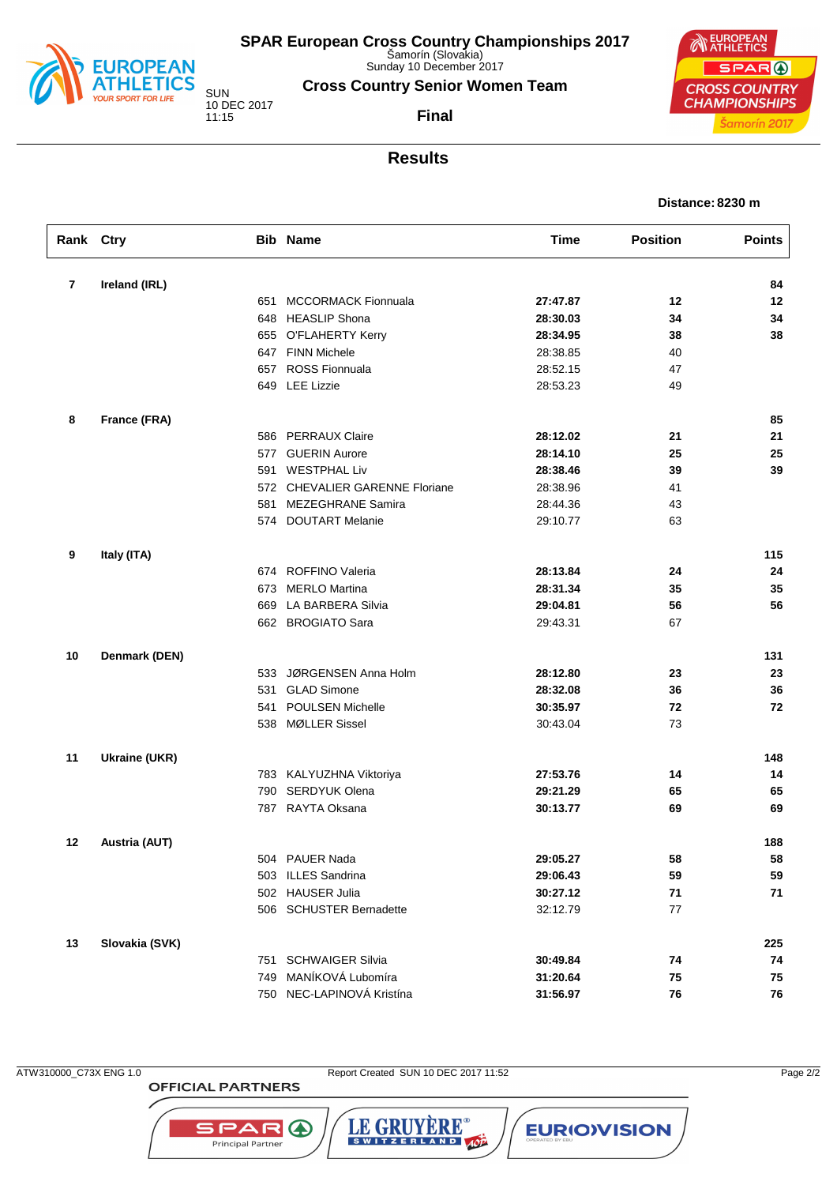# SPAR European Cross Country Championships 2017

Šamorín (Slovakia)
Sunday 10 December 2017

SUN
10 DEC 2017
11:15

## Cross Country Senior Women Team

**Final**

## Results

**Distance: 8230 m**

| Rank | Ctry | Bib | Name | Time | Position | Points |
|---|---|---|---|---|---|---|
| **7** | **Ireland (IRL)** | | | | | **84** |
| | | 651 | MCCORMACK Fionnuala | **27:47.87** | **12** | **12** |
| | | 648 | HEASLIP Shona | **28:30.03** | **34** | **34** |
| | | 655 | O'FLAHERTY Kerry | **28:34.95** | **38** | **38** |
| | | 647 | FINN Michele | 28:38.85 | 40 | |
| | | 657 | ROSS Fionnuala | 28:52.15 | 47 | |
| | | 649 | LEE Lizzie | 28:53.23 | 49 | |
| **8** | **France (FRA)** | | | | | **85** |
| | | 586 | PERRAUX Claire | **28:12.02** | **21** | **21** |
| | | 577 | GUERIN Aurore | **28:14.10** | **25** | **25** |
| | | 591 | WESTPHAL Liv | **28:38.46** | **39** | **39** |
| | | 572 | CHEVALIER GARENNE Floriane | 28:38.96 | 41 | |
| | | 581 | MEZEGHRANE Samira | 28:44.36 | 43 | |
| | | 574 | DOUTART Melanie | 29:10.77 | 63 | |
| **9** | **Italy (ITA)** | | | | | **115** |
| | | 674 | ROFFINO Valeria | **28:13.84** | **24** | **24** |
| | | 673 | MERLO Martina | **28:31.34** | **35** | **35** |
| | | 669 | LA BARBERA Silvia | **29:04.81** | **56** | **56** |
| | | 662 | BROGIATO Sara | 29:43.31 | 67 | |
| **10** | **Denmark (DEN)** | | | | | **131** |
| | | 533 | JØRGENSEN Anna Holm | **28:12.80** | **23** | **23** |
| | | 531 | GLAD Simone | **28:32.08** | **36** | **36** |
| | | 541 | POULSEN Michelle | **30:35.97** | **72** | **72** |
| | | 538 | MØLLER Sissel | 30:43.04 | 73 | |
| **11** | **Ukraine (UKR)** | | | | | **148** |
| | | 783 | KALYUZHNA Viktoriya | **27:53.76** | **14** | **14** |
| | | 790 | SERDYUK Olena | **29:21.29** | **65** | **65** |
| | | 787 | RAYTA Oksana | **30:13.77** | **69** | **69** |
| **12** | **Austria (AUT)** | | | | | **188** |
| | | 504 | PAUER Nada | **29:05.27** | **58** | **58** |
| | | 503 | ILLES Sandrina | **29:06.43** | **59** | **59** |
| | | 502 | HAUSER Julia | **30:27.12** | **71** | **71** |
| | | 506 | SCHUSTER Bernadette | 32:12.79 | 77 | |
| **13** | **Slovakia (SVK)** | | | | | **225** |
| | | 751 | SCHWAIGER Silvia | **30:49.84** | **74** | **74** |
| | | 749 | MANÍKOVÁ Lubomíra | **31:20.64** | **75** | **75** |
| | | 750 | NEC-LAPINOVÁ Kristína | **31:56.97** | **76** | **76** |

ATW310000_C73X ENG 1.0 Report Created SUN 10 DEC 2017 11:52

OFFICIAL PARTNERS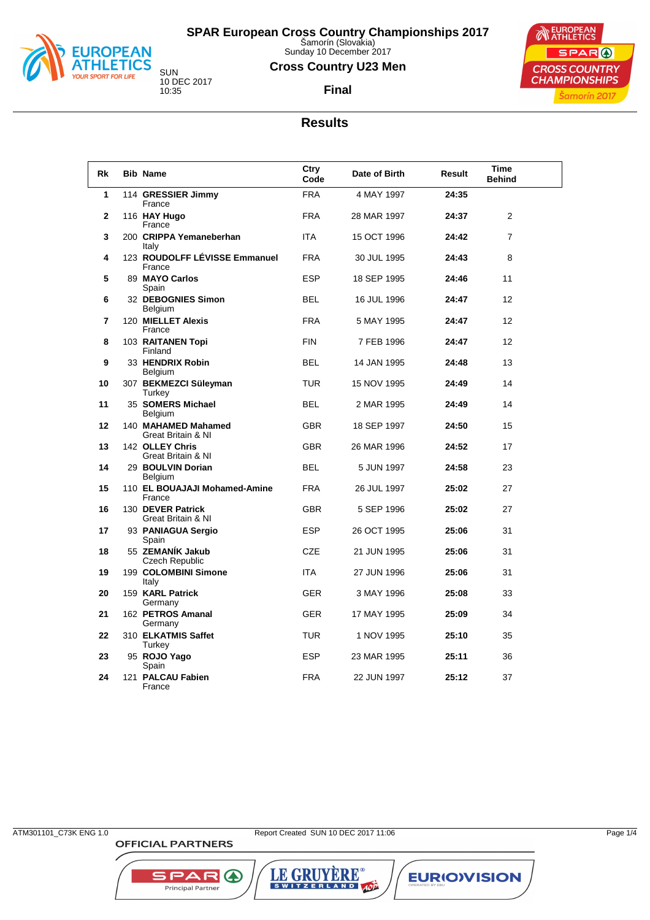# SPAR European Cross Country Championships 2017

Šamorín (Slovakia)
Sunday 10 December 2017

## Cross Country U23 Men

SUN
10 DEC 2017
10:35

**Final**

## Results

| Rk | Bib | Name | Ctry Code | Date of Birth | Result | Time Behind |
|---|---|---|---|---|---|---|
| 1 | 114 | **GRESSIER Jimmy** France | FRA | 4 MAY 1997 | **24:35** | |
| 2 | 116 | **HAY Hugo** France | FRA | 28 MAR 1997 | **24:37** | 2 |
| 3 | 200 | **CRIPPA Yemaneberhan** Italy | ITA | 15 OCT 1996 | **24:42** | 7 |
| 4 | 123 | **ROUDOLFF LÉVISSE Emmanuel** France | FRA | 30 JUL 1995 | **24:43** | 8 |
| 5 | 89 | **MAYO Carlos** Spain | ESP | 18 SEP 1995 | **24:46** | 11 |
| 6 | 32 | **DEBOGNIES Simon** Belgium | BEL | 16 JUL 1996 | **24:47** | 12 |
| 7 | 120 | **MIELLET Alexis** France | FRA | 5 MAY 1995 | **24:47** | 12 |
| 8 | 103 | **RAITANEN Topi** Finland | FIN | 7 FEB 1996 | **24:47** | 12 |
| 9 | 33 | **HENDRIX Robin** Belgium | BEL | 14 JAN 1995 | **24:48** | 13 |
| 10 | 307 | **BEKMEZCI Süleyman** Turkey | TUR | 15 NOV 1995 | **24:49** | 14 |
| 11 | 35 | **SOMERS Michael** Belgium | BEL | 2 MAR 1995 | **24:49** | 14 |
| 12 | 140 | **MAHAMED Mahamed** Great Britain & NI | GBR | 18 SEP 1997 | **24:50** | 15 |
| 13 | 142 | **OLLEY Chris** Great Britain & NI | GBR | 26 MAR 1996 | **24:52** | 17 |
| 14 | 29 | **BOULVIN Dorian** Belgium | BEL | 5 JUN 1997 | **24:58** | 23 |
| 15 | 110 | **EL BOUAJAJI Mohamed-Amine** France | FRA | 26 JUL 1997 | **25:02** | 27 |
| 16 | 130 | **DEVER Patrick** Great Britain & NI | GBR | 5 SEP 1996 | **25:02** | 27 |
| 17 | 93 | **PANIAGUA Sergio** Spain | ESP | 26 OCT 1995 | **25:06** | 31 |
| 18 | 55 | **ZEMANÍK Jakub** Czech Republic | CZE | 21 JUN 1995 | **25:06** | 31 |
| 19 | 199 | **COLOMBINI Simone** Italy | ITA | 27 JUN 1996 | **25:06** | 31 |
| 20 | 159 | **KARL Patrick** Germany | GER | 3 MAY 1996 | **25:08** | 33 |
| 21 | 162 | **PETROS Amanal** Germany | GER | 17 MAY 1995 | **25:09** | 34 |
| 22 | 310 | **ELKATMIS Saffet** Turkey | TUR | 1 NOV 1995 | **25:10** | 35 |
| 23 | 95 | **ROJO Yago** Spain | ESP | 23 MAR 1995 | **25:11** | 36 |
| 24 | 121 | **PALCAU Fabien** France | FRA | 22 JUN 1997 | **25:12** | 37 |

ATM301101_C73K ENG 1.0 Report Created SUN 10 DEC 2017 11:06

OFFICIAL PARTNERS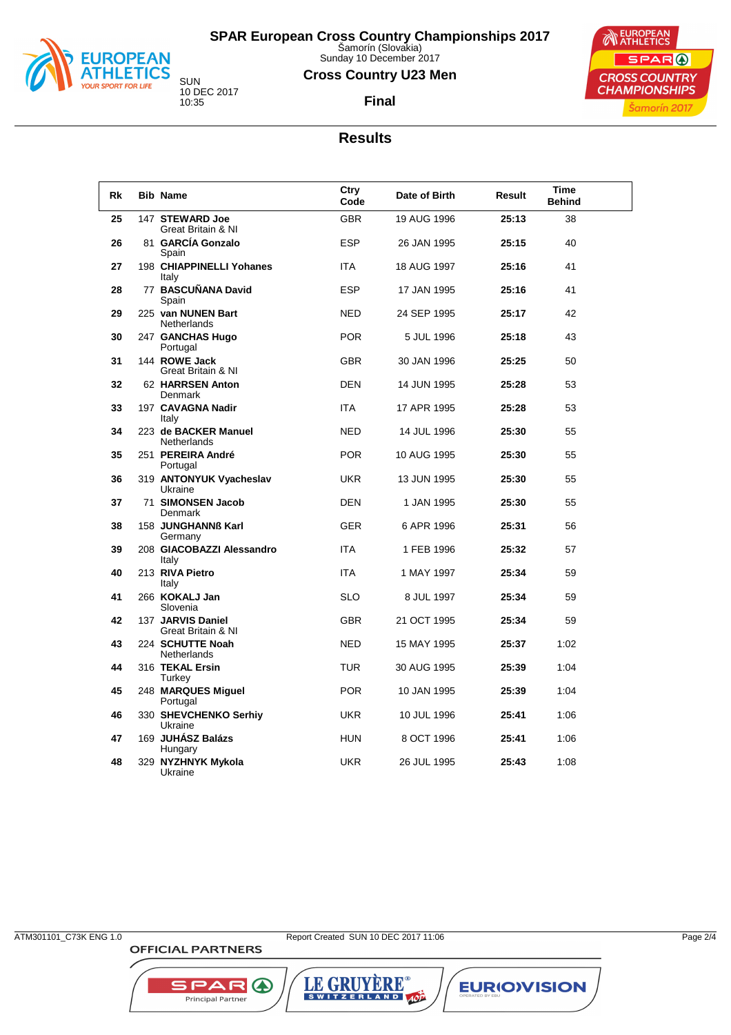# SPAR European Cross Country Championships 2017

Šamorín (Slovakia)
Sunday 10 December 2017

## Cross Country U23 Men

SUN
10 DEC 2017
10:35

**Final**

## Results

| Rk | Bib | Name | Ctry Code | Date of Birth | Result | Time Behind |
|---|---|---|---|---|---|---|
| 25 | 147 | **STEWARD Joe** Great Britain & NI | GBR | 19 AUG 1996 | **25:13** | 38 |
| 26 | 81 | **GARCÍA Gonzalo** Spain | ESP | 26 JAN 1995 | **25:15** | 40 |
| 27 | 198 | **CHIAPPINELLI Yohanes** Italy | ITA | 18 AUG 1997 | **25:16** | 41 |
| 28 | 77 | **BASCUÑANA David** Spain | ESP | 17 JAN 1995 | **25:16** | 41 |
| 29 | 225 | **van NUNEN Bart** Netherlands | NED | 24 SEP 1995 | **25:17** | 42 |
| 30 | 247 | **GANCHAS Hugo** Portugal | POR | 5 JUL 1996 | **25:18** | 43 |
| 31 | 144 | **ROWE Jack** Great Britain & NI | GBR | 30 JAN 1996 | **25:25** | 50 |
| 32 | 62 | **HARRSEN Anton** Denmark | DEN | 14 JUN 1995 | **25:28** | 53 |
| 33 | 197 | **CAVAGNA Nadir** Italy | ITA | 17 APR 1995 | **25:28** | 53 |
| 34 | 223 | **de BACKER Manuel** Netherlands | NED | 14 JUL 1996 | **25:30** | 55 |
| 35 | 251 | **PEREIRA André** Portugal | POR | 10 AUG 1995 | **25:30** | 55 |
| 36 | 319 | **ANTONYUK Vyacheslav** Ukraine | UKR | 13 JUN 1995 | **25:30** | 55 |
| 37 | 71 | **SIMONSEN Jacob** Denmark | DEN | 1 JAN 1995 | **25:30** | 55 |
| 38 | 158 | **JUNGHANNß Karl** Germany | GER | 6 APR 1996 | **25:31** | 56 |
| 39 | 208 | **GIACOBAZZI Alessandro** Italy | ITA | 1 FEB 1996 | **25:32** | 57 |
| 40 | 213 | **RIVA Pietro** Italy | ITA | 1 MAY 1997 | **25:34** | 59 |
| 41 | 266 | **KOKALJ Jan** Slovenia | SLO | 8 JUL 1997 | **25:34** | 59 |
| 42 | 137 | **JARVIS Daniel** Great Britain & NI | GBR | 21 OCT 1995 | **25:34** | 59 |
| 43 | 224 | **SCHUTTE Noah** Netherlands | NED | 15 MAY 1995 | **25:37** | 1:02 |
| 44 | 316 | **TEKAL Ersin** Turkey | TUR | 30 AUG 1995 | **25:39** | 1:04 |
| 45 | 248 | **MARQUES Miguel** Portugal | POR | 10 JAN 1995 | **25:39** | 1:04 |
| 46 | 330 | **SHEVCHENKO Serhiy** Ukraine | UKR | 10 JUL 1996 | **25:41** | 1:06 |
| 47 | 169 | **JUHÁSZ Balázs** Hungary | HUN | 8 OCT 1996 | **25:41** | 1:06 |
| 48 | 329 | **NYZHNYK Mykola** Ukraine | UKR | 26 JUL 1995 | **25:43** | 1:08 |

ATM301101_C73K ENG 1.0 Report Created SUN 10 DEC 2017 11:06

OFFICIAL PARTNERS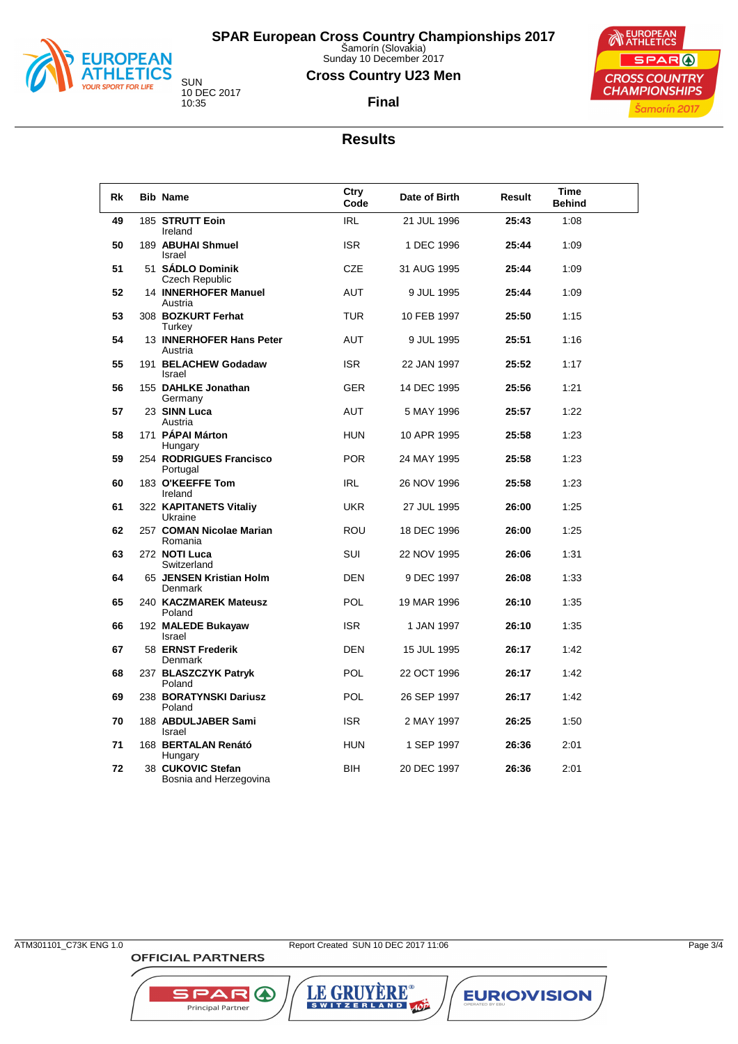# SPAR European Cross Country Championships 2017

Šamorín (Slovakia)
Sunday 10 December 2017

SUN
10 DEC 2017
10:35

## Cross Country U23 Men

### Final

## Results

| Rk | Bib | Name | Ctry Code | Date of Birth | Result | Time Behind |
|---|---|---|---|---|---|---|
| 49 | 185 | **STRUTT Eoin** Ireland | IRL | 21 JUL 1996 | **25:43** | 1:08 |
| 50 | 189 | **ABUHAI Shmuel** Israel | ISR | 1 DEC 1996 | **25:44** | 1:09 |
| 51 | 51 | **SÁDLO Dominik** Czech Republic | CZE | 31 AUG 1995 | **25:44** | 1:09 |
| 52 | 14 | **INNERHOFER Manuel** Austria | AUT | 9 JUL 1995 | **25:44** | 1:09 |
| 53 | 308 | **BOZKURT Ferhat** Turkey | TUR | 10 FEB 1997 | **25:50** | 1:15 |
| 54 | 13 | **INNERHOFER Hans Peter** Austria | AUT | 9 JUL 1995 | **25:51** | 1:16 |
| 55 | 191 | **BELACHEW Godadaw** Israel | ISR | 22 JAN 1997 | **25:52** | 1:17 |
| 56 | 155 | **DAHLKE Jonathan** Germany | GER | 14 DEC 1995 | **25:56** | 1:21 |
| 57 | 23 | **SINN Luca** Austria | AUT | 5 MAY 1996 | **25:57** | 1:22 |
| 58 | 171 | **PÁPAI Márton** Hungary | HUN | 10 APR 1995 | **25:58** | 1:23 |
| 59 | 254 | **RODRIGUES Francisco** Portugal | POR | 24 MAY 1995 | **25:58** | 1:23 |
| 60 | 183 | **O'KEEFFE Tom** Ireland | IRL | 26 NOV 1996 | **25:58** | 1:23 |
| 61 | 322 | **KAPITANETS Vitaliy** Ukraine | UKR | 27 JUL 1995 | **26:00** | 1:25 |
| 62 | 257 | **COMAN Nicolae Marian** Romania | ROU | 18 DEC 1996 | **26:00** | 1:25 |
| 63 | 272 | **NOTI Luca** Switzerland | SUI | 22 NOV 1995 | **26:06** | 1:31 |
| 64 | 65 | **JENSEN Kristian Holm** Denmark | DEN | 9 DEC 1997 | **26:08** | 1:33 |
| 65 | 240 | **KACZMAREK Mateusz** Poland | POL | 19 MAR 1996 | **26:10** | 1:35 |
| 66 | 192 | **MALEDE Bukayaw** Israel | ISR | 1 JAN 1997 | **26:10** | 1:35 |
| 67 | 58 | **ERNST Frederik** Denmark | DEN | 15 JUL 1995 | **26:17** | 1:42 |
| 68 | 237 | **BLASZCZYK Patryk** Poland | POL | 22 OCT 1996 | **26:17** | 1:42 |
| 69 | 238 | **BORATYNSKI Dariusz** Poland | POL | 26 SEP 1997 | **26:17** | 1:42 |
| 70 | 188 | **ABDULJABER Sami** Israel | ISR | 2 MAY 1997 | **26:25** | 1:50 |
| 71 | 168 | **BERTALAN Renátó** Hungary | HUN | 1 SEP 1997 | **26:36** | 2:01 |
| 72 | 38 | **CUKOVIC Stefan** Bosnia and Herzegovina | BIH | 20 DEC 1997 | **26:36** | 2:01 |

ATM301101_C73K ENG 1.0 Report Created SUN 10 DEC 2017 11:06

OFFICIAL PARTNERS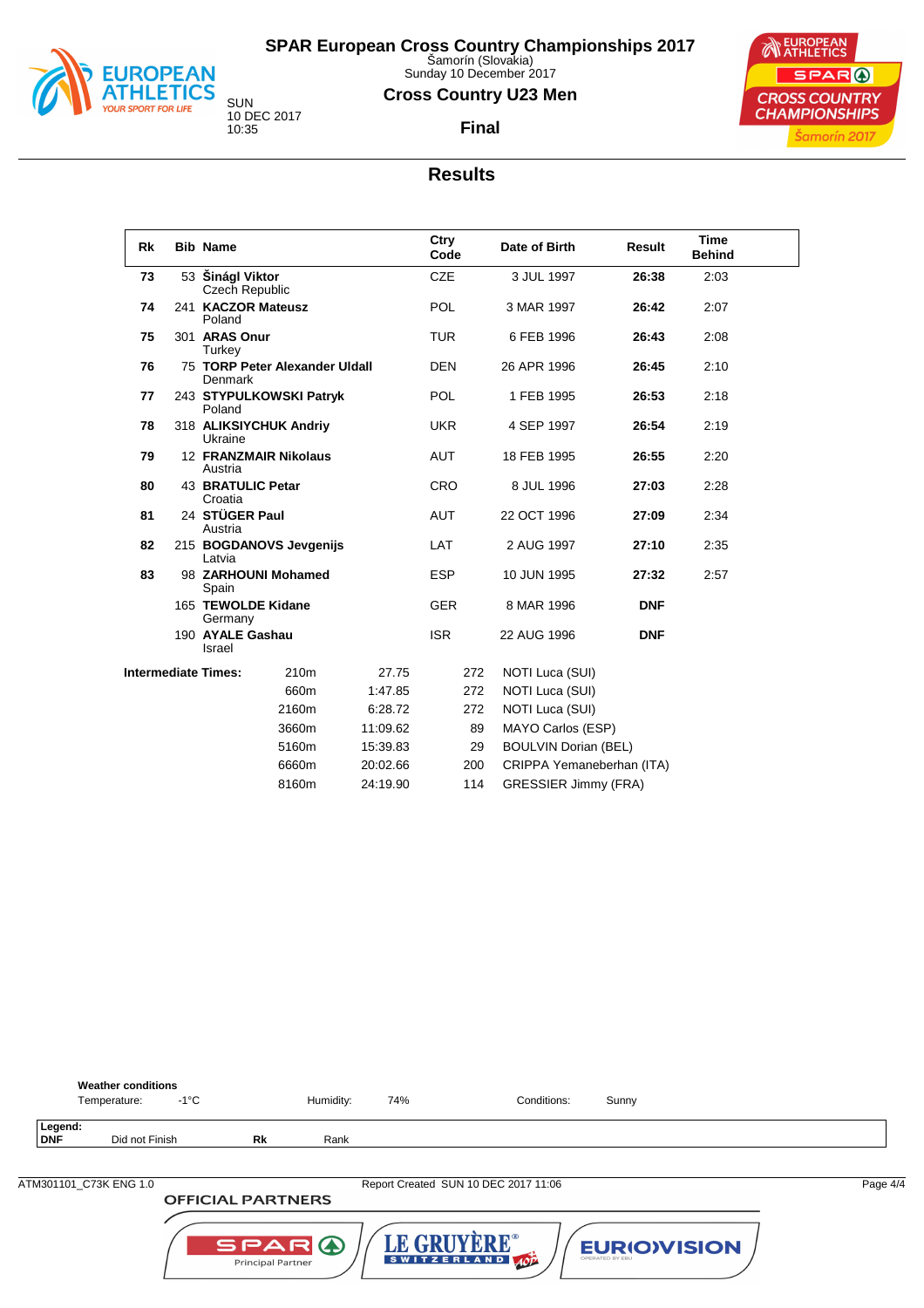# SPAR European Cross Country Championships 2017

Šamorín (Slovakia)
Sunday 10 December 2017

SUN
10 DEC 2017
10:35

## Cross Country U23 Men

### Final

## Results

| Rk | Bib | Name | Ctry Code | Date of Birth | Result | Time Behind |
|---|---|---|---|---|---|---|
| **73** | 53 | **Šinágl Viktor** Czech Republic | CZE | 3 JUL 1997 | **26:38** | 2:03 |
| **74** | 241 | **KACZOR Mateusz** Poland | POL | 3 MAR 1997 | **26:42** | 2:07 |
| **75** | 301 | **ARAS Onur** Turkey | TUR | 6 FEB 1996 | **26:43** | 2:08 |
| **76** | 75 | **TORP Peter Alexander Uldall** Denmark | DEN | 26 APR 1996 | **26:45** | 2:10 |
| **77** | 243 | **STYPULKOWSKI Patryk** Poland | POL | 1 FEB 1995 | **26:53** | 2:18 |
| **78** | 318 | **ALIKSIYCHUK Andriy** Ukraine | UKR | 4 SEP 1997 | **26:54** | 2:19 |
| **79** | 12 | **FRANZMAIR Nikolaus** Austria | AUT | 18 FEB 1995 | **26:55** | 2:20 |
| **80** | 43 | **BRATULIC Petar** Croatia | CRO | 8 JUL 1996 | **27:03** | 2:28 |
| **81** | 24 | **STÜGER Paul** Austria | AUT | 22 OCT 1996 | **27:09** | 2:34 |
| **82** | 215 | **BOGDANOVS Jevgenijs** Latvia | LAT | 2 AUG 1997 | **27:10** | 2:35 |
| **83** | 98 | **ZARHOUNI Mohamed** Spain | ESP | 10 JUN 1995 | **27:32** | 2:57 |
| | 165 | **TEWOLDE Kidane** Germany | GER | 8 MAR 1996 | **DNF** | |
| | 190 | **AYALE Gashau** Israel | ISR | 22 AUG 1996 | **DNF** | |

**Intermediate Times:**

| Distance | Time | Bib | Name |
|---|---|---|---|
| 210m | 27.75 | 272 | NOTI Luca (SUI) |
| 660m | 1:47.85 | 272 | NOTI Luca (SUI) |
| 2160m | 6:28.72 | 272 | NOTI Luca (SUI) |
| 3660m | 11:09.62 | 89 | MAYO Carlos (ESP) |
| 5160m | 15:39.83 | 29 | BOULVIN Dorian (BEL) |
| 6660m | 20:02.66 | 200 | CRIPPA Yemaneberhan (ITA) |
| 8160m | 24:19.90 | 114 | GRESSIER Jimmy (FRA) |

**Weather conditions**
Temperature: -1°C    Humidity: 74%    Conditions: Sunny

**Legend:**
**DNF** Did not Finish    **Rk** Rank

ATM301101_C73K ENG 1.0    Report Created SUN 10 DEC 2017 11:06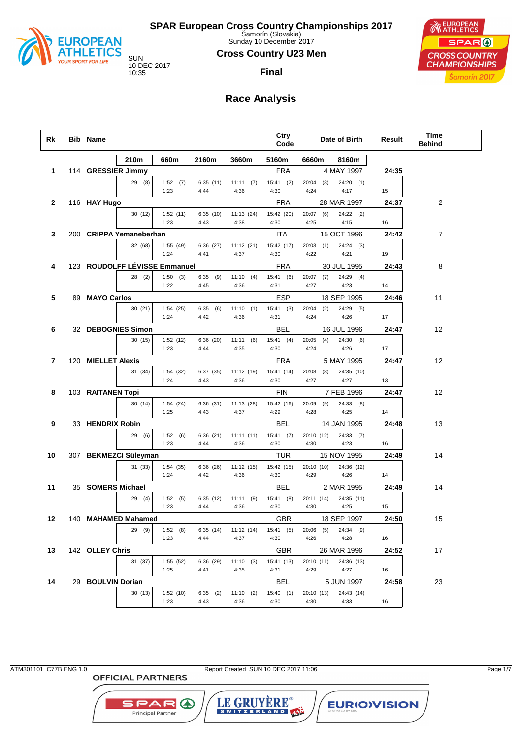# SPAR European Cross Country Championships 2017

Šamorín (Slovakia)
Sunday 10 December 2017

## Cross Country U23 Men

SUN
10 DEC 2017
10:35

**Final**

## Race Analysis

| Rk | Bib | Name | Ctry Code | Date of Birth | Result | Time Behind |
|---|---|---|---|---|---|---|
| 1 | 114 | GRESSIER Jimmy | FRA | 4 MAY 1997 | 24:35 | |
| 2 | 116 | HAY Hugo | FRA | 28 MAR 1997 | 24:37 | 2 |
| 3 | 200 | CRIPPA Yemaneberhan | ITA | 15 OCT 1996 | 24:42 | 7 |
| 4 | 123 | ROUDOLFF LÉVISSE Emmanuel | FRA | 30 JUL 1995 | 24:43 | 8 |
| 5 | 89 | MAYO Carlos | ESP | 18 SEP 1995 | 24:46 | 11 |
| 6 | 32 | DEBOGNIES Simon | BEL | 16 JUL 1996 | 24:47 | 12 |
| 7 | 120 | MIELLET Alexis | FRA | 5 MAY 1995 | 24:47 | 12 |
| 8 | 103 | RAITANEN Topi | FIN | 7 FEB 1996 | 24:47 | 12 |
| 9 | 33 | HENDRIX Robin | BEL | 14 JAN 1995 | 24:48 | 13 |
| 10 | 307 | BEKMEZCI Süleyman | TUR | 15 NOV 1995 | 24:49 | 14 |
| 11 | 35 | SOMERS Michael | BEL | 2 MAR 1995 | 24:49 | 14 |
| 12 | 140 | MAHAMED Mahamed | GBR | 18 SEP 1997 | 24:50 | 15 |
| 13 | 142 | OLLEY Chris | GBR | 26 MAR 1996 | 24:52 | 17 |
| 14 | 29 | BOULVIN Dorian | BEL | 5 JUN 1997 | 24:58 | 23 |

Split times (time (position) / lap time):

| Rk | Name | 210m | 660m | 2160m | 3660m | 5160m | 6660m | 8160m | |
|---|---|---|---|---|---|---|---|---|---|
| 1 | GRESSIER Jimmy | 29 (8) | 1:52 (7) / 1:23 | 6:35 (11) / 4:44 | 11:11 (7) / 4:36 | 15:41 (2) / 4:30 | 20:04 (3) / 4:24 | 24:20 (1) / 4:17 | 15 |
| 2 | HAY Hugo | 30 (12) | 1:52 (11) / 1:23 | 6:35 (10) / 4:43 | 11:13 (24) / 4:38 | 15:42 (20) / 4:30 | 20:07 (6) / 4:25 | 24:22 (2) / 4:15 | 16 |
| 3 | CRIPPA Yemaneberhan | 32 (68) | 1:55 (49) / 1:24 | 6:36 (27) / 4:41 | 11:12 (21) / 4:37 | 15:42 (17) / 4:30 | 20:03 (1) / 4:22 | 24:24 (3) / 4:21 | 19 |
| 4 | ROUDOLFF LÉVISSE Emmanuel | 28 (2) | 1:50 (3) / 1:22 | 6:35 (9) / 4:45 | 11:10 (4) / 4:36 | 15:41 (6) / 4:31 | 20:07 (7) / 4:27 | 24:29 (4) / 4:23 | 14 |
| 5 | MAYO Carlos | 30 (21) | 1:54 (25) / 1:24 | 6:35 (6) / 4:42 | 11:10 (1) / 4:36 | 15:41 (3) / 4:31 | 20:04 (2) / 4:24 | 24:29 (5) / 4:26 | 17 |
| 6 | DEBOGNIES Simon | 30 (15) | 1:52 (12) / 1:23 | 6:36 (20) / 4:44 | 11:11 (6) / 4:35 | 15:41 (4) / 4:30 | 20:05 (4) / 4:24 | 24:30 (6) / 4:26 | 17 |
| 7 | MIELLET Alexis | 31 (34) | 1:54 (32) / 1:24 | 6:37 (35) / 4:43 | 11:12 (19) / 4:36 | 15:41 (14) / 4:30 | 20:08 (8) / 4:27 | 24:35 (10) / 4:27 | 13 |
| 8 | RAITANEN Topi | 30 (14) | 1:54 (24) / 1:25 | 6:36 (31) / 4:43 | 11:13 (28) / 4:37 | 15:42 (16) / 4:29 | 20:09 (9) / 4:28 | 24:33 (8) / 4:25 | 14 |
| 9 | HENDRIX Robin | 29 (6) | 1:52 (6) / 1:23 | 6:36 (21) / 4:44 | 11:11 (11) / 4:36 | 15:41 (7) / 4:30 | 20:10 (12) / 4:30 | 24:33 (7) / 4:23 | 16 |
| 10 | BEKMEZCI Süleyman | 31 (33) | 1:54 (35) / 1:24 | 6:36 (26) / 4:42 | 11:12 (15) / 4:36 | 15:42 (15) / 4:30 | 20:10 (10) / 4:29 | 24:36 (12) / 4:26 | 14 |
| 11 | SOMERS Michael | 29 (4) | 1:52 (5) / 1:23 | 6:35 (12) / 4:44 | 11:11 (9) / 4:36 | 15:41 (8) / 4:30 | 20:11 (14) / 4:30 | 24:35 (11) / 4:25 | 15 |
| 12 | MAHAMED Mahamed | 29 (9) | 1:52 (8) / 1:23 | 6:35 (14) / 4:44 | 11:12 (14) / 4:37 | 15:41 (5) / 4:30 | 20:06 (5) / 4:26 | 24:34 (9) / 4:28 | 16 |
| 13 | OLLEY Chris | 31 (37) | 1:55 (52) / 1:25 | 6:36 (29) / 4:41 | 11:10 (3) / 4:35 | 15:41 (13) / 4:31 | 20:10 (11) / 4:29 | 24:36 (13) / 4:27 | 16 |
| 14 | BOULVIN Dorian | 30 (13) | 1:52 (10) / 1:23 | 6:35 (2) / 4:43 | 11:10 (2) / 4:36 | 15:40 (1) / 4:30 | 20:10 (13) / 4:30 | 24:43 (14) / 4:33 | 16 |

ATM301101_C77B ENG 1.0 Report Created SUN 10 DEC 2017 11:06

OFFICIAL PARTNERS
SPAR Principal Partner · LE GRUYÈRE SWITZERLAND AOP · EUROVISION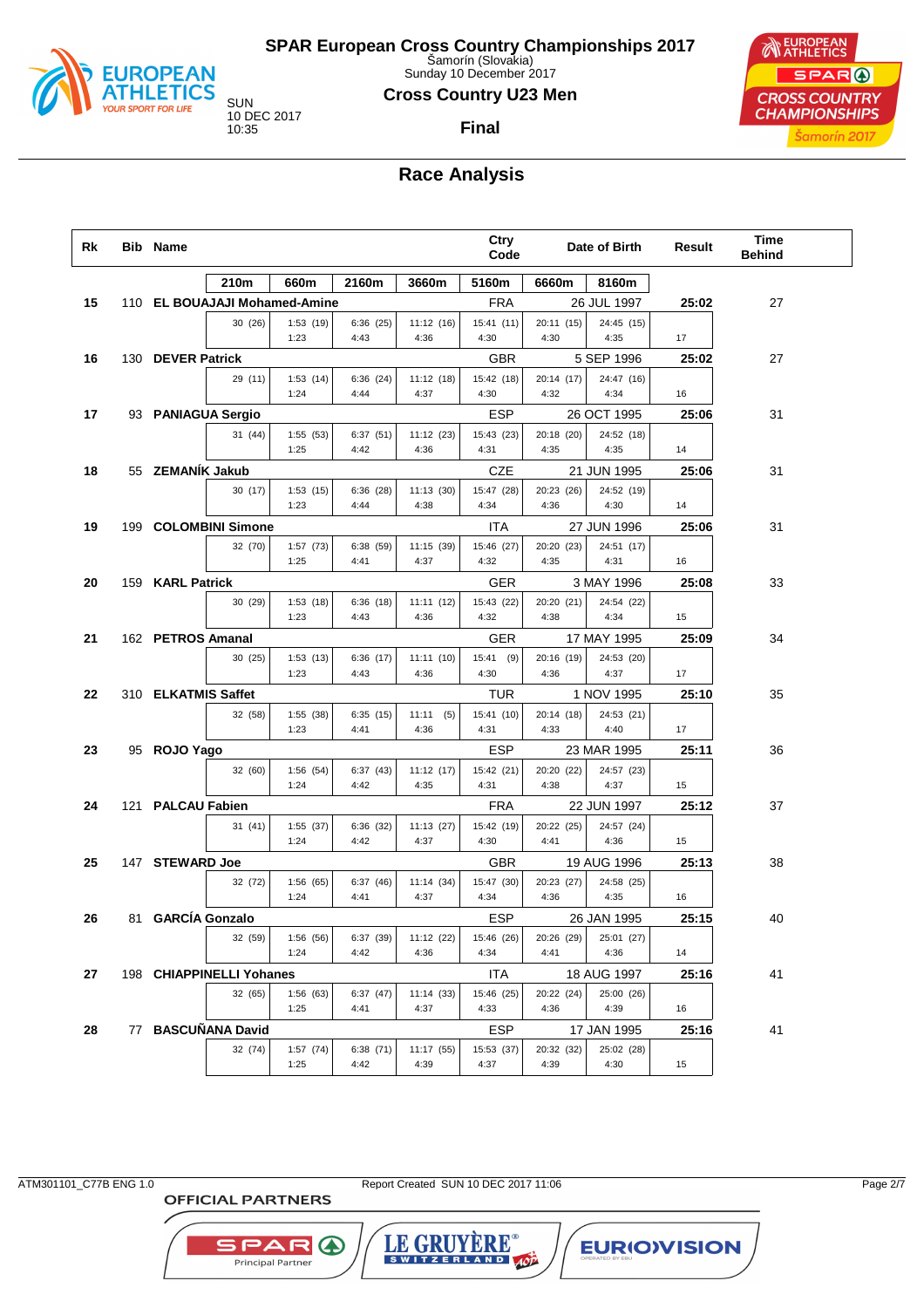# SPAR European Cross Country Championships 2017

Šamorín (Slovakia)
Sunday 10 December 2017

SUN
10 DEC 2017
10:35

## Cross Country U23 Men

### Final

## Race Analysis

| Rk | Bib | Name | Ctry Code | Date of Birth | Result | Time Behind |
|---|---|---|---|---|---|---|

| Rk | Bib | Name | 210m | 660m | 2160m | 3660m | 5160m | 6660m | 8160m | Ctry Code | Date of Birth | Result | Time Behind |
|---|---|---|---|---|---|---|---|---|---|---|---|---|---|
| 15 | 110 | EL BOUAJAJI Mohamed-Amine | 30 (26) | 1:53 (19) / 1:23 | 6:36 (25) / 4:43 | 11:12 (16) / 4:36 | 15:41 (11) / 4:30 | 20:11 (15) / 4:30 | 24:45 (15) / 4:35 | FRA | 26 JUL 1997 | 25:02 (17) | 27 |
| 16 | 130 | DEVER Patrick | 29 (11) | 1:53 (14) / 1:24 | 6:36 (24) / 4:44 | 11:12 (18) / 4:37 | 15:42 (18) / 4:30 | 20:14 (17) / 4:32 | 24:47 (16) / 4:34 | GBR | 5 SEP 1996 | 25:02 (16) | 27 |
| 17 | 93 | PANIAGUA Sergio | 31 (44) | 1:55 (53) / 1:25 | 6:37 (51) / 4:42 | 11:12 (23) / 4:36 | 15:43 (23) / 4:31 | 20:18 (20) / 4:35 | 24:52 (18) / 4:35 | ESP | 26 OCT 1995 | 25:06 (14) | 31 |
| 18 | 55 | ZEMANÍK Jakub | 30 (17) | 1:53 (15) / 1:23 | 6:36 (28) / 4:44 | 11:13 (30) / 4:38 | 15:47 (28) / 4:34 | 20:23 (26) / 4:36 | 24:52 (19) / 4:30 | CZE | 21 JUN 1995 | 25:06 (14) | 31 |
| 19 | 199 | COLOMBINI Simone | 32 (70) | 1:57 (73) / 1:25 | 6:38 (59) / 4:41 | 11:15 (39) / 4:37 | 15:46 (27) / 4:32 | 20:20 (23) / 4:35 | 24:51 (17) / 4:31 | ITA | 27 JUN 1996 | 25:06 (16) | 31 |
| 20 | 159 | KARL Patrick | 30 (29) | 1:53 (18) / 1:23 | 6:36 (18) / 4:43 | 11:11 (12) / 4:36 | 15:43 (22) / 4:32 | 20:20 (21) / 4:38 | 24:54 (22) / 4:34 | GER | 3 MAY 1996 | 25:08 (15) | 33 |
| 21 | 162 | PETROS Amanal | 30 (25) | 1:53 (13) / 1:23 | 6:36 (17) / 4:43 | 11:11 (10) / 4:36 | 15:41 (9) / 4:30 | 20:16 (19) / 4:36 | 24:53 (20) / 4:37 | GER | 17 MAY 1995 | 25:09 (17) | 34 |
| 22 | 310 | ELKATMIS Saffet | 32 (58) | 1:55 (38) / 1:23 | 6:35 (15) / 4:41 | 11:11 (5) / 4:36 | 15:41 (10) / 4:31 | 20:14 (18) / 4:33 | 24:53 (21) / 4:40 | TUR | 1 NOV 1995 | 25:10 (17) | 35 |
| 23 | 95 | ROJO Yago | 32 (60) | 1:56 (54) / 1:24 | 6:37 (43) / 4:42 | 11:12 (17) / 4:35 | 15:42 (21) / 4:31 | 20:20 (22) / 4:38 | 24:57 (23) / 4:37 | ESP | 23 MAR 1995 | 25:11 (15) | 36 |
| 24 | 121 | PALCAU Fabien | 31 (41) | 1:55 (37) / 1:24 | 6:36 (32) / 4:42 | 11:13 (27) / 4:37 | 15:42 (19) / 4:30 | 20:22 (25) / 4:41 | 24:57 (24) / 4:36 | FRA | 22 JUN 1997 | 25:12 (15) | 37 |
| 25 | 147 | STEWARD Joe | 32 (72) | 1:56 (65) / 1:24 | 6:37 (46) / 4:41 | 11:14 (34) / 4:37 | 15:47 (30) / 4:34 | 20:23 (27) / 4:36 | 24:58 (25) / 4:35 | GBR | 19 AUG 1996 | 25:13 (16) | 38 |
| 26 | 81 | GARCÍA Gonzalo | 32 (59) | 1:56 (56) / 1:24 | 6:37 (39) / 4:42 | 11:12 (22) / 4:36 | 15:46 (26) / 4:34 | 20:26 (29) / 4:41 | 25:01 (27) / 4:36 | ESP | 26 JAN 1995 | 25:15 (14) | 40 |
| 27 | 198 | CHIAPPINELLI Yohanes | 32 (65) | 1:56 (63) / 1:25 | 6:37 (47) / 4:41 | 11:14 (33) / 4:37 | 15:46 (25) / 4:33 | 20:22 (24) / 4:36 | 25:00 (26) / 4:39 | ITA | 18 AUG 1997 | 25:16 (16) | 41 |
| 28 | 77 | BASCUÑANA David | 32 (74) | 1:57 (74) / 1:25 | 6:38 (71) / 4:42 | 11:17 (55) / 4:39 | 15:53 (37) / 4:37 | 20:32 (32) / 4:39 | 25:02 (28) / 4:30 | ESP | 17 JAN 1995 | 25:16 (15) | 41 |

ATM301101_C77B ENG 1.0 — Report Created SUN 10 DEC 2017 11:06

OFFICIAL PARTNERS: SPAR Principal Partner, LE GRUYÈRE SWITZERLAND AOP, EUROVISION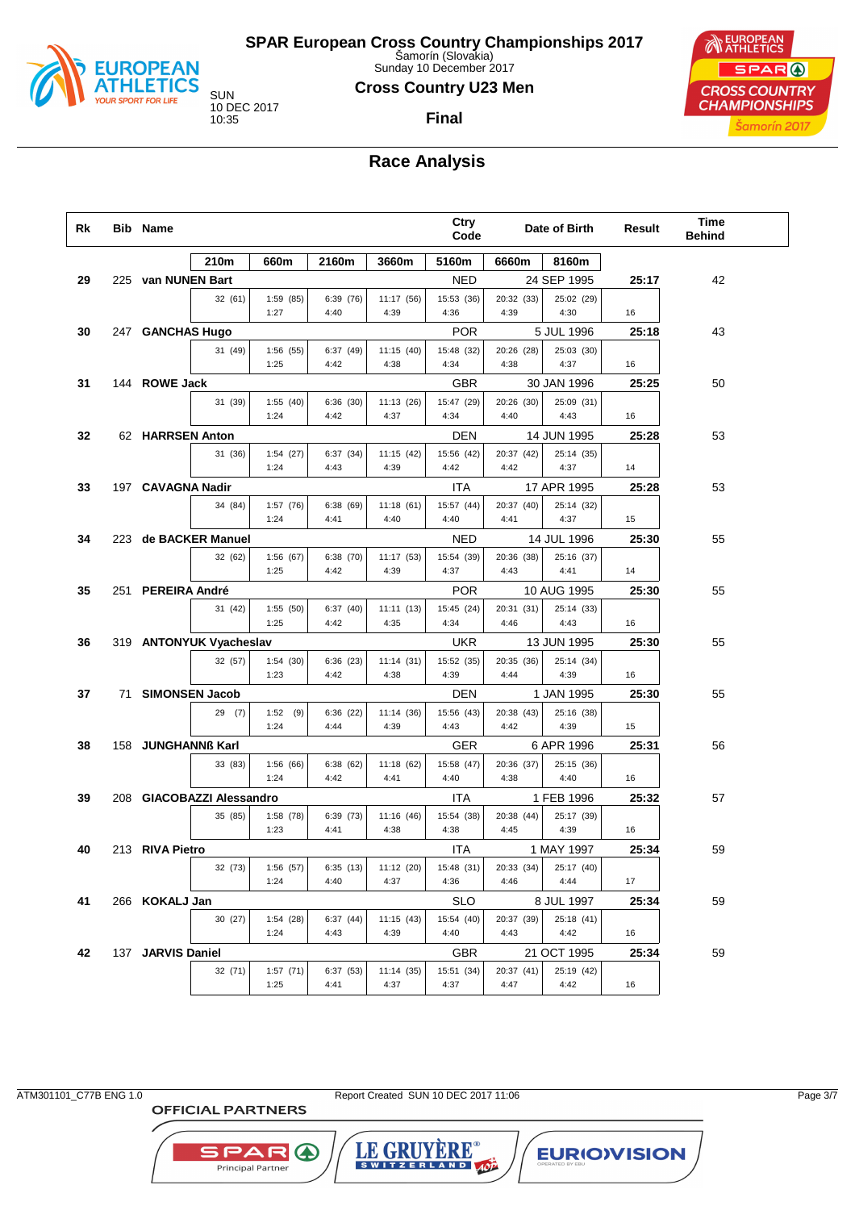# SPAR European Cross Country Championships 2017

Šamorín (Slovakia)
Sunday 10 December 2017

SUN
10 DEC 2017
10:35

## Cross Country U23 Men

### Final

## Race Analysis

| Rk | Bib | Name | Ctry Code | Date of Birth | Result | Time Behind |
|---|---|---|---|---|---|---|
| | | | 210m / 660m / 2160m / 3660m / 5160m / 6660m / 8160m | | | |
| 29 | 225 | van NUNEN Bart | NED | 24 SEP 1995 | 25:17 | 42 |
| | | 32 (61) / 1:59 (85) 1:27 / 6:39 (76) 4:40 / 11:17 (56) 4:39 / 15:53 (36) 4:36 / 20:32 (33) 4:39 / 25:02 (29) 4:30 / 16 | | | | |
| 30 | 247 | GANCHAS Hugo | POR | 5 JUL 1996 | 25:18 | 43 |
| | | 31 (49) / 1:56 (55) 1:25 / 6:37 (49) 4:42 / 11:15 (40) 4:38 / 15:48 (32) 4:34 / 20:26 (28) 4:38 / 25:03 (30) 4:37 / 16 | | | | |
| 31 | 144 | ROWE Jack | GBR | 30 JAN 1996 | 25:25 | 50 |
| | | 31 (39) / 1:55 (40) 1:24 / 6:36 (30) 4:42 / 11:13 (26) 4:37 / 15:47 (29) 4:34 / 20:26 (30) 4:40 / 25:09 (31) 4:43 / 16 | | | | |
| 32 | 62 | HARRSEN Anton | DEN | 14 JUN 1995 | 25:28 | 53 |
| | | 31 (36) / 1:54 (27) 1:24 / 6:37 (34) 4:43 / 11:15 (42) 4:39 / 15:56 (42) 4:42 / 20:37 (42) 4:42 / 25:14 (35) 4:37 / 14 | | | | |
| 33 | 197 | CAVAGNA Nadir | ITA | 17 APR 1995 | 25:28 | 53 |
| | | 34 (84) / 1:57 (76) 1:24 / 6:38 (69) 4:41 / 11:18 (61) 4:40 / 15:57 (44) 4:40 / 20:37 (40) 4:41 / 25:14 (32) 4:37 / 15 | | | | |
| 34 | 223 | de BACKER Manuel | NED | 14 JUL 1996 | 25:30 | 55 |
| | | 32 (62) / 1:56 (67) 1:25 / 6:38 (70) 4:42 / 11:17 (53) 4:39 / 15:54 (39) 4:37 / 20:36 (38) 4:43 / 25:16 (37) 4:41 / 14 | | | | |
| 35 | 251 | PEREIRA André | POR | 10 AUG 1995 | 25:30 | 55 |
| | | 31 (42) / 1:55 (50) 1:25 / 6:37 (40) 4:42 / 11:11 (13) 4:35 / 15:45 (24) 4:34 / 20:31 (31) 4:46 / 25:14 (33) 4:43 / 16 | | | | |
| 36 | 319 | ANTONYUK Vyacheslav | UKR | 13 JUN 1995 | 25:30 | 55 |
| | | 32 (57) / 1:54 (30) 1:23 / 6:36 (23) 4:42 / 11:14 (31) 4:38 / 15:52 (35) 4:39 / 20:35 (36) 4:44 / 25:14 (34) 4:39 / 16 | | | | |
| 37 | 71 | SIMONSEN Jacob | DEN | 1 JAN 1995 | 25:30 | 55 |
| | | 29 (7) / 1:52 (9) 1:24 / 6:36 (22) 4:44 / 11:14 (36) 4:39 / 15:56 (43) 4:43 / 20:38 (43) 4:42 / 25:16 (38) 4:39 / 15 | | | | |
| 38 | 158 | JUNGHANNß Karl | GER | 6 APR 1996 | 25:31 | 56 |
| | | 33 (83) / 1:56 (66) 1:24 / 6:38 (62) 4:42 / 11:18 (62) 4:41 / 15:58 (47) 4:40 / 20:36 (37) 4:38 / 25:15 (36) 4:40 / 16 | | | | |
| 39 | 208 | GIACOBAZZI Alessandro | ITA | 1 FEB 1996 | 25:32 | 57 |
| | | 35 (85) / 1:58 (78) 1:23 / 6:39 (73) 4:41 / 11:16 (46) 4:38 / 15:54 (38) 4:38 / 20:38 (44) 4:45 / 25:17 (39) 4:39 / 16 | | | | |
| 40 | 213 | RIVA Pietro | ITA | 1 MAY 1997 | 25:34 | 59 |
| | | 32 (73) / 1:56 (57) 1:24 / 6:35 (13) 4:40 / 11:12 (20) 4:37 / 15:48 (31) 4:36 / 20:33 (34) 4:46 / 25:17 (40) 4:44 / 17 | | | | |
| 41 | 266 | KOKALJ Jan | SLO | 8 JUL 1997 | 25:34 | 59 |
| | | 30 (27) / 1:54 (28) 1:24 / 6:37 (44) 4:43 / 11:15 (43) 4:39 / 15:54 (40) 4:40 / 20:37 (39) 4:43 / 25:18 (41) 4:42 / 16 | | | | |
| 42 | 137 | JARVIS Daniel | GBR | 21 OCT 1995 | 25:34 | 59 |
| | | 32 (71) / 1:57 (71) 1:25 / 6:37 (53) 4:41 / 11:14 (35) 4:37 / 15:51 (34) 4:37 / 20:37 (41) 4:47 / 25:19 (42) 4:42 / 16 | | | | |

ATM301101_C77B ENG 1.0 Report Created SUN 10 DEC 2017 11:06

OFFICIAL PARTNERS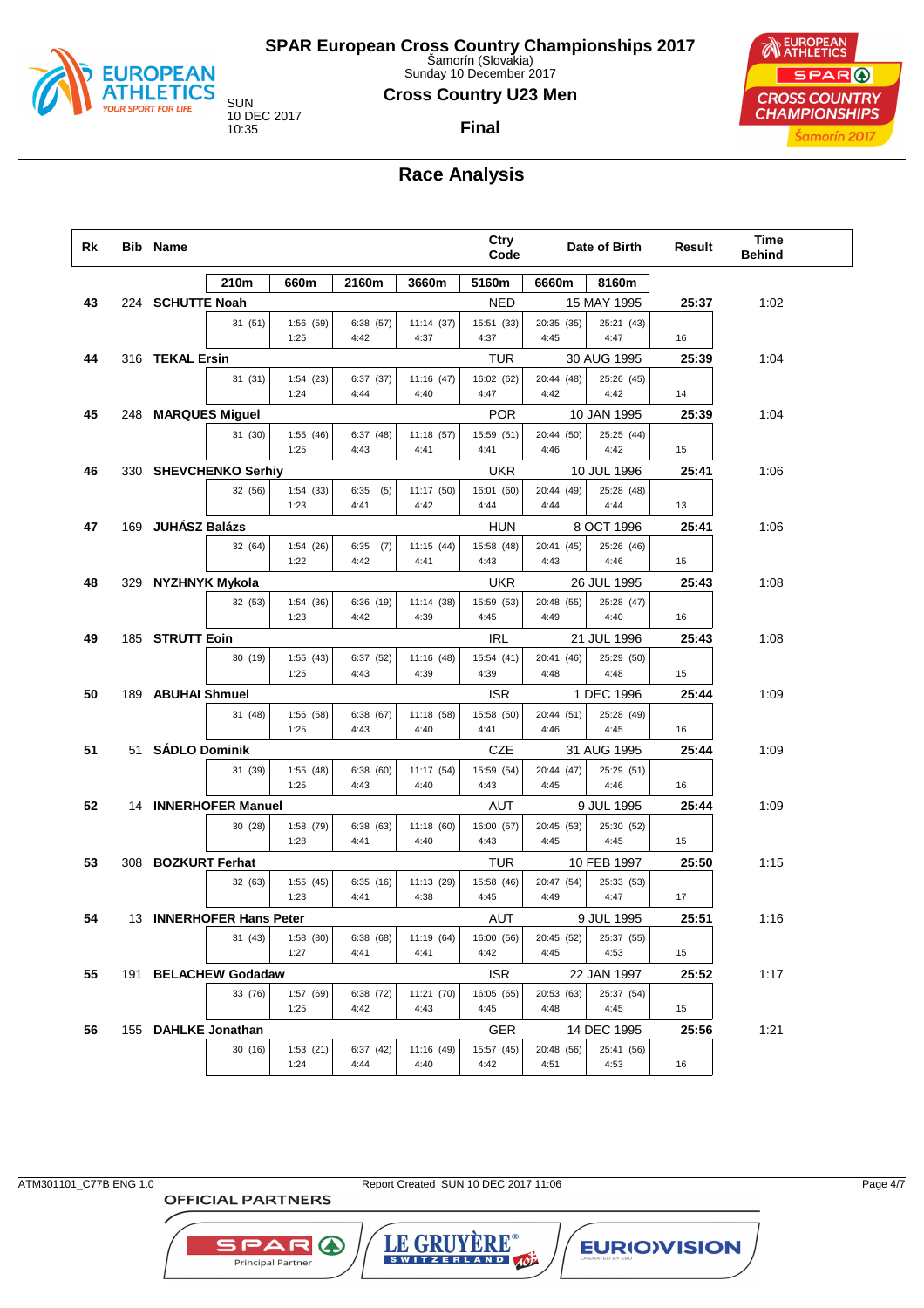# SPAR European Cross Country Championships 2017

Šamorín (Slovakia)
Sunday 10 December 2017

SUN
10 DEC 2017
10:35

## Cross Country U23 Men

### Final

## Race Analysis

| Rk | Bib | Name | 210m | 660m | 2160m | 3660m | 5160m | 6660m | 8160m | Ctry Code | Date of Birth | Result | Time Behind |
|---|---|---|---|---|---|---|---|---|---|---|---|---|---|
| 43 | 224 | SCHUTTE Noah | 31 (51) | 1:56 (59) 1:25 | 6:38 (57) 4:42 | 11:14 (37) 4:37 | 15:51 (33) 4:37 | 20:35 (35) 4:45 | 25:21 (43) 4:47 | NED | 15 MAY 1995 | 25:37 16 | 1:02 |
| 44 | 316 | TEKAL Ersin | 31 (31) | 1:54 (23) 1:24 | 6:37 (37) 4:44 | 11:16 (47) 4:40 | 16:02 (62) 4:47 | 20:44 (48) 4:42 | 25:26 (45) 4:42 | TUR | 30 AUG 1995 | 25:39 14 | 1:04 |
| 45 | 248 | MARQUES Miguel | 31 (30) | 1:55 (46) 1:25 | 6:37 (48) 4:43 | 11:18 (57) 4:41 | 15:59 (51) 4:41 | 20:44 (50) 4:46 | 25:25 (44) 4:42 | POR | 10 JAN 1995 | 25:39 15 | 1:04 |
| 46 | 330 | SHEVCHENKO Serhiy | 32 (56) | 1:54 (33) 1:23 | 6:35 (5) 4:41 | 11:17 (50) 4:42 | 16:01 (60) 4:44 | 20:44 (49) 4:44 | 25:28 (48) 4:44 | UKR | 10 JUL 1996 | 25:41 13 | 1:06 |
| 47 | 169 | JUHÁSZ Balázs | 32 (64) | 1:54 (26) 1:22 | 6:35 (7) 4:42 | 11:15 (44) 4:41 | 15:58 (48) 4:43 | 20:41 (45) 4:43 | 25:26 (46) 4:46 | HUN | 8 OCT 1996 | 25:41 15 | 1:06 |
| 48 | 329 | NYZHNYK Mykola | 32 (53) | 1:54 (36) 1:23 | 6:36 (19) 4:42 | 11:14 (38) 4:39 | 15:59 (53) 4:45 | 20:48 (55) 4:49 | 25:28 (47) 4:40 | UKR | 26 JUL 1995 | 25:43 16 | 1:08 |
| 49 | 185 | STRUTT Eoin | 30 (19) | 1:55 (43) 1:25 | 6:37 (52) 4:43 | 11:16 (48) 4:39 | 15:54 (41) 4:39 | 20:41 (46) 4:48 | 25:29 (50) 4:48 | IRL | 21 JUL 1996 | 25:43 15 | 1:08 |
| 50 | 189 | ABUHAI Shmuel | 31 (48) | 1:56 (58) 1:25 | 6:38 (67) 4:43 | 11:18 (58) 4:40 | 15:58 (50) 4:41 | 20:44 (51) 4:46 | 25:28 (49) 4:45 | ISR | 1 DEC 1996 | 25:44 16 | 1:09 |
| 51 | 51 | SÁDLO Dominik | 31 (39) | 1:55 (48) 1:25 | 6:38 (60) 4:43 | 11:17 (54) 4:40 | 15:59 (54) 4:43 | 20:44 (47) 4:45 | 25:29 (51) 4:46 | CZE | 31 AUG 1995 | 25:44 16 | 1:09 |
| 52 | 14 | INNERHOFER Manuel | 30 (28) | 1:58 (79) 1:28 | 6:38 (63) 4:41 | 11:18 (60) 4:40 | 16:00 (57) 4:43 | 20:45 (53) 4:45 | 25:30 (52) 4:45 | AUT | 9 JUL 1995 | 25:44 15 | 1:09 |
| 53 | 308 | BOZKURT Ferhat | 32 (63) | 1:55 (45) 1:23 | 6:35 (16) 4:41 | 11:13 (29) 4:38 | 15:58 (46) 4:45 | 20:47 (54) 4:49 | 25:33 (53) 4:47 | TUR | 10 FEB 1997 | 25:50 17 | 1:15 |
| 54 | 13 | INNERHOFER Hans Peter | 31 (43) | 1:58 (80) 1:27 | 6:38 (68) 4:41 | 11:19 (64) 4:41 | 16:00 (56) 4:42 | 20:45 (52) 4:45 | 25:37 (55) 4:53 | AUT | 9 JUL 1995 | 25:51 15 | 1:16 |
| 55 | 191 | BELACHEW Godadaw | 33 (76) | 1:57 (69) 1:25 | 6:38 (72) 4:42 | 11:21 (70) 4:43 | 16:05 (65) 4:45 | 20:53 (63) 4:48 | 25:37 (54) 4:45 | ISR | 22 JAN 1997 | 25:52 15 | 1:17 |
| 56 | 155 | DAHLKE Jonathan | 30 (16) | 1:53 (21) 1:24 | 6:37 (42) 4:44 | 11:16 (49) 4:40 | 15:57 (45) 4:42 | 20:48 (56) 4:51 | 25:41 (56) 4:53 | GER | 14 DEC 1995 | 25:56 16 | 1:21 |

ATM301101_C77B ENG 1.0 Report Created SUN 10 DEC 2017 11:06

OFFICIAL PARTNERS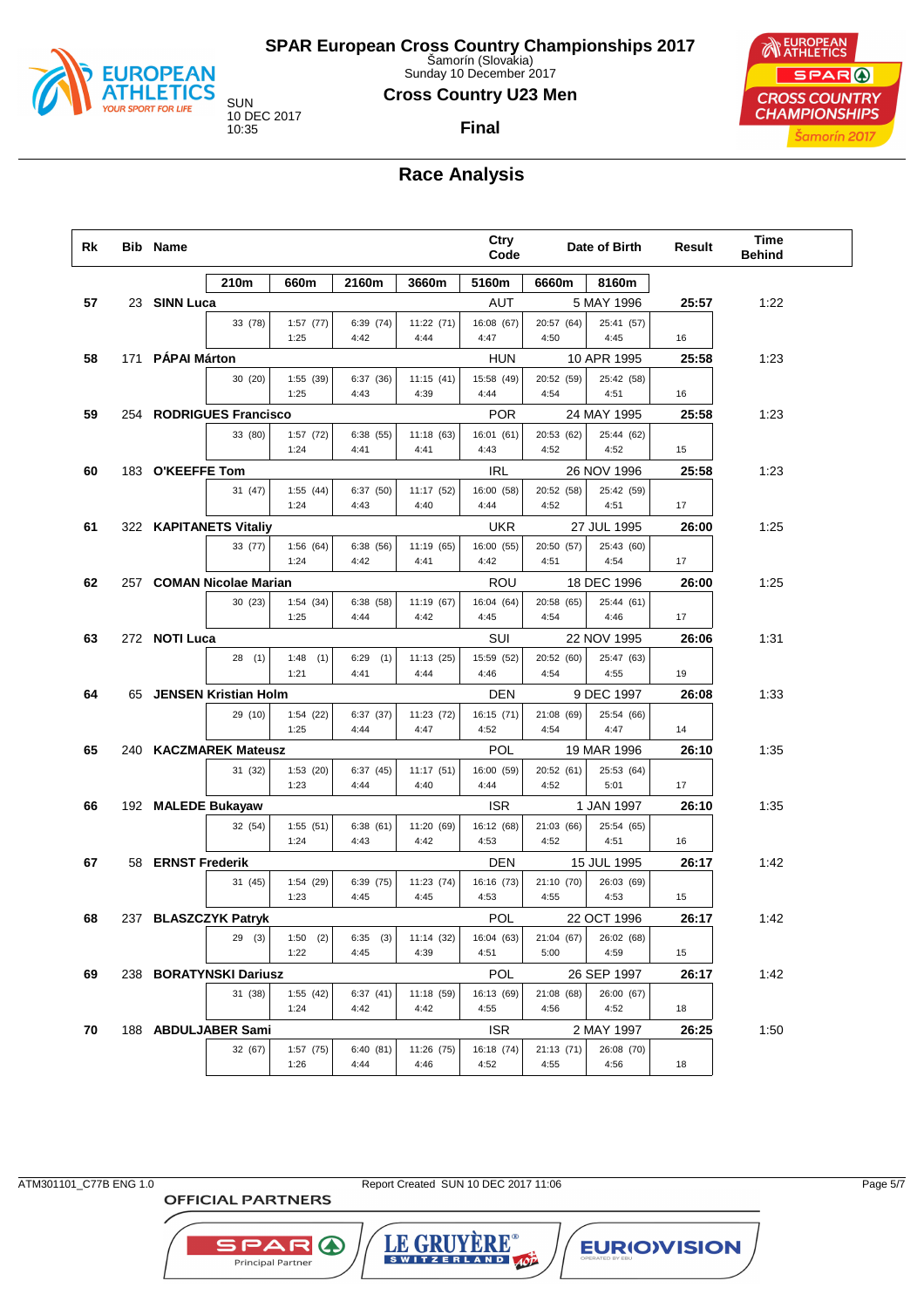# SPAR European Cross Country Championships 2017

Šamorín (Slovakia)
Sunday 10 December 2017

SUN
10 DEC 2017
10:35

## Cross Country U23 Men

**Final**

## Race Analysis

| Rk | Bib | Name | Ctry Code | Date of Birth | Result | Time Behind |
|---|---|---|---|---|---|---|

| 210m | 660m | 2160m | 3660m | 5160m | 6660m | 8160m | |
|---|---|---|---|---|---|---|---|
| **57** 23 **SINN Luca** AUT 5 MAY 1996 **25:57** 1:22 | | | | | | | |
| 33 (78) | 1:57 (77) / 1:25 | 6:39 (74) / 4:42 | 11:22 (71) / 4:44 | 16:08 (67) / 4:47 | 20:57 (64) / 4:50 | 25:41 (57) / 4:45 | 16 |
| **58** 171 **PÁPAI Márton** HUN 10 APR 1995 **25:58** 1:23 | | | | | | | |
| 30 (20) | 1:55 (39) / 1:25 | 6:37 (36) / 4:43 | 11:15 (41) / 4:39 | 15:58 (49) / 4:44 | 20:52 (59) / 4:54 | 25:42 (58) / 4:51 | 16 |
| **59** 254 **RODRIGUES Francisco** POR 24 MAY 1995 **25:58** 1:23 | | | | | | | |
| 33 (80) | 1:57 (72) / 1:24 | 6:38 (55) / 4:41 | 11:18 (63) / 4:41 | 16:01 (61) / 4:43 | 20:53 (62) / 4:52 | 25:44 (62) / 4:52 | 15 |
| **60** 183 **O'KEEFFE Tom** IRL 26 NOV 1996 **25:58** 1:23 | | | | | | | |
| 31 (47) | 1:55 (44) / 1:24 | 6:37 (50) / 4:43 | 11:17 (52) / 4:40 | 16:00 (58) / 4:44 | 20:52 (58) / 4:52 | 25:42 (59) / 4:51 | 17 |
| **61** 322 **KAPITANETS Vitaliy** UKR 27 JUL 1995 **26:00** 1:25 | | | | | | | |
| 33 (77) | 1:56 (64) / 1:24 | 6:38 (56) / 4:42 | 11:19 (65) / 4:41 | 16:00 (55) / 4:42 | 20:50 (57) / 4:51 | 25:43 (60) / 4:54 | 17 |
| **62** 257 **COMAN Nicolae Marian** ROU 18 DEC 1996 **26:00** 1:25 | | | | | | | |
| 30 (23) | 1:54 (34) / 1:25 | 6:38 (58) / 4:44 | 11:19 (67) / 4:42 | 16:04 (64) / 4:45 | 20:58 (65) / 4:54 | 25:44 (61) / 4:46 | 17 |
| **63** 272 **NOTI Luca** SUI 22 NOV 1995 **26:06** 1:31 | | | | | | | |
| 28 (1) | 1:48 (1) / 1:21 | 6:29 (1) / 4:41 | 11:13 (25) / 4:44 | 15:59 (52) / 4:46 | 20:52 (60) / 4:54 | 25:47 (63) / 4:55 | 19 |
| **64** 65 **JENSEN Kristian Holm** DEN 9 DEC 1997 **26:08** 1:33 | | | | | | | |
| 29 (10) | 1:54 (22) / 1:25 | 6:37 (37) / 4:44 | 11:23 (72) / 4:47 | 16:15 (71) / 4:52 | 21:08 (69) / 4:54 | 25:54 (66) / 4:47 | 14 |
| **65** 240 **KACZMAREK Mateusz** POL 19 MAR 1996 **26:10** 1:35 | | | | | | | |
| 31 (32) | 1:53 (20) / 1:23 | 6:37 (45) / 4:44 | 11:17 (51) / 4:40 | 16:00 (59) / 4:44 | 20:52 (61) / 4:52 | 25:53 (64) / 5:01 | 17 |
| **66** 192 **MALEDE Bukayaw** ISR 1 JAN 1997 **26:10** 1:35 | | | | | | | |
| 32 (54) | 1:55 (51) / 1:24 | 6:38 (61) / 4:43 | 11:20 (69) / 4:42 | 16:12 (68) / 4:53 | 21:03 (66) / 4:52 | 25:54 (65) / 4:51 | 16 |
| **67** 58 **ERNST Frederik** DEN 15 JUL 1995 **26:17** 1:42 | | | | | | | |
| 31 (45) | 1:54 (29) / 1:23 | 6:39 (75) / 4:45 | 11:23 (74) / 4:45 | 16:16 (73) / 4:53 | 21:10 (70) / 4:55 | 26:03 (69) / 4:53 | 15 |
| **68** 237 **BLASZCZYK Patryk** POL 22 OCT 1996 **26:17** 1:42 | | | | | | | |
| 29 (3) | 1:50 (2) / 1:22 | 6:35 (3) / 4:45 | 11:14 (32) / 4:39 | 16:04 (63) / 4:51 | 21:04 (67) / 5:00 | 26:02 (68) / 4:59 | 15 |
| **69** 238 **BORATYNSKI Dariusz** POL 26 SEP 1997 **26:17** 1:42 | | | | | | | |
| 31 (38) | 1:55 (42) / 1:24 | 6:37 (41) / 4:42 | 11:18 (59) / 4:42 | 16:13 (69) / 4:55 | 21:08 (68) / 4:56 | 26:00 (67) / 4:52 | 18 |
| **70** 188 **ABDULJABER Sami** ISR 2 MAY 1997 **26:25** 1:50 | | | | | | | |
| 32 (67) | 1:57 (75) / 1:26 | 6:40 (81) / 4:44 | 11:26 (75) / 4:46 | 16:18 (74) / 4:52 | 21:13 (71) / 4:55 | 26:08 (70) / 4:56 | 18 |

ATM301101_C77B ENG 1.0 Report Created SUN 10 DEC 2017 11:06

OFFICIAL PARTNERS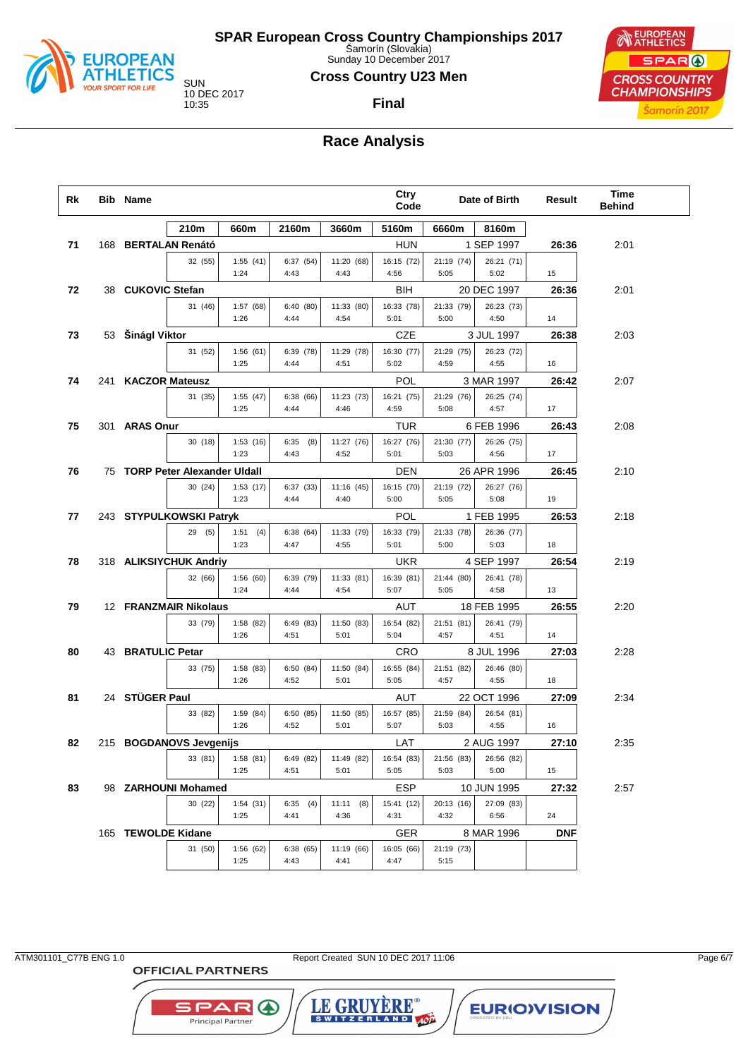# SPAR European Cross Country Championships 2017

Šamorín (Slovakia)
Sunday 10 December 2017

SUN
10 DEC 2017
10:35

## Cross Country U23 Men

**Final**

## Race Analysis

| Rk | Bib | Name | Ctry Code | Date of Birth | Result | Time Behind |
|---|---|---|---|---|---|---|
| 71 | 168 | BERTALAN Renátó | HUN | 1 SEP 1997 | 26:36 | 2:01 |
| 72 | 38 | CUKOVIC Stefan | BIH | 20 DEC 1997 | 26:36 | 2:01 |
| 73 | 53 | Šinágl Viktor | CZE | 3 JUL 1997 | 26:38 | 2:03 |
| 74 | 241 | KACZOR Mateusz | POL | 3 MAR 1997 | 26:42 | 2:07 |
| 75 | 301 | ARAS Onur | TUR | 6 FEB 1996 | 26:43 | 2:08 |
| 76 | 75 | TORP Peter Alexander Uldall | DEN | 26 APR 1996 | 26:45 | 2:10 |
| 77 | 243 | STYPULKOWSKI Patryk | POL | 1 FEB 1995 | 26:53 | 2:18 |
| 78 | 318 | ALIKSIYCHUK Andriy | UKR | 4 SEP 1997 | 26:54 | 2:19 |
| 79 | 12 | FRANZMAIR Nikolaus | AUT | 18 FEB 1995 | 26:55 | 2:20 |
| 80 | 43 | BRATULIC Petar | CRO | 8 JUL 1996 | 27:03 | 2:28 |
| 81 | 24 | STÜGER Paul | AUT | 22 OCT 1996 | 27:09 | 2:34 |
| 82 | 215 | BOGDANOVS Jevgenijs | LAT | 2 AUG 1997 | 27:10 | 2:35 |
| 83 | 98 | ZARHOUNI Mohamed | ESP | 10 JUN 1995 | 27:32 | 2:57 |
| | 165 | TEWOLDE Kidane | GER | 8 MAR 1996 | DNF | |

Split times (time (position) / lap time) and last column:

| Rk | Bib | Name | 210m | 660m | 2160m | 3660m | 5160m | 6660m | 8160m | |
|---|---|---|---|---|---|---|---|---|---|---|
| 71 | 168 | BERTALAN Renátó | 32 (55) | 1:55 (41) / 1:24 | 6:37 (54) / 4:43 | 11:20 (68) / 4:43 | 16:15 (72) / 4:56 | 21:19 (74) / 5:05 | 26:21 (71) / 5:02 | 15 |
| 72 | 38 | CUKOVIC Stefan | 31 (46) | 1:57 (68) / 1:26 | 6:40 (80) / 4:44 | 11:33 (80) / 4:54 | 16:33 (78) / 5:01 | 21:33 (79) / 5:00 | 26:23 (73) / 4:50 | 14 |
| 73 | 53 | Šinágl Viktor | 31 (52) | 1:56 (61) / 1:25 | 6:39 (78) / 4:44 | 11:29 (78) / 4:51 | 16:30 (77) / 5:02 | 21:29 (75) / 4:59 | 26:23 (72) / 4:55 | 16 |
| 74 | 241 | KACZOR Mateusz | 31 (35) | 1:55 (47) / 1:25 | 6:38 (66) / 4:44 | 11:23 (73) / 4:46 | 16:21 (75) / 4:59 | 21:29 (76) / 5:08 | 26:25 (74) / 4:57 | 17 |
| 75 | 301 | ARAS Onur | 30 (18) | 1:53 (16) / 1:23 | 6:35 (8) / 4:43 | 11:27 (76) / 4:52 | 16:27 (76) / 5:01 | 21:30 (77) / 5:03 | 26:26 (75) / 4:56 | 17 |
| 76 | 75 | TORP Peter Alexander Uldall | 30 (24) | 1:53 (17) / 1:23 | 6:37 (33) / 4:44 | 11:16 (45) / 4:40 | 16:15 (70) / 5:00 | 21:19 (72) / 5:05 | 26:27 (76) / 5:08 | 19 |
| 77 | 243 | STYPULKOWSKI Patryk | 29 (5) | 1:51 (4) / 1:23 | 6:38 (64) / 4:47 | 11:33 (79) / 4:55 | 16:33 (79) / 5:01 | 21:33 (78) / 5:00 | 26:36 (77) / 5:03 | 18 |
| 78 | 318 | ALIKSIYCHUK Andriy | 32 (66) | 1:56 (60) / 1:24 | 6:39 (79) / 4:44 | 11:33 (81) / 4:54 | 16:39 (81) / 5:07 | 21:44 (80) / 5:05 | 26:41 (78) / 4:58 | 13 |
| 79 | 12 | FRANZMAIR Nikolaus | 33 (79) | 1:58 (82) / 1:26 | 6:49 (83) / 4:51 | 11:50 (83) / 5:01 | 16:54 (82) / 5:04 | 21:51 (81) / 4:57 | 26:41 (79) / 4:51 | 14 |
| 80 | 43 | BRATULIC Petar | 33 (75) | 1:58 (83) / 1:26 | 6:50 (84) / 4:52 | 11:50 (84) / 5:01 | 16:55 (84) / 5:05 | 21:51 (82) / 4:57 | 26:46 (80) / 4:55 | 18 |
| 81 | 24 | STÜGER Paul | 33 (82) | 1:59 (84) / 1:26 | 6:50 (85) / 4:52 | 11:50 (85) / 5:01 | 16:57 (85) / 5:07 | 21:59 (84) / 5:03 | 26:54 (81) / 4:55 | 16 |
| 82 | 215 | BOGDANOVS Jevgenijs | 33 (81) | 1:58 (81) / 1:25 | 6:49 (82) / 4:51 | 11:49 (82) / 5:01 | 16:54 (83) / 5:05 | 21:56 (83) / 5:03 | 26:56 (82) / 5:00 | 15 |
| 83 | 98 | ZARHOUNI Mohamed | 30 (22) | 1:54 (31) / 1:25 | 6:35 (4) / 4:41 | 11:11 (8) / 4:36 | 15:41 (12) / 4:31 | 20:13 (16) / 4:32 | 27:09 (83) / 6:56 | 24 |
| | 165 | TEWOLDE Kidane | 31 (50) | 1:56 (62) / 1:25 | 6:38 (65) / 4:43 | 11:19 (66) / 4:41 | 16:05 (66) / 4:47 | 21:19 (73) / 5:15 | | |

ATM301101_C77B ENG 1.0 — Report Created SUN 10 DEC 2017 11:06

OFFICIAL PARTNERS: SPAR Principal Partner, LE GRUYÈRE SWITZERLAND, EUROVISION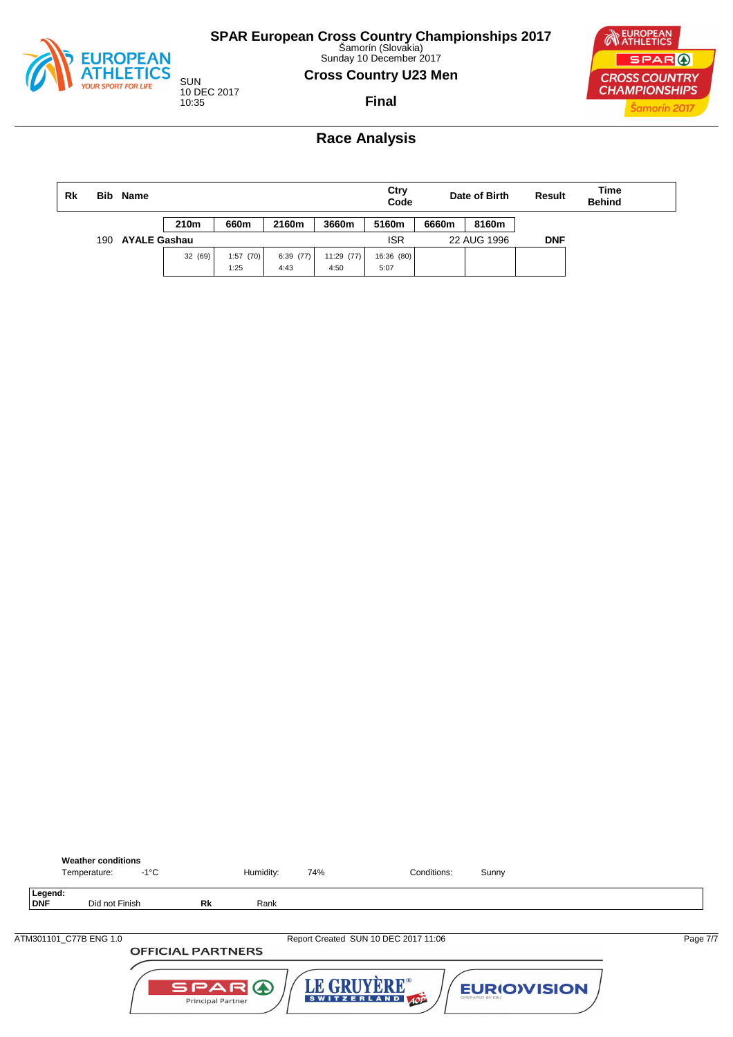# SPAR European Cross Country Championships 2017

Šamorín (Slovakia)
Sunday 10 December 2017

SUN
10 DEC 2017
10:35

## Cross Country U23 Men

### Final

## Race Analysis

| Rk | Bib | Name | Ctry Code | Date of Birth | Result | Time Behind |
|---|---|---|---|---|---|---|
| | 190 | **AYALE Gashau** | ISR | 22 AUG 1996 | **DNF** | |

| 210m | 660m | 2160m | 3660m | 5160m | 6660m | 8160m |
|---|---|---|---|---|---|---|
| 32 (69) | 1:57 (70) 1:25 | 6:39 (77) 4:43 | 11:29 (77) 4:50 | 16:36 (80) 5:07 | | |

**Weather conditions**

Temperature: -1°C Humidity: 74% Conditions: Sunny

**Legend:**

| | | | |
|---|---|---|---|
| **DNF** | Did not Finish | **Rk** | Rank |

ATM301101_C77B ENG 1.0 Report Created SUN 10 DEC 2017 11:06

OFFICIAL PARTNERS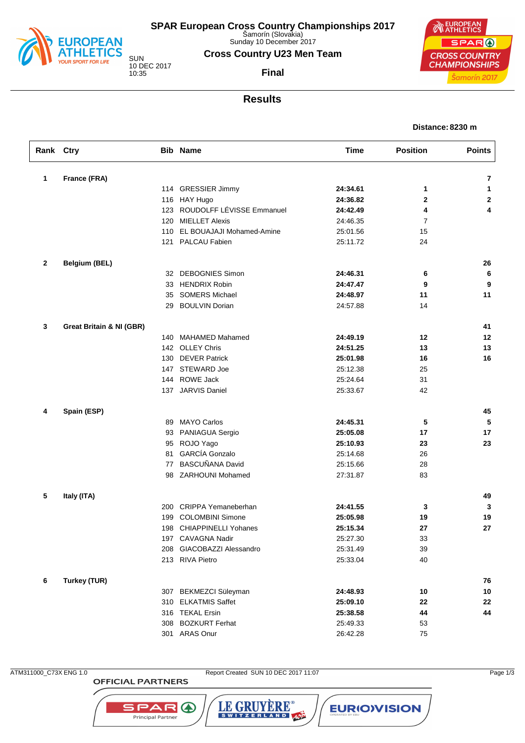# SPAR European Cross Country Championships 2017

Šamorín (Slovakia)
Sunday 10 December 2017

SUN
10 DEC 2017
10:35

## Cross Country U23 Men Team

### Final

## Results

**Distance: 8230 m**

| Rank | Ctry | Bib | Name | Time | Position | Points |
|---|---|---|---|---|---|---|
| **1** | **France (FRA)** | | | | | **7** |
| | | 114 | GRESSIER Jimmy | **24:34.61** | **1** | **1** |
| | | 116 | HAY Hugo | **24:36.82** | **2** | **2** |
| | | 123 | ROUDOLFF LÉVISSE Emmanuel | **24:42.49** | **4** | **4** |
| | | 120 | MIELLET Alexis | 24:46.35 | 7 | |
| | | 110 | EL BOUAJAJI Mohamed-Amine | 25:01.56 | 15 | |
| | | 121 | PALCAU Fabien | 25:11.72 | 24 | |
| **2** | **Belgium (BEL)** | | | | | **26** |
| | | 32 | DEBOGNIES Simon | **24:46.31** | **6** | **6** |
| | | 33 | HENDRIX Robin | **24:47.47** | **9** | **9** |
| | | 35 | SOMERS Michael | **24:48.97** | **11** | **11** |
| | | 29 | BOULVIN Dorian | 24:57.88 | 14 | |
| **3** | **Great Britain & NI (GBR)** | | | | | **41** |
| | | 140 | MAHAMED Mahamed | **24:49.19** | **12** | **12** |
| | | 142 | OLLEY Chris | **24:51.25** | **13** | **13** |
| | | 130 | DEVER Patrick | **25:01.98** | **16** | **16** |
| | | 147 | STEWARD Joe | 25:12.38 | 25 | |
| | | 144 | ROWE Jack | 25:24.64 | 31 | |
| | | 137 | JARVIS Daniel | 25:33.67 | 42 | |
| **4** | **Spain (ESP)** | | | | | **45** |
| | | 89 | MAYO Carlos | **24:45.31** | **5** | **5** |
| | | 93 | PANIAGUA Sergio | **25:05.08** | **17** | **17** |
| | | 95 | ROJO Yago | **25:10.93** | **23** | **23** |
| | | 81 | GARCÍA Gonzalo | 25:14.68 | 26 | |
| | | 77 | BASCUÑANA David | 25:15.66 | 28 | |
| | | 98 | ZARHOUNI Mohamed | 27:31.87 | 83 | |
| **5** | **Italy (ITA)** | | | | | **49** |
| | | 200 | CRIPPA Yemaneberhan | **24:41.55** | **3** | **3** |
| | | 199 | COLOMBINI Simone | **25:05.98** | **19** | **19** |
| | | 198 | CHIAPPINELLI Yohanes | **25:15.34** | **27** | **27** |
| | | 197 | CAVAGNA Nadir | 25:27.30 | 33 | |
| | | 208 | GIACOBAZZI Alessandro | 25:31.49 | 39 | |
| | | 213 | RIVA Pietro | 25:33.04 | 40 | |
| **6** | **Turkey (TUR)** | | | | | **76** |
| | | 307 | BEKMEZCI Süleyman | **24:48.93** | **10** | **10** |
| | | 310 | ELKATMIS Saffet | **25:09.10** | **22** | **22** |
| | | 316 | TEKAL Ersin | **25:38.58** | **44** | **44** |
| | | 308 | BOZKURT Ferhat | 25:49.33 | 53 | |
| | | 301 | ARAS Onur | 26:42.28 | 75 | |

ATM311000_C73X ENG 1.0 Report Created SUN 10 DEC 2017 11:07

OFFICIAL PARTNERS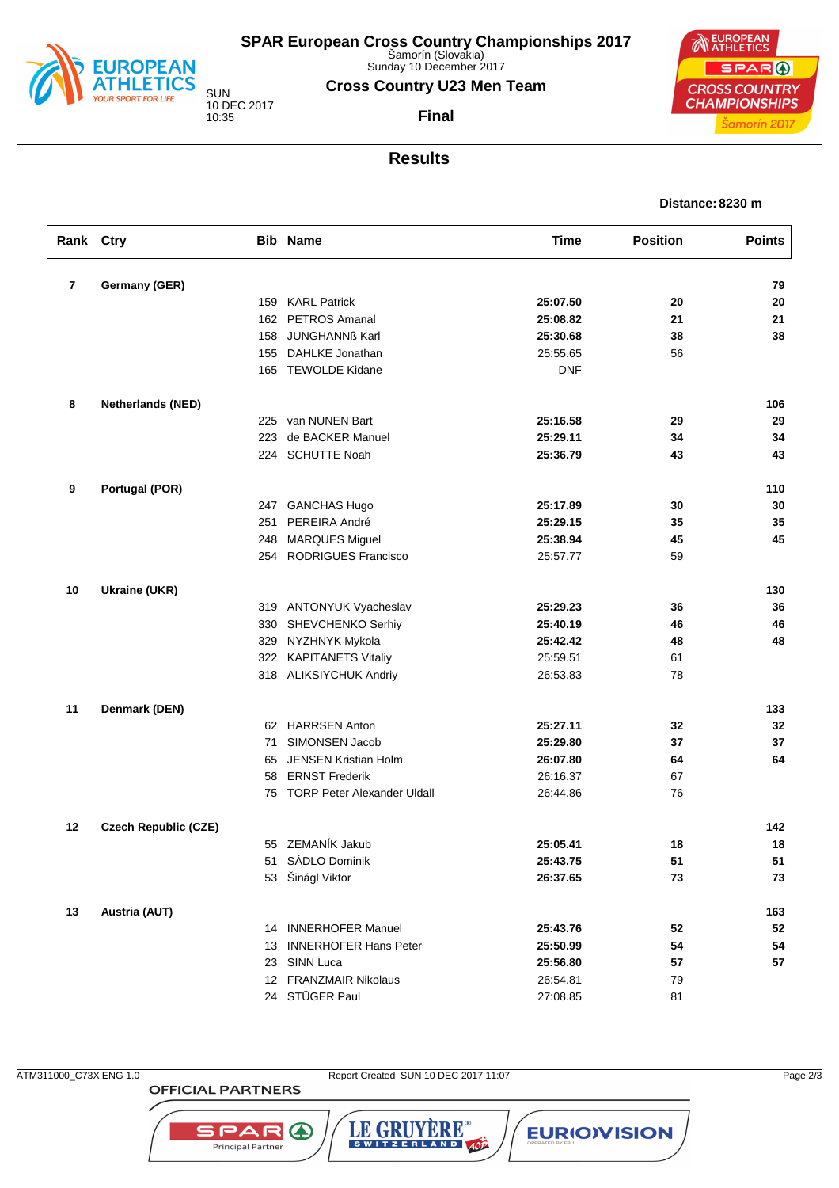# SPAR European Cross Country Championships 2017

Šamorín (Slovakia)
Sunday 10 December 2017

SUN
10 DEC 2017
10:35

## Cross Country U23 Men Team

**Final**

## Results

**Distance: 8230 m**

| Rank | Ctry | Bib | Name | Time | Position | Points |
|---|---|---|---|---|---|---|
| **7** | **Germany (GER)** | | | | | **79** |
| | | 159 | KARL Patrick | **25:07.50** | **20** | **20** |
| | | 162 | PETROS Amanal | **25:08.82** | **21** | **21** |
| | | 158 | JUNGHANNß Karl | **25:30.68** | **38** | **38** |
| | | 155 | DAHLKE Jonathan | 25:55.65 | 56 | |
| | | 165 | TEWOLDE Kidane | DNF | | |
| **8** | **Netherlands (NED)** | | | | | **106** |
| | | 225 | van NUNEN Bart | **25:16.58** | **29** | **29** |
| | | 223 | de BACKER Manuel | **25:29.11** | **34** | **34** |
| | | 224 | SCHUTTE Noah | **25:36.79** | **43** | **43** |
| **9** | **Portugal (POR)** | | | | | **110** |
| | | 247 | GANCHAS Hugo | **25:17.89** | **30** | **30** |
| | | 251 | PEREIRA André | **25:29.15** | **35** | **35** |
| | | 248 | MARQUES Miguel | **25:38.94** | **45** | **45** |
| | | 254 | RODRIGUES Francisco | 25:57.77 | 59 | |
| **10** | **Ukraine (UKR)** | | | | | **130** |
| | | 319 | ANTONYUK Vyacheslav | **25:29.23** | **36** | **36** |
| | | 330 | SHEVCHENKO Serhiy | **25:40.19** | **46** | **46** |
| | | 329 | NYZHNYK Mykola | **25:42.42** | **48** | **48** |
| | | 322 | KAPITANETS Vitaliy | 25:59.51 | 61 | |
| | | 318 | ALIKSIYCHUK Andriy | 26:53.83 | 78 | |
| **11** | **Denmark (DEN)** | | | | | **133** |
| | | 62 | HARRSEN Anton | **25:27.11** | **32** | **32** |
| | | 71 | SIMONSEN Jacob | **25:29.80** | **37** | **37** |
| | | 65 | JENSEN Kristian Holm | **26:07.80** | **64** | **64** |
| | | 58 | ERNST Frederik | 26:16.37 | 67 | |
| | | 75 | TORP Peter Alexander Uldall | 26:44.86 | 76 | |
| **12** | **Czech Republic (CZE)** | | | | | **142** |
| | | 55 | ZEMANÍK Jakub | **25:05.41** | **18** | **18** |
| | | 51 | SÁDLO Dominik | **25:43.75** | **51** | **51** |
| | | 53 | Šinágl Viktor | **26:37.65** | **73** | **73** |
| **13** | **Austria (AUT)** | | | | | **163** |
| | | 14 | INNERHOFER Manuel | **25:43.76** | **52** | **52** |
| | | 13 | INNERHOFER Hans Peter | **25:50.99** | **54** | **54** |
| | | 23 | SINN Luca | **25:56.80** | **57** | **57** |
| | | 12 | FRANZMAIR Nikolaus | 26:54.81 | 79 | |
| | | 24 | STÜGER Paul | 27:08.85 | 81 | |

ATM311000_C73X ENG 1.0 — Report Created SUN 10 DEC 2017 11:07

OFFICIAL PARTNERS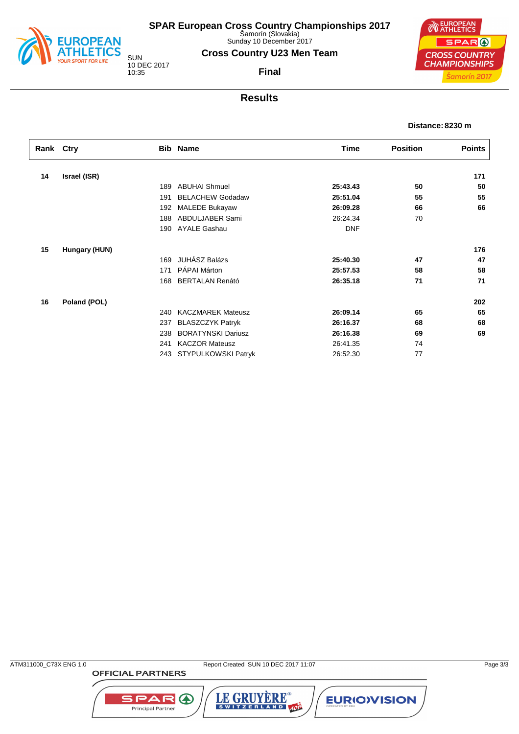# SPAR European Cross Country Championships 2017

Šamorín (Slovakia)
Sunday 10 December 2017

SUN
10 DEC 2017
10:35

## Cross Country U23 Men Team

**Final**

## Results

**Distance: 8230 m**

| Rank | Ctry | Bib | Name | Time | Position | Points |
|---|---|---|---|---|---|---|
| **14** | **Israel (ISR)** | | | | | **171** |
| | | 189 | ABUHAI Shmuel | **25:43.43** | **50** | **50** |
| | | 191 | BELACHEW Godadaw | **25:51.04** | **55** | **55** |
| | | 192 | MALEDE Bukayaw | **26:09.28** | **66** | **66** |
| | | 188 | ABDULJABER Sami | 26:24.34 | 70 | |
| | | 190 | AYALE Gashau | DNF | | |
| **15** | **Hungary (HUN)** | | | | | **176** |
| | | 169 | JUHÁSZ Balázs | **25:40.30** | **47** | **47** |
| | | 171 | PÁPAI Márton | **25:57.53** | **58** | **58** |
| | | 168 | BERTALAN Renátó | **26:35.18** | **71** | **71** |
| **16** | **Poland (POL)** | | | | | **202** |
| | | 240 | KACZMAREK Mateusz | **26:09.14** | **65** | **65** |
| | | 237 | BLASZCZYK Patryk | **26:16.37** | **68** | **68** |
| | | 238 | BORATYNSKI Dariusz | **26:16.38** | **69** | **69** |
| | | 241 | KACZOR Mateusz | 26:41.35 | 74 | |
| | | 243 | STYPULKOWSKI Patryk | 26:52.30 | 77 | |

ATM311000_C73X ENG 1.0 Report Created SUN 10 DEC 2017 11:07

OFFICIAL PARTNERS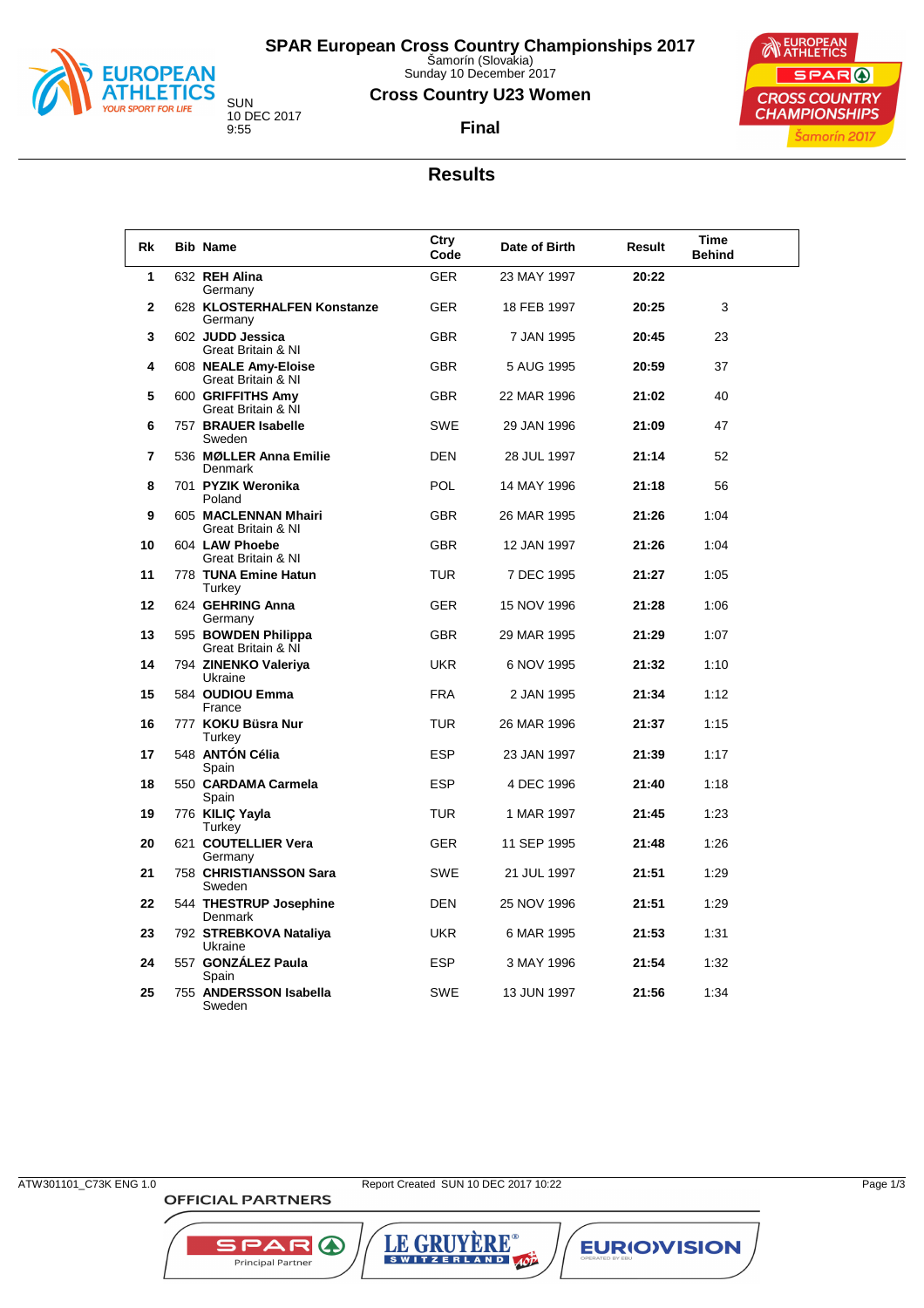# SPAR European Cross Country Championships 2017

Šamorín (Slovakia)
Sunday 10 December 2017

SUN
10 DEC 2017
9:55

## Cross Country U23 Women

### Final

## Results

| Rk | Bib | Name | Ctry Code | Date of Birth | Result | Time Behind |
|---|---|---|---|---|---|---|
| 1 | 632 | **REH Alina** Germany | GER | 23 MAY 1997 | **20:22** | |
| 2 | 628 | **KLOSTERHALFEN Konstanze** Germany | GER | 18 FEB 1997 | **20:25** | 3 |
| 3 | 602 | **JUDD Jessica** Great Britain & NI | GBR | 7 JAN 1995 | **20:45** | 23 |
| 4 | 608 | **NEALE Amy-Eloise** Great Britain & NI | GBR | 5 AUG 1995 | **20:59** | 37 |
| 5 | 600 | **GRIFFITHS Amy** Great Britain & NI | GBR | 22 MAR 1996 | **21:02** | 40 |
| 6 | 757 | **BRAUER Isabelle** Sweden | SWE | 29 JAN 1996 | **21:09** | 47 |
| 7 | 536 | **MØLLER Anna Emilie** Denmark | DEN | 28 JUL 1997 | **21:14** | 52 |
| 8 | 701 | **PYZIK Weronika** Poland | POL | 14 MAY 1996 | **21:18** | 56 |
| 9 | 605 | **MACLENNAN Mhairi** Great Britain & NI | GBR | 26 MAR 1995 | **21:26** | 1:04 |
| 10 | 604 | **LAW Phoebe** Great Britain & NI | GBR | 12 JAN 1997 | **21:26** | 1:04 |
| 11 | 778 | **TUNA Emine Hatun** Turkey | TUR | 7 DEC 1995 | **21:27** | 1:05 |
| 12 | 624 | **GEHRING Anna** Germany | GER | 15 NOV 1996 | **21:28** | 1:06 |
| 13 | 595 | **BOWDEN Philippa** Great Britain & NI | GBR | 29 MAR 1995 | **21:29** | 1:07 |
| 14 | 794 | **ZINENKO Valeriya** Ukraine | UKR | 6 NOV 1995 | **21:32** | 1:10 |
| 15 | 584 | **OUDIOU Emma** France | FRA | 2 JAN 1995 | **21:34** | 1:12 |
| 16 | 777 | **KOKU Büsra Nur** Turkey | TUR | 26 MAR 1996 | **21:37** | 1:15 |
| 17 | 548 | **ANTÓN Célia** Spain | ESP | 23 JAN 1997 | **21:39** | 1:17 |
| 18 | 550 | **CARDAMA Carmela** Spain | ESP | 4 DEC 1996 | **21:40** | 1:18 |
| 19 | 776 | **KILIÇ Yayla** Turkey | TUR | 1 MAR 1997 | **21:45** | 1:23 |
| 20 | 621 | **COUTELLIER Vera** Germany | GER | 11 SEP 1995 | **21:48** | 1:26 |
| 21 | 758 | **CHRISTIANSSON Sara** Sweden | SWE | 21 JUL 1997 | **21:51** | 1:29 |
| 22 | 544 | **THESTRUP Josephine** Denmark | DEN | 25 NOV 1996 | **21:51** | 1:29 |
| 23 | 792 | **STREBKOVA Nataliya** Ukraine | UKR | 6 MAR 1995 | **21:53** | 1:31 |
| 24 | 557 | **GONZÁLEZ Paula** Spain | ESP | 3 MAY 1996 | **21:54** | 1:32 |
| 25 | 755 | **ANDERSSON Isabella** Sweden | SWE | 13 JUN 1997 | **21:56** | 1:34 |

ATW301101_C73K ENG 1.0 — Report Created SUN 10 DEC 2017 10:22

OFFICIAL PARTNERS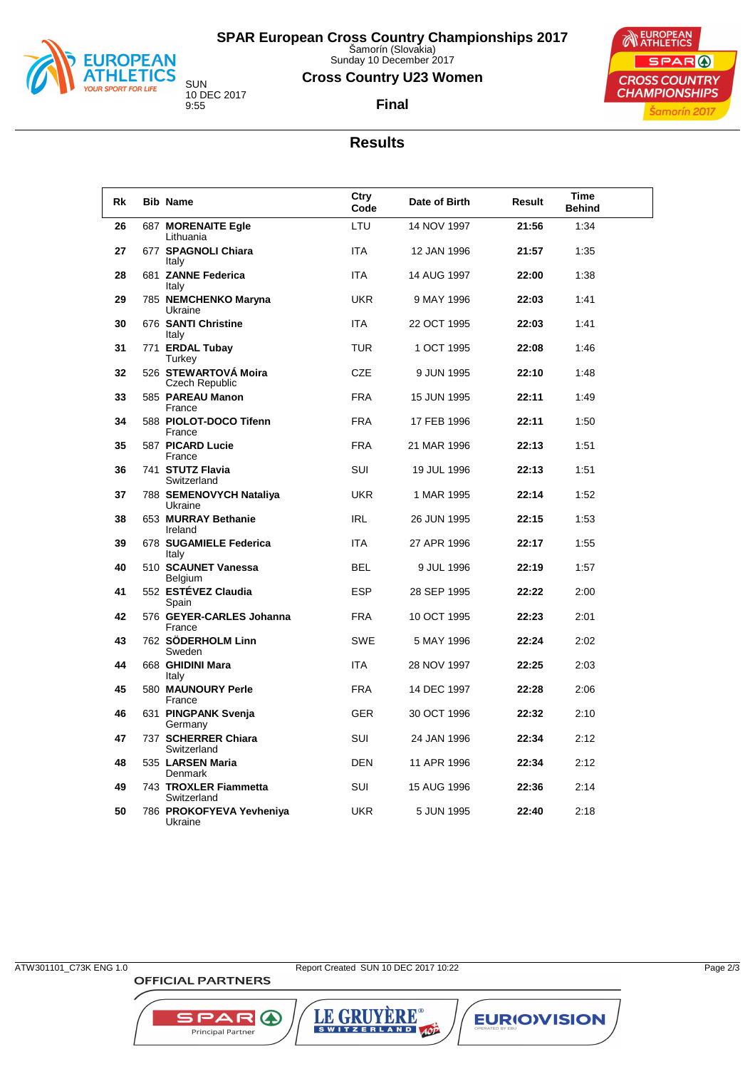# SPAR European Cross Country Championships 2017

Šamorín (Slovakia)
Sunday 10 December 2017

SUN
10 DEC 2017
9:55

## Cross Country U23 Women

### Final

## Results

| Rk | Bib | Name | Ctry Code | Date of Birth | Result | Time Behind |
|---|---|---|---|---|---|---|
| 26 | 687 | **MORENAITE Egle** Lithuania | LTU | 14 NOV 1997 | **21:56** | 1:34 |
| 27 | 677 | **SPAGNOLI Chiara** Italy | ITA | 12 JAN 1996 | **21:57** | 1:35 |
| 28 | 681 | **ZANNE Federica** Italy | ITA | 14 AUG 1997 | **22:00** | 1:38 |
| 29 | 785 | **NEMCHENKO Maryna** Ukraine | UKR | 9 MAY 1996 | **22:03** | 1:41 |
| 30 | 676 | **SANTI Christine** Italy | ITA | 22 OCT 1995 | **22:03** | 1:41 |
| 31 | 771 | **ERDAL Tubay** Turkey | TUR | 1 OCT 1995 | **22:08** | 1:46 |
| 32 | 526 | **STEWARTOVÁ Moira** Czech Republic | CZE | 9 JUN 1995 | **22:10** | 1:48 |
| 33 | 585 | **PAREAU Manon** France | FRA | 15 JUN 1995 | **22:11** | 1:49 |
| 34 | 588 | **PIOLOT-DOCO Tifenn** France | FRA | 17 FEB 1996 | **22:11** | 1:50 |
| 35 | 587 | **PICARD Lucie** France | FRA | 21 MAR 1996 | **22:13** | 1:51 |
| 36 | 741 | **STUTZ Flavia** Switzerland | SUI | 19 JUL 1996 | **22:13** | 1:51 |
| 37 | 788 | **SEMENOVYCH Nataliya** Ukraine | UKR | 1 MAR 1995 | **22:14** | 1:52 |
| 38 | 653 | **MURRAY Bethanie** Ireland | IRL | 26 JUN 1995 | **22:15** | 1:53 |
| 39 | 678 | **SUGAMIELE Federica** Italy | ITA | 27 APR 1996 | **22:17** | 1:55 |
| 40 | 510 | **SCAUNET Vanessa** Belgium | BEL | 9 JUL 1996 | **22:19** | 1:57 |
| 41 | 552 | **ESTÉVEZ Claudia** Spain | ESP | 28 SEP 1995 | **22:22** | 2:00 |
| 42 | 576 | **GEYER-CARLES Johanna** France | FRA | 10 OCT 1995 | **22:23** | 2:01 |
| 43 | 762 | **SÖDERHOLM Linn** Sweden | SWE | 5 MAY 1996 | **22:24** | 2:02 |
| 44 | 668 | **GHIDINI Mara** Italy | ITA | 28 NOV 1997 | **22:25** | 2:03 |
| 45 | 580 | **MAUNOURY Perle** France | FRA | 14 DEC 1997 | **22:28** | 2:06 |
| 46 | 631 | **PINGPANK Svenja** Germany | GER | 30 OCT 1996 | **22:32** | 2:10 |
| 47 | 737 | **SCHERRER Chiara** Switzerland | SUI | 24 JAN 1996 | **22:34** | 2:12 |
| 48 | 535 | **LARSEN Maria** Denmark | DEN | 11 APR 1996 | **22:34** | 2:12 |
| 49 | 743 | **TROXLER Fiammetta** Switzerland | SUI | 15 AUG 1996 | **22:36** | 2:14 |
| 50 | 786 | **PROKOFYEVA Yevheniya** Ukraine | UKR | 5 JUN 1995 | **22:40** | 2:18 |

ATW301101_C73K ENG 1.0 Report Created SUN 10 DEC 2017 10:22

OFFICIAL PARTNERS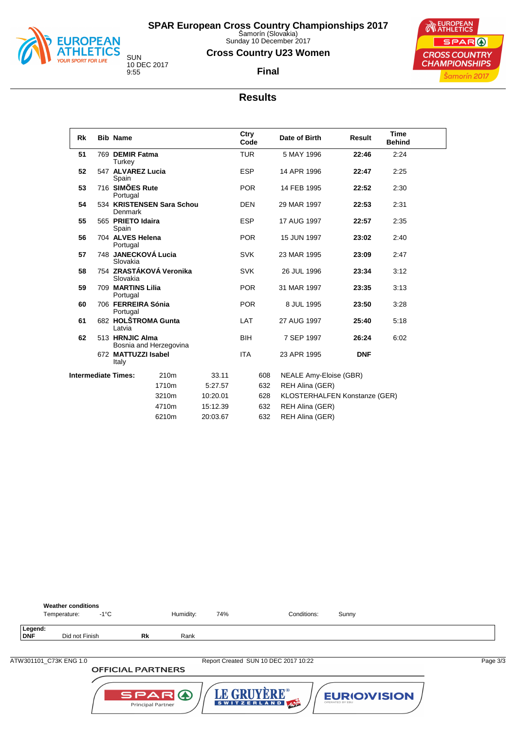# SPAR European Cross Country Championships 2017

Šamorín (Slovakia)
Sunday 10 December 2017

SUN
10 DEC 2017
9:55

## Cross Country U23 Women

### Final

## Results

| Rk | Bib | Name | Ctry Code | Date of Birth | Result | Time Behind |
|---|---|---|---|---|---|---|
| 51 | 769 | **DEMIR Fatma** Turkey | TUR | 5 MAY 1996 | **22:46** | 2:24 |
| 52 | 547 | **ALVAREZ Lucia** Spain | ESP | 14 APR 1996 | **22:47** | 2:25 |
| 53 | 716 | **SIMÕES Rute** Portugal | POR | 14 FEB 1995 | **22:52** | 2:30 |
| 54 | 534 | **KRISTENSEN Sara Schou** Denmark | DEN | 29 MAR 1997 | **22:53** | 2:31 |
| 55 | 565 | **PRIETO Idaira** Spain | ESP | 17 AUG 1997 | **22:57** | 2:35 |
| 56 | 704 | **ALVES Helena** Portugal | POR | 15 JUN 1997 | **23:02** | 2:40 |
| 57 | 748 | **JANECKOVÁ Lucia** Slovakia | SVK | 23 MAR 1995 | **23:09** | 2:47 |
| 58 | 754 | **ZRASTÁKOVÁ Veronika** Slovakia | SVK | 26 JUL 1996 | **23:34** | 3:12 |
| 59 | 709 | **MARTINS Lilia** Portugal | POR | 31 MAR 1997 | **23:35** | 3:13 |
| 60 | 706 | **FERREIRA Sónia** Portugal | POR | 8 JUL 1995 | **23:50** | 3:28 |
| 61 | 682 | **HOLŠTROMA Gunta** Latvia | LAT | 27 AUG 1997 | **25:40** | 5:18 |
| 62 | 513 | **HRNJIC Alma** Bosnia and Herzegovina | BIH | 7 SEP 1997 | **26:24** | 6:02 |
| | 672 | **MATTUZZI Isabel** Italy | ITA | 23 APR 1995 | **DNF** | |

**Intermediate Times:**

| Distance | Time | Bib | Name |
|---|---|---|---|
| 210m | 33.11 | 608 | NEALE Amy-Eloise (GBR) |
| 1710m | 5:27.57 | 632 | REH Alina (GER) |
| 3210m | 10:20.01 | 628 | KLOSTERHALFEN Konstanze (GER) |
| 4710m | 15:12.39 | 632 | REH Alina (GER) |
| 6210m | 20:03.67 | 632 | REH Alina (GER) |

**Weather conditions**

Temperature: -1°C | Humidity: 74% | Conditions: Sunny

**Legend:**
**DNF** Did not Finish | **Rk** Rank

ATW301101_C73K ENG 1.0 | Report Created SUN 10 DEC 2017 10:22

OFFICIAL PARTNERS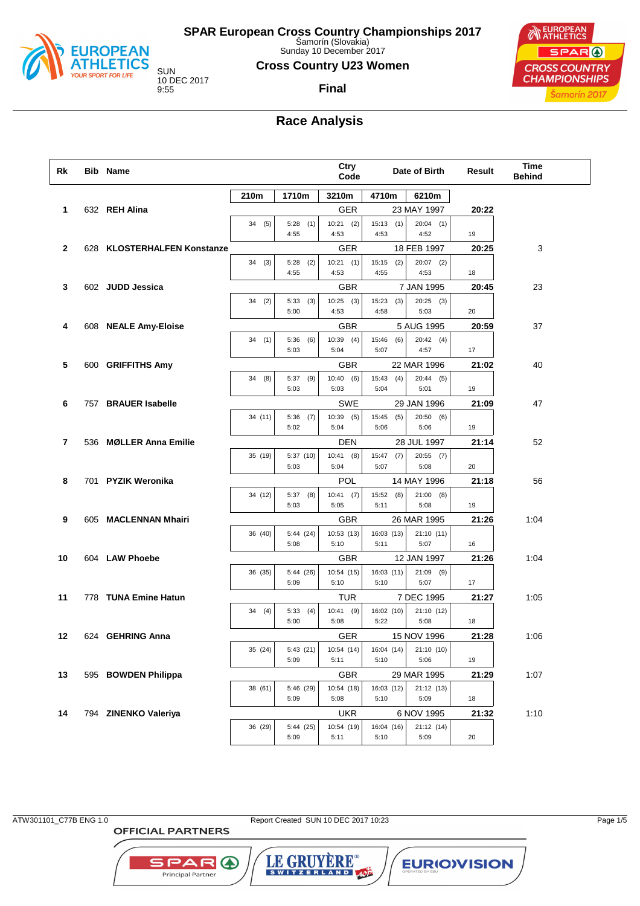# SPAR European Cross Country Championships 2017

Šamorín (Slovakia)
Sunday 10 December 2017

SUN
10 DEC 2017
9:55

## Cross Country U23 Women

### Final

## Race Analysis

| Rk | Bib | Name | Ctry Code | Date of Birth | Result | Time Behind |
|---|---|---|---|---|---|---|
| 1 | 632 | **REH Alina** | GER | 23 MAY 1997 | **20:22** | |
| 2 | 628 | **KLOSTERHALFEN Konstanze** | GER | 18 FEB 1997 | **20:25** | 3 |
| 3 | 602 | **JUDD Jessica** | GBR | 7 JAN 1995 | **20:45** | 23 |
| 4 | 608 | **NEALE Amy-Eloise** | GBR | 5 AUG 1995 | **20:59** | 37 |
| 5 | 600 | **GRIFFITHS Amy** | GBR | 22 MAR 1996 | **21:02** | 40 |
| 6 | 757 | **BRAUER Isabelle** | SWE | 29 JAN 1996 | **21:09** | 47 |
| 7 | 536 | **MØLLER Anna Emilie** | DEN | 28 JUL 1997 | **21:14** | 52 |
| 8 | 701 | **PYZIK Weronika** | POL | 14 MAY 1996 | **21:18** | 56 |
| 9 | 605 | **MACLENNAN Mhairi** | GBR | 26 MAR 1995 | **21:26** | 1:04 |
| 10 | 604 | **LAW Phoebe** | GBR | 12 JAN 1997 | **21:26** | 1:04 |
| 11 | 778 | **TUNA Emine Hatun** | TUR | 7 DEC 1995 | **21:27** | 1:05 |
| 12 | 624 | **GEHRING Anna** | GER | 15 NOV 1996 | **21:28** | 1:06 |
| 13 | 595 | **BOWDEN Philippa** | GBR | 29 MAR 1995 | **21:29** | 1:07 |
| 14 | 794 | **ZINENKO Valeriya** | UKR | 6 NOV 1995 | **21:32** | 1:10 |

### Splits (time (position) / lap time)

| Rk | Name | 210m | 1710m | 3210m | 4710m | 6210m | |
|---|---|---|---|---|---|---|---|
| 1 | REH Alina | 34 (5) | 5:28 (1) / 4:55 | 10:21 (2) / 4:53 | 15:13 (1) / 4:53 | 20:04 (1) / 4:52 | 19 |
| 2 | KLOSTERHALFEN Konstanze | 34 (3) | 5:28 (2) / 4:55 | 10:21 (1) / 4:53 | 15:15 (2) / 4:55 | 20:07 (2) / 4:53 | 18 |
| 3 | JUDD Jessica | 34 (2) | 5:33 (3) / 5:00 | 10:25 (3) / 4:53 | 15:23 (3) / 4:58 | 20:25 (3) / 5:03 | 20 |
| 4 | NEALE Amy-Eloise | 34 (1) | 5:36 (6) / 5:03 | 10:39 (4) / 5:04 | 15:46 (6) / 5:07 | 20:42 (4) / 4:57 | 17 |
| 5 | GRIFFITHS Amy | 34 (8) | 5:37 (9) / 5:03 | 10:40 (6) / 5:03 | 15:43 (4) / 5:04 | 20:44 (5) / 5:01 | 19 |
| 6 | BRAUER Isabelle | 34 (11) | 5:36 (7) / 5:02 | 10:39 (5) / 5:04 | 15:45 (5) / 5:06 | 20:50 (6) / 5:06 | 19 |
| 7 | MØLLER Anna Emilie | 35 (19) | 5:37 (10) / 5:03 | 10:41 (8) / 5:04 | 15:47 (7) / 5:07 | 20:55 (7) / 5:08 | 20 |
| 8 | PYZIK Weronika | 34 (12) | 5:37 (8) / 5:03 | 10:41 (7) / 5:05 | 15:52 (8) / 5:11 | 21:00 (8) / 5:08 | 19 |
| 9 | MACLENNAN Mhairi | 36 (40) | 5:44 (24) / 5:08 | 10:53 (13) / 5:10 | 16:03 (13) / 5:11 | 21:10 (11) / 5:07 | 16 |
| 10 | LAW Phoebe | 36 (35) | 5:44 (26) / 5:09 | 10:54 (15) / 5:10 | 16:03 (11) / 5:10 | 21:09 (9) / 5:07 | 17 |
| 11 | TUNA Emine Hatun | 34 (4) | 5:33 (4) / 5:00 | 10:41 (9) / 5:08 | 16:02 (10) / 5:22 | 21:10 (12) / 5:08 | 18 |
| 12 | GEHRING Anna | 35 (24) | 5:43 (21) / 5:09 | 10:54 (14) / 5:11 | 16:04 (14) / 5:10 | 21:10 (10) / 5:06 | 19 |
| 13 | BOWDEN Philippa | 38 (61) | 5:46 (29) / 5:09 | 10:54 (18) / 5:08 | 16:03 (12) / 5:10 | 21:12 (13) / 5:09 | 18 |
| 14 | ZINENKO Valeriya | 36 (29) | 5:44 (25) / 5:09 | 10:54 (19) / 5:11 | 16:04 (16) / 5:10 | 21:12 (14) / 5:09 | 20 |

ATW301101_C77B ENG 1.0 Report Created SUN 10 DEC 2017 10:23

OFFICIAL PARTNERS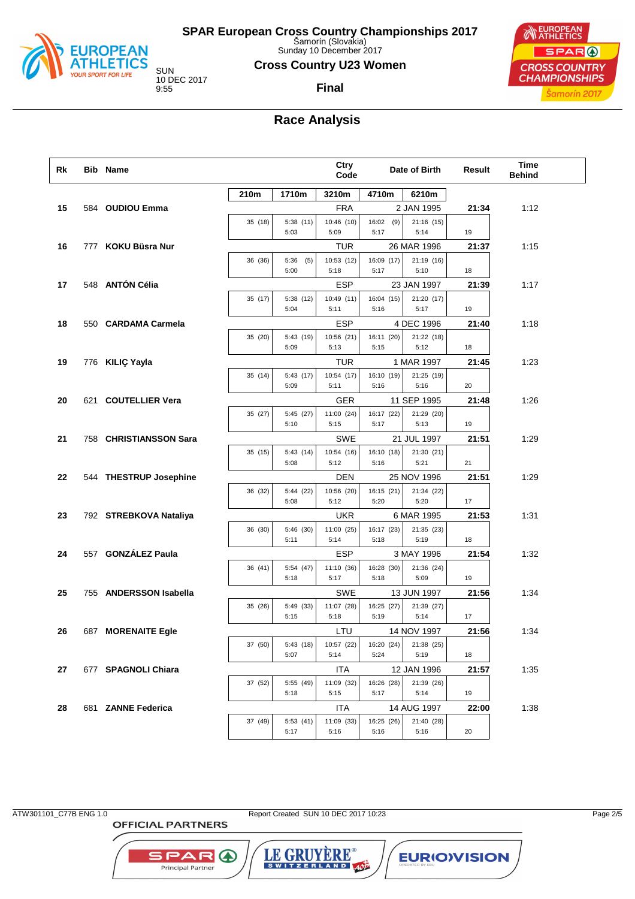# SPAR European Cross Country Championships 2017

Šamorín (Slovakia)
Sunday 10 December 2017

SUN
10 DEC 2017
9:55

## Cross Country U23 Women

### Final

## Race Analysis

| Rk | Bib | Name | Ctry Code | Date of Birth | Result | Time Behind |
|---|---|---|---|---|---|---|
| 15 | 584 | **OUDIOU Emma** | FRA | 2 JAN 1995 | **21:34** | 1:12 |
| 16 | 777 | **KOKU Büsra Nur** | TUR | 26 MAR 1996 | **21:37** | 1:15 |
| 17 | 548 | **ANTÓN Célia** | ESP | 23 JAN 1997 | **21:39** | 1:17 |
| 18 | 550 | **CARDAMA Carmela** | ESP | 4 DEC 1996 | **21:40** | 1:18 |
| 19 | 776 | **KILIÇ Yayla** | TUR | 1 MAR 1997 | **21:45** | 1:23 |
| 20 | 621 | **COUTELLIER Vera** | GER | 11 SEP 1995 | **21:48** | 1:26 |
| 21 | 758 | **CHRISTIANSSON Sara** | SWE | 21 JUL 1997 | **21:51** | 1:29 |
| 22 | 544 | **THESTRUP Josephine** | DEN | 25 NOV 1996 | **21:51** | 1:29 |
| 23 | 792 | **STREBKOVA Nataliya** | UKR | 6 MAR 1995 | **21:53** | 1:31 |
| 24 | 557 | **GONZÁLEZ Paula** | ESP | 3 MAY 1996 | **21:54** | 1:32 |
| 25 | 755 | **ANDERSSON Isabella** | SWE | 13 JUN 1997 | **21:56** | 1:34 |
| 26 | 687 | **MORENAITE Egle** | LTU | 14 NOV 1997 | **21:56** | 1:34 |
| 27 | 677 | **SPAGNOLI Chiara** | ITA | 12 JAN 1996 | **21:57** | 1:35 |
| 28 | 681 | **ZANNE Federica** | ITA | 14 AUG 1997 | **22:00** | 1:38 |

Split times (position), lap times, and final lap:

| Rk | Name | 210m | 1710m | 3210m | 4710m | 6210m | Final |
|---|---|---|---|---|---|---|---|
| 15 | OUDIOU Emma | 35 (18) | 5:38 (11) / 5:03 | 10:46 (10) / 5:09 | 16:02 (9) / 5:17 | 21:16 (15) / 5:14 | 19 |
| 16 | KOKU Büsra Nur | 36 (36) | 5:36 (5) / 5:00 | 10:53 (12) / 5:18 | 16:09 (17) / 5:17 | 21:19 (16) / 5:10 | 18 |
| 17 | ANTÓN Célia | 35 (17) | 5:38 (12) / 5:04 | 10:49 (11) / 5:11 | 16:04 (15) / 5:16 | 21:20 (17) / 5:17 | 19 |
| 18 | CARDAMA Carmela | 35 (20) | 5:43 (19) / 5:09 | 10:56 (21) / 5:13 | 16:11 (20) / 5:15 | 21:22 (18) / 5:12 | 18 |
| 19 | KILIÇ Yayla | 35 (14) | 5:43 (17) / 5:09 | 10:54 (17) / 5:11 | 16:10 (19) / 5:16 | 21:25 (19) / 5:16 | 20 |
| 20 | COUTELLIER Vera | 35 (27) | 5:45 (27) / 5:10 | 11:00 (24) / 5:15 | 16:17 (22) / 5:17 | 21:29 (20) / 5:13 | 19 |
| 21 | CHRISTIANSSON Sara | 35 (15) | 5:43 (14) / 5:08 | 10:54 (16) / 5:12 | 16:10 (18) / 5:16 | 21:30 (21) / 5:21 | 21 |
| 22 | THESTRUP Josephine | 36 (32) | 5:44 (22) / 5:08 | 10:56 (20) / 5:12 | 16:15 (21) / 5:20 | 21:34 (22) / 5:20 | 17 |
| 23 | STREBKOVA Nataliya | 36 (30) | 5:46 (30) / 5:11 | 11:00 (25) / 5:14 | 16:17 (23) / 5:18 | 21:35 (23) / 5:19 | 18 |
| 24 | GONZÁLEZ Paula | 36 (41) | 5:54 (47) / 5:18 | 11:10 (36) / 5:17 | 16:28 (30) / 5:18 | 21:36 (24) / 5:09 | 19 |
| 25 | ANDERSSON Isabella | 35 (26) | 5:49 (33) / 5:15 | 11:07 (28) / 5:18 | 16:25 (27) / 5:19 | 21:39 (27) / 5:14 | 17 |
| 26 | MORENAITE Egle | 37 (50) | 5:43 (18) / 5:07 | 10:57 (22) / 5:14 | 16:20 (24) / 5:24 | 21:38 (25) / 5:19 | 18 |
| 27 | SPAGNOLI Chiara | 37 (52) | 5:55 (49) / 5:18 | 11:09 (32) / 5:15 | 16:26 (28) / 5:17 | 21:39 (26) / 5:14 | 19 |
| 28 | ZANNE Federica | 37 (49) | 5:53 (41) / 5:17 | 11:09 (33) / 5:16 | 16:25 (26) / 5:16 | 21:40 (28) / 5:16 | 20 |

ATW301101_C77B ENG 1.0 — Report Created SUN 10 DEC 2017 10:23

OFFICIAL PARTNERS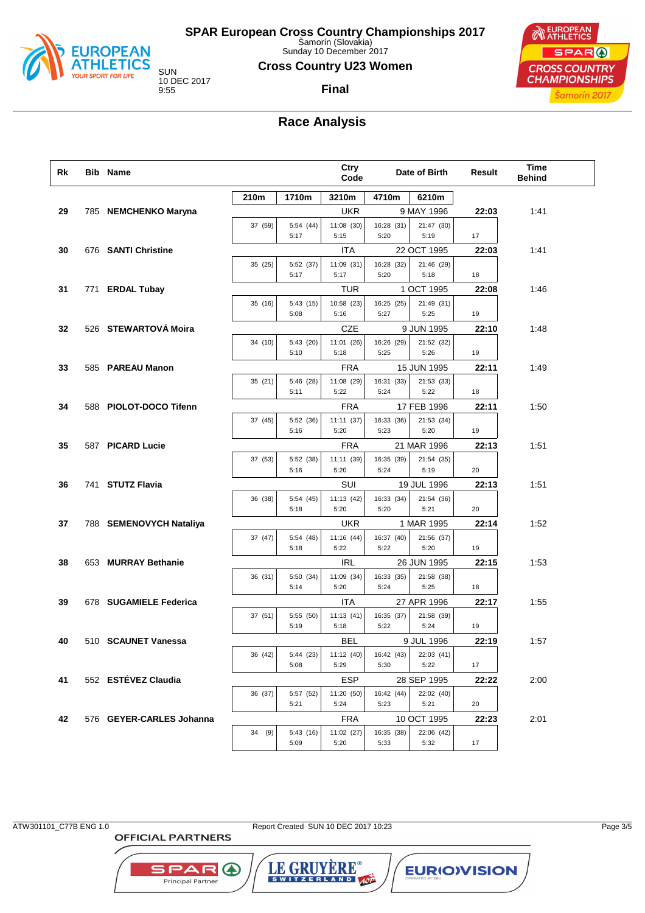# SPAR European Cross Country Championships 2017

Šamorín (Slovakia)
Sunday 10 December 2017

## Cross Country U23 Women

SUN
10 DEC 2017
9:55

**Final**

## Race Analysis

| Rk | Bib | Name | Ctry Code | Date of Birth | Result | Time Behind |
|---|---|---|---|---|---|---|
| | | | 210m / 1710m / 3210m / 4710m / 6210m | | | |
| 29 | 785 | NEMCHENKO Maryna | UKR | 9 MAY 1996 | 22:03 | 1:41 |
| | | 37 (59) / 5:54 (44) 5:17 / 11:08 (30) 5:15 / 16:28 (31) 5:20 / 21:47 (30) 5:19 / 17 | | | | |
| 30 | 676 | SANTI Christine | ITA | 22 OCT 1995 | 22:03 | 1:41 |
| | | 35 (25) / 5:52 (37) 5:17 / 11:09 (31) 5:17 / 16:28 (32) 5:20 / 21:46 (29) 5:18 / 18 | | | | |
| 31 | 771 | ERDAL Tubay | TUR | 1 OCT 1995 | 22:08 | 1:46 |
| | | 35 (16) / 5:43 (15) 5:08 / 10:58 (23) 5:16 / 16:25 (25) 5:27 / 21:49 (31) 5:25 / 19 | | | | |
| 32 | 526 | STEWARTOVÁ Moira | CZE | 9 JUN 1996 | 22:10 | 1:48 |
| | | 34 (10) / 5:43 (20) 5:10 / 11:01 (26) 5:18 / 16:26 (29) 5:25 / 21:52 (32) 5:26 / 19 | | | | |
| 33 | 585 | PAREAU Manon | FRA | 15 JUN 1995 | 22:11 | 1:49 |
| | | 35 (21) / 5:46 (28) 5:11 / 11:08 (29) 5:22 / 16:31 (33) 5:24 / 21:53 (33) 5:22 / 18 | | | | |
| 34 | 588 | PIOLOT-DOCO Tifenn | FRA | 17 FEB 1996 | 22:11 | 1:50 |
| | | 37 (45) / 5:52 (36) 5:16 / 11:11 (37) 5:20 / 16:33 (36) 5:23 / 21:53 (34) 5:20 / 19 | | | | |
| 35 | 587 | PICARD Lucie | FRA | 21 MAR 1996 | 22:13 | 1:51 |
| | | 37 (53) / 5:52 (38) 5:16 / 11:11 (39) 5:20 / 16:35 (39) 5:24 / 21:54 (35) 5:19 / 20 | | | | |
| 36 | 741 | STUTZ Flavia | SUI | 19 JUL 1996 | 22:13 | 1:51 |
| | | 36 (38) / 5:54 (45) 5:18 / 11:13 (42) 5:20 / 16:33 (34) 5:20 / 21:54 (36) 5:21 / 20 | | | | |
| 37 | 788 | SEMENOVYCH Nataliya | UKR | 1 MAR 1995 | 22:14 | 1:52 |
| | | 37 (47) / 5:54 (48) 5:18 / 11:16 (44) 5:22 / 16:37 (40) 5:22 / 21:56 (37) 5:20 / 19 | | | | |
| 38 | 653 | MURRAY Bethanie | IRL | 26 JUN 1995 | 22:15 | 1:53 |
| | | 36 (31) / 5:50 (34) 5:14 / 11:09 (34) 5:20 / 16:33 (35) 5:24 / 21:58 (38) 5:25 / 18 | | | | |
| 39 | 678 | SUGAMIELE Federica | ITA | 27 APR 1996 | 22:17 | 1:55 |
| | | 37 (51) / 5:55 (50) 5:19 / 11:13 (41) 5:18 / 16:35 (37) 5:22 / 21:58 (39) 5:24 / 19 | | | | |
| 40 | 510 | SCAUNET Vanessa | BEL | 9 JUL 1996 | 22:19 | 1:57 |
| | | 36 (42) / 5:44 (23) 5:08 / 11:12 (40) 5:29 / 16:42 (43) 5:30 / 22:03 (41) 5:22 / 17 | | | | |
| 41 | 552 | ESTÉVEZ Claudia | ESP | 28 SEP 1995 | 22:22 | 2:00 |
| | | 36 (37) / 5:57 (52) 5:21 / 11:20 (50) 5:24 / 16:42 (44) 5:23 / 22:02 (40) 5:21 / 20 | | | | |
| 42 | 576 | GEYER-CARLES Johanna | FRA | 10 OCT 1995 | 22:23 | 2:01 |
| | | 34 (9) / 5:43 (16) 5:09 / 11:02 (27) 5:20 / 16:35 (38) 5:33 / 22:06 (42) 5:32 / 17 | | | | |

ATW301101_C77B ENG 1.0 Report Created SUN 10 DEC 2017 10:23

OFFICIAL PARTNERS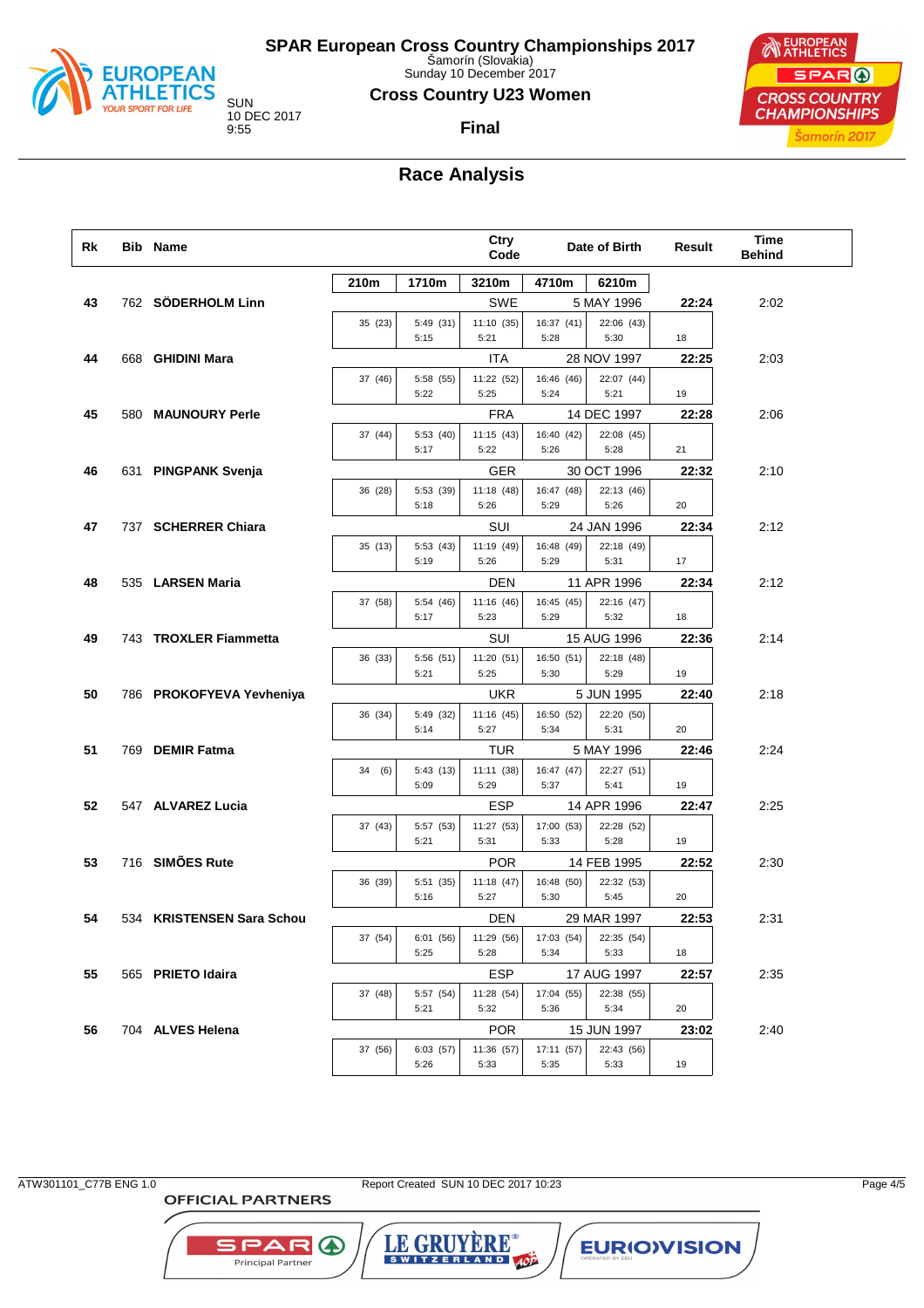# SPAR European Cross Country Championships 2017

Šamorín (Slovakia)
Sunday 10 December 2017

SUN
10 DEC 2017
9:55

## Cross Country U23 Women

**Final**

## Race Analysis

| Rk | Bib | Name | Ctry Code | Date of Birth | Result | Time Behind |
|---|---|---|---|---|---|---|
| 43 | 762 | **SÖDERHOLM Linn** | SWE | 5 MAY 1996 | **22:24** | 2:02 |
| 44 | 668 | **GHIDINI Mara** | ITA | 28 NOV 1997 | **22:25** | 2:03 |
| 45 | 580 | **MAUNOURY Perle** | FRA | 14 DEC 1997 | **22:28** | 2:06 |
| 46 | 631 | **PINGPANK Svenja** | GER | 30 OCT 1996 | **22:32** | 2:10 |
| 47 | 737 | **SCHERRER Chiara** | SUI | 24 JAN 1996 | **22:34** | 2:12 |
| 48 | 535 | **LARSEN Maria** | DEN | 11 APR 1996 | **22:34** | 2:12 |
| 49 | 743 | **TROXLER Fiammetta** | SUI | 15 AUG 1996 | **22:36** | 2:14 |
| 50 | 786 | **PROKOFYEVA Yevheniya** | UKR | 5 JUN 1995 | **22:40** | 2:18 |
| 51 | 769 | **DEMIR Fatma** | TUR | 5 MAY 1996 | **22:46** | 2:24 |
| 52 | 547 | **ALVAREZ Lucia** | ESP | 14 APR 1996 | **22:47** | 2:25 |
| 53 | 716 | **SIMÕES Rute** | POR | 14 FEB 1995 | **22:52** | 2:30 |
| 54 | 534 | **KRISTENSEN Sara Schou** | DEN | 29 MAR 1997 | **22:53** | 2:31 |
| 55 | 565 | **PRIETO Idaira** | ESP | 17 AUG 1997 | **22:57** | 2:35 |
| 56 | 704 | **ALVES Helena** | POR | 15 JUN 1997 | **23:02** | 2:40 |

### Split times (position) / lap times

| Rk | Name | 210m | 1710m | 3210m | 4710m | 6210m | |
|---|---|---|---|---|---|---|---|
| 43 | SÖDERHOLM Linn | 35 (23) | 5:49 (31) / 5:15 | 11:10 (35) / 5:21 | 16:37 (41) / 5:28 | 22:06 (43) / 5:30 | 18 |
| 44 | GHIDINI Mara | 37 (46) | 5:58 (55) / 5:22 | 11:22 (52) / 5:25 | 16:46 (46) / 5:24 | 22:07 (44) / 5:21 | 19 |
| 45 | MAUNOURY Perle | 37 (44) | 5:53 (40) / 5:17 | 11:15 (43) / 5:22 | 16:40 (42) / 5:26 | 22:08 (45) / 5:28 | 21 |
| 46 | PINGPANK Svenja | 36 (28) | 5:53 (39) / 5:18 | 11:18 (48) / 5:26 | 16:47 (48) / 5:29 | 22:13 (46) / 5:26 | 20 |
| 47 | SCHERRER Chiara | 35 (13) | 5:53 (43) / 5:19 | 11:19 (49) / 5:26 | 16:48 (49) / 5:29 | 22:18 (49) / 5:31 | 17 |
| 48 | LARSEN Maria | 37 (58) | 5:54 (46) / 5:17 | 11:16 (46) / 5:23 | 16:45 (45) / 5:29 | 22:16 (47) / 5:32 | 18 |
| 49 | TROXLER Fiammetta | 36 (33) | 5:56 (51) / 5:21 | 11:20 (51) / 5:25 | 16:50 (51) / 5:30 | 22:18 (48) / 5:29 | 19 |
| 50 | PROKOFYEVA Yevheniya | 36 (34) | 5:49 (32) / 5:14 | 11:16 (45) / 5:27 | 16:50 (52) / 5:34 | 22:20 (50) / 5:31 | 20 |
| 51 | DEMIR Fatma | 34 (6) | 5:43 (13) / 5:09 | 11:11 (38) / 5:29 | 16:47 (47) / 5:37 | 22:27 (51) / 5:41 | 19 |
| 52 | ALVAREZ Lucia | 37 (43) | 5:57 (53) / 5:21 | 11:27 (53) / 5:31 | 17:00 (53) / 5:33 | 22:28 (52) / 5:28 | 19 |
| 53 | SIMÕES Rute | 36 (39) | 5:51 (35) / 5:16 | 11:18 (47) / 5:27 | 16:48 (50) / 5:30 | 22:32 (53) / 5:45 | 20 |
| 54 | KRISTENSEN Sara Schou | 37 (54) | 6:01 (56) / 5:25 | 11:29 (56) / 5:28 | 17:03 (54) / 5:34 | 22:35 (54) / 5:33 | 18 |
| 55 | PRIETO Idaira | 37 (48) | 5:57 (54) / 5:21 | 11:28 (54) / 5:32 | 17:04 (55) / 5:36 | 22:38 (55) / 5:34 | 20 |
| 56 | ALVES Helena | 37 (56) | 6:03 (57) / 5:26 | 11:36 (57) / 5:33 | 17:11 (57) / 5:35 | 22:43 (56) / 5:33 | 19 |

ATW301101_C77B ENG 1.0 Report Created SUN 10 DEC 2017 10:23

OFFICIAL PARTNERS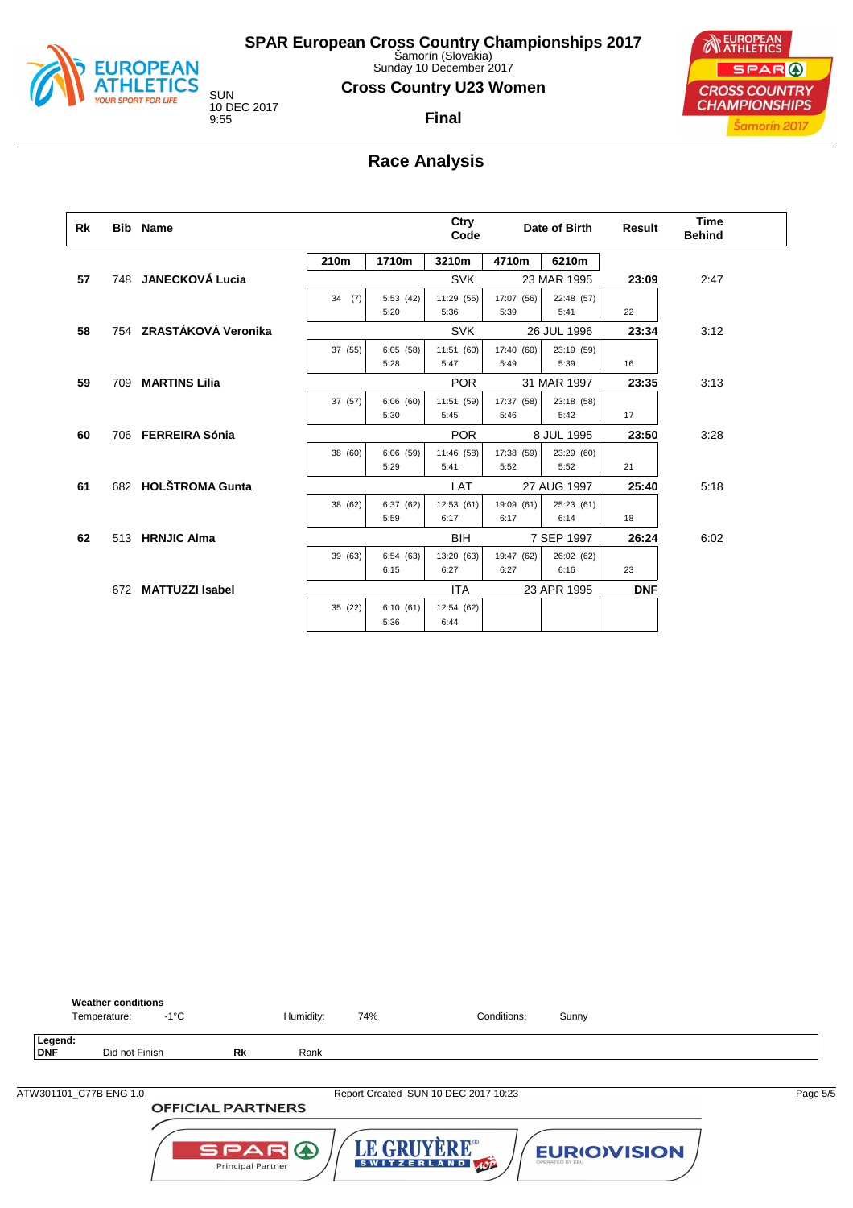# SPAR European Cross Country Championships 2017

Šamorín (Slovakia)
Sunday 10 December 2017

SUN
10 DEC 2017
9:55

## Cross Country U23 Women

### Final

## Race Analysis

| Rk | Bib | Name | 210m | 1710m | 3210m | 4710m | 6210m | Result | Time Behind |
|---|---|---|---|---|---|---|---|---|---|
| 57 | 748 | **JANECKOVÁ Lucia** | | | SVK | 23 MAR 1995 | | **23:09** | 2:47 |
| | | | 34 (7) | 5:53 (42) 5:20 | 11:29 (55) 5:36 | 17:07 (56) 5:39 | 22:48 (57) 5:41 | 22 | |
| 58 | 754 | **ZRASTÁKOVÁ Veronika** | | | SVK | 26 JUL 1996 | | **23:34** | 3:12 |
| | | | 37 (55) | 6:05 (58) 5:28 | 11:51 (60) 5:47 | 17:40 (60) 5:49 | 23:19 (59) 5:39 | 16 | |
| 59 | 709 | **MARTINS Lilia** | | | POR | 31 MAR 1997 | | **23:35** | 3:13 |
| | | | 37 (57) | 6:06 (60) 5:30 | 11:51 (59) 5:45 | 17:37 (58) 5:46 | 23:18 (58) 5:42 | 17 | |
| 60 | 706 | **FERREIRA Sónia** | | | POR | 8 JUL 1995 | | **23:50** | 3:28 |
| | | | 38 (60) | 6:06 (59) 5:29 | 11:46 (58) 5:41 | 17:38 (59) 5:52 | 23:29 (60) 5:52 | 21 | |
| 61 | 682 | **HOLŠTROMA Gunta** | | | LAT | 27 AUG 1997 | | **25:40** | 5:18 |
| | | | 38 (62) | 6:37 (62) 5:59 | 12:53 (61) 6:17 | 19:09 (61) 6:17 | 25:23 (61) 6:14 | 18 | |
| 62 | 513 | **HRNJIC Alma** | | | BIH | 7 SEP 1997 | | **26:24** | 6:02 |
| | | | 39 (63) | 6:54 (63) 6:15 | 13:20 (63) 6:27 | 19:47 (62) 6:27 | 26:02 (62) 6:16 | 23 | |
| | 672 | **MATTUZZI Isabel** | | | ITA | 23 APR 1995 | | **DNF** | |
| | | | 35 (22) | 6:10 (61) 5:36 | 12:54 (62) 6:44 | | | | |

**Weather conditions**
Temperature: -1°C Humidity: 74% Conditions: Sunny

**Legend:**
**DNF** Did not Finish **Rk** Rank

ATW301101_C77B ENG 1.0 Report Created SUN 10 DEC 2017 10:23

OFFICIAL PARTNERS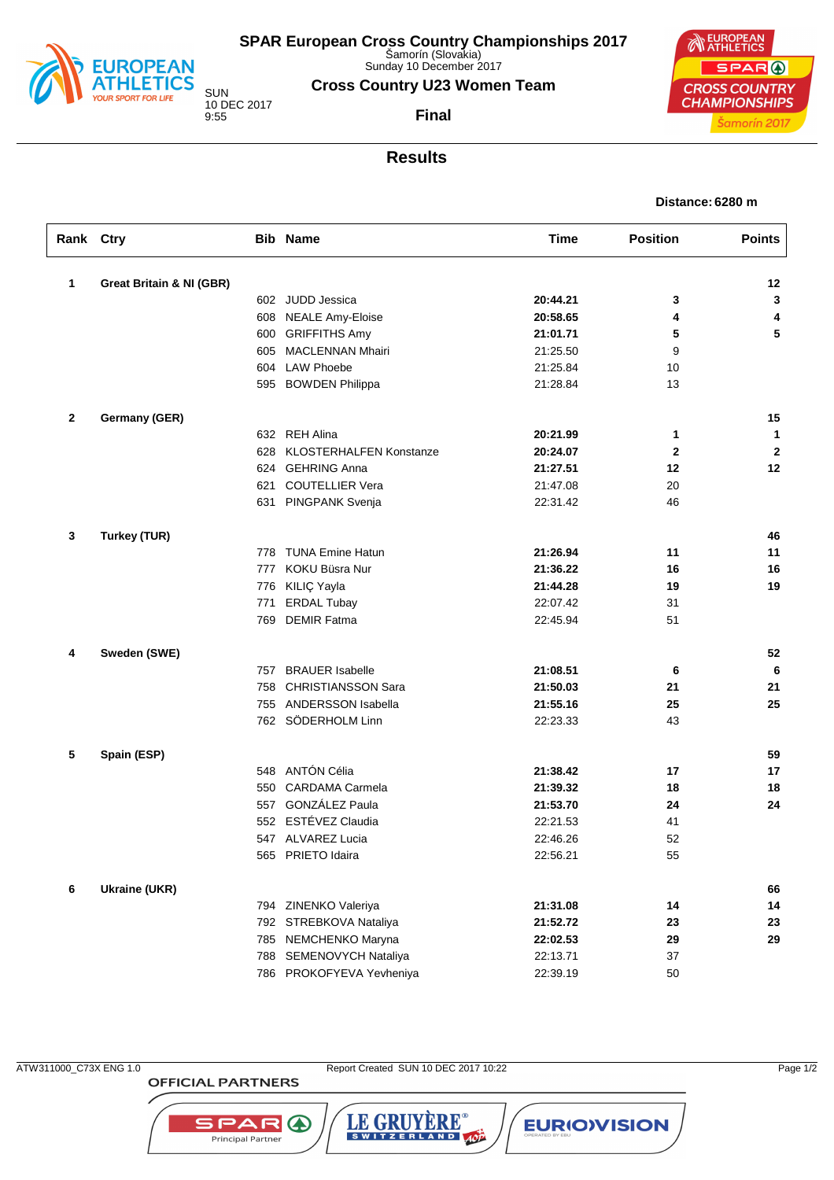# SPAR European Cross Country Championships 2017

Šamorín (Slovakia)
Sunday 10 December 2017

SUN
10 DEC 2017
9:55

## Cross Country U23 Women Team

**Final**

## Results

**Distance: 6280 m**

| Rank | Ctry | Bib | Name | Time | Position | Points |
|---|---|---|---|---|---|---|
| **1** | **Great Britain & NI (GBR)** | | | | | **12** |
| | | 602 | JUDD Jessica | **20:44.21** | **3** | **3** |
| | | 608 | NEALE Amy-Eloise | **20:58.65** | **4** | **4** |
| | | 600 | GRIFFITHS Amy | **21:01.71** | **5** | **5** |
| | | 605 | MACLENNAN Mhairi | 21:25.50 | 9 | |
| | | 604 | LAW Phoebe | 21:25.84 | 10 | |
| | | 595 | BOWDEN Philippa | 21:28.84 | 13 | |
| **2** | **Germany (GER)** | | | | | **15** |
| | | 632 | REH Alina | **20:21.99** | **1** | **1** |
| | | 628 | KLOSTERHALFEN Konstanze | **20:24.07** | **2** | **2** |
| | | 624 | GEHRING Anna | **21:27.51** | **12** | **12** |
| | | 621 | COUTELLIER Vera | 21:47.08 | 20 | |
| | | 631 | PINGPANK Svenja | 22:31.42 | 46 | |
| **3** | **Turkey (TUR)** | | | | | **46** |
| | | 778 | TUNA Emine Hatun | **21:26.94** | **11** | **11** |
| | | 777 | KOKU Büsra Nur | **21:36.22** | **16** | **16** |
| | | 776 | KILIÇ Yayla | **21:44.28** | **19** | **19** |
| | | 771 | ERDAL Tubay | 22:07.42 | 31 | |
| | | 769 | DEMIR Fatma | 22:45.94 | 51 | |
| **4** | **Sweden (SWE)** | | | | | **52** |
| | | 757 | BRAUER Isabelle | **21:08.51** | **6** | **6** |
| | | 758 | CHRISTIANSSON Sara | **21:50.03** | **21** | **21** |
| | | 755 | ANDERSSON Isabella | **21:55.16** | **25** | **25** |
| | | 762 | SÖDERHOLM Linn | 22:23.33 | 43 | |
| **5** | **Spain (ESP)** | | | | | **59** |
| | | 548 | ANTÓN Célia | **21:38.42** | **17** | **17** |
| | | 550 | CARDAMA Carmela | **21:39.32** | **18** | **18** |
| | | 557 | GONZÁLEZ Paula | **21:53.70** | **24** | **24** |
| | | 552 | ESTÉVEZ Claudia | 22:21.53 | 41 | |
| | | 547 | ALVAREZ Lucia | 22:46.26 | 52 | |
| | | 565 | PRIETO Idaira | 22:56.21 | 55 | |
| **6** | **Ukraine (UKR)** | | | | | **66** |
| | | 794 | ZINENKO Valeriya | **21:31.08** | **14** | **14** |
| | | 792 | STREBKOVA Nataliya | **21:52.72** | **23** | **23** |
| | | 785 | NEMCHENKO Maryna | **22:02.53** | **29** | **29** |
| | | 788 | SEMENOVYCH Nataliya | 22:13.71 | 37 | |
| | | 786 | PROKOFYEVA Yevheniya | 22:39.19 | 50 | |

ATW311000_C73X ENG 1.0 Report Created SUN 10 DEC 2017 10:22

OFFICIAL PARTNERS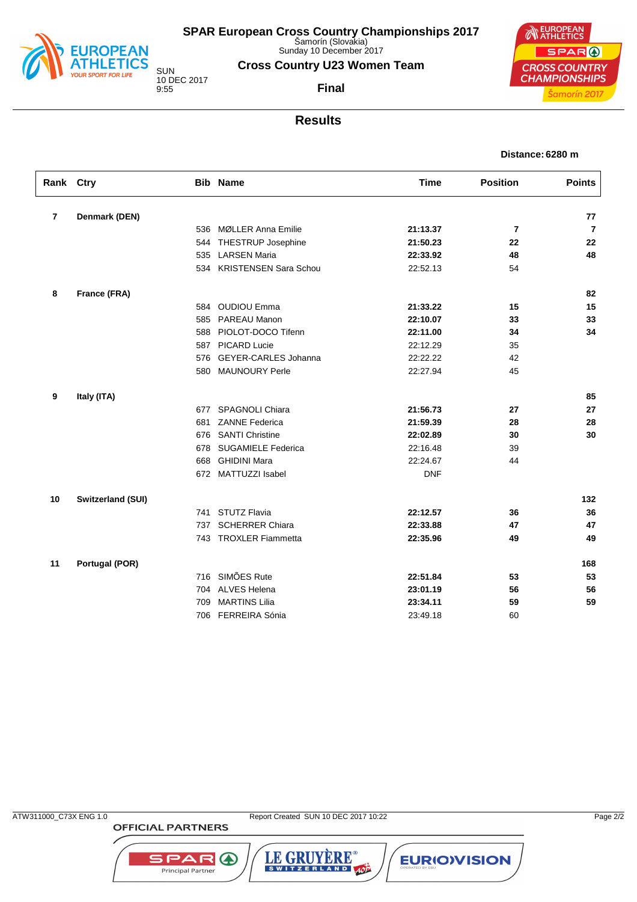# SPAR European Cross Country Championships 2017

Šamorín (Slovakia)
Sunday 10 December 2017

SUN
10 DEC 2017
9:55

## Cross Country U23 Women Team

**Final**

## Results

**Distance: 6280 m**

| Rank | Ctry | Bib | Name | Time | Position | Points |
|---|---|---|---|---|---|---|
| **7** | **Denmark (DEN)** | | | | | **77** |
| | | 536 | MØLLER Anna Emilie | **21:13.37** | **7** | **7** |
| | | 544 | THESTRUP Josephine | **21:50.23** | **22** | **22** |
| | | 535 | LARSEN Maria | **22:33.92** | **48** | **48** |
| | | 534 | KRISTENSEN Sara Schou | 22:52.13 | 54 | |
| **8** | **France (FRA)** | | | | | **82** |
| | | 584 | OUDIOU Emma | **21:33.22** | **15** | **15** |
| | | 585 | PAREAU Manon | **22:10.07** | **33** | **33** |
| | | 588 | PIOLOT-DOCO Tifenn | **22:11.00** | **34** | **34** |
| | | 587 | PICARD Lucie | 22:12.29 | 35 | |
| | | 576 | GEYER-CARLES Johanna | 22:22.22 | 42 | |
| | | 580 | MAUNOURY Perle | 22:27.94 | 45 | |
| **9** | **Italy (ITA)** | | | | | **85** |
| | | 677 | SPAGNOLI Chiara | **21:56.73** | **27** | **27** |
| | | 681 | ZANNE Federica | **21:59.39** | **28** | **28** |
| | | 676 | SANTI Christine | **22:02.89** | **30** | **30** |
| | | 678 | SUGAMIELE Federica | 22:16.48 | 39 | |
| | | 668 | GHIDINI Mara | 22:24.67 | 44 | |
| | | 672 | MATTUZZI Isabel | DNF | | |
| **10** | **Switzerland (SUI)** | | | | | **132** |
| | | 741 | STUTZ Flavia | **22:12.57** | **36** | **36** |
| | | 737 | SCHERRER Chiara | **22:33.88** | **47** | **47** |
| | | 743 | TROXLER Fiammetta | **22:35.96** | **49** | **49** |
| **11** | **Portugal (POR)** | | | | | **168** |
| | | 716 | SIMÕES Rute | **22:51.84** | **53** | **53** |
| | | 704 | ALVES Helena | **23:01.19** | **56** | **56** |
| | | 709 | MARTINS Lilia | **23:34.11** | **59** | **59** |
| | | 706 | FERREIRA Sónia | 23:49.18 | 60 | |

ATW311000_C73X ENG 1.0 Report Created SUN 10 DEC 2017 10:22

OFFICIAL PARTNERS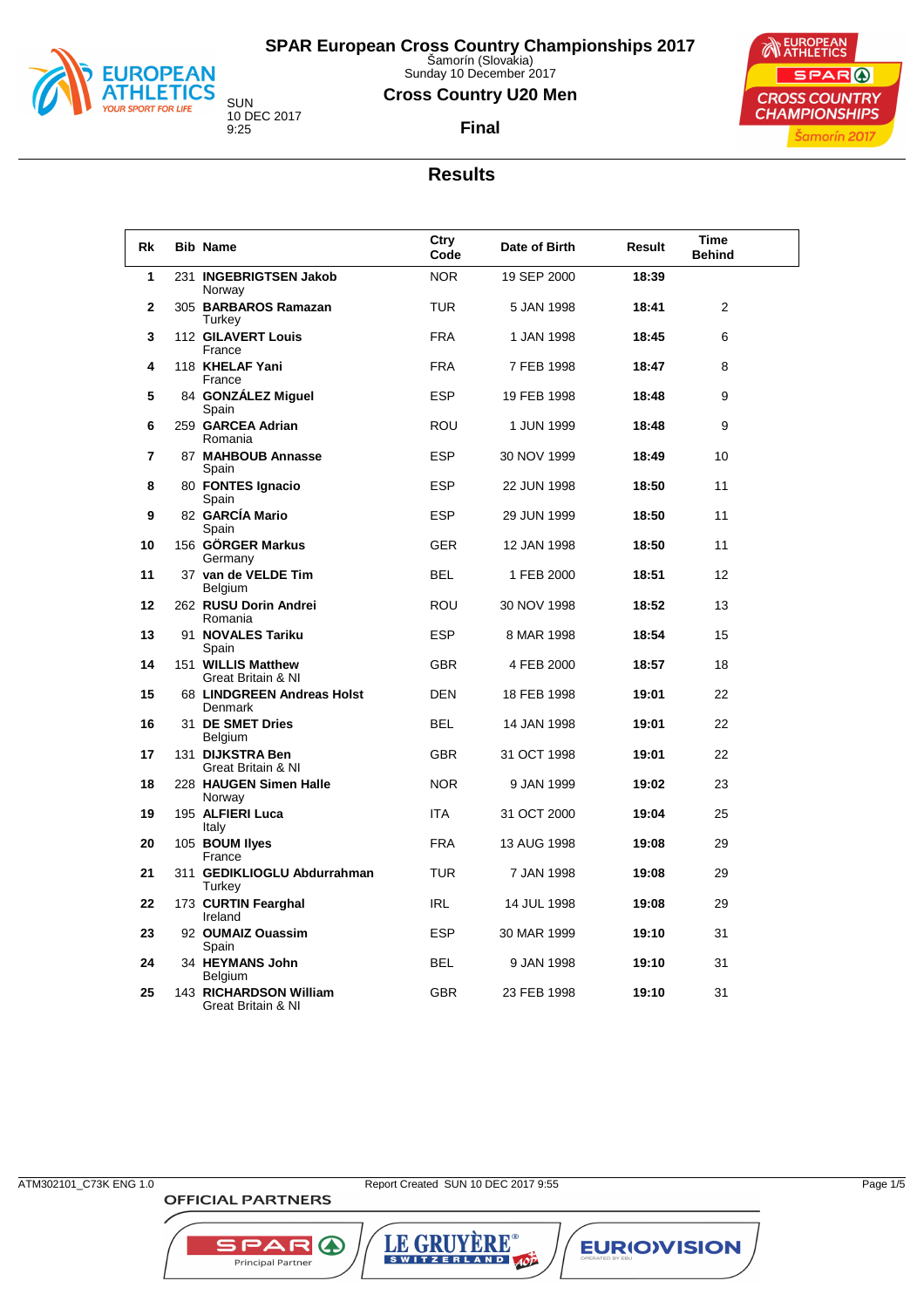# SPAR European Cross Country Championships 2017

Šamorín (Slovakia)
Sunday 10 December 2017

SUN
10 DEC 2017
9:25

## Cross Country U20 Men

### Final

## Results

| Rk | Bib | Name | Ctry Code | Date of Birth | Result | Time Behind |
|---|---|---|---|---|---|---|
| 1 | 231 | **INGEBRIGTSEN Jakob** Norway | NOR | 19 SEP 2000 | **18:39** | |
| 2 | 305 | **BARBAROS Ramazan** Turkey | TUR | 5 JAN 1998 | **18:41** | 2 |
| 3 | 112 | **GILAVERT Louis** France | FRA | 1 JAN 1998 | **18:45** | 6 |
| 4 | 118 | **KHELAF Yani** France | FRA | 7 FEB 1998 | **18:47** | 8 |
| 5 | 84 | **GONZÁLEZ Miguel** Spain | ESP | 19 FEB 1998 | **18:48** | 9 |
| 6 | 259 | **GARCEA Adrian** Romania | ROU | 1 JUN 1999 | **18:48** | 9 |
| 7 | 87 | **MAHBOUB Annasse** Spain | ESP | 30 NOV 1999 | **18:49** | 10 |
| 8 | 80 | **FONTES Ignacio** Spain | ESP | 22 JUN 1998 | **18:50** | 11 |
| 9 | 82 | **GARCÍA Mario** Spain | ESP | 29 JUN 1999 | **18:50** | 11 |
| 10 | 156 | **GÖRGER Markus** Germany | GER | 12 JAN 1998 | **18:50** | 11 |
| 11 | 37 | **van de VELDE Tim** Belgium | BEL | 1 FEB 2000 | **18:51** | 12 |
| 12 | 262 | **RUSU Dorin Andrei** Romania | ROU | 30 NOV 1998 | **18:52** | 13 |
| 13 | 91 | **NOVALES Tariku** Spain | ESP | 8 MAR 1998 | **18:54** | 15 |
| 14 | 151 | **WILLIS Matthew** Great Britain & NI | GBR | 4 FEB 2000 | **18:57** | 18 |
| 15 | 68 | **LINDGREEN Andreas Holst** Denmark | DEN | 18 FEB 1998 | **19:01** | 22 |
| 16 | 31 | **DE SMET Dries** Belgium | BEL | 14 JAN 1998 | **19:01** | 22 |
| 17 | 131 | **DIJKSTRA Ben** Great Britain & NI | GBR | 31 OCT 1998 | **19:01** | 22 |
| 18 | 228 | **HAUGEN Simen Halle** Norway | NOR | 9 JAN 1999 | **19:02** | 23 |
| 19 | 195 | **ALFIERI Luca** Italy | ITA | 31 OCT 2000 | **19:04** | 25 |
| 20 | 105 | **BOUM Ilyes** France | FRA | 13 AUG 1998 | **19:08** | 29 |
| 21 | 311 | **GEDIKLIOGLU Abdurrahman** Turkey | TUR | 7 JAN 1998 | **19:08** | 29 |
| 22 | 173 | **CURTIN Fearghal** Ireland | IRL | 14 JUL 1998 | **19:08** | 29 |
| 23 | 92 | **OUMAIZ Ouassim** Spain | ESP | 30 MAR 1999 | **19:10** | 31 |
| 24 | 34 | **HEYMANS John** Belgium | BEL | 9 JAN 1998 | **19:10** | 31 |
| 25 | 143 | **RICHARDSON William** Great Britain & NI | GBR | 23 FEB 1998 | **19:10** | 31 |

ATM302101_C73K ENG 1.0 — Report Created SUN 10 DEC 2017 9:55

OFFICIAL PARTNERS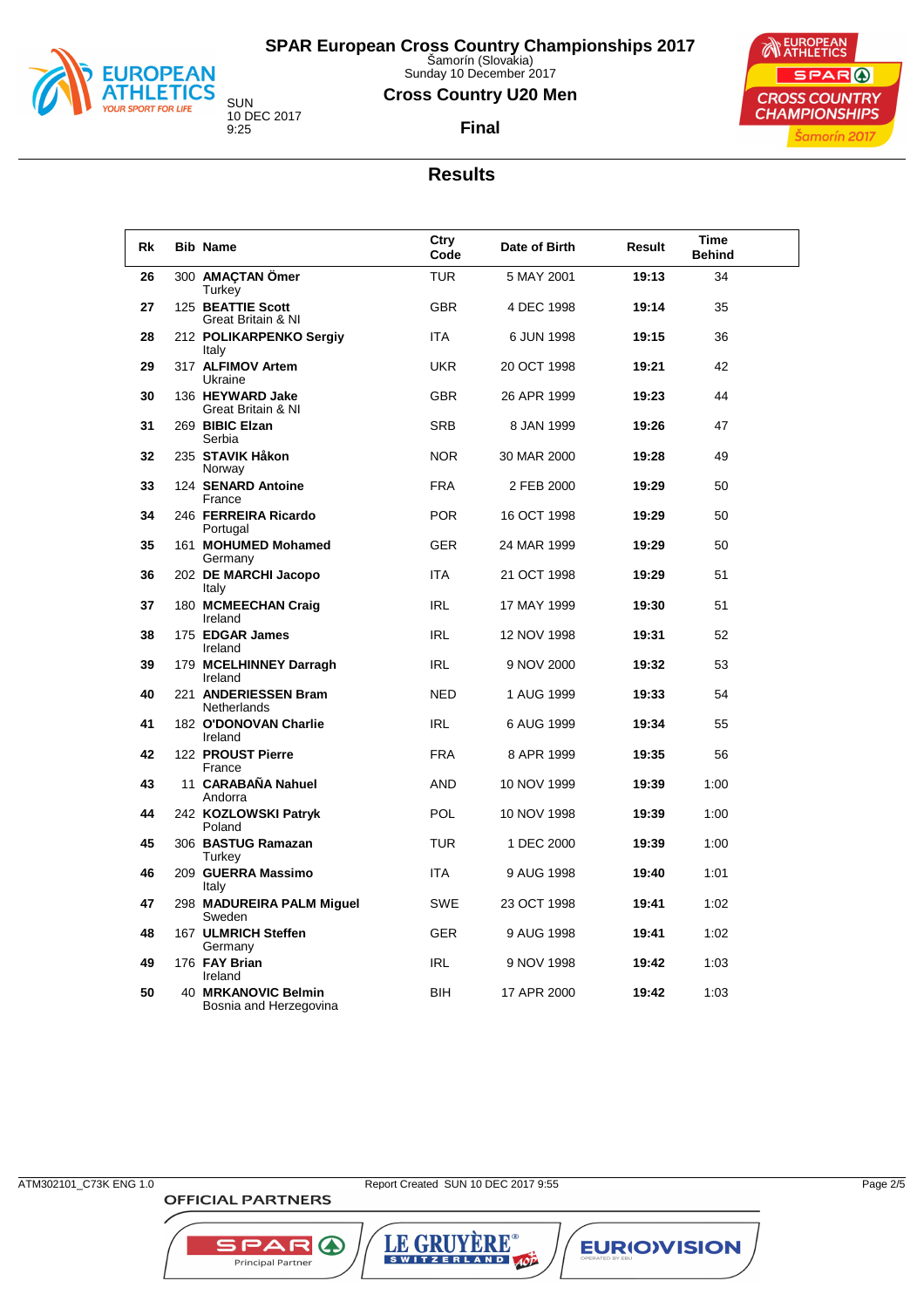# SPAR European Cross Country Championships 2017

Šamorín (Slovakia)
Sunday 10 December 2017

SUN
10 DEC 2017
9:25

## Cross Country U20 Men

### Final

## Results

| Rk | Bib | Name | Ctry Code | Date of Birth | Result | Time Behind |
|---|---|---|---|---|---|---|
| 26 | 300 | **AMAÇTAN Ömer** Turkey | TUR | 5 MAY 2001 | **19:13** | 34 |
| 27 | 125 | **BEATTIE Scott** Great Britain & NI | GBR | 4 DEC 1998 | **19:14** | 35 |
| 28 | 212 | **POLIKARPENKO Sergiy** Italy | ITA | 6 JUN 1998 | **19:15** | 36 |
| 29 | 317 | **ALFIMOV Artem** Ukraine | UKR | 20 OCT 1998 | **19:21** | 42 |
| 30 | 136 | **HEYWARD Jake** Great Britain & NI | GBR | 26 APR 1999 | **19:23** | 44 |
| 31 | 269 | **BIBIC Elzan** Serbia | SRB | 8 JAN 1999 | **19:26** | 47 |
| 32 | 235 | **STAVIK Håkon** Norway | NOR | 30 MAR 2000 | **19:28** | 49 |
| 33 | 124 | **SENARD Antoine** France | FRA | 2 FEB 2000 | **19:29** | 50 |
| 34 | 246 | **FERREIRA Ricardo** Portugal | POR | 16 OCT 1998 | **19:29** | 50 |
| 35 | 161 | **MOHUMED Mohamed** Germany | GER | 24 MAR 1999 | **19:29** | 50 |
| 36 | 202 | **DE MARCHI Jacopo** Italy | ITA | 21 OCT 1998 | **19:29** | 51 |
| 37 | 180 | **MCMEECHAN Craig** Ireland | IRL | 17 MAY 1999 | **19:30** | 51 |
| 38 | 175 | **EDGAR James** Ireland | IRL | 12 NOV 1998 | **19:31** | 52 |
| 39 | 179 | **MCELHINNEY Darragh** Ireland | IRL | 9 NOV 2000 | **19:32** | 53 |
| 40 | 221 | **ANDERIESSEN Bram** Netherlands | NED | 1 AUG 1999 | **19:33** | 54 |
| 41 | 182 | **O'DONOVAN Charlie** Ireland | IRL | 6 AUG 1999 | **19:34** | 55 |
| 42 | 122 | **PROUST Pierre** France | FRA | 8 APR 1999 | **19:35** | 56 |
| 43 | 11 | **CARABAÑA Nahuel** Andorra | AND | 10 NOV 1999 | **19:39** | 1:00 |
| 44 | 242 | **KOZLOWSKI Patryk** Poland | POL | 10 NOV 1998 | **19:39** | 1:00 |
| 45 | 306 | **BASTUG Ramazan** Turkey | TUR | 1 DEC 2000 | **19:39** | 1:00 |
| 46 | 209 | **GUERRA Massimo** Italy | ITA | 9 AUG 1998 | **19:40** | 1:01 |
| 47 | 298 | **MADUREIRA PALM Miguel** Sweden | SWE | 23 OCT 1998 | **19:41** | 1:02 |
| 48 | 167 | **ULMRICH Steffen** Germany | GER | 9 AUG 1998 | **19:41** | 1:02 |
| 49 | 176 | **FAY Brian** Ireland | IRL | 9 NOV 1998 | **19:42** | 1:03 |
| 50 | 40 | **MRKANOVIC Belmin** Bosnia and Herzegovina | BIH | 17 APR 2000 | **19:42** | 1:03 |

ATM302101_C73K ENG 1.0 Report Created SUN 10 DEC 2017 9:55

OFFICIAL PARTNERS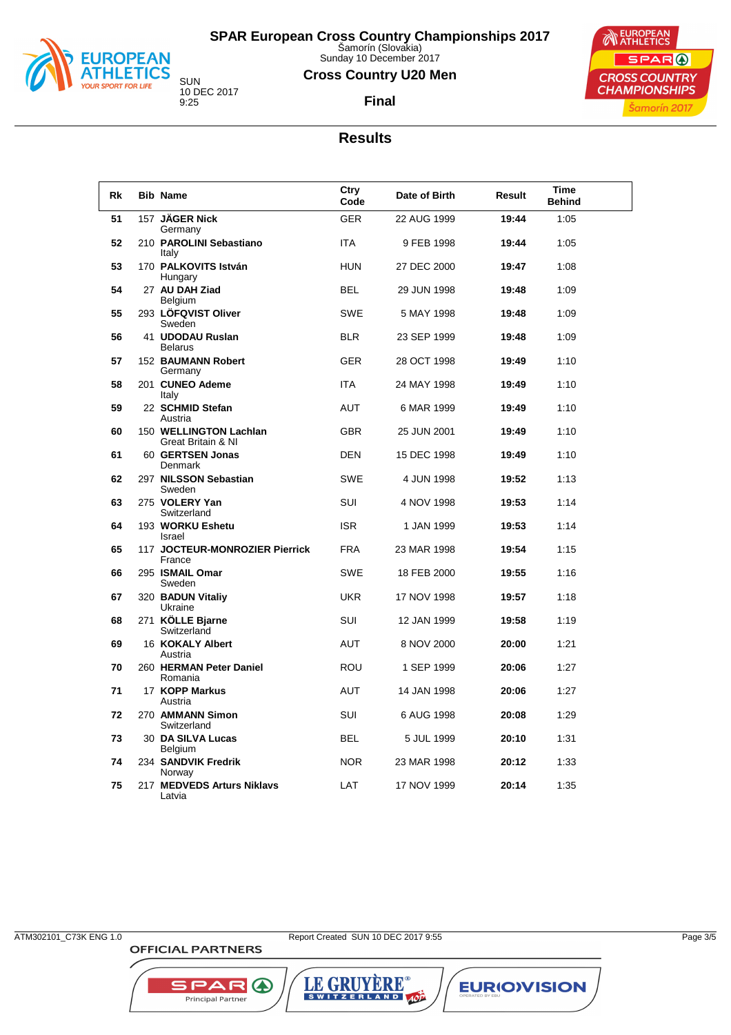# SPAR European Cross Country Championships 2017

Šamorín (Slovakia)
Sunday 10 December 2017

SUN
10 DEC 2017
9:25

## Cross Country U20 Men

### Final

## Results

| Rk | Bib | Name | Ctry Code | Date of Birth | Result | Time Behind |
|---|---|---|---|---|---|---|
| 51 | 157 | **JÄGER Nick** Germany | GER | 22 AUG 1999 | **19:44** | 1:05 |
| 52 | 210 | **PAROLINI Sebastiano** Italy | ITA | 9 FEB 1998 | **19:44** | 1:05 |
| 53 | 170 | **PALKOVITS István** Hungary | HUN | 27 DEC 2000 | **19:47** | 1:08 |
| 54 | 27 | **AU DAH Ziad** Belgium | BEL | 29 JUN 1998 | **19:48** | 1:09 |
| 55 | 293 | **LÖFQVIST Oliver** Sweden | SWE | 5 MAY 1998 | **19:48** | 1:09 |
| 56 | 41 | **UDODAU Ruslan** Belarus | BLR | 23 SEP 1999 | **19:48** | 1:09 |
| 57 | 152 | **BAUMANN Robert** Germany | GER | 28 OCT 1998 | **19:49** | 1:10 |
| 58 | 201 | **CUNEO Ademe** Italy | ITA | 24 MAY 1998 | **19:49** | 1:10 |
| 59 | 22 | **SCHMID Stefan** Austria | AUT | 6 MAR 1999 | **19:49** | 1:10 |
| 60 | 150 | **WELLINGTON Lachlan** Great Britain & NI | GBR | 25 JUN 2001 | **19:49** | 1:10 |
| 61 | 60 | **GERTSEN Jonas** Denmark | DEN | 15 DEC 1998 | **19:49** | 1:10 |
| 62 | 297 | **NILSSON Sebastian** Sweden | SWE | 4 JUN 1998 | **19:52** | 1:13 |
| 63 | 275 | **VOLERY Yan** Switzerland | SUI | 4 NOV 1998 | **19:53** | 1:14 |
| 64 | 193 | **WORKU Eshetu** Israel | ISR | 1 JAN 1999 | **19:53** | 1:14 |
| 65 | 117 | **JOCTEUR-MONROZIER Pierrick** France | FRA | 23 MAR 1998 | **19:54** | 1:15 |
| 66 | 295 | **ISMAIL Omar** Sweden | SWE | 18 FEB 2000 | **19:55** | 1:16 |
| 67 | 320 | **BADUN Vitaliy** Ukraine | UKR | 17 NOV 1998 | **19:57** | 1:18 |
| 68 | 271 | **KÖLLE Bjarne** Switzerland | SUI | 12 JAN 1999 | **19:58** | 1:19 |
| 69 | 16 | **KOKALY Albert** Austria | AUT | 8 NOV 2000 | **20:00** | 1:21 |
| 70 | 260 | **HERMAN Peter Daniel** Romania | ROU | 1 SEP 1999 | **20:06** | 1:27 |
| 71 | 17 | **KOPP Markus** Austria | AUT | 14 JAN 1998 | **20:06** | 1:27 |
| 72 | 270 | **AMMANN Simon** Switzerland | SUI | 6 AUG 1998 | **20:08** | 1:29 |
| 73 | 30 | **DA SILVA Lucas** Belgium | BEL | 5 JUL 1999 | **20:10** | 1:31 |
| 74 | 234 | **SANDVIK Fredrik** Norway | NOR | 23 MAR 1998 | **20:12** | 1:33 |
| 75 | 217 | **MEDVEDS Arturs Niklavs** Latvia | LAT | 17 NOV 1999 | **20:14** | 1:35 |

ATM302101_C73K ENG 1.0 Report Created SUN 10 DEC 2017 9:55

OFFICIAL PARTNERS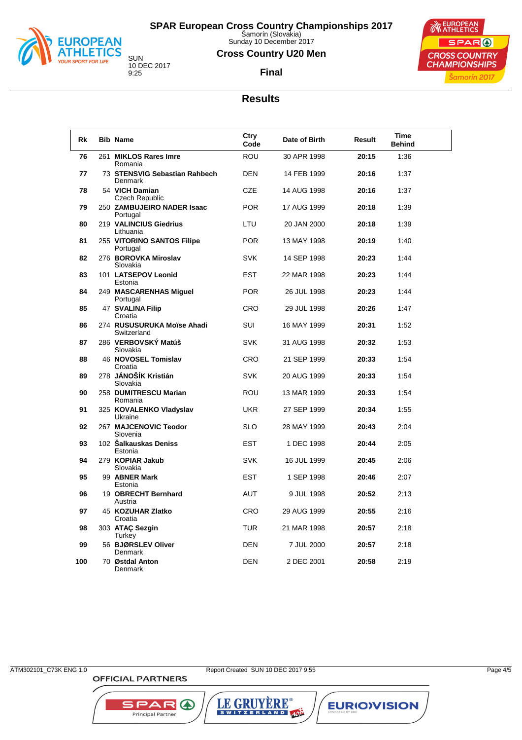# SPAR European Cross Country Championships 2017

Šamorín (Slovakia)
Sunday 10 December 2017

SUN
10 DEC 2017
9:25

## Cross Country U20 Men

### Final

## Results

| Rk | Bib | Name | Ctry Code | Date of Birth | Result | Time Behind |
|---|---|---|---|---|---|---|
| 76 | 261 | **MIKLOS Rares Imre** Romania | ROU | 30 APR 1998 | **20:15** | 1:36 |
| 77 | 73 | **STENSVIG Sebastian Rahbech** Denmark | DEN | 14 FEB 1999 | **20:16** | 1:37 |
| 78 | 54 | **VICH Damian** Czech Republic | CZE | 14 AUG 1998 | **20:16** | 1:37 |
| 79 | 250 | **ZAMBUJEIRO NADER Isaac** Portugal | POR | 17 AUG 1999 | **20:18** | 1:39 |
| 80 | 219 | **VALINCIUS Giedrius** Lithuania | LTU | 20 JAN 2000 | **20:18** | 1:39 |
| 81 | 255 | **VITORINO SANTOS Filipe** Portugal | POR | 13 MAY 1998 | **20:19** | 1:40 |
| 82 | 276 | **BOROVKA Miroslav** Slovakia | SVK | 14 SEP 1998 | **20:23** | 1:44 |
| 83 | 101 | **LATSEPOV Leonid** Estonia | EST | 22 MAR 1998 | **20:23** | 1:44 |
| 84 | 249 | **MASCARENHAS Miguel** Portugal | POR | 26 JUL 1998 | **20:23** | 1:44 |
| 85 | 47 | **SVALINA Filip** Croatia | CRO | 29 JUL 1998 | **20:26** | 1:47 |
| 86 | 274 | **RUSUSURUKA Moïse Ahadi** Switzerland | SUI | 16 MAY 1999 | **20:31** | 1:52 |
| 87 | 286 | **VERBOVSKÝ Matúš** Slovakia | SVK | 31 AUG 1998 | **20:32** | 1:53 |
| 88 | 46 | **NOVOSEL Tomislav** Croatia | CRO | 21 SEP 1999 | **20:33** | 1:54 |
| 89 | 278 | **JÁNOŠÍK Kristián** Slovakia | SVK | 20 AUG 1999 | **20:33** | 1:54 |
| 90 | 258 | **DUMITRESCU Marian** Romania | ROU | 13 MAR 1999 | **20:33** | 1:54 |
| 91 | 325 | **KOVALENKO Vladyslav** Ukraine | UKR | 27 SEP 1999 | **20:34** | 1:55 |
| 92 | 267 | **MAJCENOVIC Teodor** Slovenia | SLO | 28 MAY 1999 | **20:43** | 2:04 |
| 93 | 102 | **Šalkauskas Deniss** Estonia | EST | 1 DEC 1998 | **20:44** | 2:05 |
| 94 | 279 | **KOPIAR Jakub** Slovakia | SVK | 16 JUL 1999 | **20:45** | 2:06 |
| 95 | 99 | **ABNER Mark** Estonia | EST | 1 SEP 1998 | **20:46** | 2:07 |
| 96 | 19 | **OBRECHT Bernhard** Austria | AUT | 9 JUL 1998 | **20:52** | 2:13 |
| 97 | 45 | **KOZUHAR Zlatko** Croatia | CRO | 29 AUG 1999 | **20:55** | 2:16 |
| 98 | 303 | **ATAÇ Sezgin** Turkey | TUR | 21 MAR 1998 | **20:57** | 2:18 |
| 99 | 56 | **BJØRSLEV Oliver** Denmark | DEN | 7 JUL 2000 | **20:57** | 2:18 |
| 100 | 70 | **Østdal Anton** Denmark | DEN | 2 DEC 2001 | **20:58** | 2:19 |

ATM302101_C73K ENG 1.0 Report Created SUN 10 DEC 2017 9:55

OFFICIAL PARTNERS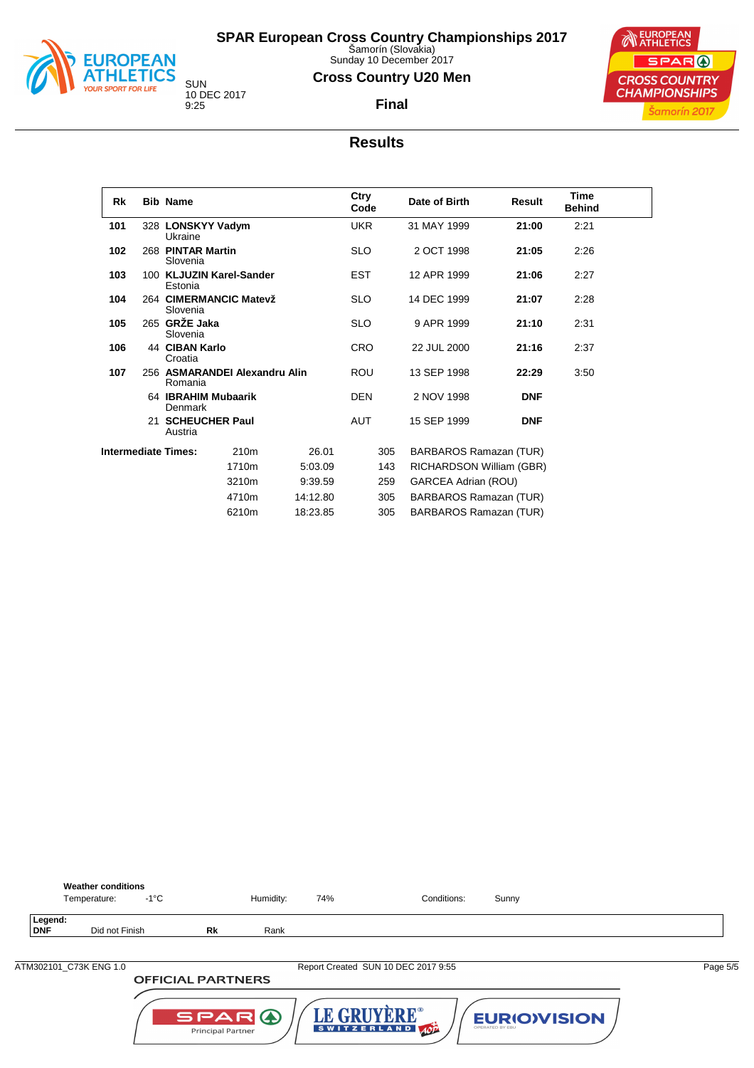# SPAR European Cross Country Championships 2017

Šamorín (Slovakia)
Sunday 10 December 2017

SUN
10 DEC 2017
9:25

## Cross Country U20 Men

### Final

## Results

| Rk | Bib | Name | Ctry Code | Date of Birth | Result | Time Behind |
|---|---|---|---|---|---|---|
| **101** | 328 | **LONSKYY Vadym** Ukraine | UKR | 31 MAY 1999 | **21:00** | 2:21 |
| **102** | 268 | **PINTAR Martin** Slovenia | SLO | 2 OCT 1998 | **21:05** | 2:26 |
| **103** | 100 | **KLJUZIN Karel-Sander** Estonia | EST | 12 APR 1999 | **21:06** | 2:27 |
| **104** | 264 | **CIMERMANCIC Matevž** Slovenia | SLO | 14 DEC 1999 | **21:07** | 2:28 |
| **105** | 265 | **GRŽE Jaka** Slovenia | SLO | 9 APR 1999 | **21:10** | 2:31 |
| **106** | 44 | **CIBAN Karlo** Croatia | CRO | 22 JUL 2000 | **21:16** | 2:37 |
| **107** | 256 | **ASMARANDEI Alexandru Alin** Romania | ROU | 13 SEP 1998 | **22:29** | 3:50 |
| | 64 | **IBRAHIM Mubaarik** Denmark | DEN | 2 NOV 1998 | **DNF** | |
| | 21 | **SCHEUCHER Paul** Austria | AUT | 15 SEP 1999 | **DNF** | |

**Intermediate Times:**

| Distance | Time | Bib | Name |
|---|---|---|---|
| 210m | 26.01 | 305 | BARBAROS Ramazan (TUR) |
| 1710m | 5:03.09 | 143 | RICHARDSON William (GBR) |
| 3210m | 9:39.59 | 259 | GARCEA Adrian (ROU) |
| 4710m | 14:12.80 | 305 | BARBAROS Ramazan (TUR) |
| 6210m | 18:23.85 | 305 | BARBAROS Ramazan (TUR) |

**Weather conditions**
Temperature: -1°C Humidity: 74% Conditions: Sunny

**Legend:**
**DNF** Did not Finish **Rk** Rank

ATM302101_C73K ENG 1.0 Report Created SUN 10 DEC 2017 9:55

OFFICIAL PARTNERS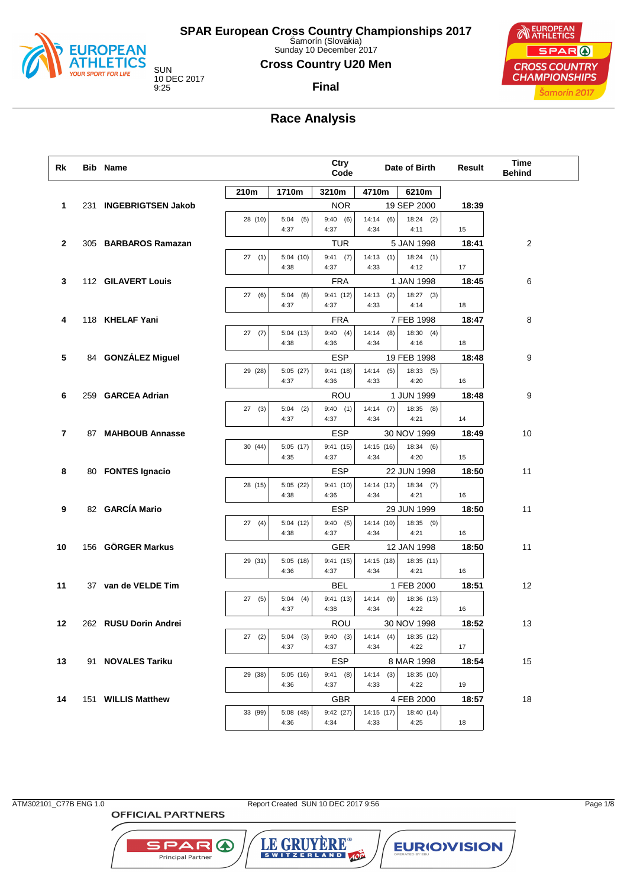# SPAR European Cross Country Championships 2017

Šamorín (Slovakia)
Sunday 10 December 2017

## Cross Country U20 Men

SUN
10 DEC 2017
9:25

**Final**

## Race Analysis

| Rk | Bib | Name | Ctry Code | Date of Birth | Result | Time Behind |
|---|---|---|---|---|---|---|
| 1 | 231 | INGEBRIGTSEN Jakob | NOR | 19 SEP 2000 | 18:39 | |
| 2 | 305 | BARBAROS Ramazan | TUR | 5 JAN 1998 | 18:41 | 2 |
| 3 | 112 | GILAVERT Louis | FRA | 1 JAN 1998 | 18:45 | 6 |
| 4 | 118 | KHELAF Yani | FRA | 7 FEB 1998 | 18:47 | 8 |
| 5 | 84 | GONZÁLEZ Miguel | ESP | 19 FEB 1998 | 18:48 | 9 |
| 6 | 259 | GARCEA Adrian | ROU | 1 JUN 1999 | 18:48 | 9 |
| 7 | 87 | MAHBOUB Annasse | ESP | 30 NOV 1999 | 18:49 | 10 |
| 8 | 80 | FONTES Ignacio | ESP | 22 JUN 1998 | 18:50 | 11 |
| 9 | 82 | GARCÍA Mario | ESP | 29 JUN 1999 | 18:50 | 11 |
| 10 | 156 | GÖRGER Markus | GER | 12 JAN 1998 | 18:50 | 11 |
| 11 | 37 | van de VELDE Tim | BEL | 1 FEB 2000 | 18:51 | 12 |
| 12 | 262 | RUSU Dorin Andrei | ROU | 30 NOV 1998 | 18:52 | 13 |
| 13 | 91 | NOVALES Tariku | ESP | 8 MAR 1998 | 18:54 | 15 |
| 14 | 151 | WILLIS Matthew | GBR | 4 FEB 2000 | 18:57 | 18 |

### Split times

| Rk | Name | 210m | 1710m | 3210m | 4710m | 6210m | |
|---|---|---|---|---|---|---|---|
| 1 | INGEBRIGTSEN Jakob | 28 (10) | 5:04 (5) / 4:37 | 9:40 (6) / 4:37 | 14:14 (6) / 4:34 | 18:24 (2) / 4:11 | 15 |
| 2 | BARBAROS Ramazan | 27 (1) | 5:04 (10) / 4:38 | 9:41 (7) / 4:37 | 14:13 (1) / 4:33 | 18:24 (1) / 4:12 | 17 |
| 3 | GILAVERT Louis | 27 (6) | 5:04 (8) / 4:37 | 9:41 (12) / 4:37 | 14:13 (2) / 4:33 | 18:27 (3) / 4:14 | 18 |
| 4 | KHELAF Yani | 27 (7) | 5:04 (13) / 4:38 | 9:40 (4) / 4:36 | 14:14 (8) / 4:34 | 18:30 (4) / 4:16 | 18 |
| 5 | GONZÁLEZ Miguel | 29 (28) | 5:05 (27) / 4:37 | 9:41 (18) / 4:36 | 14:14 (5) / 4:33 | 18:33 (5) / 4:20 | 16 |
| 6 | GARCEA Adrian | 27 (3) | 5:04 (2) / 4:37 | 9:40 (1) / 4:37 | 14:14 (7) / 4:34 | 18:35 (8) / 4:21 | 14 |
| 7 | MAHBOUB Annasse | 30 (44) | 5:05 (17) / 4:35 | 9:41 (15) / 4:37 | 14:15 (16) / 4:34 | 18:34 (6) / 4:20 | 15 |
| 8 | FONTES Ignacio | 28 (15) | 5:05 (22) / 4:38 | 9:41 (10) / 4:36 | 14:14 (12) / 4:34 | 18:34 (7) / 4:21 | 16 |
| 9 | GARCÍA Mario | 27 (4) | 5:04 (12) / 4:38 | 9:40 (5) / 4:37 | 14:14 (10) / 4:34 | 18:35 (9) / 4:21 | 16 |
| 10 | GÖRGER Markus | 29 (31) | 5:05 (18) / 4:36 | 9:41 (15) / 4:37 | 14:15 (18) / 4:34 | 18:35 (11) / 4:21 | 16 |
| 11 | van de VELDE Tim | 27 (5) | 5:04 (4) / 4:37 | 9:41 (13) / 4:38 | 14:14 (9) / 4:34 | 18:36 (13) / 4:22 | 16 |
| 12 | RUSU Dorin Andrei | 27 (2) | 5:04 (3) / 4:37 | 9:40 (3) / 4:37 | 14:14 (4) / 4:34 | 18:35 (12) / 4:22 | 17 |
| 13 | NOVALES Tariku | 29 (38) | 5:05 (16) / 4:36 | 9:41 (8) / 4:37 | 14:14 (3) / 4:33 | 18:35 (10) / 4:22 | 19 |
| 14 | WILLIS Matthew | 33 (99) | 5:08 (48) / 4:36 | 9:42 (27) / 4:34 | 14:15 (17) / 4:33 | 18:40 (14) / 4:25 | 18 |

ATM302101_C77B ENG 1.0 Report Created SUN 10 DEC 2017 9:56

OFFICIAL PARTNERS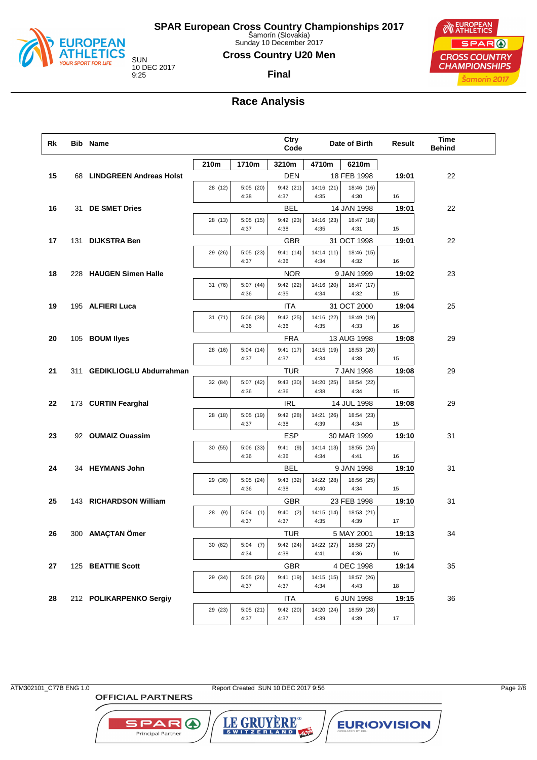# SPAR European Cross Country Championships 2017

Šamorín (Slovakia)
Sunday 10 December 2017

SUN 10 DEC 2017 9:25

## Cross Country U20 Men

### Final

## Race Analysis

| Rk | Bib | Name | Ctry Code | Date of Birth | Result | Time Behind |
|---|---|---|---|---|---|---|
| | | 210m / 1710m / 3210m / 4710m / 6210m | | | | |
| 15 | 68 | LINDGREEN Andreas Holst | DEN | 18 FEB 1998 | 19:01 | 22 |
| | | 28 (12) / 5:05 (20) 4:38 / 9:42 (21) 4:37 / 14:16 (21) 4:35 / 18:46 (16) 4:30 / 16 | | | | |
| 16 | 31 | DE SMET Dries | BEL | 14 JAN 1998 | 19:01 | 22 |
| | | 28 (13) / 5:05 (15) 4:37 / 9:42 (23) 4:38 / 14:16 (23) 4:35 / 18:47 (18) 4:31 / 15 | | | | |
| 17 | 131 | DIJKSTRA Ben | GBR | 31 OCT 1998 | 19:01 | 22 |
| | | 29 (26) / 5:05 (23) 4:37 / 9:41 (14) 4:36 / 14:14 (11) 4:34 / 18:46 (15) 4:32 / 16 | | | | |
| 18 | 228 | HAUGEN Simen Halle | NOR | 9 JAN 1999 | 19:02 | 23 |
| | | 31 (76) / 5:07 (44) 4:36 / 9:42 (22) 4:35 / 14:16 (20) 4:34 / 18:47 (17) 4:32 / 15 | | | | |
| 19 | 195 | ALFIERI Luca | ITA | 31 OCT 2000 | 19:04 | 25 |
| | | 31 (71) / 5:06 (38) 4:36 / 9:42 (25) 4:36 / 14:16 (22) 4:35 / 18:49 (19) 4:33 / 16 | | | | |
| 20 | 105 | BOUM Ilyes | FRA | 13 AUG 1998 | 19:08 | 29 |
| | | 28 (16) / 5:04 (14) 4:37 / 9:41 (17) 4:37 / 14:15 (19) 4:34 / 18:53 (20) 4:38 / 15 | | | | |
| 21 | 311 | GEDIKLIOGLU Abdurrahman | TUR | 7 JAN 1998 | 19:08 | 29 |
| | | 32 (84) / 5:07 (42) 4:36 / 9:43 (30) 4:36 / 14:20 (25) 4:38 / 18:54 (22) 4:34 / 15 | | | | |
| 22 | 173 | CURTIN Fearghal | IRL | 14 JUL 1998 | 19:08 | 29 |
| | | 28 (18) / 5:05 (19) 4:37 / 9:42 (28) 4:38 / 14:21 (26) 4:39 / 18:54 (23) 4:34 / 15 | | | | |
| 23 | 92 | OUMAIZ Ouassim | ESP | 30 MAR 1999 | 19:10 | 31 |
| | | 30 (55) / 5:06 (33) 4:36 / 9:41 (9) 4:36 / 14:14 (13) 4:34 / 18:55 (24) 4:41 / 16 | | | | |
| 24 | 34 | HEYMANS John | BEL | 9 JAN 1998 | 19:10 | 31 |
| | | 29 (36) / 5:05 (24) 4:36 / 9:43 (32) 4:38 / 14:22 (28) 4:40 / 18:56 (25) 4:34 / 15 | | | | |
| 25 | 143 | RICHARDSON William | GBR | 23 FEB 1998 | 19:10 | 31 |
| | | 28 (9) / 5:04 (1) 4:37 / 9:40 (2) 4:37 / 14:15 (14) 4:35 / 18:53 (21) 4:39 / 17 | | | | |
| 26 | 300 | AMAÇTAN Ömer | TUR | 5 MAY 2001 | 19:13 | 34 |
| | | 30 (62) / 5:04 (7) 4:34 / 9:42 (24) 4:38 / 14:22 (27) 4:41 / 18:58 (27) 4:36 / 16 | | | | |
| 27 | 125 | BEATTIE Scott | GBR | 4 DEC 1998 | 19:14 | 35 |
| | | 29 (34) / 5:05 (26) 4:37 / 9:41 (19) 4:37 / 14:15 (15) 4:34 / 18:57 (26) 4:43 / 18 | | | | |
| 28 | 212 | POLIKARPENKO Sergiy | ITA | 6 JUN 1998 | 19:15 | 36 |
| | | 29 (23) / 5:05 (21) 4:37 / 9:42 (20) 4:37 / 14:20 (24) 4:39 / 18:59 (28) 4:39 / 17 | | | | |

ATM302101_C77B ENG 1.0 Report Created SUN 10 DEC 2017 9:56

OFFICIAL PARTNERS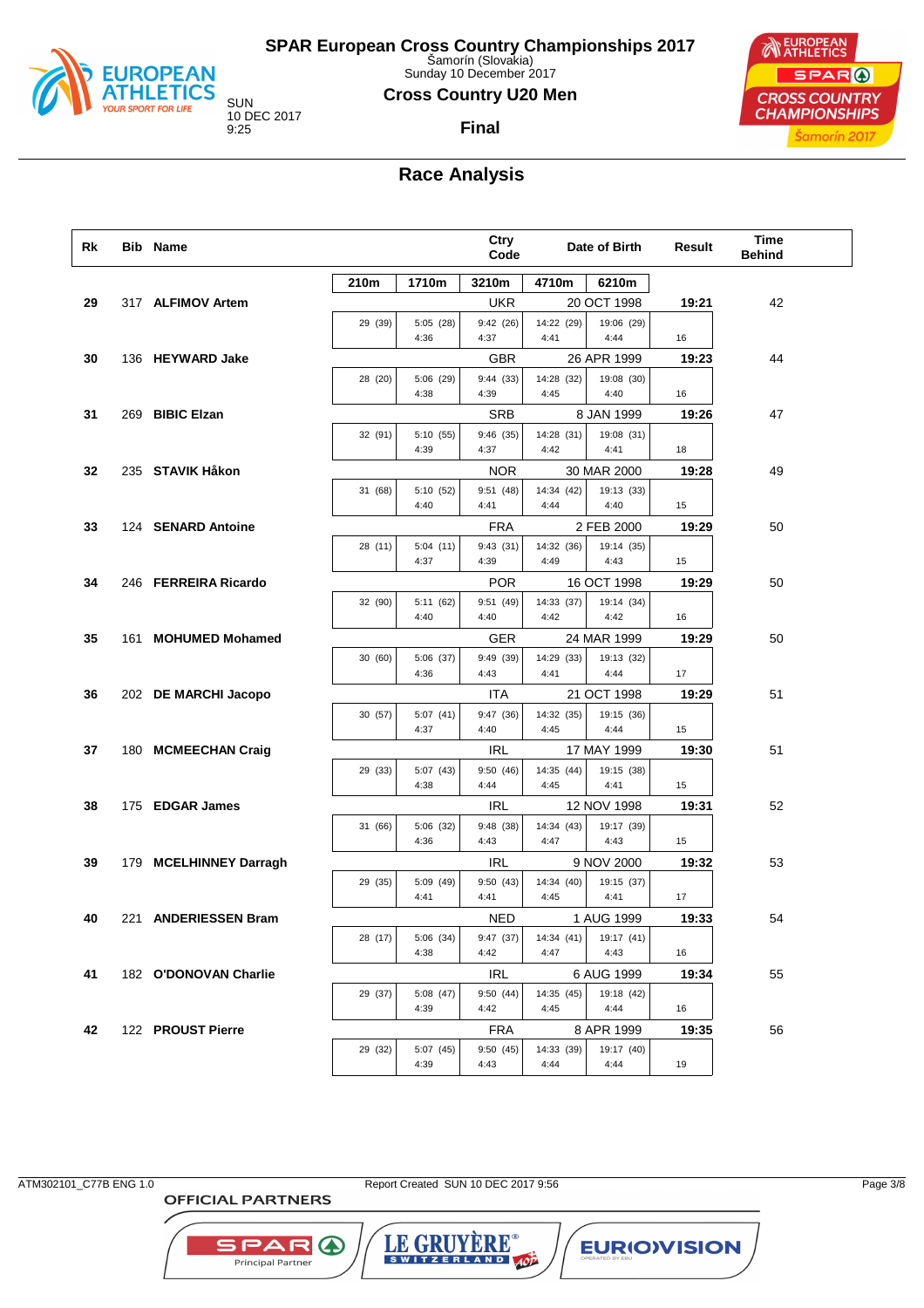# SPAR European Cross Country Championships 2017

Šamorín (Slovakia)
Sunday 10 December 2017

SUN
10 DEC 2017
9:25

## Cross Country U20 Men

### Final

## Race Analysis

| Rk | Bib | Name | 210m | 1710m | 3210m | 4710m | 6210m | Ctry Code | Date of Birth | Result | Time Behind |
|---|---|---|---|---|---|---|---|---|---|---|---|
| 29 | 317 | ALFIMOV Artem | 29 (39) | 5:05 (28) 4:36 | 9:42 (26) 4:37 | 14:22 (29) 4:41 | 19:06 (29) 4:44 | UKR | 20 OCT 1998 | 19:21 16 | 42 |
| 30 | 136 | HEYWARD Jake | 28 (20) | 5:06 (29) 4:38 | 9:44 (33) 4:39 | 14:28 (32) 4:45 | 19:08 (30) 4:40 | GBR | 26 APR 1999 | 19:23 16 | 44 |
| 31 | 269 | BIBIC Elzan | 32 (91) | 5:10 (55) 4:39 | 9:46 (35) 4:37 | 14:28 (31) 4:42 | 19:08 (31) 4:41 | SRB | 8 JAN 1999 | 19:26 18 | 47 |
| 32 | 235 | STAVIK Håkon | 31 (68) | 5:10 (52) 4:40 | 9:51 (48) 4:41 | 14:34 (42) 4:44 | 19:13 (33) 4:40 | NOR | 30 MAR 2000 | 19:28 15 | 49 |
| 33 | 124 | SENARD Antoine | 28 (11) | 5:04 (11) 4:37 | 9:43 (31) 4:39 | 14:32 (36) 4:49 | 19:14 (35) 4:43 | FRA | 2 FEB 2000 | 19:29 15 | 50 |
| 34 | 246 | FERREIRA Ricardo | 32 (90) | 5:11 (62) 4:40 | 9:51 (49) 4:40 | 14:33 (37) 4:42 | 19:14 (34) 4:42 | POR | 16 OCT 1998 | 19:29 16 | 50 |
| 35 | 161 | MOHUMED Mohamed | 30 (60) | 5:06 (37) 4:36 | 9:49 (39) 4:43 | 14:29 (33) 4:41 | 19:13 (32) 4:44 | GER | 24 MAR 1999 | 19:29 17 | 50 |
| 36 | 202 | DE MARCHI Jacopo | 30 (57) | 5:07 (41) 4:37 | 9:47 (36) 4:40 | 14:32 (35) 4:45 | 19:15 (36) 4:44 | ITA | 21 OCT 1998 | 19:29 15 | 51 |
| 37 | 180 | MCMEECHAN Craig | 29 (33) | 5:07 (43) 4:38 | 9:50 (46) 4:44 | 14:35 (44) 4:45 | 19:15 (38) 4:41 | IRL | 17 MAY 1999 | 19:30 15 | 51 |
| 38 | 175 | EDGAR James | 31 (66) | 5:06 (32) 4:36 | 9:48 (38) 4:43 | 14:34 (43) 4:47 | 19:17 (39) 4:43 | IRL | 12 NOV 1998 | 19:31 15 | 52 |
| 39 | 179 | MCELHINNEY Darragh | 29 (35) | 5:09 (49) 4:41 | 9:50 (43) 4:41 | 14:34 (40) 4:45 | 19:15 (37) 4:41 | IRL | 9 NOV 2000 | 19:32 17 | 53 |
| 40 | 221 | ANDERIESSEN Bram | 28 (17) | 5:06 (34) 4:38 | 9:47 (37) 4:42 | 14:34 (41) 4:47 | 19:17 (41) 4:43 | NED | 1 AUG 1999 | 19:33 16 | 54 |
| 41 | 182 | O'DONOVAN Charlie | 29 (37) | 5:08 (47) 4:39 | 9:50 (44) 4:42 | 14:35 (45) 4:45 | 19:18 (42) 4:44 | IRL | 6 AUG 1999 | 19:34 16 | 55 |
| 42 | 122 | PROUST Pierre | 29 (32) | 5:07 (45) 4:39 | 9:50 (45) 4:43 | 14:33 (39) 4:44 | 19:17 (40) 4:44 | FRA | 8 APR 1999 | 19:35 19 | 56 |

ATM302101_C77B ENG 1.0 Report Created SUN 10 DEC 2017 9:56

OFFICIAL PARTNERS
SPAR Principal Partner · LE GRUYÈRE SWITZERLAND · EUROVISION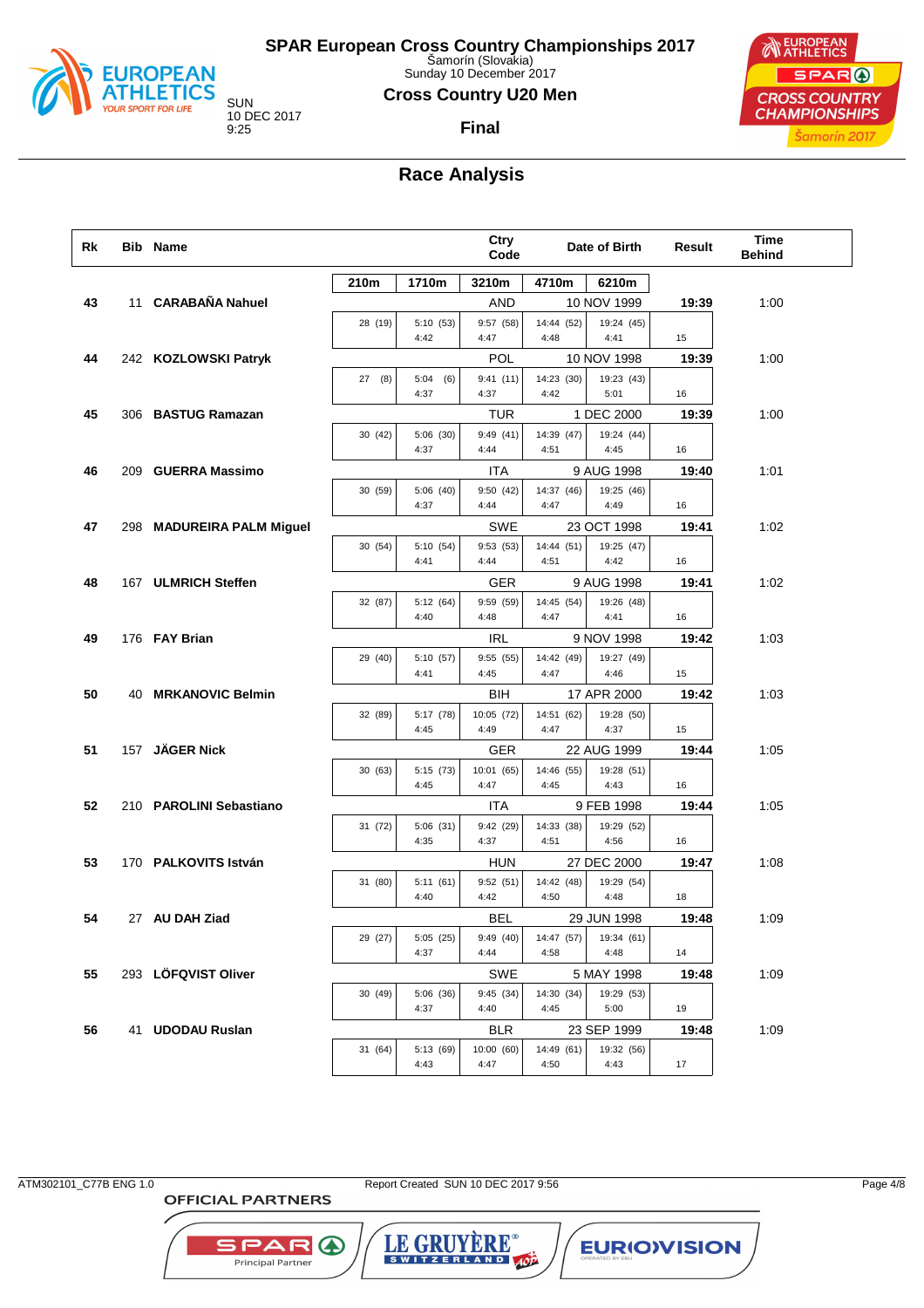# SPAR European Cross Country Championships 2017

Šamorín (Slovakia)
Sunday 10 December 2017

SUN
10 DEC 2017
9:25

## Cross Country U20 Men

**Final**

## Race Analysis

| Rk | Bib | Name | 210m | 1710m | 3210m | 4710m | 6210m | Ctry Code | Date of Birth | Result | Time Behind |
|---|---|---|---|---|---|---|---|---|---|---|---|
| 43 | 11 | CARABAÑA Nahuel | 28 (19) | 5:10 (53) 4:42 | 9:57 (58) 4:47 | 14:44 (52) 4:48 | 19:24 (45) 4:41 | AND | 10 NOV 1999 | 19:39 (15) | 1:00 |
| 44 | 242 | KOZLOWSKI Patryk | 27 (8) | 5:04 (6) 4:37 | 9:41 (11) 4:37 | 14:23 (30) 4:42 | 19:23 (43) 5:01 | POL | 10 NOV 1998 | 19:39 (16) | 1:00 |
| 45 | 306 | BASTUG Ramazan | 30 (42) | 5:06 (30) 4:37 | 9:49 (41) 4:44 | 14:39 (47) 4:51 | 19:24 (44) 4:45 | TUR | 1 DEC 2000 | 19:39 (16) | 1:00 |
| 46 | 209 | GUERRA Massimo | 30 (59) | 5:06 (40) 4:37 | 9:50 (42) 4:44 | 14:37 (46) 4:47 | 19:25 (46) 4:49 | ITA | 9 AUG 1998 | 19:40 (16) | 1:01 |
| 47 | 298 | MADUREIRA PALM Miguel | 30 (54) | 5:10 (54) 4:41 | 9:53 (53) 4:44 | 14:44 (51) 4:51 | 19:25 (47) 4:42 | SWE | 23 OCT 1998 | 19:41 (16) | 1:02 |
| 48 | 167 | ULMRICH Steffen | 32 (87) | 5:12 (64) 4:40 | 9:59 (59) 4:48 | 14:45 (54) 4:47 | 19:26 (48) 4:41 | GER | 9 AUG 1998 | 19:41 (16) | 1:02 |
| 49 | 176 | FAY Brian | 29 (40) | 5:10 (57) 4:41 | 9:55 (55) 4:45 | 14:42 (49) 4:47 | 19:27 (49) 4:46 | IRL | 9 NOV 1998 | 19:42 (15) | 1:03 |
| 50 | 40 | MRKANOVIC Belmin | 32 (89) | 5:17 (78) 4:45 | 10:05 (72) 4:49 | 14:51 (62) 4:47 | 19:28 (50) 4:37 | BIH | 17 APR 2000 | 19:42 (15) | 1:03 |
| 51 | 157 | JÄGER Nick | 30 (63) | 5:15 (73) 4:45 | 10:01 (65) 4:47 | 14:46 (55) 4:45 | 19:28 (51) 4:43 | GER | 22 AUG 1999 | 19:44 (16) | 1:05 |
| 52 | 210 | PAROLINI Sebastiano | 31 (72) | 5:06 (31) 4:35 | 9:42 (29) 4:37 | 14:33 (38) 4:51 | 19:29 (52) 4:56 | ITA | 9 FEB 1998 | 19:44 (16) | 1:05 |
| 53 | 170 | PALKOVITS István | 31 (80) | 5:11 (61) 4:40 | 9:52 (51) 4:42 | 14:42 (48) 4:50 | 19:29 (54) 4:48 | HUN | 27 DEC 2000 | 19:47 (18) | 1:08 |
| 54 | 27 | AU DAH Ziad | 29 (27) | 5:05 (25) 4:37 | 9:49 (40) 4:44 | 14:47 (57) 4:58 | 19:34 (61) 4:48 | BEL | 29 JUN 1998 | 19:48 (14) | 1:09 |
| 55 | 293 | LÖFQVIST Oliver | 30 (49) | 5:06 (36) 4:37 | 9:45 (34) 4:40 | 14:30 (34) 4:45 | 19:29 (53) 5:00 | SWE | 5 MAY 1998 | 19:48 (19) | 1:09 |
| 56 | 41 | UDODAU Ruslan | 31 (64) | 5:13 (69) 4:43 | 10:00 (60) 4:47 | 14:49 (61) 4:50 | 19:32 (56) 4:43 | BLR | 23 SEP 1999 | 19:48 (17) | 1:09 |

ATM302101_C77B ENG 1.0 Report Created SUN 10 DEC 2017 9:56

OFFICIAL PARTNERS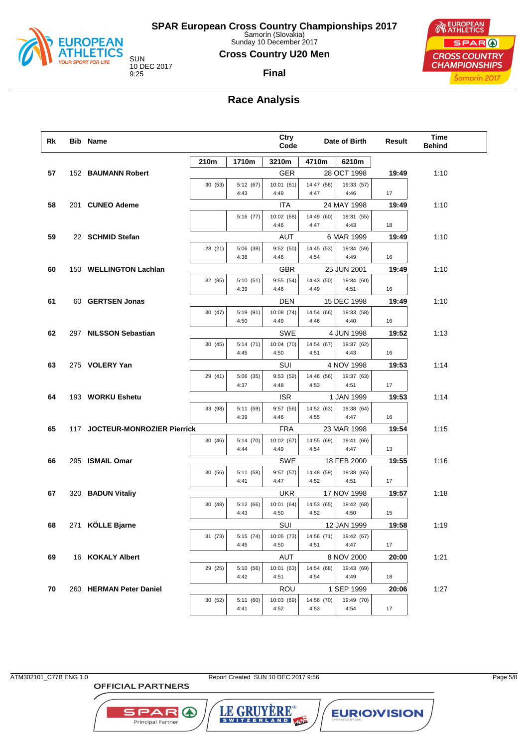# SPAR European Cross Country Championships 2017

Šamorín (Slovakia)
Sunday 10 December 2017

SUN
10 DEC 2017
9:25

## Cross Country U20 Men

**Final**

## Race Analysis

| Rk | Bib | Name | Ctry Code | Date of Birth | Result | Time Behind |
|---|---|---|---|---|---|---|
| | | | | | | |

| Rk | Bib | Name | 210m | 1710m | 3210m | 4710m | 6210m | Ctry Code | Date of Birth | Result | Time Behind |
|---|---|---|---|---|---|---|---|---|---|---|---|
| 57 | 152 | **BAUMANN Robert** | 30 (53) | 5:12 (67) 4:43 | 10:01 (61) 4:49 | 14:47 (58) 4:47 | 19:33 (57) 4:46 | GER | 28 OCT 1998 | **19:49** 17 | 1:10 |
| 58 | 201 | **CUNEO Ademe** | | 5:16 (77) | 10:02 (68) 4:46 | 14:49 (60) 4:47 | 19:31 (55) 4:43 | ITA | 24 MAY 1998 | **19:49** 18 | 1:10 |
| 59 | 22 | **SCHMID Stefan** | 28 (21) | 5:06 (39) 4:38 | 9:52 (50) 4:46 | 14:45 (53) 4:54 | 19:34 (59) 4:49 | AUT | 6 MAR 1999 | **19:49** 16 | 1:10 |
| 60 | 150 | **WELLINGTON Lachlan** | 32 (85) | 5:10 (51) 4:39 | 9:55 (54) 4:46 | 14:43 (50) 4:49 | 19:34 (60) 4:51 | GBR | 25 JUN 2001 | **19:49** 16 | 1:10 |
| 61 | 60 | **GERTSEN Jonas** | 30 (47) | 5:19 (91) 4:50 | 10:08 (74) 4:49 | 14:54 (66) 4:46 | 19:33 (58) 4:40 | DEN | 15 DEC 1998 | **19:49** 16 | 1:10 |
| 62 | 297 | **NILSSON Sebastian** | 30 (45) | 5:14 (71) 4:45 | 10:04 (70) 4:50 | 14:54 (67) 4:51 | 19:37 (62) 4:43 | SWE | 4 JUN 1998 | **19:52** 16 | 1:13 |
| 63 | 275 | **VOLERY Yan** | 29 (41) | 5:06 (35) 4:37 | 9:53 (52) 4:48 | 14:46 (56) 4:53 | 19:37 (63) 4:51 | SUI | 4 NOV 1998 | **19:53** 17 | 1:14 |
| 64 | 193 | **WORKU Eshetu** | 33 (98) | 5:11 (59) 4:39 | 9:57 (56) 4:46 | 14:52 (63) 4:55 | 19:38 (64) 4:47 | ISR | 1 JAN 1999 | **19:53** 16 | 1:14 |
| 65 | 117 | **JOCTEUR-MONROZIER Pierrick** | 30 (46) | 5:14 (70) 4:44 | 10:02 (67) 4:49 | 14:55 (69) 4:54 | 19:41 (66) 4:47 | FRA | 23 MAR 1998 | **19:54** 13 | 1:15 |
| 66 | 295 | **ISMAIL Omar** | 30 (56) | 5:11 (58) 4:41 | 9:57 (57) 4:47 | 14:48 (59) 4:52 | 19:38 (65) 4:51 | SWE | 18 FEB 2000 | **19:55** 17 | 1:16 |
| 67 | 320 | **BADUN Vitaliy** | 30 (48) | 5:12 (66) 4:43 | 10:01 (64) 4:50 | 14:53 (65) 4:52 | 19:42 (68) 4:50 | UKR | 17 NOV 1998 | **19:57** 15 | 1:18 |
| 68 | 271 | **KÖLLE Bjarne** | 31 (73) | 5:15 (74) 4:45 | 10:05 (73) 4:50 | 14:56 (71) 4:51 | 19:42 (67) 4:47 | SUI | 12 JAN 1999 | **19:58** 17 | 1:19 |
| 69 | 16 | **KOKALY Albert** | 29 (25) | 5:10 (56) 4:42 | 10:01 (63) 4:51 | 14:54 (68) 4:54 | 19:43 (69) 4:49 | AUT | 8 NOV 2000 | **20:00** 18 | 1:21 |
| 70 | 260 | **HERMAN Peter Daniel** | 30 (52) | 5:11 (60) 4:41 | 10:03 (69) 4:52 | 14:56 (70) 4:53 | 19:49 (70) 4:54 | ROU | 1 SEP 1999 | **20:06** 17 | 1:27 |

ATM302101_C77B ENG 1.0    Report Created SUN 10 DEC 2017 9:56

OFFICIAL PARTNERS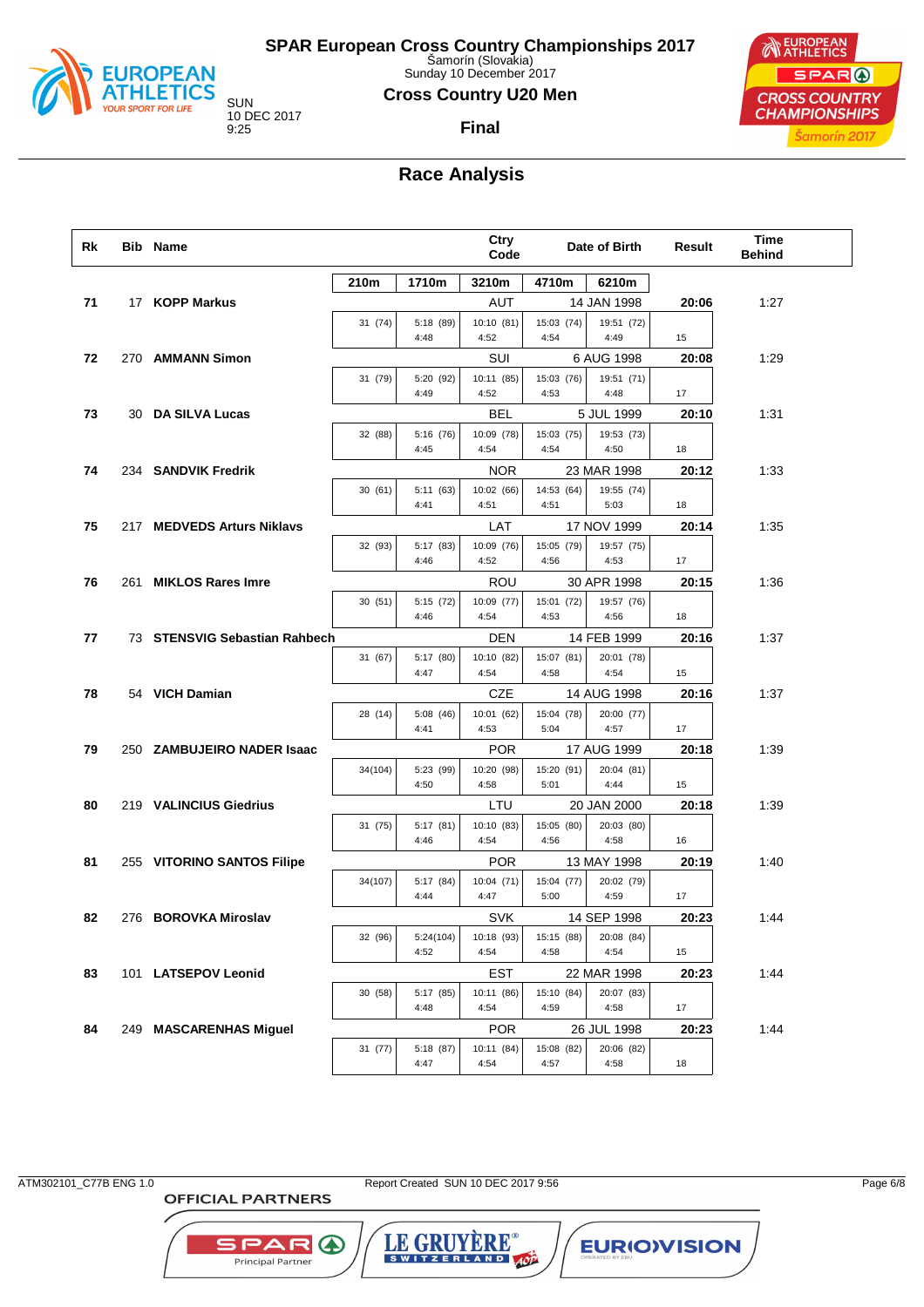# SPAR European Cross Country Championships 2017

Šamorín (Slovakia)
Sunday 10 December 2017

SUN
10 DEC 2017
9:25

## Cross Country U20 Men

**Final**

## Race Analysis

| Rk | Bib | Name | 210m | 1710m | 3210m (Ctry Code) | 4710m | 6210m (Date of Birth) | Result | Time Behind |
|---|---|---|---|---|---|---|---|---|---|
| 71 | 17 | **KOPP Markus** | | | AUT | | 14 JAN 1998 | **20:06** | 1:27 |
| | | | 31 (74) | 5:18 (89) 4:48 | 10:10 (81) 4:52 | 15:03 (74) 4:54 | 19:51 (72) 4:49 | 15 | |
| 72 | 270 | **AMMANN Simon** | | | SUI | | 6 AUG 1998 | **20:08** | 1:29 |
| | | | 31 (79) | 5:20 (92) 4:49 | 10:11 (85) 4:52 | 15:03 (76) 4:53 | 19:51 (71) 4:48 | 17 | |
| 73 | 30 | **DA SILVA Lucas** | | | BEL | | 5 JUL 1999 | **20:10** | 1:31 |
| | | | 32 (88) | 5:16 (76) 4:45 | 10:09 (78) 4:54 | 15:03 (75) 4:54 | 19:53 (73) 4:50 | 18 | |
| 74 | 234 | **SANDVIK Fredrik** | | | NOR | | 23 MAR 1998 | **20:12** | 1:33 |
| | | | 30 (61) | 5:11 (63) 4:41 | 10:02 (66) 4:51 | 14:53 (64) 4:51 | 19:55 (74) 5:03 | 18 | |
| 75 | 217 | **MEDVEDS Arturs Niklavs** | | | LAT | | 17 NOV 1999 | **20:14** | 1:35 |
| | | | 32 (93) | 5:17 (83) 4:46 | 10:09 (76) 4:52 | 15:05 (79) 4:56 | 19:57 (75) 4:53 | 17 | |
| 76 | 261 | **MIKLOS Rares Imre** | | | ROU | | 30 APR 1998 | **20:15** | 1:36 |
| | | | 30 (51) | 5:15 (72) 4:46 | 10:09 (77) 4:54 | 15:01 (72) 4:53 | 19:57 (76) 4:56 | 18 | |
| 77 | 73 | **STENSVIG Sebastian Rahbech** | | | DEN | | 14 FEB 1999 | **20:16** | 1:37 |
| | | | 31 (67) | 5:17 (80) 4:47 | 10:10 (82) 4:54 | 15:07 (81) 4:58 | 20:01 (78) 4:54 | 15 | |
| 78 | 54 | **VICH Damian** | | | CZE | | 14 AUG 1998 | **20:16** | 1:37 |
| | | | 28 (14) | 5:08 (46) 4:41 | 10:01 (62) 4:53 | 15:04 (78) 5:04 | 20:00 (77) 4:57 | 17 | |
| 79 | 250 | **ZAMBUJEIRO NADER Isaac** | | | POR | | 17 AUG 1999 | **20:18** | 1:39 |
| | | | 34(104) | 5:23 (99) 4:50 | 10:20 (98) 4:58 | 15:20 (91) 5:01 | 20:04 (81) 4:44 | 15 | |
| 80 | 219 | **VALINCIUS Giedrius** | | | LTU | | 20 JAN 2000 | **20:18** | 1:39 |
| | | | 31 (75) | 5:17 (81) 4:46 | 10:10 (83) 4:54 | 15:05 (80) 4:56 | 20:03 (80) 4:58 | 16 | |
| 81 | 255 | **VITORINO SANTOS Filipe** | | | POR | | 13 MAY 1998 | **20:19** | 1:40 |
| | | | 34(107) | 5:17 (84) 4:44 | 10:04 (71) 4:47 | 15:04 (77) 5:00 | 20:02 (79) 4:59 | 17 | |
| 82 | 276 | **BOROVKA Miroslav** | | | SVK | | 14 SEP 1998 | **20:23** | 1:44 |
| | | | 32 (96) | 5:24(104) 4:52 | 10:18 (93) 4:54 | 15:15 (88) 4:58 | 20:08 (84) 4:54 | 15 | |
| 83 | 101 | **LATSEPOV Leonid** | | | EST | | 22 MAR 1998 | **20:23** | 1:44 |
| | | | 30 (58) | 5:17 (85) 4:48 | 10:11 (86) 4:54 | 15:10 (84) 4:59 | 20:07 (83) 4:58 | 17 | |
| 84 | 249 | **MASCARENHAS Miguel** | | | POR | | 26 JUL 1998 | **20:23** | 1:44 |
| | | | 31 (77) | 5:18 (87) 4:47 | 10:11 (84) 4:54 | 15:08 (82) 4:57 | 20:06 (82) 4:58 | 18 | |

ATM302101_C77B ENG 1.0 — Report Created SUN 10 DEC 2017 9:56

OFFICIAL PARTNERS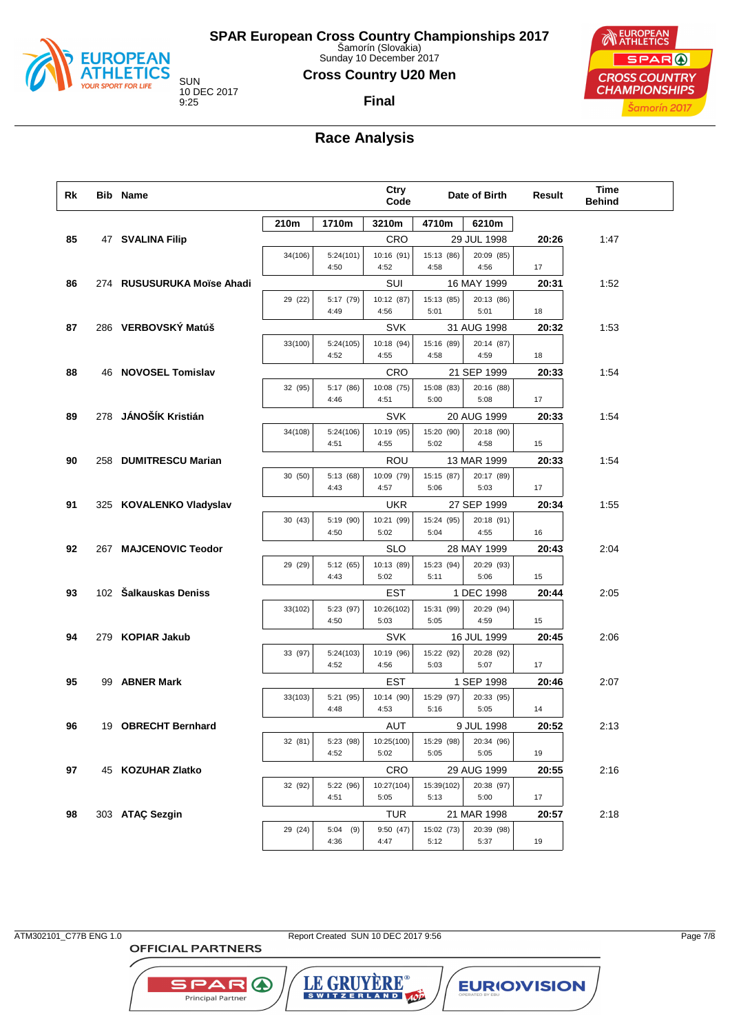# SPAR European Cross Country Championships 2017

Šamorín (Slovakia)
Sunday 10 December 2017

SUN
10 DEC 2017
9:25

## Cross Country U20 Men

**Final**

## Race Analysis

| Rk | Bib | Name | Ctry Code | Date of Birth | Result | Time Behind |
|---|---|---|---|---|---|---|
| | | | 210m / 1710m / 3210m / 4710m / 6210m | | | |
| 85 | 47 | SVALINA Filip | CRO | 29 JUL 1998 | 20:26 | 1:47 |
| | | 34(106) / 5:24(101) 4:50 / 10:16 (91) 4:52 / 15:13 (86) 4:58 / 20:09 (85) 4:56 / 17 | | | | |
| 86 | 274 | RUSUSURUKA Moïse Ahadi | SUI | 16 MAY 1999 | 20:31 | 1:52 |
| | | 29 (22) / 5:17 (79) 4:49 / 10:12 (87) 4:56 / 15:13 (85) 5:01 / 20:13 (86) 5:01 / 18 | | | | |
| 87 | 286 | VERBOVSKÝ Matúš | SVK | 31 AUG 1998 | 20:32 | 1:53 |
| | | 33(100) / 5:24(105) 4:52 / 10:18 (94) 4:55 / 15:16 (89) 4:58 / 20:14 (87) 4:59 / 18 | | | | |
| 88 | 46 | NOVOSEL Tomislav | CRO | 21 SEP 1999 | 20:33 | 1:54 |
| | | 32 (95) / 5:17 (86) 4:46 / 10:08 (75) 4:51 / 15:08 (83) 5:00 / 20:16 (88) 5:08 / 17 | | | | |
| 89 | 278 | JÁNOŠÍK Kristián | SVK | 20 AUG 1999 | 20:33 | 1:54 |
| | | 34(108) / 5:24(106) 4:51 / 10:19 (95) 4:55 / 15:20 (90) 5:02 / 20:18 (90) 4:58 / 15 | | | | |
| 90 | 258 | DUMITRESCU Marian | ROU | 13 MAR 1999 | 20:33 | 1:54 |
| | | 30 (50) / 5:13 (68) 4:43 / 10:09 (79) 4:57 / 15:15 (87) 5:06 / 20:17 (89) 5:03 / 17 | | | | |
| 91 | 325 | KOVALENKO Vladyslav | UKR | 27 SEP 1999 | 20:34 | 1:55 |
| | | 30 (43) / 5:19 (90) 4:50 / 10:21 (99) 5:02 / 15:24 (95) 5:04 / 20:18 (91) 4:55 / 16 | | | | |
| 92 | 267 | MAJCENOVIC Teodor | SLO | 28 MAY 1999 | 20:43 | 2:04 |
| | | 29 (29) / 5:12 (65) 4:43 / 10:13 (89) 5:02 / 15:23 (94) 5:11 / 20:29 (93) 5:06 / 15 | | | | |
| 93 | 102 | Šalkauskas Deniss | EST | 1 DEC 1998 | 20:44 | 2:05 |
| | | 33(102) / 5:23 (97) 4:50 / 10:26(102) 5:03 / 15:31 (99) 5:05 / 20:29 (94) 4:59 / 15 | | | | |
| 94 | 279 | KOPIAR Jakub | SVK | 16 JUL 1999 | 20:45 | 2:06 |
| | | 33 (97) / 5:24(103) 4:52 / 10:19 (96) 4:56 / 15:22 (92) 5:03 / 20:28 (92) 5:07 / 17 | | | | |
| 95 | 99 | ABNER Mark | EST | 1 SEP 1998 | 20:46 | 2:07 |
| | | 33(103) / 5:21 (95) 4:48 / 10:14 (90) 4:53 / 15:29 (97) 5:16 / 20:33 (95) 5:05 / 14 | | | | |
| 96 | 19 | OBRECHT Bernhard | AUT | 9 JUL 1998 | 20:52 | 2:13 |
| | | 32 (81) / 5:23 (98) 4:52 / 10:25(100) 5:02 / 15:29 (98) 5:05 / 20:34 (96) 5:05 / 19 | | | | |
| 97 | 45 | KOZUHAR Zlatko | CRO | 29 AUG 1999 | 20:55 | 2:16 |
| | | 32 (92) / 5:22 (96) 4:51 / 10:27(104) 5:05 / 15:39(102) 5:13 / 20:38 (97) 5:00 / 17 | | | | |
| 98 | 303 | ATAÇ Sezgin | TUR | 21 MAR 1998 | 20:57 | 2:18 |
| | | 29 (24) / 5:04 (9) 4:36 / 9:50 (47) 4:47 / 15:02 (73) 5:12 / 20:39 (98) 5:37 / 19 | | | | |

ATM302101_C77B ENG 1.0 Report Created SUN 10 DEC 2017 9:56

OFFICIAL PARTNERS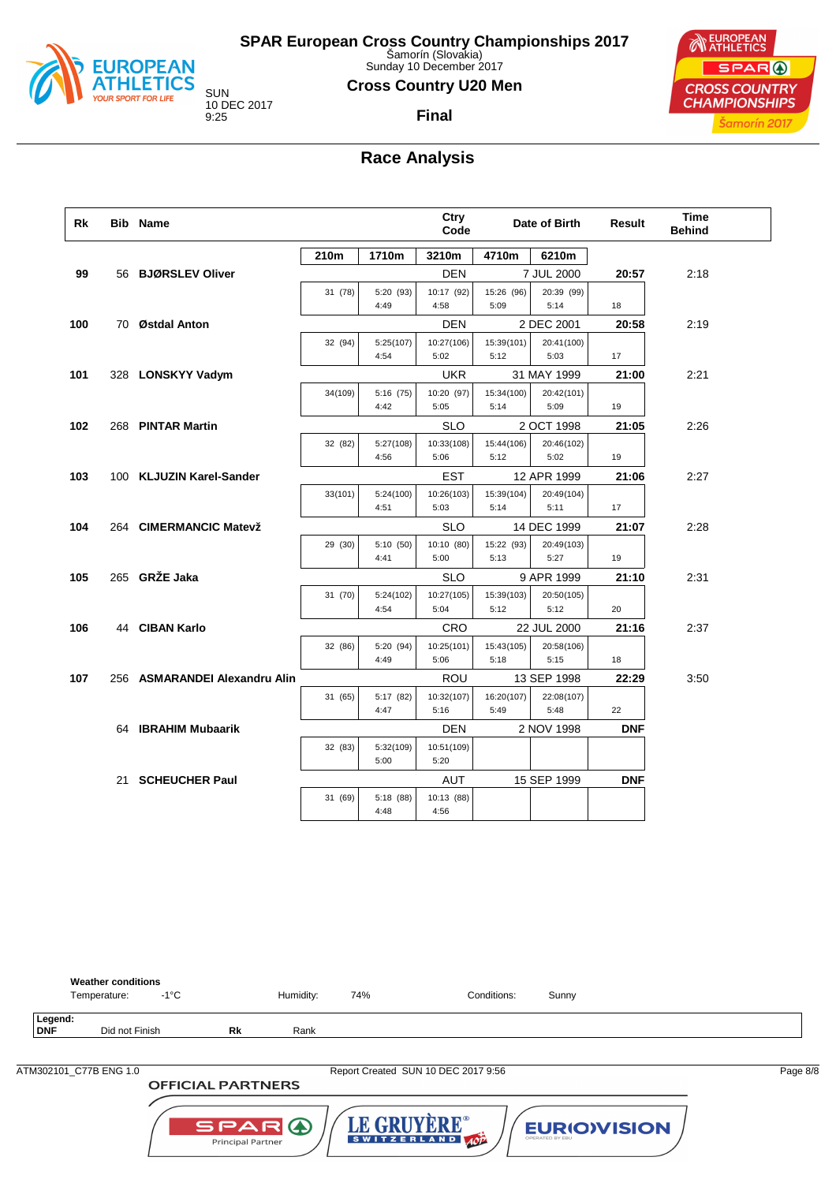# SPAR European Cross Country Championships 2017

Šamorín (Slovakia)
Sunday 10 December 2017

SUN
10 DEC 2017
9:25

## Cross Country U20 Men

**Final**

## Race Analysis

| Rk | Bib | Name | Ctry Code | Date of Birth | Result | Time Behind |
|---|---|---|---|---|---|---|
| 99 | 56 | **BJØRSLEV Oliver** | DEN | 7 JUL 2000 | **20:57** | 2:18 |
| 100 | 70 | **Østdal Anton** | DEN | 2 DEC 2001 | **20:58** | 2:19 |
| 101 | 328 | **LONSKYY Vadym** | UKR | 31 MAY 1999 | **21:00** | 2:21 |
| 102 | 268 | **PINTAR Martin** | SLO | 2 OCT 1998 | **21:05** | 2:26 |
| 103 | 100 | **KLJUZIN Karel-Sander** | EST | 12 APR 1999 | **21:06** | 2:27 |
| 104 | 264 | **CIMERMANCIC Matevž** | SLO | 14 DEC 1999 | **21:07** | 2:28 |
| 105 | 265 | **GRŽE Jaka** | SLO | 9 APR 1999 | **21:10** | 2:31 |
| 106 | 44 | **CIBAN Karlo** | CRO | 22 JUL 2000 | **21:16** | 2:37 |
| 107 | 256 | **ASMARANDEI Alexandru Alin** | ROU | 13 SEP 1998 | **22:29** | 3:50 |
| | 64 | **IBRAHIM Mubaarik** | DEN | 2 NOV 1998 | **DNF** | |
| | 21 | **SCHEUCHER Paul** | AUT | 15 SEP 1999 | **DNF** | |

Split times (position in brackets; second line = segment time; last column = final rank/age):

| Name | 210m | 1710m | 3210m | 4710m | 6210m | |
|---|---|---|---|---|---|---|
| BJØRSLEV Oliver | 31 (78) | 5:20 (93) / 4:49 | 10:17 (92) / 4:58 | 15:26 (96) / 5:09 | 20:39 (99) / 5:14 | 18 |
| Østdal Anton | 32 (94) | 5:25(107) / 4:54 | 10:27(106) / 5:02 | 15:39(101) / 5:12 | 20:41(100) / 5:03 | 17 |
| LONSKYY Vadym | 34(109) | 5:16 (75) / 4:42 | 10:20 (97) / 5:05 | 15:34(100) / 5:14 | 20:42(101) / 5:09 | 19 |
| PINTAR Martin | 32 (82) | 5:27(108) / 4:56 | 10:33(108) / 5:06 | 15:44(106) / 5:12 | 20:46(102) / 5:02 | 19 |
| KLJUZIN Karel-Sander | 33(101) | 5:24(100) / 4:51 | 10:26(103) / 5:03 | 15:39(104) / 5:14 | 20:49(104) / 5:11 | 17 |
| CIMERMANCIC Matevž | 29 (30) | 5:10 (50) / 4:41 | 10:10 (80) / 5:00 | 15:22 (93) / 5:13 | 20:49(103) / 5:27 | 19 |
| GRŽE Jaka | 31 (70) | 5:24(102) / 4:54 | 10:27(105) / 5:04 | 15:39(103) / 5:12 | 20:50(105) / 5:12 | 20 |
| CIBAN Karlo | 32 (86) | 5:20 (94) / 4:49 | 10:25(101) / 5:06 | 15:43(105) / 5:18 | 20:58(106) / 5:15 | 18 |
| ASMARANDEI Alexandru Alin | 31 (65) | 5:17 (82) / 4:47 | 10:32(107) / 5:16 | 16:20(107) / 5:49 | 22:08(107) / 5:48 | 22 |
| IBRAHIM Mubaarik | 32 (83) | 5:32(109) / 5:00 | 10:51(109) / 5:20 | | | |
| SCHEUCHER Paul | 31 (69) | 5:18 (88) / 4:48 | 10:13 (88) / 4:56 | | | |

**Weather conditions**
Temperature: -1°C Humidity: 74% Conditions: Sunny

**Legend:**
**DNF** Did not Finish **Rk** Rank

ATM302101_C77B ENG 1.0 Report Created SUN 10 DEC 2017 9:56

OFFICIAL PARTNERS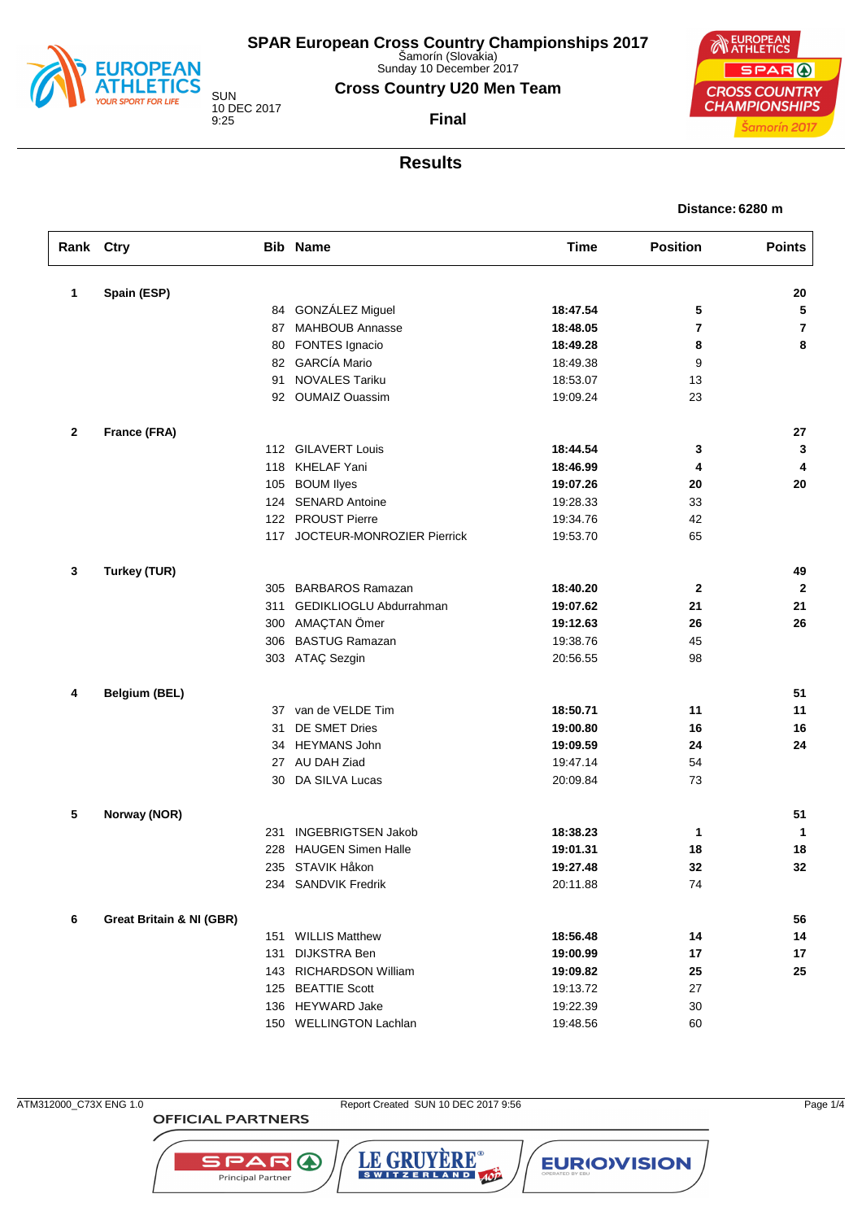# SPAR European Cross Country Championships 2017

Šamorín (Slovakia)
Sunday 10 December 2017

SUN
10 DEC 2017
9:25

## Cross Country U20 Men Team

**Final**

## Results

**Distance: 6280 m**

| Rank | Ctry | Bib | Name | Time | Position | Points |
|---|---|---|---|---|---|---|
| **1** | **Spain (ESP)** | | | | | **20** |
| | | 84 | GONZÁLEZ Miguel | **18:47.54** | **5** | **5** |
| | | 87 | MAHBOUB Annasse | **18:48.05** | **7** | **7** |
| | | 80 | FONTES Ignacio | **18:49.28** | **8** | **8** |
| | | 82 | GARCÍA Mario | 18:49.38 | 9 | |
| | | 91 | NOVALES Tariku | 18:53.07 | 13 | |
| | | 92 | OUMAIZ Ouassim | 19:09.24 | 23 | |
| **2** | **France (FRA)** | | | | | **27** |
| | | 112 | GILAVERT Louis | **18:44.54** | **3** | **3** |
| | | 118 | KHELAF Yani | **18:46.99** | **4** | **4** |
| | | 105 | BOUM Ilyes | **19:07.26** | **20** | **20** |
| | | 124 | SENARD Antoine | 19:28.33 | 33 | |
| | | 122 | PROUST Pierre | 19:34.76 | 42 | |
| | | 117 | JOCTEUR-MONROZIER Pierrick | 19:53.70 | 65 | |
| **3** | **Turkey (TUR)** | | | | | **49** |
| | | 305 | BARBAROS Ramazan | **18:40.20** | **2** | **2** |
| | | 311 | GEDIKLIOGLU Abdurrahman | **19:07.62** | **21** | **21** |
| | | 300 | AMAÇTAN Ömer | **19:12.63** | **26** | **26** |
| | | 306 | BASTUG Ramazan | 19:38.76 | 45 | |
| | | 303 | ATAÇ Sezgin | 20:56.55 | 98 | |
| **4** | **Belgium (BEL)** | | | | | **51** |
| | | 37 | van de VELDE Tim | **18:50.71** | **11** | **11** |
| | | 31 | DE SMET Dries | **19:00.80** | **16** | **16** |
| | | 34 | HEYMANS John | **19:09.59** | **24** | **24** |
| | | 27 | AU DAH Ziad | 19:47.14 | 54 | |
| | | 30 | DA SILVA Lucas | 20:09.84 | 73 | |
| **5** | **Norway (NOR)** | | | | | **51** |
| | | 231 | INGEBRIGTSEN Jakob | **18:38.23** | **1** | **1** |
| | | 228 | HAUGEN Simen Halle | **19:01.31** | **18** | **18** |
| | | 235 | STAVIK Håkon | **19:27.48** | **32** | **32** |
| | | 234 | SANDVIK Fredrik | 20:11.88 | 74 | |
| **6** | **Great Britain & NI (GBR)** | | | | | **56** |
| | | 151 | WILLIS Matthew | **18:56.48** | **14** | **14** |
| | | 131 | DIJKSTRA Ben | **19:00.99** | **17** | **17** |
| | | 143 | RICHARDSON William | **19:09.82** | **25** | **25** |
| | | 125 | BEATTIE Scott | 19:13.72 | 27 | |
| | | 136 | HEYWARD Jake | 19:22.39 | 30 | |
| | | 150 | WELLINGTON Lachlan | 19:48.56 | 60 | |

ATM312000_C73X ENG 1.0 — Report Created SUN 10 DEC 2017 9:56

OFFICIAL PARTNERS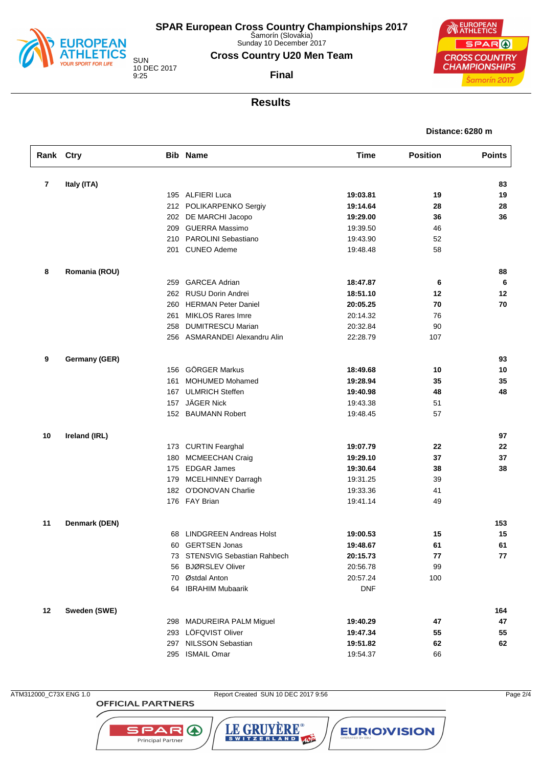# SPAR European Cross Country Championships 2017

Šamorín (Slovakia)
Sunday 10 December 2017

## Cross Country U20 Men Team

SUN
10 DEC 2017
9:25

**Final**

## Results

**Distance: 6280 m**

| Rank | Ctry | Bib | Name | Time | Position | Points |
|---|---|---|---|---|---|---|
| **7** | **Italy (ITA)** | | | | | **83** |
| | | 195 | ALFIERI Luca | **19:03.81** | **19** | **19** |
| | | 212 | POLIKARPENKO Sergiy | **19:14.64** | **28** | **28** |
| | | 202 | DE MARCHI Jacopo | **19:29.00** | **36** | **36** |
| | | 209 | GUERRA Massimo | 19:39.50 | 46 | |
| | | 210 | PAROLINI Sebastiano | 19:43.90 | 52 | |
| | | 201 | CUNEO Ademe | 19:48.48 | 58 | |
| **8** | **Romania (ROU)** | | | | | **88** |
| | | 259 | GARCEA Adrian | **18:47.87** | **6** | **6** |
| | | 262 | RUSU Dorin Andrei | **18:51.10** | **12** | **12** |
| | | 260 | HERMAN Peter Daniel | **20:05.25** | **70** | **70** |
| | | 261 | MIKLOS Rares Imre | 20:14.32 | 76 | |
| | | 258 | DUMITRESCU Marian | 20:32.84 | 90 | |
| | | 256 | ASMARANDEI Alexandru Alin | 22:28.79 | 107 | |
| **9** | **Germany (GER)** | | | | | **93** |
| | | 156 | GÖRGER Markus | **18:49.68** | **10** | **10** |
| | | 161 | MOHUMED Mohamed | **19:28.94** | **35** | **35** |
| | | 167 | ULMRICH Steffen | **19:40.98** | **48** | **48** |
| | | 157 | JÄGER Nick | 19:43.38 | 51 | |
| | | 152 | BAUMANN Robert | 19:48.45 | 57 | |
| **10** | **Ireland (IRL)** | | | | | **97** |
| | | 173 | CURTIN Fearghal | **19:07.79** | **22** | **22** |
| | | 180 | MCMEECHAN Craig | **19:29.10** | **37** | **37** |
| | | 175 | EDGAR James | **19:30.64** | **38** | **38** |
| | | 179 | MCELHINNEY Darragh | 19:31.25 | 39 | |
| | | 182 | O'DONOVAN Charlie | 19:33.36 | 41 | |
| | | 176 | FAY Brian | 19:41.14 | 49 | |
| **11** | **Denmark (DEN)** | | | | | **153** |
| | | 68 | LINDGREEN Andreas Holst | **19:00.53** | **15** | **15** |
| | | 60 | GERTSEN Jonas | **19:48.67** | **61** | **61** |
| | | 73 | STENSVIG Sebastian Rahbech | **20:15.73** | **77** | **77** |
| | | 56 | BJØRSLEV Oliver | 20:56.78 | 99 | |
| | | 70 | Østdal Anton | 20:57.24 | 100 | |
| | | 64 | IBRAHIM Mubaarik | DNF | | |
| **12** | **Sweden (SWE)** | | | | | **164** |
| | | 298 | MADUREIRA PALM Miguel | **19:40.29** | **47** | **47** |
| | | 293 | LÖFQVIST Oliver | **19:47.34** | **55** | **55** |
| | | 297 | NILSSON Sebastian | **19:51.82** | **62** | **62** |
| | | 295 | ISMAIL Omar | 19:54.37 | 66 | |

ATM312000_C73X ENG 1.0 — Report Created SUN 10 DEC 2017 9:56

OFFICIAL PARTNERS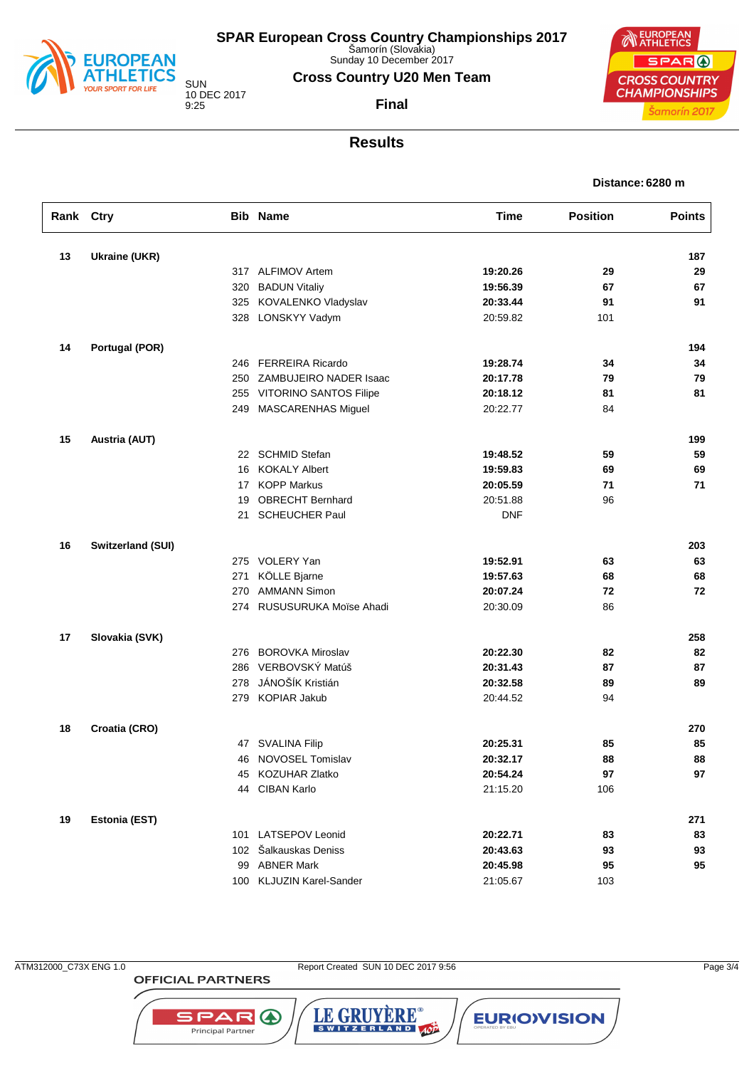# SPAR European Cross Country Championships 2017

Šamorín (Slovakia)
Sunday 10 December 2017

SUN
10 DEC 2017
9:25

## Cross Country U20 Men Team

**Final**

## Results

**Distance: 6280 m**

| Rank | Ctry | Bib | Name | Time | Position | Points |
|---|---|---|---|---|---|---|
| **13** | **Ukraine (UKR)** | | | | | **187** |
| | | 317 | ALFIMOV Artem | **19:20.26** | **29** | **29** |
| | | 320 | BADUN Vitaliy | **19:56.39** | **67** | **67** |
| | | 325 | KOVALENKO Vladyslav | **20:33.44** | **91** | **91** |
| | | 328 | LONSKYY Vadym | 20:59.82 | 101 | |
| **14** | **Portugal (POR)** | | | | | **194** |
| | | 246 | FERREIRA Ricardo | **19:28.74** | **34** | **34** |
| | | 250 | ZAMBUJEIRO NADER Isaac | **20:17.78** | **79** | **79** |
| | | 255 | VITORINO SANTOS Filipe | **20:18.12** | **81** | **81** |
| | | 249 | MASCARENHAS Miguel | 20:22.77 | 84 | |
| **15** | **Austria (AUT)** | | | | | **199** |
| | | 22 | SCHMID Stefan | **19:48.52** | **59** | **59** |
| | | 16 | KOKALY Albert | **19:59.83** | **69** | **69** |
| | | 17 | KOPP Markus | **20:05.59** | **71** | **71** |
| | | 19 | OBRECHT Bernhard | 20:51.88 | 96 | |
| | | 21 | SCHEUCHER Paul | DNF | | |
| **16** | **Switzerland (SUI)** | | | | | **203** |
| | | 275 | VOLERY Yan | **19:52.91** | **63** | **63** |
| | | 271 | KÖLLE Bjarne | **19:57.63** | **68** | **68** |
| | | 270 | AMMANN Simon | **20:07.24** | **72** | **72** |
| | | 274 | RUSUSURUKA Moïse Ahadi | 20:30.09 | 86 | |
| **17** | **Slovakia (SVK)** | | | | | **258** |
| | | 276 | BOROVKA Miroslav | **20:22.30** | **82** | **82** |
| | | 286 | VERBOVSKÝ Matúš | **20:31.43** | **87** | **87** |
| | | 278 | JÁNOŠÍK Kristián | **20:32.58** | **89** | **89** |
| | | 279 | KOPIAR Jakub | 20:44.52 | 94 | |
| **18** | **Croatia (CRO)** | | | | | **270** |
| | | 47 | SVALINA Filip | **20:25.31** | **85** | **85** |
| | | 46 | NOVOSEL Tomislav | **20:32.17** | **88** | **88** |
| | | 45 | KOZUHAR Zlatko | **20:54.24** | **97** | **97** |
| | | 44 | CIBAN Karlo | 21:15.20 | 106 | |
| **19** | **Estonia (EST)** | | | | | **271** |
| | | 101 | LATSEPOV Leonid | **20:22.71** | **83** | **83** |
| | | 102 | Šalkauskas Deniss | **20:43.63** | **93** | **93** |
| | | 99 | ABNER Mark | **20:45.98** | **95** | **95** |
| | | 100 | KLJUZIN Karel-Sander | 21:05.67 | 103 | |

ATM312000_C73X ENG 1.0 — Report Created SUN 10 DEC 2017 9:56

OFFICIAL PARTNERS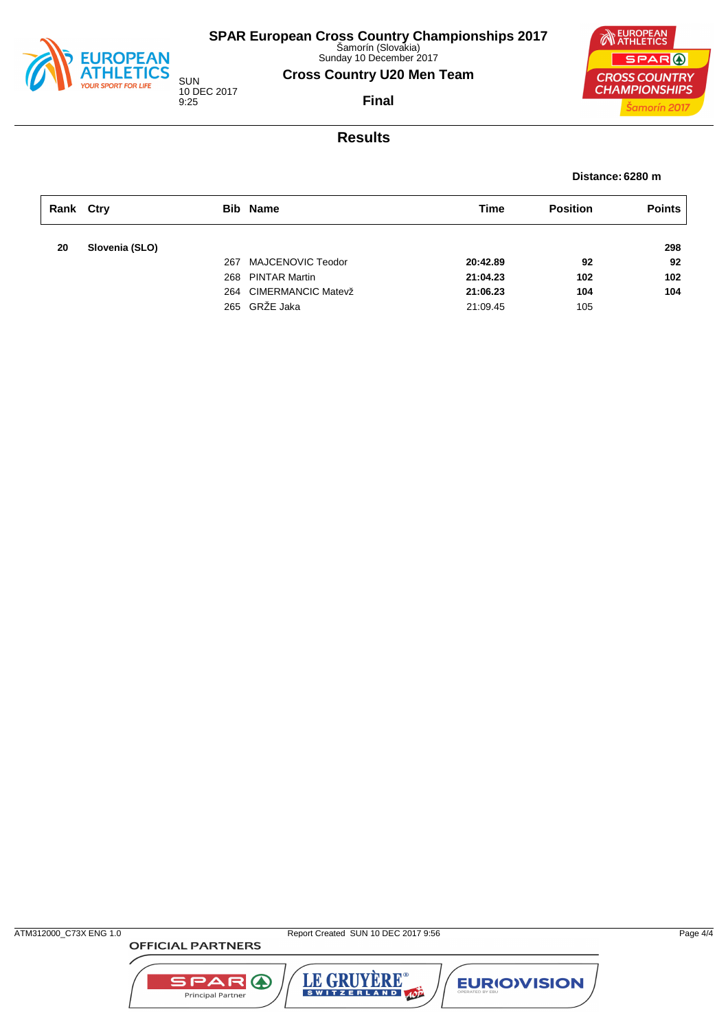# SPAR European Cross Country Championships 2017

Šamorín (Slovakia)
Sunday 10 December 2017

SUN
10 DEC 2017
9:25

## Cross Country U20 Men Team

**Final**

## Results

**Distance: 6280 m**

| Rank | Ctry | Bib | Name | Time | Position | Points |
|---|---|---|---|---|---|---|
| **20** | **Slovenia (SLO)** | | | | | **298** |
| | | 267 | MAJCENOVIC Teodor | **20:42.89** | **92** | **92** |
| | | 268 | PINTAR Martin | **21:04.23** | **102** | **102** |
| | | 264 | CIMERMANCIC Matevž | **21:06.23** | **104** | **104** |
| | | 265 | GRŽE Jaka | 21:09.45 | 105 | |

ATM312000_C73X ENG 1.0 Report Created SUN 10 DEC 2017 9:56

OFFICIAL PARTNERS

SPAR Principal Partner — LE GRUYÈRE SWITZERLAND — EUROVISION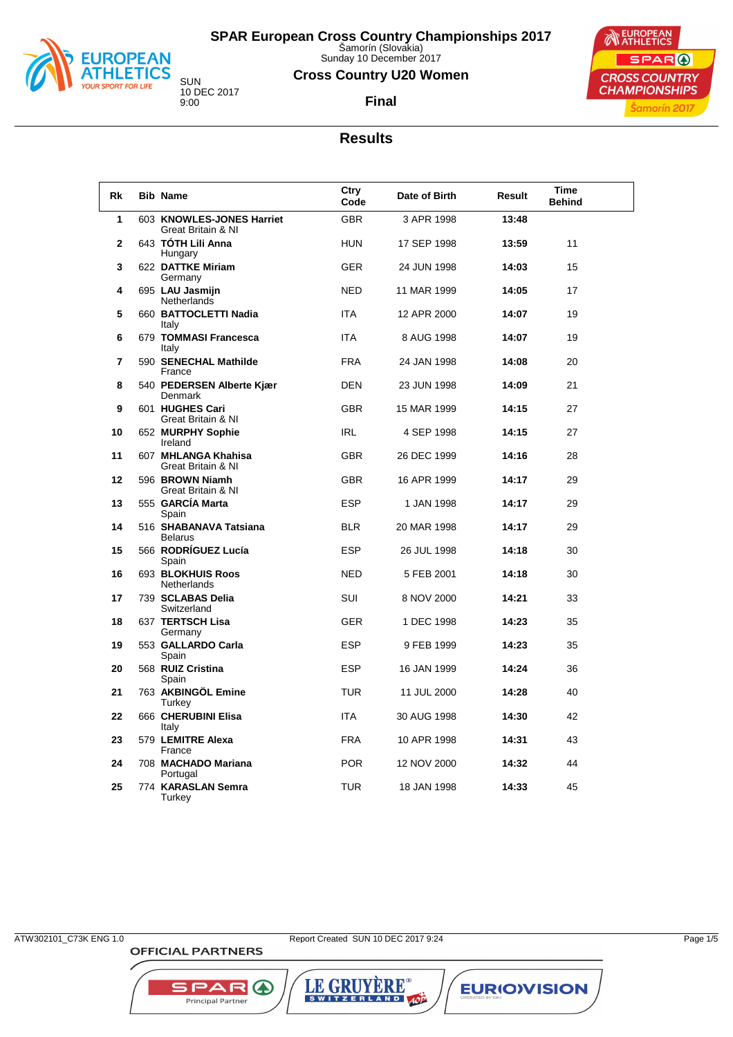# SPAR European Cross Country Championships 2017

Šamorín (Slovakia)
Sunday 10 December 2017

## Cross Country U20 Women

SUN
10 DEC 2017
9:00

**Final**

## Results

| Rk | Bib | Name | Ctry Code | Date of Birth | Result | Time Behind |
|---|---|---|---|---|---|---|
| 1 | 603 | **KNOWLES-JONES Harriet** Great Britain & NI | GBR | 3 APR 1998 | **13:48** | |
| 2 | 643 | **TÓTH Lili Anna** Hungary | HUN | 17 SEP 1998 | **13:59** | 11 |
| 3 | 622 | **DATTKE Miriam** Germany | GER | 24 JUN 1998 | **14:03** | 15 |
| 4 | 695 | **LAU Jasmijn** Netherlands | NED | 11 MAR 1999 | **14:05** | 17 |
| 5 | 660 | **BATTOCLETTI Nadia** Italy | ITA | 12 APR 2000 | **14:07** | 19 |
| 6 | 679 | **TOMMASI Francesca** Italy | ITA | 8 AUG 1998 | **14:07** | 19 |
| 7 | 590 | **SENECHAL Mathilde** France | FRA | 24 JAN 1998 | **14:08** | 20 |
| 8 | 540 | **PEDERSEN Alberte Kjær** Denmark | DEN | 23 JUN 1998 | **14:09** | 21 |
| 9 | 601 | **HUGHES Cari** Great Britain & NI | GBR | 15 MAR 1999 | **14:15** | 27 |
| 10 | 652 | **MURPHY Sophie** Ireland | IRL | 4 SEP 1998 | **14:15** | 27 |
| 11 | 607 | **MHLANGA Khahisa** Great Britain & NI | GBR | 26 DEC 1999 | **14:16** | 28 |
| 12 | 596 | **BROWN Niamh** Great Britain & NI | GBR | 16 APR 1999 | **14:17** | 29 |
| 13 | 555 | **GARCÍA Marta** Spain | ESP | 1 JAN 1998 | **14:17** | 29 |
| 14 | 516 | **SHABANAVA Tatsiana** Belarus | BLR | 20 MAR 1998 | **14:17** | 29 |
| 15 | 566 | **RODRÍGUEZ Lucía** Spain | ESP | 26 JUL 1998 | **14:18** | 30 |
| 16 | 693 | **BLOKHUIS Roos** Netherlands | NED | 5 FEB 2001 | **14:18** | 30 |
| 17 | 739 | **SCLABAS Delia** Switzerland | SUI | 8 NOV 2000 | **14:21** | 33 |
| 18 | 637 | **TERTSCH Lisa** Germany | GER | 1 DEC 1998 | **14:23** | 35 |
| 19 | 553 | **GALLARDO Carla** Spain | ESP | 9 FEB 1999 | **14:23** | 35 |
| 20 | 568 | **RUIZ Cristina** Spain | ESP | 16 JAN 1999 | **14:24** | 36 |
| 21 | 763 | **AKBINGÖL Emine** Turkey | TUR | 11 JUL 2000 | **14:28** | 40 |
| 22 | 666 | **CHERUBINI Elisa** Italy | ITA | 30 AUG 1998 | **14:30** | 42 |
| 23 | 579 | **LEMITRE Alexa** France | FRA | 10 APR 1998 | **14:31** | 43 |
| 24 | 708 | **MACHADO Mariana** Portugal | POR | 12 NOV 2000 | **14:32** | 44 |
| 25 | 774 | **KARASLAN Semra** Turkey | TUR | 18 JAN 1998 | **14:33** | 45 |

ATW302101_C73K ENG 1.0 Report Created SUN 10 DEC 2017 9:24

OFFICIAL PARTNERS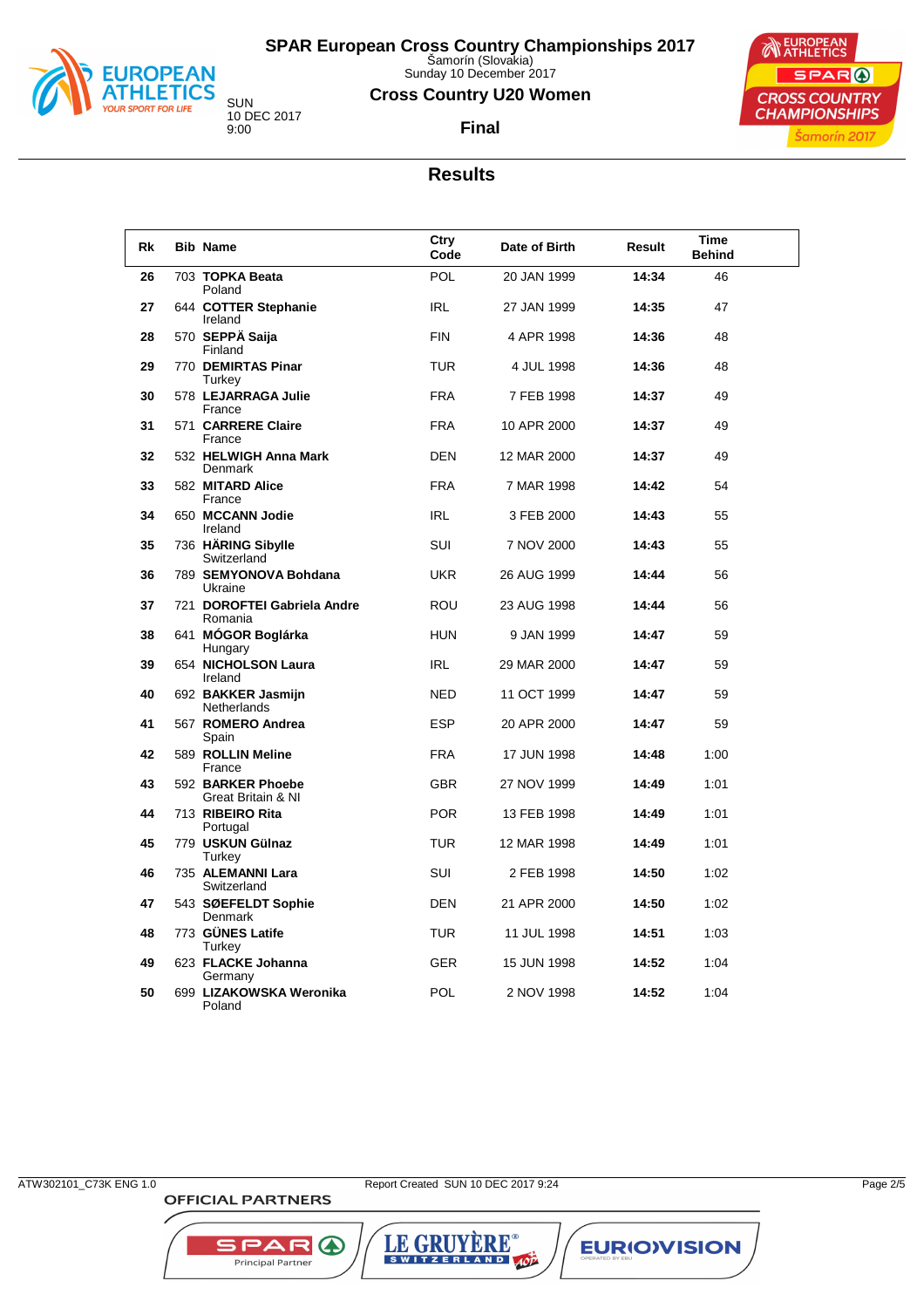# SPAR European Cross Country Championships 2017

Šamorín (Slovakia)
Sunday 10 December 2017

SUN
10 DEC 2017
9:00

## Cross Country U20 Women

### Final

## Results

| Rk | Bib | Name | Ctry Code | Date of Birth | Result | Time Behind |
|---|---|---|---|---|---|---|
| 26 | 703 | **TOPKA Beata** Poland | POL | 20 JAN 1999 | **14:34** | 46 |
| 27 | 644 | **COTTER Stephanie** Ireland | IRL | 27 JAN 1999 | **14:35** | 47 |
| 28 | 570 | **SEPPÄ Saija** Finland | FIN | 4 APR 1998 | **14:36** | 48 |
| 29 | 770 | **DEMIRTAS Pinar** Turkey | TUR | 4 JUL 1998 | **14:36** | 48 |
| 30 | 578 | **LEJARRAGA Julie** France | FRA | 7 FEB 1998 | **14:37** | 49 |
| 31 | 571 | **CARRERE Claire** France | FRA | 10 APR 2000 | **14:37** | 49 |
| 32 | 532 | **HELWIGH Anna Mark** Denmark | DEN | 12 MAR 2000 | **14:37** | 49 |
| 33 | 582 | **MITARD Alice** France | FRA | 7 MAR 1998 | **14:42** | 54 |
| 34 | 650 | **MCCANN Jodie** Ireland | IRL | 3 FEB 2000 | **14:43** | 55 |
| 35 | 736 | **HÄRING Sibylle** Switzerland | SUI | 7 NOV 2000 | **14:43** | 55 |
| 36 | 789 | **SEMYONOVA Bohdana** Ukraine | UKR | 26 AUG 1999 | **14:44** | 56 |
| 37 | 721 | **DOROFTEI Gabriela Andre** Romania | ROU | 23 AUG 1998 | **14:44** | 56 |
| 38 | 641 | **MÓGOR Boglárka** Hungary | HUN | 9 JAN 1999 | **14:47** | 59 |
| 39 | 654 | **NICHOLSON Laura** Ireland | IRL | 29 MAR 2000 | **14:47** | 59 |
| 40 | 692 | **BAKKER Jasmijn** Netherlands | NED | 11 OCT 1999 | **14:47** | 59 |
| 41 | 567 | **ROMERO Andrea** Spain | ESP | 20 APR 2000 | **14:47** | 59 |
| 42 | 589 | **ROLLIN Meline** France | FRA | 17 JUN 1998 | **14:48** | 1:00 |
| 43 | 592 | **BARKER Phoebe** Great Britain & NI | GBR | 27 NOV 1999 | **14:49** | 1:01 |
| 44 | 713 | **RIBEIRO Rita** Portugal | POR | 13 FEB 1998 | **14:49** | 1:01 |
| 45 | 779 | **USKUN Gülnaz** Turkey | TUR | 12 MAR 1998 | **14:49** | 1:01 |
| 46 | 735 | **ALEMANNI Lara** Switzerland | SUI | 2 FEB 1998 | **14:50** | 1:02 |
| 47 | 543 | **SØEFELDT Sophie** Denmark | DEN | 21 APR 2000 | **14:50** | 1:02 |
| 48 | 773 | **GÜNES Latife** Turkey | TUR | 11 JUL 1998 | **14:51** | 1:03 |
| 49 | 623 | **FLACKE Johanna** Germany | GER | 15 JUN 1998 | **14:52** | 1:04 |
| 50 | 699 | **LIZAKOWSKA Weronika** Poland | POL | 2 NOV 1998 | **14:52** | 1:04 |

ATW302101_C73K ENG 1.0 — Report Created SUN 10 DEC 2017 9:24

OFFICIAL PARTNERS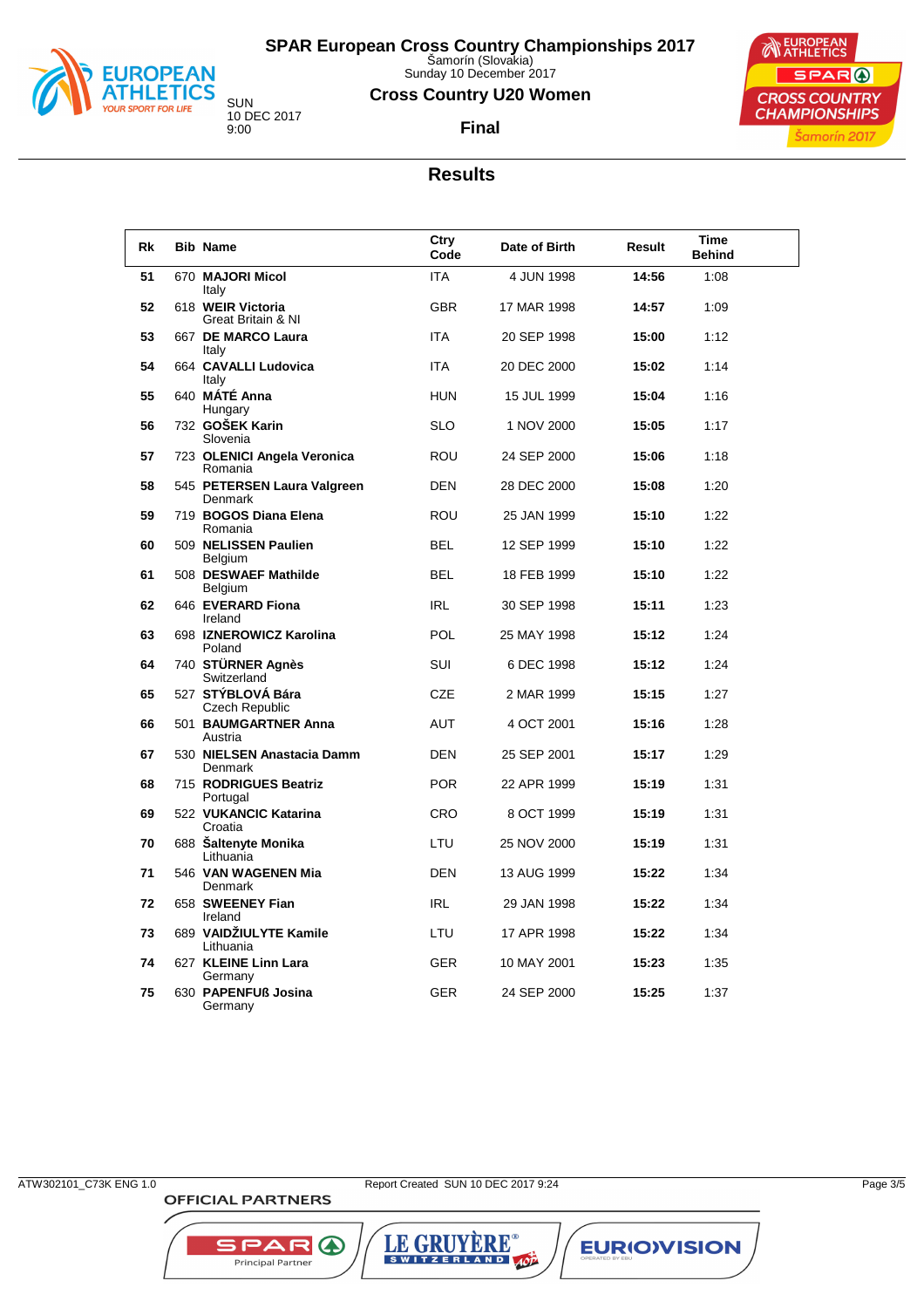# SPAR European Cross Country Championships 2017

Šamorín (Slovakia)
Sunday 10 December 2017

SUN
10 DEC 2017
9:00

## Cross Country U20 Women

### Final

## Results

| Rk | Bib | Name | Ctry Code | Date of Birth | Result | Time Behind |
|---|---|---|---|---|---|---|
| 51 | 670 | **MAJORI Micol** Italy | ITA | 4 JUN 1998 | **14:56** | 1:08 |
| 52 | 618 | **WEIR Victoria** Great Britain & NI | GBR | 17 MAR 1998 | **14:57** | 1:09 |
| 53 | 667 | **DE MARCO Laura** Italy | ITA | 20 SEP 1998 | **15:00** | 1:12 |
| 54 | 664 | **CAVALLI Ludovica** Italy | ITA | 20 DEC 2000 | **15:02** | 1:14 |
| 55 | 640 | **MÁTÉ Anna** Hungary | HUN | 15 JUL 1999 | **15:04** | 1:16 |
| 56 | 732 | **GOŠEK Karin** Slovenia | SLO | 1 NOV 2000 | **15:05** | 1:17 |
| 57 | 723 | **OLENICI Angela Veronica** Romania | ROU | 24 SEP 2000 | **15:06** | 1:18 |
| 58 | 545 | **PETERSEN Laura Valgreen** Denmark | DEN | 28 DEC 2000 | **15:08** | 1:20 |
| 59 | 719 | **BOGOS Diana Elena** Romania | ROU | 25 JAN 1999 | **15:10** | 1:22 |
| 60 | 509 | **NELISSEN Paulien** Belgium | BEL | 12 SEP 1999 | **15:10** | 1:22 |
| 61 | 508 | **DESWAEF Mathilde** Belgium | BEL | 18 FEB 1999 | **15:10** | 1:22 |
| 62 | 646 | **EVERARD Fiona** Ireland | IRL | 30 SEP 1998 | **15:11** | 1:23 |
| 63 | 698 | **IZNEROWICZ Karolina** Poland | POL | 25 MAY 1998 | **15:12** | 1:24 |
| 64 | 740 | **STÜRNER Agnès** Switzerland | SUI | 6 DEC 1998 | **15:12** | 1:24 |
| 65 | 527 | **STÝBLOVÁ Bára** Czech Republic | CZE | 2 MAR 1999 | **15:15** | 1:27 |
| 66 | 501 | **BAUMGARTNER Anna** Austria | AUT | 4 OCT 2001 | **15:16** | 1:28 |
| 67 | 530 | **NIELSEN Anastacia Damm** Denmark | DEN | 25 SEP 2001 | **15:17** | 1:29 |
| 68 | 715 | **RODRIGUES Beatriz** Portugal | POR | 22 APR 1999 | **15:19** | 1:31 |
| 69 | 522 | **VUKANCIC Katarina** Croatia | CRO | 8 OCT 1999 | **15:19** | 1:31 |
| 70 | 688 | **Šaltenyte Monika** Lithuania | LTU | 25 NOV 2000 | **15:19** | 1:31 |
| 71 | 546 | **VAN WAGENEN Mia** Denmark | DEN | 13 AUG 1999 | **15:22** | 1:34 |
| 72 | 658 | **SWEENEY Fian** Ireland | IRL | 29 JAN 1998 | **15:22** | 1:34 |
| 73 | 689 | **VAIDŽIULYTE Kamile** Lithuania | LTU | 17 APR 1998 | **15:22** | 1:34 |
| 74 | 627 | **KLEINE Linn Lara** Germany | GER | 10 MAY 2001 | **15:23** | 1:35 |
| 75 | 630 | **PAPENFUß Josina** Germany | GER | 24 SEP 2000 | **15:25** | 1:37 |

ATW302101_C73K ENG 1.0 Report Created SUN 10 DEC 2017 9:24

OFFICIAL PARTNERS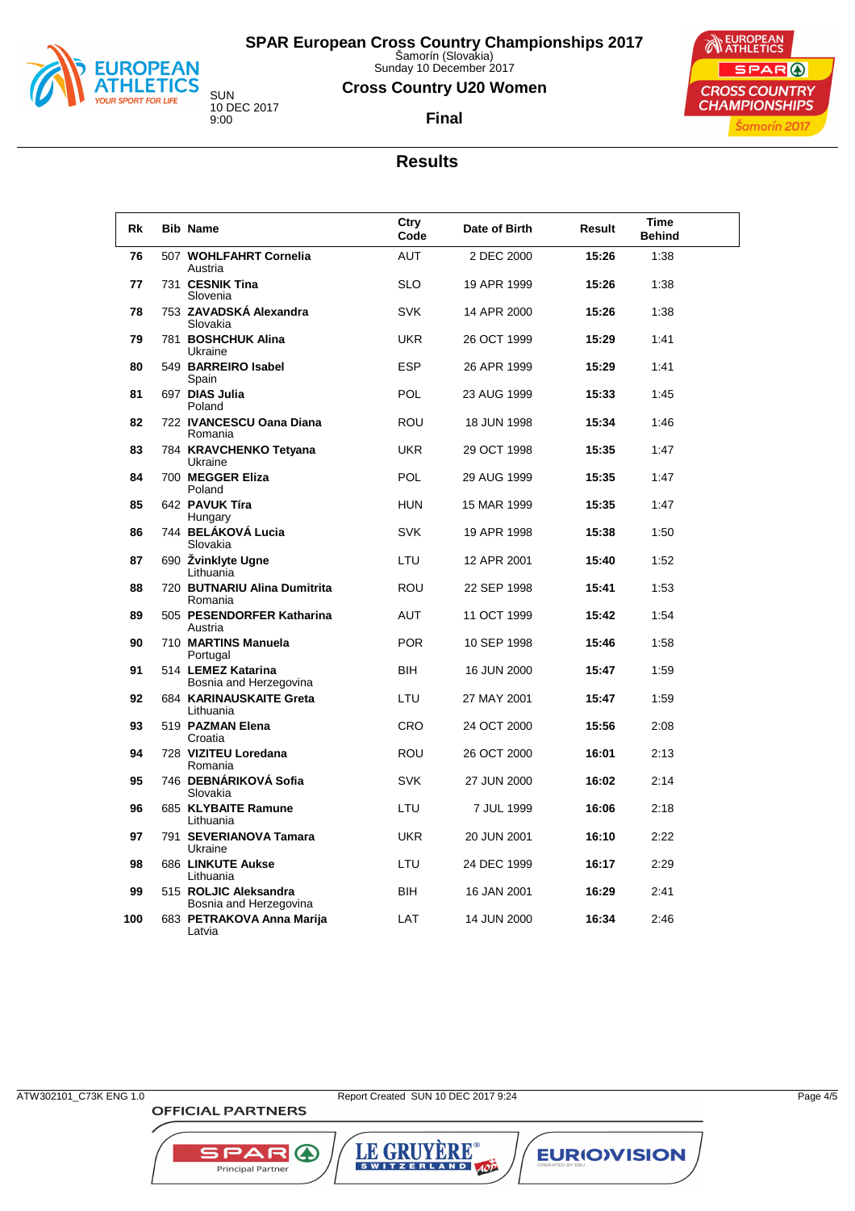# SPAR European Cross Country Championships 2017

Šamorín (Slovakia)
Sunday 10 December 2017

SUN
10 DEC 2017
9:00

## Cross Country U20 Women

### Final

## Results

| Rk | Bib | Name | Ctry Code | Date of Birth | Result | Time Behind |
|---|---|---|---|---|---|---|
| 76 | 507 | **WOHLFAHRT Cornelia** Austria | AUT | 2 DEC 2000 | **15:26** | 1:38 |
| 77 | 731 | **CESNIK Tina** Slovenia | SLO | 19 APR 1999 | **15:26** | 1:38 |
| 78 | 753 | **ZAVADSKÁ Alexandra** Slovakia | SVK | 14 APR 2000 | **15:26** | 1:38 |
| 79 | 781 | **BOSHCHUK Alina** Ukraine | UKR | 26 OCT 1999 | **15:29** | 1:41 |
| 80 | 549 | **BARREIRO Isabel** Spain | ESP | 26 APR 1999 | **15:29** | 1:41 |
| 81 | 697 | **DIAS Julia** Poland | POL | 23 AUG 1999 | **15:33** | 1:45 |
| 82 | 722 | **IVANCESCU Oana Diana** Romania | ROU | 18 JUN 1998 | **15:34** | 1:46 |
| 83 | 784 | **KRAVCHENKO Tetyana** Ukraine | UKR | 29 OCT 1998 | **15:35** | 1:47 |
| 84 | 700 | **MEGGER Eliza** Poland | POL | 29 AUG 1999 | **15:35** | 1:47 |
| 85 | 642 | **PAVUK Tíra** Hungary | HUN | 15 MAR 1999 | **15:35** | 1:47 |
| 86 | 744 | **BELÁKOVÁ Lucia** Slovakia | SVK | 19 APR 1998 | **15:38** | 1:50 |
| 87 | 690 | **Žvinklyte Ugne** Lithuania | LTU | 12 APR 2001 | **15:40** | 1:52 |
| 88 | 720 | **BUTNARIU Alina Dumitrita** Romania | ROU | 22 SEP 1998 | **15:41** | 1:53 |
| 89 | 505 | **PESENDORFER Katharina** Austria | AUT | 11 OCT 1999 | **15:42** | 1:54 |
| 90 | 710 | **MARTINS Manuela** Portugal | POR | 10 SEP 1998 | **15:46** | 1:58 |
| 91 | 514 | **LEMEZ Katarina** Bosnia and Herzegovina | BIH | 16 JUN 2000 | **15:47** | 1:59 |
| 92 | 684 | **KARINAUSKAITE Greta** Lithuania | LTU | 27 MAY 2001 | **15:47** | 1:59 |
| 93 | 519 | **PAZMAN Elena** Croatia | CRO | 24 OCT 2000 | **15:56** | 2:08 |
| 94 | 728 | **VIZITEU Loredana** Romania | ROU | 26 OCT 2000 | **16:01** | 2:13 |
| 95 | 746 | **DEBNÁRIKOVÁ Sofia** Slovakia | SVK | 27 JUN 2000 | **16:02** | 2:14 |
| 96 | 685 | **KLYBAITE Ramune** Lithuania | LTU | 7 JUL 1999 | **16:06** | 2:18 |
| 97 | 791 | **SEVERIANOVA Tamara** Ukraine | UKR | 20 JUN 2001 | **16:10** | 2:22 |
| 98 | 686 | **LINKUTE Aukse** Lithuania | LTU | 24 DEC 1999 | **16:17** | 2:29 |
| 99 | 515 | **ROLJIC Aleksandra** Bosnia and Herzegovina | BIH | 16 JAN 2001 | **16:29** | 2:41 |
| 100 | 683 | **PETRAKOVA Anna Marija** Latvia | LAT | 14 JUN 2000 | **16:34** | 2:46 |

ATW302101_C73K ENG 1.0 — Report Created SUN 10 DEC 2017 9:24

OFFICIAL PARTNERS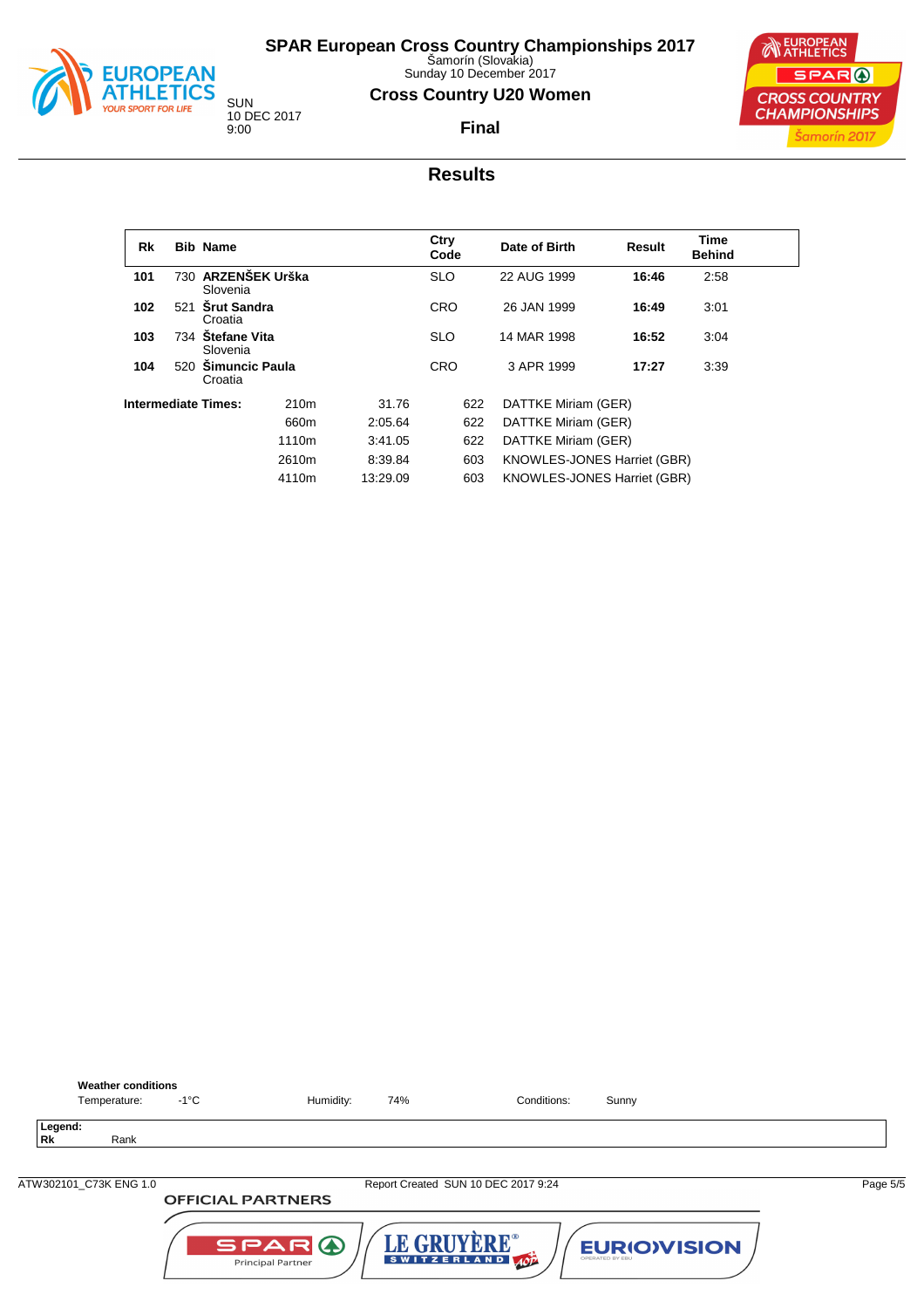# SPAR European Cross Country Championships 2017

Šamorín (Slovakia)
Sunday 10 December 2017

SUN
10 DEC 2017
9:00

## Cross Country U20 Women

### Final

## Results

| Rk | Bib | Name | Ctry Code | Date of Birth | Result | Time Behind |
|---|---|---|---|---|---|---|
| 101 | 730 | **ARZENŠEK Urška** Slovenia | SLO | 22 AUG 1999 | **16:46** | 2:58 |
| 102 | 521 | **Šrut Sandra** Croatia | CRO | 26 JAN 1999 | **16:49** | 3:01 |
| 103 | 734 | **Štefane Vita** Slovenia | SLO | 14 MAR 1998 | **16:52** | 3:04 |
| 104 | 520 | **Šimuncic Paula** Croatia | CRO | 3 APR 1999 | **17:27** | 3:39 |

**Intermediate Times:**

| Distance | Time | Bib | Name |
|---|---|---|---|
| 210m | 31.76 | 622 | DATTKE Miriam (GER) |
| 660m | 2:05.64 | 622 | DATTKE Miriam (GER) |
| 1110m | 3:41.05 | 622 | DATTKE Miriam (GER) |
| 2610m | 8:39.84 | 603 | KNOWLES-JONES Harriet (GBR) |
| 4110m | 13:29.09 | 603 | KNOWLES-JONES Harriet (GBR) |

**Weather conditions**

Temperature: -1°C    Humidity: 74%    Conditions: Sunny

**Legend:**
**Rk** Rank

ATW302101_C73K ENG 1.0    Report Created SUN 10 DEC 2017 9:24

OFFICIAL PARTNERS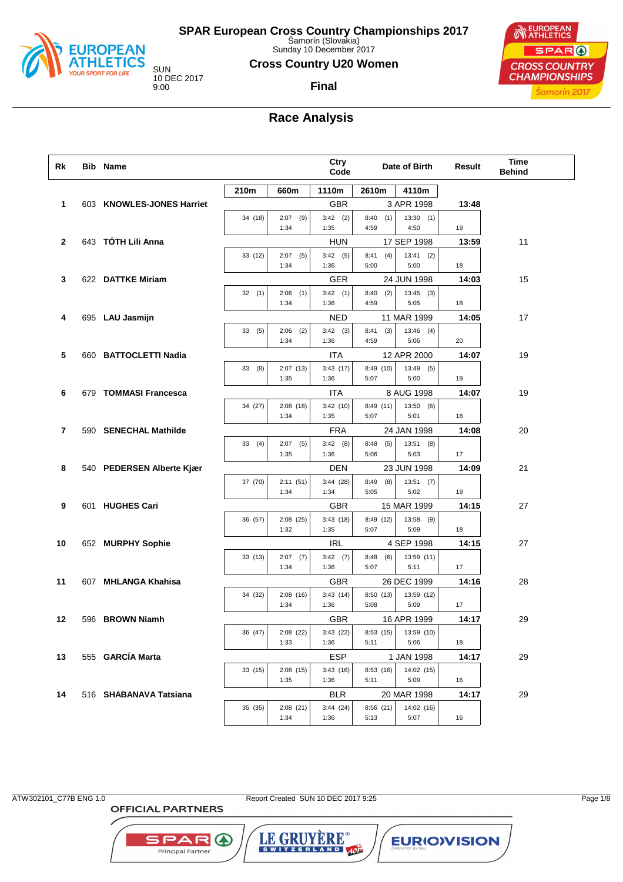# SPAR European Cross Country Championships 2017

Šamorín (Slovakia)
Sunday 10 December 2017

SUN
10 DEC 2017
9:00

## Cross Country U20 Women

### Final

## Race Analysis

| Rk | Bib | Name | Ctry Code | Date of Birth | Result | Time Behind |
|---|---|---|---|---|---|---|
| 1 | 603 | KNOWLES-JONES Harriet | GBR | 3 APR 1998 | 13:48 | |
| 2 | 643 | TÓTH Lili Anna | HUN | 17 SEP 1998 | 13:59 | 11 |
| 3 | 622 | DATTKE Miriam | GER | 24 JUN 1998 | 14:03 | 15 |
| 4 | 695 | LAU Jasmijn | NED | 11 MAR 1999 | 14:05 | 17 |
| 5 | 660 | BATTOCLETTI Nadia | ITA | 12 APR 2000 | 14:07 | 19 |
| 6 | 679 | TOMMASI Francesca | ITA | 8 AUG 1998 | 14:07 | 19 |
| 7 | 590 | SENECHAL Mathilde | FRA | 24 JAN 1998 | 14:08 | 20 |
| 8 | 540 | PEDERSEN Alberte Kjær | DEN | 23 JUN 1998 | 14:09 | 21 |
| 9 | 601 | HUGHES Cari | GBR | 15 MAR 1999 | 14:15 | 27 |
| 10 | 652 | MURPHY Sophie | IRL | 4 SEP 1998 | 14:15 | 27 |
| 11 | 607 | MHLANGA Khahisa | GBR | 26 DEC 1999 | 14:16 | 28 |
| 12 | 596 | BROWN Niamh | GBR | 16 APR 1999 | 14:17 | 29 |
| 13 | 555 | GARCÍA Marta | ESP | 1 JAN 1998 | 14:17 | 29 |
| 14 | 516 | SHABANAVA Tatsiana | BLR | 20 MAR 1998 | 14:17 | 29 |

Split times (split time (position) / lap time) and final lap:

| Rk | Name | 210m | 660m | 1110m | 2610m | 4110m | Last lap |
|---|---|---|---|---|---|---|---|
| 1 | KNOWLES-JONES Harriet | 34 (18) | 2:07 (9) / 1:34 | 3:42 (2) / 1:35 | 8:40 (1) / 4:59 | 13:30 (1) / 4:50 | 19 |
| 2 | TÓTH Lili Anna | 33 (12) | 2:07 (5) / 1:34 | 3:42 (5) / 1:36 | 8:41 (4) / 5:00 | 13:41 (2) / 5:00 | 18 |
| 3 | DATTKE Miriam | 32 (1) | 2:06 (1) / 1:34 | 3:42 (1) / 1:36 | 8:40 (2) / 4:59 | 13:45 (3) / 5:05 | 18 |
| 4 | LAU Jasmijn | 33 (5) | 2:06 (2) / 1:34 | 3:42 (3) / 1:36 | 8:41 (3) / 4:59 | 13:46 (4) / 5:06 | 20 |
| 5 | BATTOCLETTI Nadia | 33 (8) | 2:07 (13) / 1:35 | 3:43 (17) / 1:36 | 8:49 (10) / 5:07 | 13:49 (5) / 5:00 | 19 |
| 6 | TOMMASI Francesca | 34 (27) | 2:08 (18) / 1:34 | 3:42 (10) / 1:35 | 8:49 (11) / 5:07 | 13:50 (6) / 5:01 | 18 |
| 7 | SENECHAL Mathilde | 33 (4) | 2:07 (5) / 1:35 | 3:42 (8) / 1:36 | 8:48 (5) / 5:06 | 13:51 (8) / 5:03 | 17 |
| 8 | PEDERSEN Alberte Kjær | 37 (70) | 2:11 (51) / 1:34 | 3:44 (28) / 1:34 | 8:49 (8) / 5:05 | 13:51 (7) / 5:02 | 19 |
| 9 | HUGHES Cari | 36 (57) | 2:08 (25) / 1:32 | 3:43 (18) / 1:35 | 8:49 (12) / 5:07 | 13:58 (9) / 5:09 | 18 |
| 10 | MURPHY Sophie | 33 (13) | 2:07 (7) / 1:34 | 3:42 (7) / 1:36 | 8:48 (6) / 5:07 | 13:59 (11) / 5:11 | 17 |
| 11 | MHLANGA Khahisa | 34 (32) | 2:08 (16) / 1:34 | 3:43 (14) / 1:36 | 8:50 (13) / 5:08 | 13:59 (12) / 5:09 | 17 |
| 12 | BROWN Niamh | 36 (47) | 2:08 (22) / 1:33 | 3:43 (22) / 1:36 | 8:53 (15) / 5:11 | 13:59 (10) / 5:06 | 18 |
| 13 | GARCÍA Marta | 33 (15) | 2:08 (15) / 1:35 | 3:43 (16) / 1:36 | 8:53 (16) / 5:11 | 14:02 (15) / 5:09 | 16 |
| 14 | SHABANAVA Tatsiana | 35 (35) | 2:08 (21) / 1:34 | 3:44 (24) / 1:36 | 8:56 (21) / 5:13 | 14:02 (16) / 5:07 | 16 |

ATW302101_C77B ENG 1.0 Report Created SUN 10 DEC 2017 9:25

OFFICIAL PARTNERS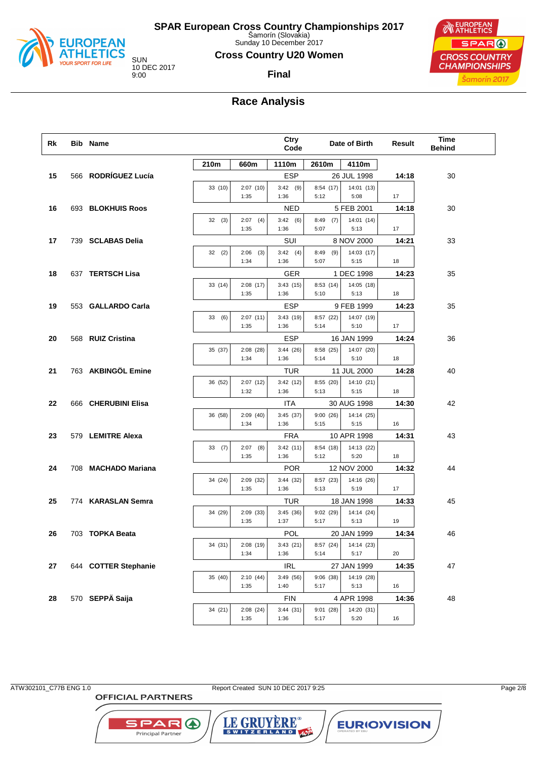# SPAR European Cross Country Championships 2017

Šamorín (Slovakia)
Sunday 10 December 2017

SUN
10 DEC 2017
9:00

## Cross Country U20 Women

### Final

## Race Analysis

| Rk | Bib | Name | 210m | 660m | 1110m | 2610m | 4110m | Ctry Code | Date of Birth | Result | Time Behind |
|---|---|---|---|---|---|---|---|---|---|---|---|
| 15 | 566 | **RODRÍGUEZ Lucía** | 33 (10) | 2:07 (10) 1:35 | 3:42 (9) 1:36 | 8:54 (17) 5:12 | 14:01 (13) 5:08 | ESP | 26 JUL 1998 | **14:18** (17) | 30 |
| 16 | 693 | **BLOKHUIS Roos** | 32 (3) | 2:07 (4) 1:35 | 3:42 (6) 1:36 | 8:49 (7) 5:07 | 14:01 (14) 5:13 | NED | 5 FEB 2001 | **14:18** (17) | 30 |
| 17 | 739 | **SCLABAS Delia** | 32 (2) | 2:06 (3) 1:34 | 3:42 (4) 1:36 | 8:49 (9) 5:07 | 14:03 (17) 5:15 | SUI | 8 NOV 2000 | **14:21** (18) | 33 |
| 18 | 637 | **TERTSCH Lisa** | 33 (14) | 2:08 (17) 1:35 | 3:43 (15) 1:36 | 8:53 (14) 5:10 | 14:05 (18) 5:13 | GER | 1 DEC 1998 | **14:23** (18) | 35 |
| 19 | 553 | **GALLARDO Carla** | 33 (6) | 2:07 (11) 1:35 | 3:43 (19) 1:36 | 8:57 (22) 5:14 | 14:07 (19) 5:10 | ESP | 9 FEB 1999 | **14:23** (17) | 35 |
| 20 | 568 | **RUIZ Cristina** | 35 (37) | 2:08 (28) 1:34 | 3:44 (26) 1:36 | 8:58 (25) 5:14 | 14:07 (20) 5:10 | ESP | 16 JAN 1999 | **14:24** (18) | 36 |
| 21 | 763 | **AKBINGÖL Emine** | 36 (52) | 2:07 (12) 1:32 | 3:42 (12) 1:36 | 8:55 (20) 5:13 | 14:10 (21) 5:15 | TUR | 11 JUL 2000 | **14:28** (18) | 40 |
| 22 | 666 | **CHERUBINI Elisa** | 36 (58) | 2:09 (40) 1:34 | 3:45 (37) 1:36 | 9:00 (26) 5:15 | 14:14 (25) 5:15 | ITA | 30 AUG 1998 | **14:30** (16) | 42 |
| 23 | 579 | **LEMITRE Alexa** | 33 (7) | 2:07 (8) 1:35 | 3:42 (11) 1:36 | 8:54 (18) 5:12 | 14:13 (22) 5:20 | FRA | 10 APR 1998 | **14:31** (18) | 43 |
| 24 | 708 | **MACHADO Mariana** | 34 (24) | 2:09 (32) 1:35 | 3:44 (32) 1:36 | 8:57 (23) 5:13 | 14:16 (26) 5:19 | POR | 12 NOV 2000 | **14:32** (17) | 44 |
| 25 | 774 | **KARASLAN Semra** | 34 (29) | 2:09 (33) 1:35 | 3:45 (36) 1:37 | 9:02 (29) 5:17 | 14:14 (24) 5:13 | TUR | 18 JAN 1998 | **14:33** (19) | 45 |
| 26 | 703 | **TOPKA Beata** | 34 (31) | 2:08 (19) 1:34 | 3:43 (21) 1:36 | 8:57 (24) 5:14 | 14:14 (23) 5:17 | POL | 20 JAN 1999 | **14:34** (20) | 46 |
| 27 | 644 | **COTTER Stephanie** | 35 (40) | 2:10 (44) 1:35 | 3:49 (56) 1:40 | 9:06 (38) 5:17 | 14:19 (28) 5:13 | IRL | 27 JAN 1999 | **14:35** (16) | 47 |
| 28 | 570 | **SEPPÄ Saija** | 34 (21) | 2:08 (24) 1:35 | 3:44 (31) 1:36 | 9:01 (28) 5:17 | 14:20 (31) 5:20 | FIN | 4 APR 1998 | **14:36** (16) | 48 |

ATW302101_C77B ENG 1.0 — Report Created SUN 10 DEC 2017 9:25

OFFICIAL PARTNERS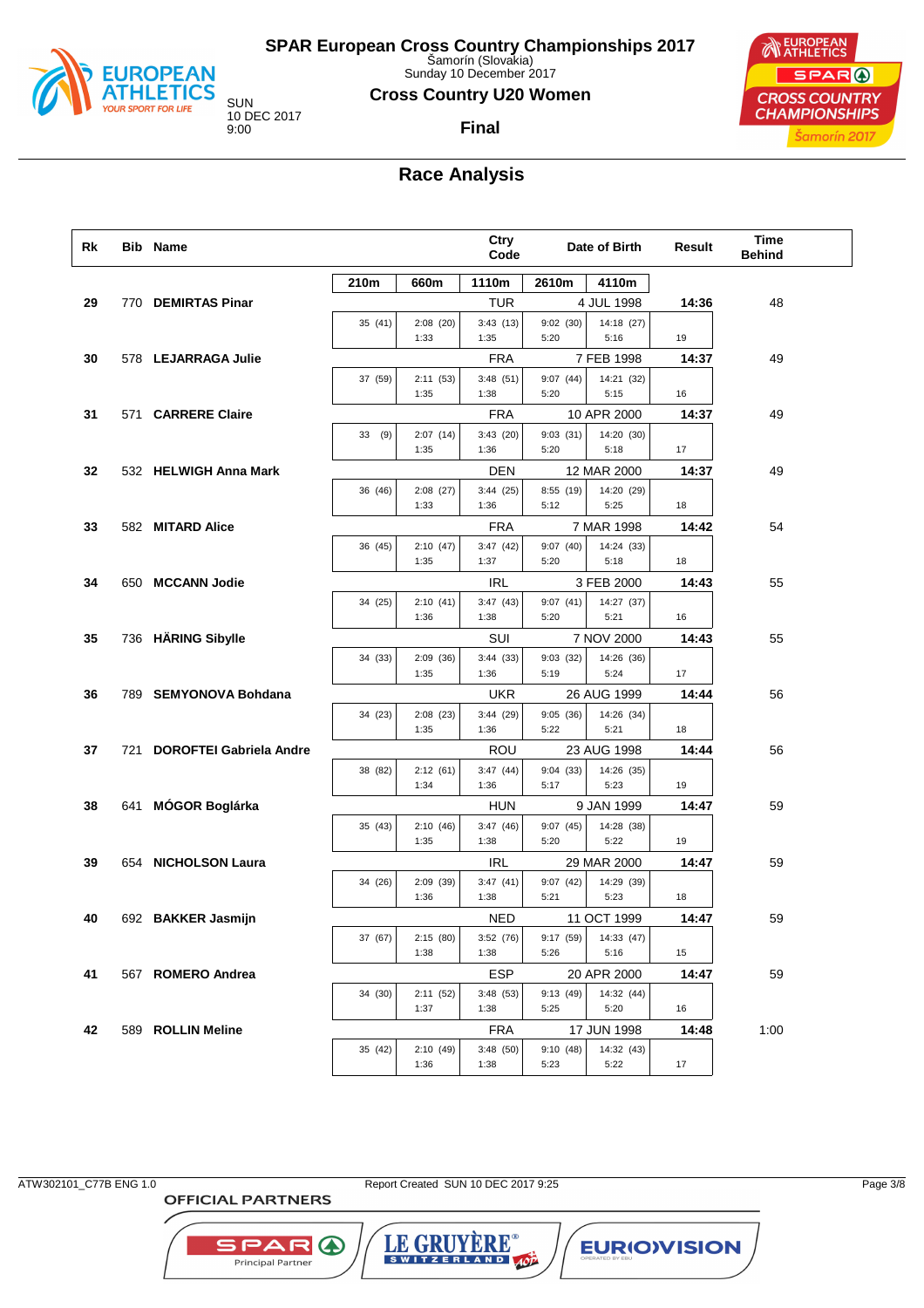# SPAR European Cross Country Championships 2017

Šamorín (Slovakia)
Sunday 10 December 2017

SUN
10 DEC 2017
9:00

## Cross Country U20 Women

### Final

## Race Analysis

| Rk | Bib | Name | Ctry Code | Date of Birth | Result | Time Behind | 210m | 660m | 1110m | 2610m | 4110m | |
|---|---|---|---|---|---|---|---|---|---|---|---|---|
| 29 | 770 | **DEMIRTAS Pinar** | TUR | 4 JUL 1998 | **14:36** | 48 | 35 (41) | 2:08 (20) 1:33 | 3:43 (13) 1:35 | 9:02 (30) 5:20 | 14:18 (27) 5:16 | 19 |
| 30 | 578 | **LEJARRAGA Julie** | FRA | 7 FEB 1998 | **14:37** | 49 | 37 (59) | 2:11 (53) 1:35 | 3:48 (51) 1:38 | 9:07 (44) 5:20 | 14:21 (32) 5:15 | 16 |
| 31 | 571 | **CARRERE Claire** | FRA | 10 APR 2000 | **14:37** | 49 | 33 (9) | 2:07 (14) 1:35 | 3:43 (20) 1:36 | 9:03 (31) 5:20 | 14:20 (30) 5:18 | 17 |
| 32 | 532 | **HELWIGH Anna Mark** | DEN | 12 MAR 2000 | **14:37** | 49 | 36 (46) | 2:08 (27) 1:33 | 3:44 (25) 1:36 | 8:55 (19) 5:12 | 14:20 (29) 5:25 | 18 |
| 33 | 582 | **MITARD Alice** | FRA | 7 MAR 1998 | **14:42** | 54 | 36 (45) | 2:10 (47) 1:35 | 3:47 (42) 1:37 | 9:07 (40) 5:20 | 14:24 (33) 5:18 | 18 |
| 34 | 650 | **MCCANN Jodie** | IRL | 3 FEB 2000 | **14:43** | 55 | 34 (25) | 2:10 (41) 1:36 | 3:47 (43) 1:38 | 9:07 (41) 5:20 | 14:27 (37) 5:21 | 16 |
| 35 | 736 | **HÄRING Sibylle** | SUI | 7 NOV 2000 | **14:43** | 55 | 34 (33) | 2:09 (36) 1:35 | 3:44 (33) 1:36 | 9:03 (32) 5:19 | 14:26 (36) 5:24 | 17 |
| 36 | 789 | **SEMYONOVA Bohdana** | UKR | 26 AUG 1999 | **14:44** | 56 | 34 (23) | 2:08 (23) 1:35 | 3:44 (29) 1:36 | 9:05 (36) 5:22 | 14:26 (34) 5:21 | 18 |
| 37 | 721 | **DOROFTEI Gabriela Andre** | ROU | 23 AUG 1998 | **14:44** | 56 | 38 (82) | 2:12 (61) 1:34 | 3:47 (44) 1:36 | 9:04 (33) 5:17 | 14:26 (35) 5:23 | 19 |
| 38 | 641 | **MÓGOR Boglárka** | HUN | 9 JAN 1999 | **14:47** | 59 | 35 (43) | 2:10 (46) 1:35 | 3:47 (46) 1:38 | 9:07 (45) 5:20 | 14:28 (38) 5:22 | 19 |
| 39 | 654 | **NICHOLSON Laura** | IRL | 29 MAR 2000 | **14:47** | 59 | 34 (26) | 2:09 (39) 1:36 | 3:47 (41) 1:38 | 9:07 (42) 5:21 | 14:29 (39) 5:23 | 18 |
| 40 | 692 | **BAKKER Jasmijn** | NED | 11 OCT 1999 | **14:47** | 59 | 37 (67) | 2:15 (80) 1:38 | 3:52 (76) 1:38 | 9:17 (59) 5:26 | 14:33 (47) 5:16 | 15 |
| 41 | 567 | **ROMERO Andrea** | ESP | 20 APR 2000 | **14:47** | 59 | 34 (30) | 2:11 (52) 1:37 | 3:48 (53) 1:38 | 9:13 (49) 5:25 | 14:32 (44) 5:20 | 16 |
| 42 | 589 | **ROLLIN Meline** | FRA | 17 JUN 1998 | **14:48** | 1:00 | 35 (42) | 2:10 (49) 1:36 | 3:48 (50) 1:38 | 9:10 (48) 5:23 | 14:32 (43) 5:22 | 17 |

ATW302101_C77B ENG 1.0 — Report Created SUN 10 DEC 2017 9:25

OFFICIAL PARTNERS: SPAR Principal Partner, LE GRUYÈRE SWITZERLAND, EUROVISION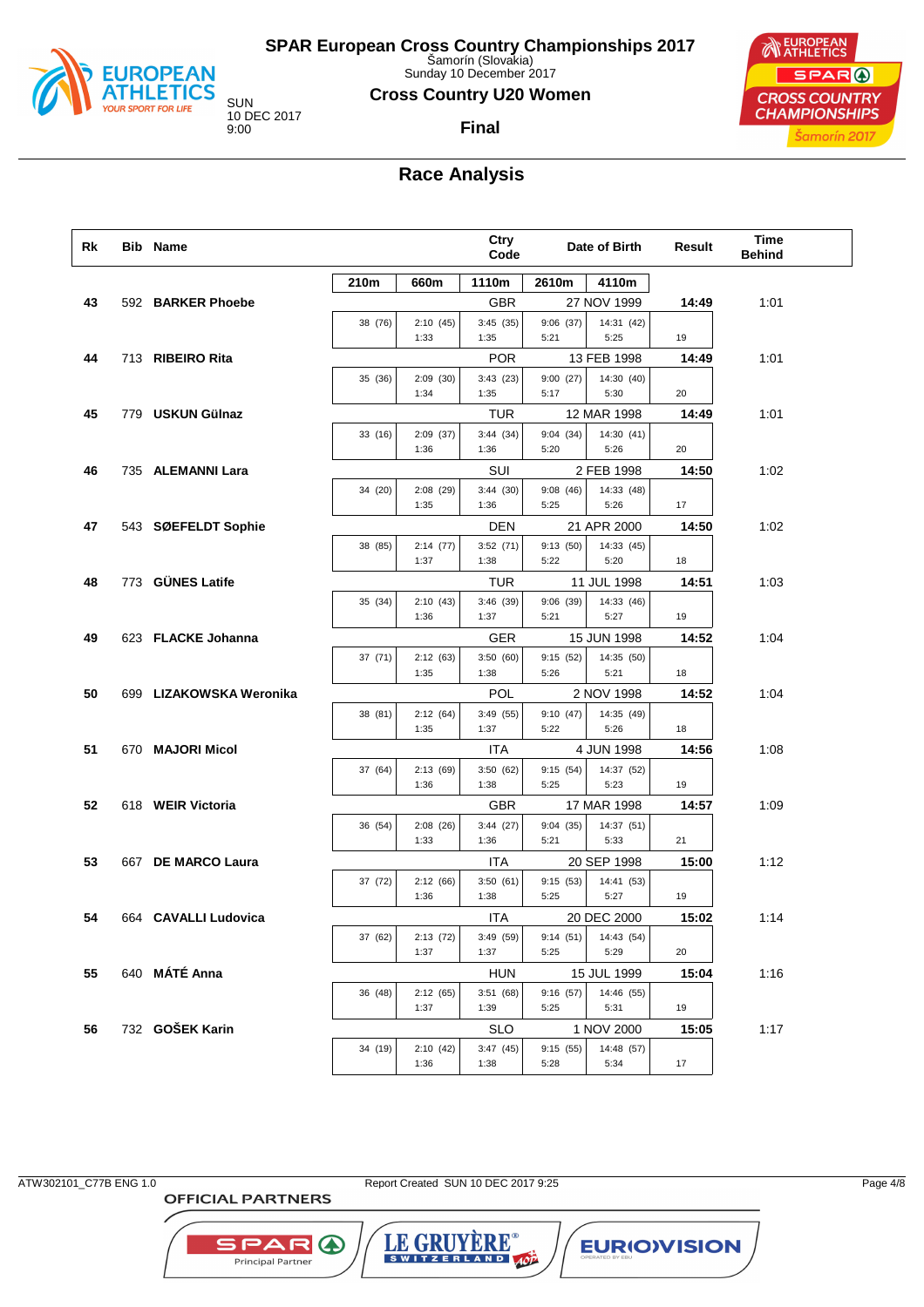# SPAR European Cross Country Championships 2017

Šamorín (Slovakia)
Sunday 10 December 2017

## Cross Country U20 Women

SUN 10 DEC 2017 9:00

**Final**

## Race Analysis

| Rk | Bib | Name | Ctry Code | Date of Birth | Result | Time Behind |
|---|---|---|---|---|---|---|
| | | | 210m / 660m / 1110m / 2610m / 4110m | | | |
| 43 | 592 | **BARKER Phoebe** | GBR | 27 NOV 1999 | **14:49** | 1:01 |
| | | | 38 (76) / 2:10 (45) 1:33 / 3:45 (35) 1:35 / 9:06 (37) 5:21 / 14:31 (42) 5:25 | | 19 | |
| 44 | 713 | **RIBEIRO Rita** | POR | 13 FEB 1998 | **14:49** | 1:01 |
| | | | 35 (36) / 2:09 (30) 1:34 / 3:43 (23) 1:35 / 9:00 (27) 5:17 / 14:30 (40) 5:30 | | 20 | |
| 45 | 779 | **USKUN Gülnaz** | TUR | 12 MAR 1998 | **14:49** | 1:01 |
| | | | 33 (16) / 2:09 (37) 1:36 / 3:44 (34) 1:36 / 9:04 (34) 5:20 / 14:30 (41) 5:26 | | 20 | |
| 46 | 735 | **ALEMANNI Lara** | SUI | 2 FEB 1998 | **14:50** | 1:02 |
| | | | 34 (20) / 2:08 (29) 1:35 / 3:44 (30) 1:36 / 9:08 (46) 5:25 / 14:33 (48) 5:26 | | 17 | |
| 47 | 543 | **SØEFELDT Sophie** | DEN | 21 APR 2000 | **14:50** | 1:02 |
| | | | 38 (85) / 2:14 (77) 1:37 / 3:52 (71) 1:38 / 9:13 (50) 5:22 / 14:33 (45) 5:20 | | 18 | |
| 48 | 773 | **GÜNES Latife** | TUR | 11 JUL 1998 | **14:51** | 1:03 |
| | | | 35 (34) / 2:10 (43) 1:36 / 3:46 (39) 1:37 / 9:06 (39) 5:21 / 14:33 (46) 5:27 | | 19 | |
| 49 | 623 | **FLACKE Johanna** | GER | 15 JUN 1998 | **14:52** | 1:04 |
| | | | 37 (71) / 2:12 (63) 1:35 / 3:50 (60) 1:38 / 9:15 (52) 5:26 / 14:35 (50) 5:21 | | 18 | |
| 50 | 699 | **LIZAKOWSKA Weronika** | POL | 2 NOV 1998 | **14:52** | 1:04 |
| | | | 38 (81) / 2:12 (64) 1:35 / 3:49 (55) 1:37 / 9:10 (47) 5:22 / 14:35 (49) 5:26 | | 18 | |
| 51 | 670 | **MAJORI Micol** | ITA | 4 JUN 1998 | **14:56** | 1:08 |
| | | | 37 (64) / 2:13 (69) 1:36 / 3:50 (62) 1:38 / 9:15 (54) 5:25 / 14:37 (52) 5:23 | | 19 | |
| 52 | 618 | **WEIR Victoria** | GBR | 17 MAR 1998 | **14:57** | 1:09 |
| | | | 36 (54) / 2:08 (26) 1:33 / 3:44 (27) 1:36 / 9:04 (35) 5:21 / 14:37 (51) 5:33 | | 21 | |
| 53 | 667 | **DE MARCO Laura** | ITA | 20 SEP 1998 | **15:00** | 1:12 |
| | | | 37 (72) / 2:12 (66) 1:36 / 3:50 (61) 1:38 / 9:15 (53) 5:25 / 14:41 (53) 5:27 | | 19 | |
| 54 | 664 | **CAVALLI Ludovica** | ITA | 20 DEC 2000 | **15:02** | 1:14 |
| | | | 37 (62) / 2:13 (72) 1:37 / 3:49 (59) 1:37 / 9:14 (51) 5:25 / 14:43 (54) 5:29 | | 20 | |
| 55 | 640 | **MÁTÉ Anna** | HUN | 15 JUL 1999 | **15:04** | 1:16 |
| | | | 36 (48) / 2:12 (65) 1:37 / 3:51 (68) 1:39 / 9:16 (57) 5:25 / 14:46 (55) 5:31 | | 19 | |
| 56 | 732 | **GOŠEK Karin** | SLO | 1 NOV 2000 | **15:05** | 1:17 |
| | | | 34 (19) / 2:10 (42) 1:36 / 3:47 (45) 1:38 / 9:15 (55) 5:28 / 14:48 (57) 5:34 | | 17 | |

ATW302101_C77B ENG 1.0 Report Created SUN 10 DEC 2017 9:25

OFFICIAL PARTNERS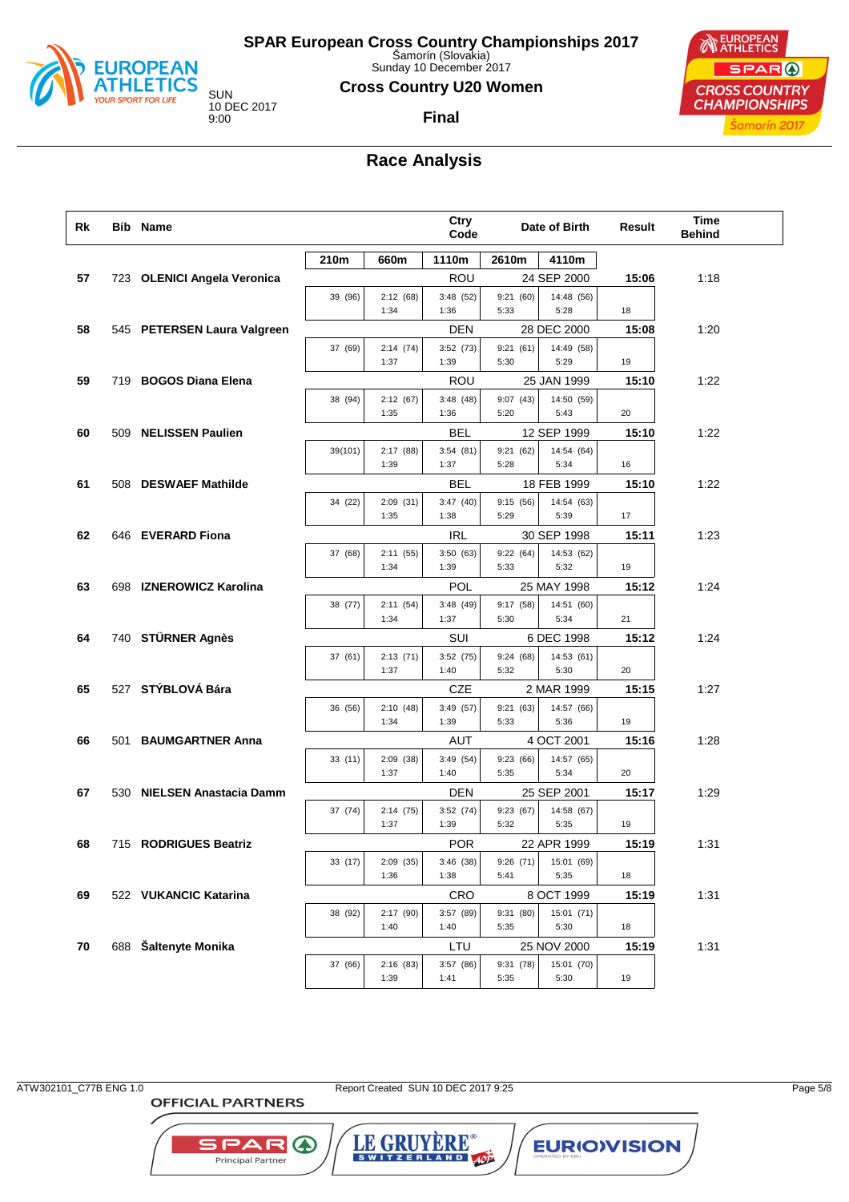# SPAR European Cross Country Championships 2017

Šamorín (Slovakia)
Sunday 10 December 2017

SUN
10 DEC 2017
9:00

## Cross Country U20 Women

### Final

## Race Analysis

| Rk | Bib | Name | Ctry Code | Date of Birth | Result | Time Behind |
|---|---|---|---|---|---|---|

| Rk | Bib | Name | Ctry | Date of Birth | 210m | 660m | 1110m | 2610m | 4110m | Result | Time Behind |
|---|---|---|---|---|---|---|---|---|---|---|---|
| 57 | 723 | **OLENICI Angela Veronica** | ROU | 24 SEP 2000 | 39 (96) | 2:12 (68) 1:34 | 3:48 (52) 1:36 | 9:21 (60) 5:33 | 14:48 (56) 5:28 | **15:06** 18 | 1:18 |
| 58 | 545 | **PETERSEN Laura Valgreen** | DEN | 28 DEC 2000 | 37 (69) | 2:14 (74) 1:37 | 3:52 (73) 1:39 | 9:21 (61) 5:30 | 14:49 (58) 5:29 | **15:08** 19 | 1:20 |
| 59 | 719 | **BOGOS Diana Elena** | ROU | 25 JAN 1999 | 38 (94) | 2:12 (67) 1:35 | 3:48 (48) 1:36 | 9:07 (43) 5:20 | 14:50 (59) 5:43 | **15:10** 20 | 1:22 |
| 60 | 509 | **NELISSEN Paulien** | BEL | 12 SEP 1999 | 39(101) | 2:17 (88) 1:39 | 3:54 (81) 1:37 | 9:21 (62) 5:28 | 14:54 (64) 5:34 | **15:10** 16 | 1:22 |
| 61 | 508 | **DESWAEF Mathilde** | BEL | 18 FEB 1999 | 34 (22) | 2:09 (31) 1:35 | 3:47 (40) 1:38 | 9:15 (56) 5:29 | 14:54 (63) 5:39 | **15:10** 17 | 1:22 |
| 62 | 646 | **EVERARD Fiona** | IRL | 30 SEP 1998 | 37 (68) | 2:11 (55) 1:34 | 3:50 (63) 1:39 | 9:22 (64) 5:33 | 14:53 (62) 5:32 | **15:11** 19 | 1:23 |
| 63 | 698 | **IZNEROWICZ Karolina** | POL | 25 MAY 1998 | 38 (77) | 2:11 (54) 1:34 | 3:48 (49) 1:37 | 9:17 (58) 5:30 | 14:51 (60) 5:34 | **15:12** 21 | 1:24 |
| 64 | 740 | **STÜRNER Agnès** | SUI | 6 DEC 1998 | 37 (61) | 2:13 (71) 1:37 | 3:52 (75) 1:40 | 9:24 (68) 5:32 | 14:53 (61) 5:30 | **15:12** 20 | 1:24 |
| 65 | 527 | **STÝBLOVÁ Bára** | CZE | 2 MAR 1999 | 36 (56) | 2:10 (48) 1:34 | 3:49 (57) 1:39 | 9:21 (63) 5:33 | 14:57 (66) 5:36 | **15:15** 19 | 1:27 |
| 66 | 501 | **BAUMGARTNER Anna** | AUT | 4 OCT 2001 | 33 (11) | 2:09 (38) 1:37 | 3:49 (54) 1:40 | 9:23 (66) 5:35 | 14:57 (65) 5:34 | **15:16** 20 | 1:28 |
| 67 | 530 | **NIELSEN Anastacia Damm** | DEN | 25 SEP 2001 | 37 (74) | 2:14 (75) 1:37 | 3:52 (74) 1:39 | 9:23 (67) 5:32 | 14:58 (67) 5:35 | **15:17** 19 | 1:29 |
| 68 | 715 | **RODRIGUES Beatriz** | POR | 22 APR 1999 | 33 (17) | 2:09 (35) 1:36 | 3:46 (38) 1:38 | 9:26 (71) 5:41 | 15:01 (69) 5:35 | **15:19** 18 | 1:31 |
| 69 | 522 | **VUKANCIC Katarina** | CRO | 8 OCT 1999 | 38 (92) | 2:17 (90) 1:40 | 3:57 (89) 1:40 | 9:31 (80) 5:35 | 15:01 (71) 5:30 | **15:19** 18 | 1:31 |
| 70 | 688 | **Šaltenyte Monika** | LTU | 25 NOV 2000 | 37 (66) | 2:16 (83) 1:39 | 3:57 (86) 1:41 | 9:31 (78) 5:35 | 15:01 (70) 5:30 | **15:19** 19 | 1:31 |

ATW302101_C77B ENG 1.0 Report Created SUN 10 DEC 2017 9:25

OFFICIAL PARTNERS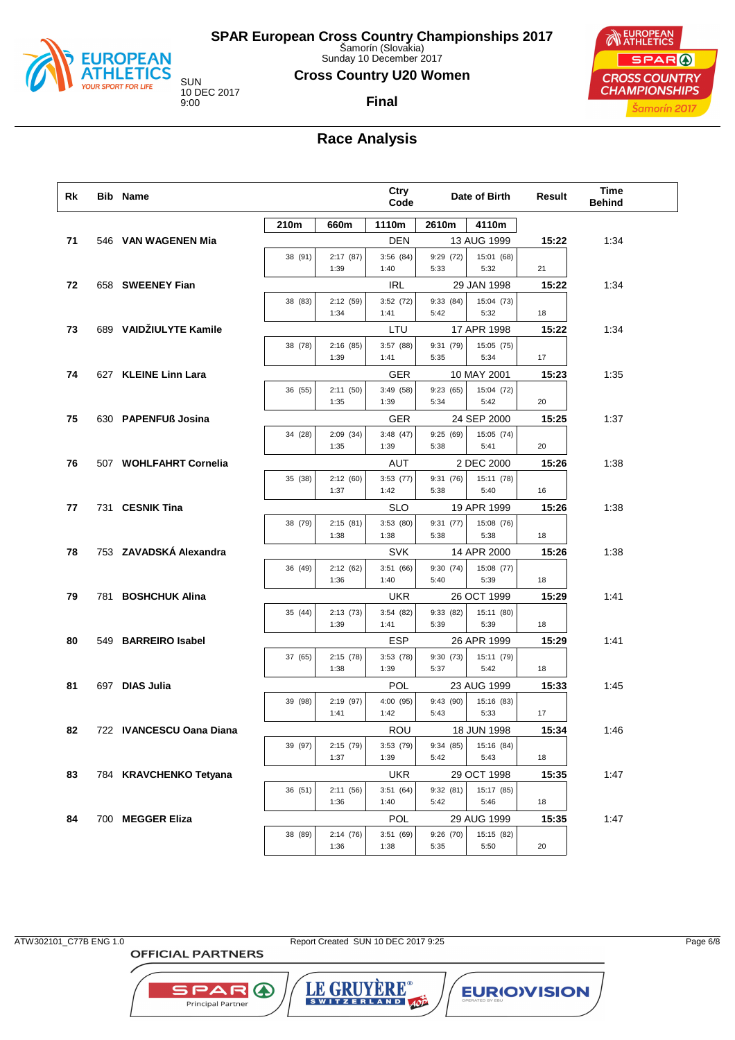# SPAR European Cross Country Championships 2017

Šamorín (Slovakia)
Sunday 10 December 2017

## Cross Country U20 Women

SUN
10 DEC 2017
9:00

**Final**

## Race Analysis

| Rk | Bib | Name | Ctry Code | Date of Birth | Result | Time Behind | 210m | 660m | 1110m | 2610m | 4110m | |
|---|---|---|---|---|---|---|---|---|---|---|---|---|
| 71 | 546 | VAN WAGENEN Mia | DEN | 13 AUG 1999 | 15:22 | 1:34 | 38 (91) | 2:17 (87) 1:39 | 3:56 (84) 1:40 | 9:29 (72) 5:33 | 15:01 (68) 5:32 | 21 |
| 72 | 658 | SWEENEY Fian | IRL | 29 JAN 1998 | 15:22 | 1:34 | 38 (83) | 2:12 (59) 1:34 | 3:52 (72) 1:41 | 9:33 (84) 5:42 | 15:04 (73) 5:32 | 18 |
| 73 | 689 | VAIDŽIULYTE Kamile | LTU | 17 APR 1998 | 15:22 | 1:34 | 38 (78) | 2:16 (85) 1:39 | 3:57 (88) 1:41 | 9:31 (79) 5:35 | 15:05 (75) 5:34 | 17 |
| 74 | 627 | KLEINE Linn Lara | GER | 10 MAY 2001 | 15:23 | 1:35 | 36 (55) | 2:11 (50) 1:35 | 3:49 (58) 1:39 | 9:23 (65) 5:34 | 15:04 (72) 5:42 | 20 |
| 75 | 630 | PAPENFUß Josina | GER | 24 SEP 2000 | 15:25 | 1:37 | 34 (28) | 2:09 (34) 1:35 | 3:48 (47) 1:39 | 9:25 (69) 5:38 | 15:05 (74) 5:41 | 20 |
| 76 | 507 | WOHLFAHRT Cornelia | AUT | 2 DEC 2000 | 15:26 | 1:38 | 35 (38) | 2:12 (60) 1:37 | 3:53 (77) 1:42 | 9:31 (76) 5:38 | 15:11 (78) 5:40 | 16 |
| 77 | 731 | CESNIK Tina | SLO | 19 APR 1999 | 15:26 | 1:38 | 38 (79) | 2:15 (81) 1:38 | 3:53 (80) 1:38 | 9:31 (77) 5:38 | 15:08 (76) 5:38 | 18 |
| 78 | 753 | ZAVADSKÁ Alexandra | SVK | 14 APR 2000 | 15:26 | 1:38 | 36 (49) | 2:12 (62) 1:36 | 3:51 (66) 1:40 | 9:30 (74) 5:40 | 15:08 (77) 5:39 | 18 |
| 79 | 781 | BOSHCHUK Alina | UKR | 26 OCT 1999 | 15:29 | 1:41 | 35 (44) | 2:13 (73) 1:39 | 3:54 (82) 1:41 | 9:33 (82) 5:39 | 15:11 (80) 5:39 | 18 |
| 80 | 549 | BARREIRO Isabel | ESP | 26 APR 1999 | 15:29 | 1:41 | 37 (65) | 2:15 (78) 1:38 | 3:53 (78) 1:39 | 9:30 (73) 5:37 | 15:11 (79) 5:42 | 18 |
| 81 | 697 | DIAS Julia | POL | 23 AUG 1999 | 15:33 | 1:45 | 39 (98) | 2:19 (97) 1:41 | 4:00 (95) 1:42 | 9:43 (90) 5:43 | 15:16 (83) 5:33 | 17 |
| 82 | 722 | IVANCESCU Oana Diana | ROU | 18 JUN 1998 | 15:34 | 1:46 | 39 (97) | 2:15 (79) 1:37 | 3:53 (79) 1:39 | 9:34 (85) 5:42 | 15:16 (84) 5:43 | 18 |
| 83 | 784 | KRAVCHENKO Tetyana | UKR | 29 OCT 1998 | 15:35 | 1:47 | 36 (51) | 2:11 (56) 1:36 | 3:51 (64) 1:40 | 9:32 (81) 5:42 | 15:17 (85) 5:46 | 18 |
| 84 | 700 | MEGGER Eliza | POL | 29 AUG 1999 | 15:35 | 1:47 | 38 (89) | 2:14 (76) 1:36 | 3:51 (69) 1:38 | 9:26 (70) 5:35 | 15:15 (82) 5:50 | 20 |

ATW302101_C77B ENG 1.0 Report Created SUN 10 DEC 2017 9:25

OFFICIAL PARTNERS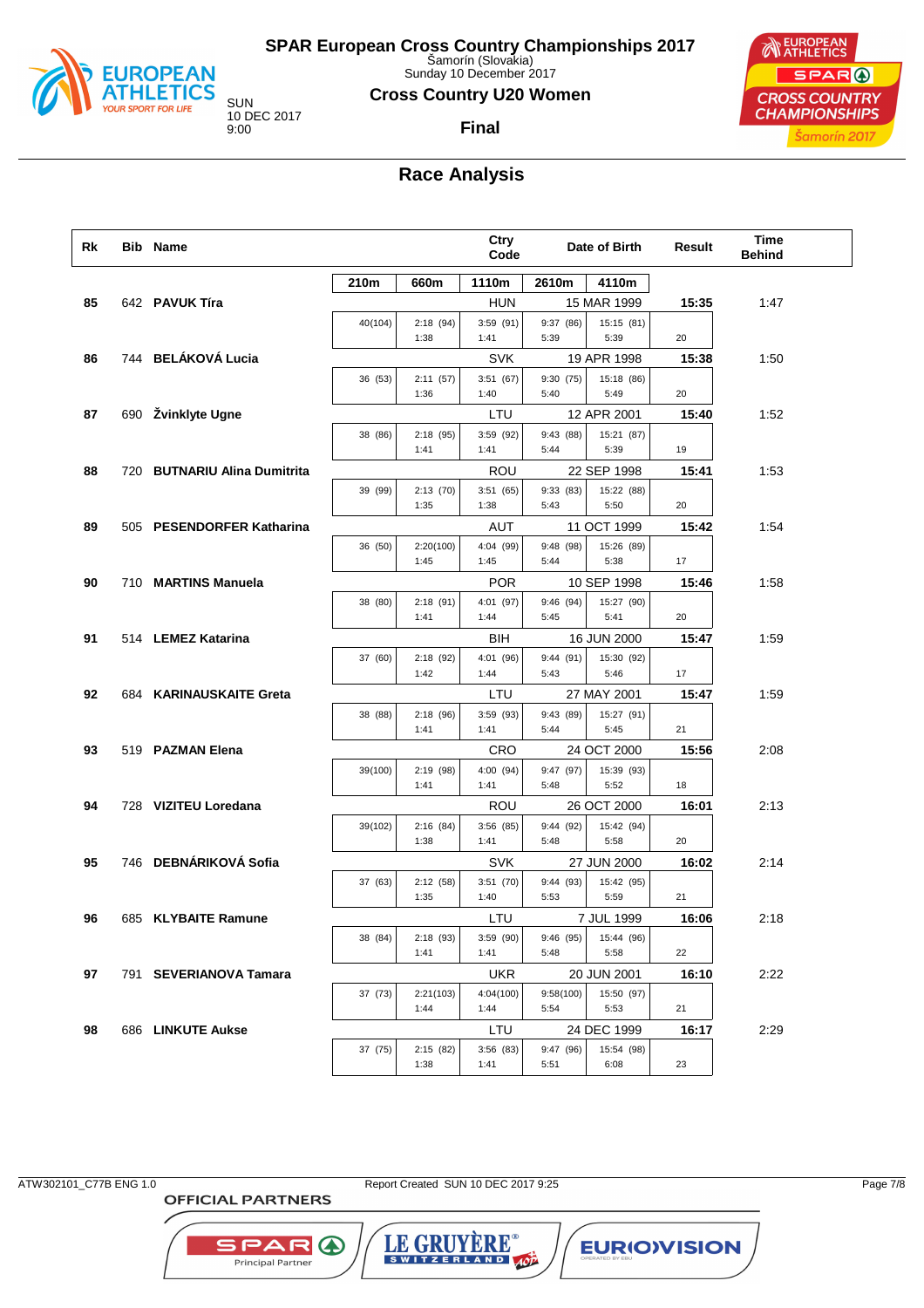# SPAR European Cross Country Championships 2017

Šamorín (Slovakia)
Sunday 10 December 2017

SUN
10 DEC 2017
9:00

## Cross Country U20 Women

### Final

## Race Analysis

| Rk | Bib | Name | Ctry Code | Date of Birth | Result | Time Behind |
|---|---|---|---|---|---|---|
| 85 | 642 | **PAVUK Tíra** | HUN | 15 MAR 1999 | **15:35** | 1:47 |
| 86 | 744 | **BELÁKOVÁ Lucia** | SVK | 19 APR 1998 | **15:38** | 1:50 |
| 87 | 690 | **Žvinklyte Ugne** | LTU | 12 APR 2001 | **15:40** | 1:52 |
| 88 | 720 | **BUTNARIU Alina Dumitrita** | ROU | 22 SEP 1998 | **15:41** | 1:53 |
| 89 | 505 | **PESENDORFER Katharina** | AUT | 11 OCT 1999 | **15:42** | 1:54 |
| 90 | 710 | **MARTINS Manuela** | POR | 10 SEP 1998 | **15:46** | 1:58 |
| 91 | 514 | **LEMEZ Katarina** | BIH | 16 JUN 2000 | **15:47** | 1:59 |
| 92 | 684 | **KARINAUSKAITE Greta** | LTU | 27 MAY 2001 | **15:47** | 1:59 |
| 93 | 519 | **PAZMAN Elena** | CRO | 24 OCT 2000 | **15:56** | 2:08 |
| 94 | 728 | **VIZITEU Loredana** | ROU | 26 OCT 2000 | **16:01** | 2:13 |
| 95 | 746 | **DEBNÁRIKOVÁ Sofia** | SVK | 27 JUN 2000 | **16:02** | 2:14 |
| 96 | 685 | **KLYBAITE Ramune** | LTU | 7 JUL 1999 | **16:06** | 2:18 |
| 97 | 791 | **SEVERIANOVA Tamara** | UKR | 20 JUN 2001 | **16:10** | 2:22 |
| 98 | 686 | **LINKUTE Aukse** | LTU | 24 DEC 1999 | **16:17** | 2:29 |

Split times (position in brackets; second line = lap time):

| Rk | Name | 210m | 660m | 1110m | 2610m | 4110m | |
|---|---|---|---|---|---|---|---|
| 85 | PAVUK Tíra | 40(104) | 2:18 (94) / 1:38 | 3:59 (91) / 1:41 | 9:37 (86) / 5:39 | 15:15 (81) / 5:39 | 20 |
| 86 | BELÁKOVÁ Lucia | 36 (53) | 2:11 (57) / 1:36 | 3:51 (67) / 1:40 | 9:30 (75) / 5:40 | 15:18 (86) / 5:49 | 20 |
| 87 | Žvinklyte Ugne | 38 (86) | 2:18 (95) / 1:41 | 3:59 (92) / 1:41 | 9:43 (88) / 5:44 | 15:21 (87) / 5:39 | 19 |
| 88 | BUTNARIU Alina Dumitrita | 39 (99) | 2:13 (70) / 1:35 | 3:51 (65) / 1:38 | 9:33 (83) / 5:43 | 15:22 (88) / 5:50 | 20 |
| 89 | PESENDORFER Katharina | 36 (50) | 2:20(100) / 1:45 | 4:04 (99) / 1:45 | 9:48 (98) / 5:44 | 15:26 (89) / 5:38 | 17 |
| 90 | MARTINS Manuela | 38 (80) | 2:18 (91) / 1:41 | 4:01 (97) / 1:44 | 9:46 (94) / 5:45 | 15:27 (90) / 5:41 | 20 |
| 91 | LEMEZ Katarina | 37 (60) | 2:18 (92) / 1:42 | 4:01 (96) / 1:44 | 9:44 (91) / 5:43 | 15:30 (92) / 5:46 | 17 |
| 92 | KARINAUSKAITE Greta | 38 (88) | 2:18 (96) / 1:41 | 3:59 (93) / 1:41 | 9:43 (89) / 5:44 | 15:27 (91) / 5:45 | 21 |
| 93 | PAZMAN Elena | 39(100) | 2:19 (98) / 1:41 | 4:00 (94) / 1:41 | 9:47 (97) / 5:48 | 15:39 (93) / 5:52 | 18 |
| 94 | VIZITEU Loredana | 39(102) | 2:16 (84) / 1:38 | 3:56 (85) / 1:41 | 9:44 (92) / 5:48 | 15:42 (94) / 5:58 | 20 |
| 95 | DEBNÁRIKOVÁ Sofia | 37 (63) | 2:12 (58) / 1:35 | 3:51 (70) / 1:40 | 9:44 (93) / 5:53 | 15:42 (95) / 5:59 | 21 |
| 96 | KLYBAITE Ramune | 38 (84) | 2:18 (93) / 1:41 | 3:59 (90) / 1:41 | 9:46 (95) / 5:48 | 15:44 (96) / 5:58 | 22 |
| 97 | SEVERIANOVA Tamara | 37 (73) | 2:21(103) / 1:44 | 4:04(100) / 1:44 | 9:58(100) / 5:54 | 15:50 (97) / 5:53 | 21 |
| 98 | LINKUTE Aukse | 37 (75) | 2:15 (82) / 1:38 | 3:56 (83) / 1:41 | 9:47 (96) / 5:51 | 15:54 (98) / 6:08 | 23 |

ATW302101_C77B ENG 1.0 — Report Created SUN 10 DEC 2017 9:25

OFFICIAL PARTNERS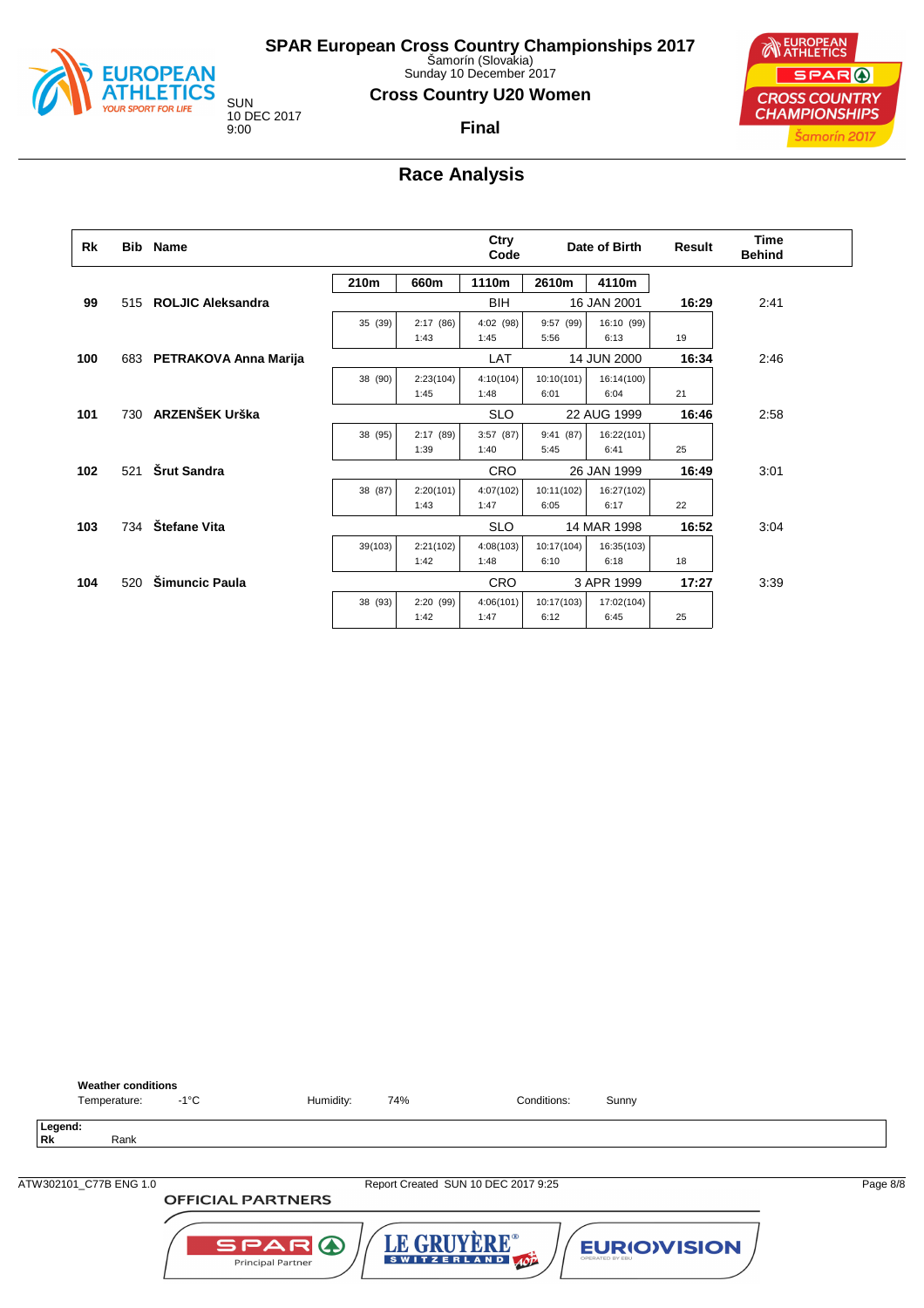# SPAR European Cross Country Championships 2017

Šamorín (Slovakia)
Sunday 10 December 2017

SUN
10 DEC 2017
9:00

## Cross Country U20 Women

### Final

## Race Analysis

| Rk | Bib | Name | 210m | 660m | 1110m | 2610m | 4110m | Ctry Code | Date of Birth | Result | Time Behind |
|---|---|---|---|---|---|---|---|---|---|---|---|
| 99 | 515 | ROLJIC Aleksandra | 35 (39) | 2:17 (86) 1:43 | 4:02 (98) 1:45 | 9:57 (99) 5:56 | 16:10 (99) 6:13 | BIH | 16 JAN 2001 | 16:29 (19) | 2:41 |
| 100 | 683 | PETRAKOVA Anna Marija | 38 (90) | 2:23(104) 1:45 | 4:10(104) 1:48 | 10:10(101) 6:01 | 16:14(100) 6:04 | LAT | 14 JUN 2000 | 16:34 (21) | 2:46 |
| 101 | 730 | ARZENŠEK Urška | 38 (95) | 2:17 (89) 1:39 | 3:57 (87) 1:40 | 9:41 (87) 5:45 | 16:22(101) 6:41 | SLO | 22 AUG 1999 | 16:46 (25) | 2:58 |
| 102 | 521 | Šrut Sandra | 38 (87) | 2:20(101) 1:43 | 4:07(102) 1:47 | 10:11(102) 6:05 | 16:27(102) 6:17 | CRO | 26 JAN 1999 | 16:49 (22) | 3:01 |
| 103 | 734 | Štefane Vita | 39(103) | 2:21(102) 1:42 | 4:08(103) 1:48 | 10:17(104) 6:10 | 16:35(103) 6:18 | SLO | 14 MAR 1998 | 16:52 (18) | 3:04 |
| 104 | 520 | Šimuncic Paula | 38 (93) | 2:20 (99) 1:42 | 4:06(101) 1:47 | 10:17(103) 6:12 | 17:02(104) 6:45 | CRO | 3 APR 1999 | 17:27 (25) | 3:39 |

**Weather conditions**
Temperature: -1°C Humidity: 74% Conditions: Sunny

**Legend:**
**Rk** Rank

ATW302101_C77B ENG 1.0 Report Created SUN 10 DEC 2017 9:25

OFFICIAL PARTNERS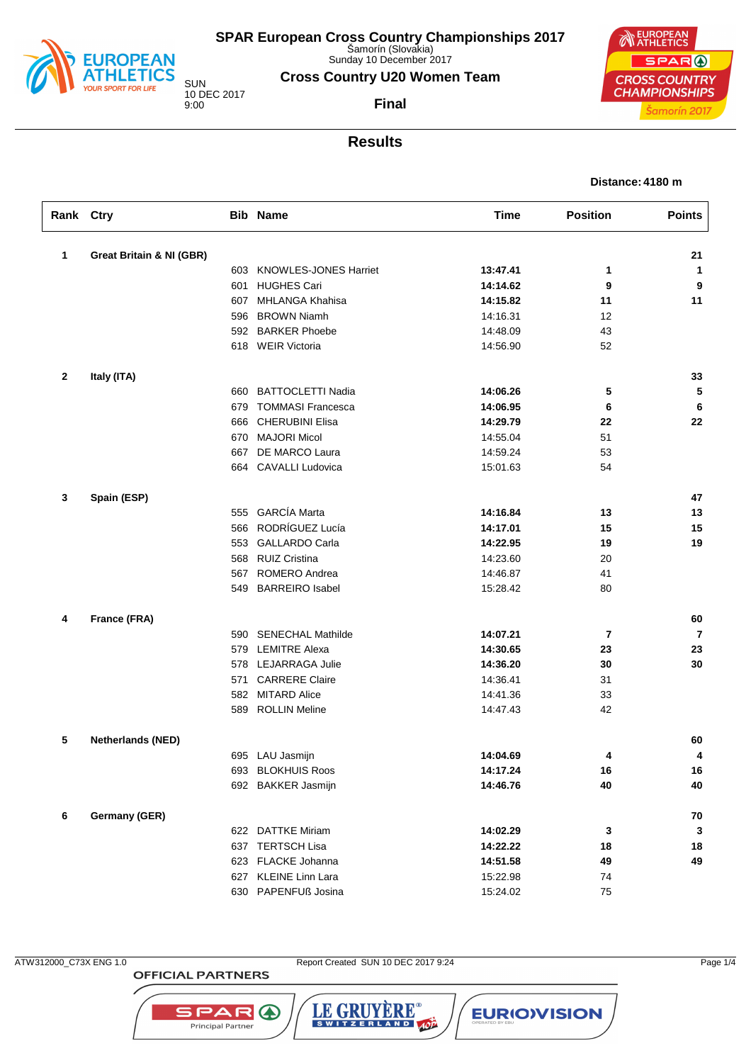# SPAR European Cross Country Championships 2017

Šamorín (Slovakia)
Sunday 10 December 2017

SUN
10 DEC 2017
9:00

## Cross Country U20 Women Team

**Final**

## Results

**Distance: 4180 m**

| Rank | Ctry | Bib | Name | Time | Position | Points |
|---|---|---|---|---|---|---|
| **1** | **Great Britain & NI (GBR)** | | | | | **21** |
| | | 603 | KNOWLES-JONES Harriet | **13:47.41** | **1** | **1** |
| | | 601 | HUGHES Cari | **14:14.62** | **9** | **9** |
| | | 607 | MHLANGA Khahisa | **14:15.82** | **11** | **11** |
| | | 596 | BROWN Niamh | 14:16.31 | 12 | |
| | | 592 | BARKER Phoebe | 14:48.09 | 43 | |
| | | 618 | WEIR Victoria | 14:56.90 | 52 | |
| **2** | **Italy (ITA)** | | | | | **33** |
| | | 660 | BATTOCLETTI Nadia | **14:06.26** | **5** | **5** |
| | | 679 | TOMMASI Francesca | **14:06.95** | **6** | **6** |
| | | 666 | CHERUBINI Elisa | **14:29.79** | **22** | **22** |
| | | 670 | MAJORI Micol | 14:55.04 | 51 | |
| | | 667 | DE MARCO Laura | 14:59.24 | 53 | |
| | | 664 | CAVALLI Ludovica | 15:01.63 | 54 | |
| **3** | **Spain (ESP)** | | | | | **47** |
| | | 555 | GARCÍA Marta | **14:16.84** | **13** | **13** |
| | | 566 | RODRÍGUEZ Lucía | **14:17.01** | **15** | **15** |
| | | 553 | GALLARDO Carla | **14:22.95** | **19** | **19** |
| | | 568 | RUIZ Cristina | 14:23.60 | 20 | |
| | | 567 | ROMERO Andrea | 14:46.87 | 41 | |
| | | 549 | BARREIRO Isabel | 15:28.42 | 80 | |
| **4** | **France (FRA)** | | | | | **60** |
| | | 590 | SENECHAL Mathilde | **14:07.21** | **7** | **7** |
| | | 579 | LEMITRE Alexa | **14:30.65** | **23** | **23** |
| | | 578 | LEJARRAGA Julie | **14:36.20** | **30** | **30** |
| | | 571 | CARRERE Claire | 14:36.41 | 31 | |
| | | 582 | MITARD Alice | 14:41.36 | 33 | |
| | | 589 | ROLLIN Meline | 14:47.43 | 42 | |
| **5** | **Netherlands (NED)** | | | | | **60** |
| | | 695 | LAU Jasmijn | **14:04.69** | **4** | **4** |
| | | 693 | BLOKHUIS Roos | **14:17.24** | **16** | **16** |
| | | 692 | BAKKER Jasmijn | **14:46.76** | **40** | **40** |
| **6** | **Germany (GER)** | | | | | **70** |
| | | 622 | DATTKE Miriam | **14:02.29** | **3** | **3** |
| | | 637 | TERTSCH Lisa | **14:22.22** | **18** | **18** |
| | | 623 | FLACKE Johanna | **14:51.58** | **49** | **49** |
| | | 627 | KLEINE Linn Lara | 15:22.98 | 74 | |
| | | 630 | PAPENFUß Josina | 15:24.02 | 75 | |

ATW312000_C73X ENG 1.0 — Report Created SUN 10 DEC 2017 9:24

OFFICIAL PARTNERS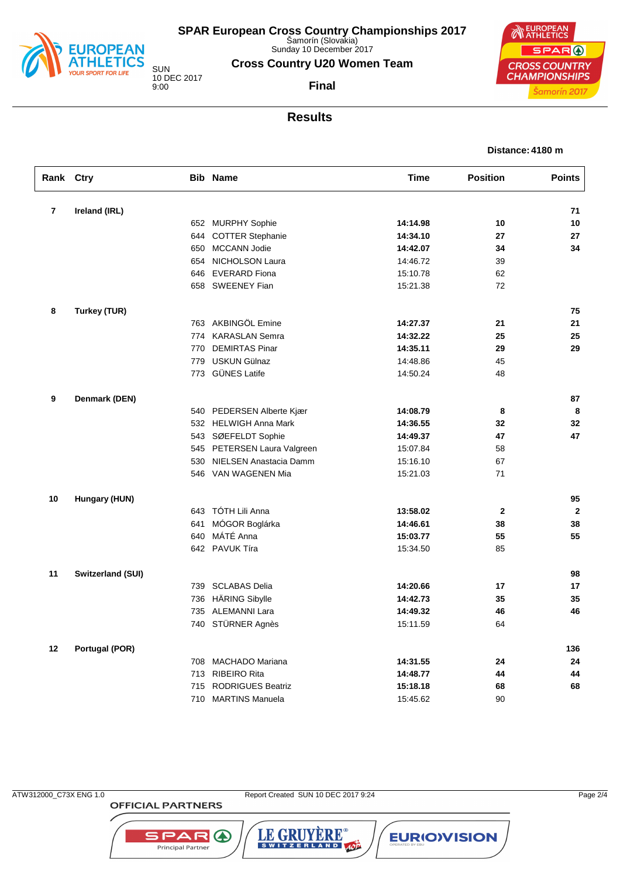# SPAR European Cross Country Championships 2017

Šamorín (Slovakia)
Sunday 10 December 2017

SUN
10 DEC 2017
9:00

## Cross Country U20 Women Team

**Final**

## Results

**Distance: 4180 m**

| Rank | Ctry | Bib | Name | Time | Position | Points |
|---|---|---|---|---|---|---|
| **7** | **Ireland (IRL)** | | | | | **71** |
| | | 652 | MURPHY Sophie | **14:14.98** | **10** | **10** |
| | | 644 | COTTER Stephanie | **14:34.10** | **27** | **27** |
| | | 650 | MCCANN Jodie | **14:42.07** | **34** | **34** |
| | | 654 | NICHOLSON Laura | 14:46.72 | 39 | |
| | | 646 | EVERARD Fiona | 15:10.78 | 62 | |
| | | 658 | SWEENEY Fian | 15:21.38 | 72 | |
| **8** | **Turkey (TUR)** | | | | | **75** |
| | | 763 | AKBINGÖL Emine | **14:27.37** | **21** | **21** |
| | | 774 | KARASLAN Semra | **14:32.22** | **25** | **25** |
| | | 770 | DEMIRTAS Pinar | **14:35.11** | **29** | **29** |
| | | 779 | USKUN Gülnaz | 14:48.86 | 45 | |
| | | 773 | GÜNES Latife | 14:50.24 | 48 | |
| **9** | **Denmark (DEN)** | | | | | **87** |
| | | 540 | PEDERSEN Alberte Kjær | **14:08.79** | **8** | **8** |
| | | 532 | HELWIGH Anna Mark | **14:36.55** | **32** | **32** |
| | | 543 | SØEFELDT Sophie | **14:49.37** | **47** | **47** |
| | | 545 | PETERSEN Laura Valgreen | 15:07.84 | 58 | |
| | | 530 | NIELSEN Anastacia Damm | 15:16.10 | 67 | |
| | | 546 | VAN WAGENEN Mia | 15:21.03 | 71 | |
| **10** | **Hungary (HUN)** | | | | | **95** |
| | | 643 | TÓTH Lili Anna | **13:58.02** | **2** | **2** |
| | | 641 | MÓGOR Boglárka | **14:46.61** | **38** | **38** |
| | | 640 | MÁTÉ Anna | **15:03.77** | **55** | **55** |
| | | 642 | PAVUK Tíra | 15:34.50 | 85 | |
| **11** | **Switzerland (SUI)** | | | | | **98** |
| | | 739 | SCLABAS Delia | **14:20.66** | **17** | **17** |
| | | 736 | HÄRING Sibylle | **14:42.73** | **35** | **35** |
| | | 735 | ALEMANNI Lara | **14:49.32** | **46** | **46** |
| | | 740 | STÜRNER Agnès | 15:11.59 | 64 | |
| **12** | **Portugal (POR)** | | | | | **136** |
| | | 708 | MACHADO Mariana | **14:31.55** | **24** | **24** |
| | | 713 | RIBEIRO Rita | **14:48.77** | **44** | **44** |
| | | 715 | RODRIGUES Beatriz | **15:18.18** | **68** | **68** |
| | | 710 | MARTINS Manuela | 15:45.62 | 90 | |

ATW312000_C73X ENG 1.0 Report Created SUN 10 DEC 2017 9:24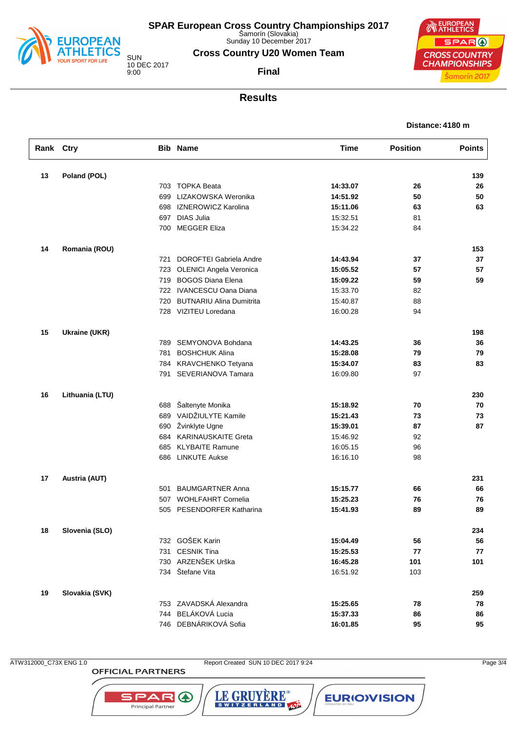# SPAR European Cross Country Championships 2017

Šamorín (Slovakia)
Sunday 10 December 2017

SUN
10 DEC 2017
9:00

## Cross Country U20 Women Team

**Final**

## Results

**Distance: 4180 m**

| Rank | Ctry | Bib | Name | Time | Position | Points |
|---|---|---|---|---|---|---|
| 13 | Poland (POL) | | | | | 139 |
| | | 703 | TOPKA Beata | **14:33.07** | **26** | **26** |
| | | 699 | LIZAKOWSKA Weronika | **14:51.92** | **50** | **50** |
| | | 698 | IZNEROWICZ Karolina | **15:11.06** | **63** | **63** |
| | | 697 | DIAS Julia | 15:32.51 | 81 | |
| | | 700 | MEGGER Eliza | 15:34.22 | 84 | |
| 14 | Romania (ROU) | | | | | 153 |
| | | 721 | DOROFTEI Gabriela Andre | **14:43.94** | **37** | **37** |
| | | 723 | OLENICI Angela Veronica | **15:05.52** | **57** | **57** |
| | | 719 | BOGOS Diana Elena | **15:09.22** | **59** | **59** |
| | | 722 | IVANCESCU Oana Diana | 15:33.70 | 82 | |
| | | 720 | BUTNARIU Alina Dumitrita | 15:40.87 | 88 | |
| | | 728 | VIZITEU Loredana | 16:00.28 | 94 | |
| 15 | Ukraine (UKR) | | | | | 198 |
| | | 789 | SEMYONOVA Bohdana | **14:43.25** | **36** | **36** |
| | | 781 | BOSHCHUK Alina | **15:28.08** | **79** | **79** |
| | | 784 | KRAVCHENKO Tetyana | **15:34.07** | **83** | **83** |
| | | 791 | SEVERIANOVA Tamara | 16:09.80 | 97 | |
| 16 | Lithuania (LTU) | | | | | 230 |
| | | 688 | Šaltenyte Monika | **15:18.92** | **70** | **70** |
| | | 689 | VAIDŽIULYTE Kamile | **15:21.43** | **73** | **73** |
| | | 690 | Žvinklyte Ugne | **15:39.01** | **87** | **87** |
| | | 684 | KARINAUSKAITE Greta | 15:46.92 | 92 | |
| | | 685 | KLYBAITE Ramune | 16:05.15 | 96 | |
| | | 686 | LINKUTE Aukse | 16:16.10 | 98 | |
| 17 | Austria (AUT) | | | | | 231 |
| | | 501 | BAUMGARTNER Anna | **15:15.77** | **66** | **66** |
| | | 507 | WOHLFAHRT Cornelia | **15:25.23** | **76** | **76** |
| | | 505 | PESENDORFER Katharina | **15:41.93** | **89** | **89** |
| 18 | Slovenia (SLO) | | | | | 234 |
| | | 732 | GOŠEK Karin | **15:04.49** | **56** | **56** |
| | | 731 | CESNIK Tina | **15:25.53** | **77** | **77** |
| | | 730 | ARZENŠEK Urška | **16:45.28** | **101** | **101** |
| | | 734 | Štefane Vita | 16:51.92 | 103 | |
| 19 | Slovakia (SVK) | | | | | 259 |
| | | 753 | ZAVADSKÁ Alexandra | **15:25.65** | **78** | **78** |
| | | 744 | BELÁKOVÁ Lucia | **15:37.33** | **86** | **86** |
| | | 746 | DEBNÁRIKOVÁ Sofia | **16:01.85** | **95** | **95** |

ATW312000_C73X ENG 1.0 Report Created SUN 10 DEC 2017 9:24

OFFICIAL PARTNERS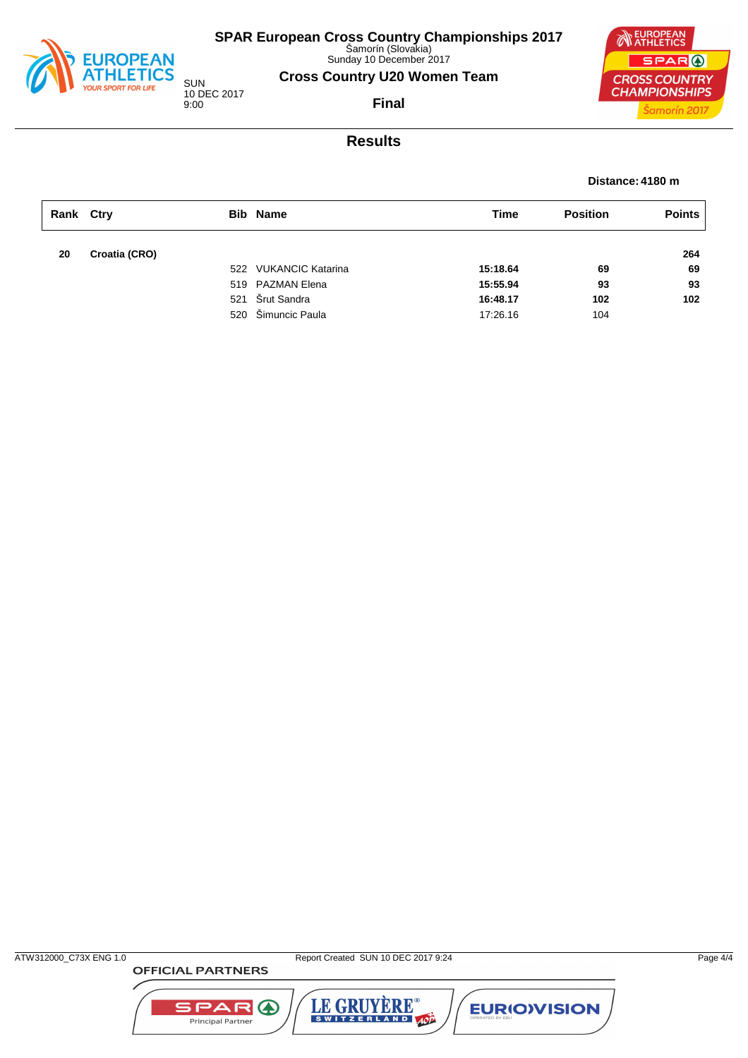# SPAR European Cross Country Championships 2017

Šamorín (Slovakia)
Sunday 10 December 2017

SUN
10 DEC 2017
9:00

## Cross Country U20 Women Team

**Final**

## Results

**Distance: 4180 m**

| Rank | Ctry | Bib | Name | Time | Position | Points |
|---|---|---|---|---|---|---|
| **20** | **Croatia (CRO)** | | | | | **264** |
| | | 522 | VUKANCIC Katarina | **15:18.64** | **69** | **69** |
| | | 519 | PAZMAN Elena | **15:55.94** | **93** | **93** |
| | | 521 | Šrut Sandra | **16:48.17** | **102** | **102** |
| | | 520 | Šimuncic Paula | 17:26.16 | 104 | |

ATW312000_C73X ENG 1.0 — Report Created SUN 10 DEC 2017 9:24

OFFICIAL PARTNERS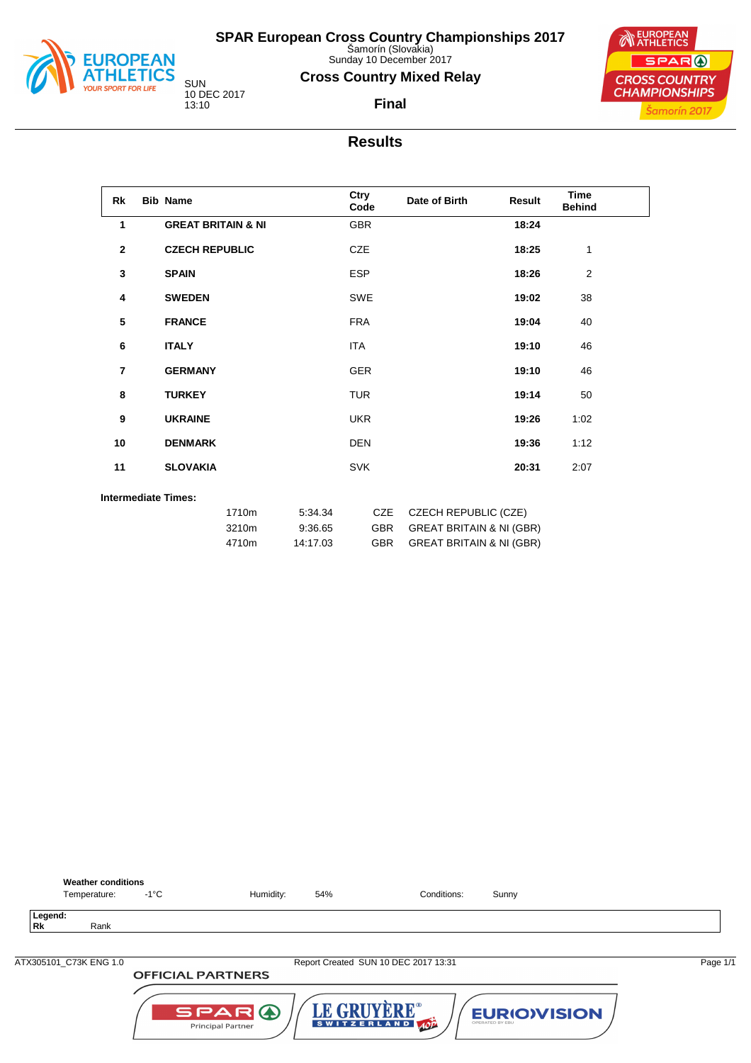# SPAR European Cross Country Championships 2017

Šamorín (Slovakia)
Sunday 10 December 2017

SUN
10 DEC 2017
13:10

## Cross Country Mixed Relay

### Final

## Results

| Rk | Bib | Name | Ctry Code | Date of Birth | Result | Time Behind |
|---|---|---|---|---|---|---|
| 1 | | **GREAT BRITAIN & NI** | GBR | | **18:24** | |
| 2 | | **CZECH REPUBLIC** | CZE | | **18:25** | 1 |
| 3 | | **SPAIN** | ESP | | **18:26** | 2 |
| 4 | | **SWEDEN** | SWE | | **19:02** | 38 |
| 5 | | **FRANCE** | FRA | | **19:04** | 40 |
| 6 | | **ITALY** | ITA | | **19:10** | 46 |
| 7 | | **GERMANY** | GER | | **19:10** | 46 |
| 8 | | **TURKEY** | TUR | | **19:14** | 50 |
| 9 | | **UKRAINE** | UKR | | **19:26** | 1:02 |
| 10 | | **DENMARK** | DEN | | **19:36** | 1:12 |
| 11 | | **SLOVAKIA** | SVK | | **20:31** | 2:07 |

**Intermediate Times:**

| Distance | Time | Ctry | Name |
|---|---|---|---|
| 1710m | 5:34.34 | CZE | CZECH REPUBLIC (CZE) |
| 3210m | 9:36.65 | GBR | GREAT BRITAIN & NI (GBR) |
| 4710m | 14:17.03 | GBR | GREAT BRITAIN & NI (GBR) |

**Weather conditions**

Temperature: -1°C    Humidity: 54%    Conditions: Sunny

**Legend:**
**Rk** Rank

ATX305101_C73K ENG 1.0    Report Created SUN 10 DEC 2017 13:31

OFFICIAL PARTNERS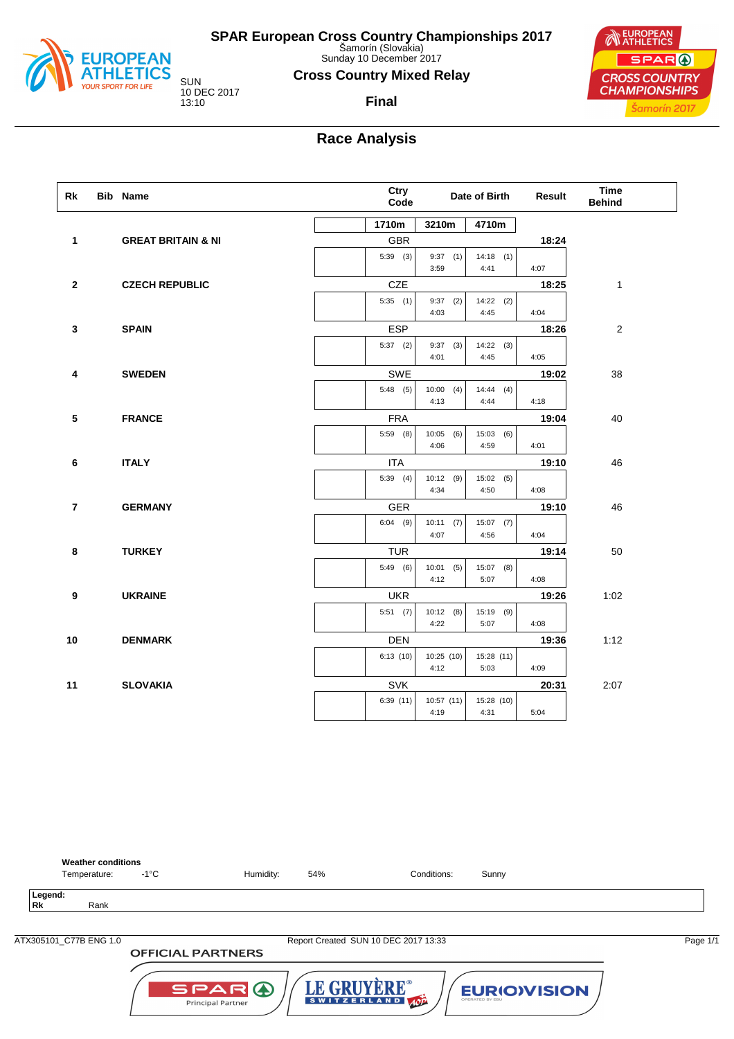# SPAR European Cross Country Championships 2017

Šamorín (Slovakia)
Sunday 10 December 2017

SUN
10 DEC 2017
13:10

## Cross Country Mixed Relay

### Final

## Race Analysis

| Rk | Bib | Name | Ctry Code | 1710m | 3210m | 4710m | Result | Time Behind |
|---|---|---|---|---|---|---|---|---|
| 1 | | GREAT BRITAIN & NI | GBR | 5:39 (3) | 9:37 (1) / 3:59 | 14:18 (1) / 4:41 | 18:24 / 4:07 | |
| 2 | | CZECH REPUBLIC | CZE | 5:35 (1) | 9:37 (2) / 4:03 | 14:22 (2) / 4:45 | 18:25 / 4:04 | 1 |
| 3 | | SPAIN | ESP | 5:37 (2) | 9:37 (3) / 4:01 | 14:22 (3) / 4:45 | 18:26 / 4:05 | 2 |
| 4 | | SWEDEN | SWE | 5:48 (5) | 10:00 (4) / 4:13 | 14:44 (4) / 4:44 | 19:02 / 4:18 | 38 |
| 5 | | FRANCE | FRA | 5:59 (8) | 10:05 (6) / 4:06 | 15:03 (6) / 4:59 | 19:04 / 4:01 | 40 |
| 6 | | ITALY | ITA | 5:39 (4) | 10:12 (9) / 4:34 | 15:02 (5) / 4:50 | 19:10 / 4:08 | 46 |
| 7 | | GERMANY | GER | 6:04 (9) | 10:11 (7) / 4:07 | 15:07 (7) / 4:56 | 19:10 / 4:04 | 46 |
| 8 | | TURKEY | TUR | 5:49 (6) | 10:01 (5) / 4:12 | 15:07 (8) / 5:07 | 19:14 / 4:08 | 50 |
| 9 | | UKRAINE | UKR | 5:51 (7) | 10:12 (8) / 4:22 | 15:19 (9) / 5:07 | 19:26 / 4:08 | 1:02 |
| 10 | | DENMARK | DEN | 6:13 (10) | 10:25 (10) / 4:12 | 15:28 (11) / 5:03 | 19:36 / 4:09 | 1:12 |
| 11 | | SLOVAKIA | SVK | 6:39 (11) | 10:57 (11) / 4:19 | 15:28 (10) / 4:31 | 20:31 / 5:04 | 2:07 |

**Weather conditions**

Temperature: -1°C    Humidity: 54%    Conditions: Sunny

**Legend:**
**Rk** Rank

ATX305101_C77B ENG 1.0    Report Created SUN 10 DEC 2017 13:33

OFFICIAL PARTNERS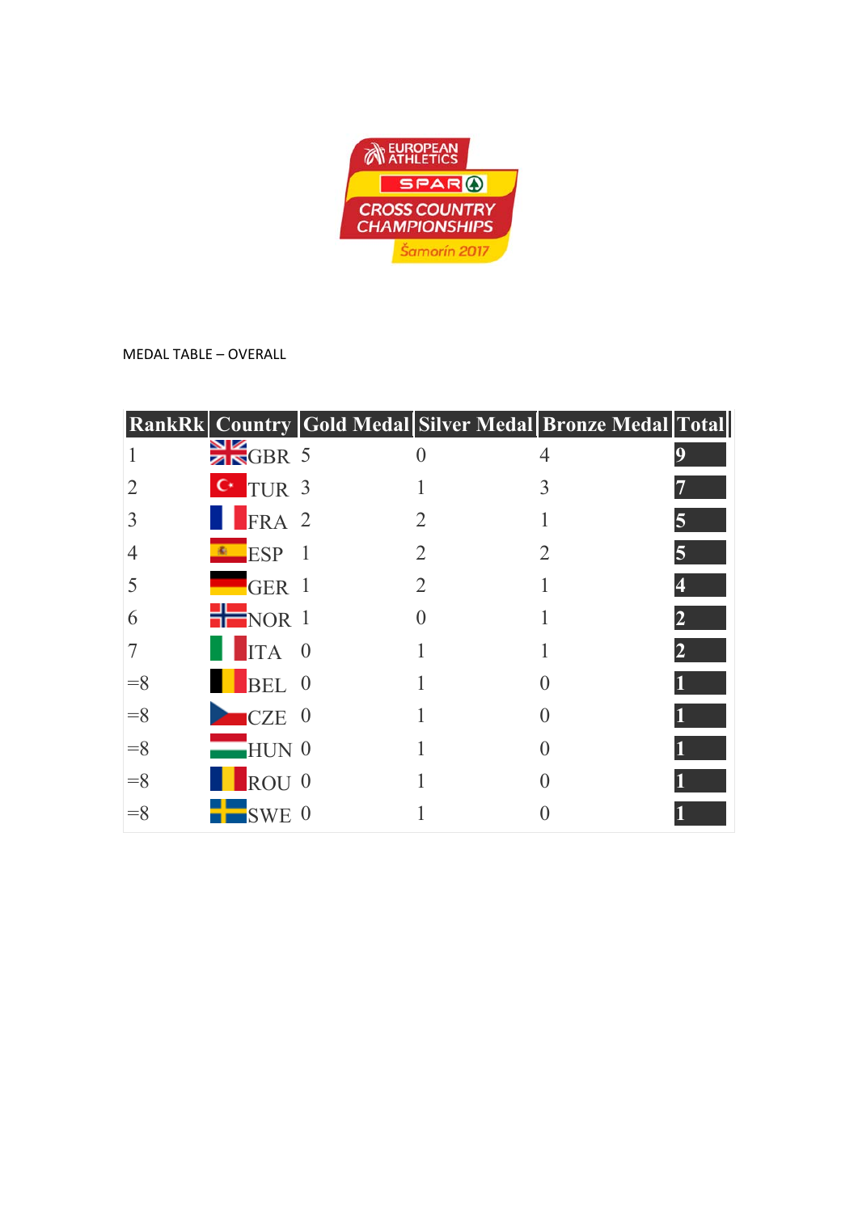EUROPEAN ATHLETICS SPAR CROSS COUNTRY CHAMPIONSHIPS Šamorín 2017

MEDAL TABLE – OVERALL

| RankRk | Country | Gold Medal | Silver Medal | Bronze Medal | Total |
|---|---|---|---|---|---|
| 1 | GBR | 5 | 0 | 4 | **9** |
| 2 | TUR | 3 | 1 | 3 | **7** |
| 3 | FRA | 2 | 2 | 1 | **5** |
| 4 | ESP | 1 | 2 | 2 | **5** |
| 5 | GER | 1 | 2 | 1 | **4** |
| 6 | NOR | 1 | 0 | 1 | **2** |
| 7 | ITA | 0 | 1 | 1 | **2** |
| =8 | BEL | 0 | 1 | 0 | **1** |
| =8 | CZE | 0 | 1 | 0 | **1** |
| =8 | HUN | 0 | 1 | 0 | **1** |
| =8 | ROU | 0 | 1 | 0 | **1** |
| =8 | SWE | 0 | 1 | 0 | **1** |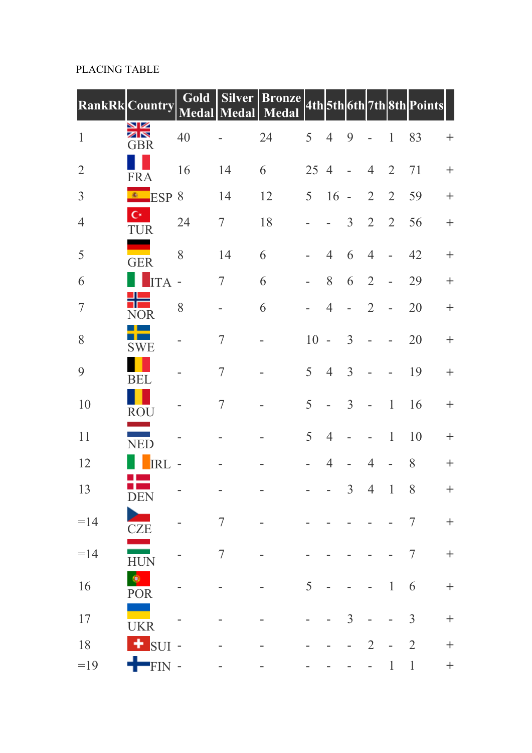PLACING TABLE

| RankRk | Country | Gold Medal | Silver Medal | Bronze Medal | 4th | 5th | 6th | 7th | 8th | Points | |
|---|---|---|---|---|---|---|---|---|---|---|---|
| 1 | GBR | 40 | - | 24 | 5 | 4 | 9 | - | 1 | 83 | + |
| 2 | FRA | 16 | 14 | 6 | 25 | 4 | - | 4 | 2 | 71 | + |
| 3 | ESP | 8 | 14 | 12 | 5 | 16 | - | 2 | 2 | 59 | + |
| 4 | TUR | 24 | 7 | 18 | - | - | 3 | 2 | 2 | 56 | + |
| 5 | GER | 8 | 14 | 6 | - | 4 | 6 | 4 | - | 42 | + |
| 6 | ITA | - | 7 | 6 | - | 8 | 6 | 2 | - | 29 | + |
| 7 | NOR | 8 | - | 6 | - | 4 | - | 2 | - | 20 | + |
| 8 | SWE | - | 7 | - | 10 | - | 3 | - | - | 20 | + |
| 9 | BEL | - | 7 | - | 5 | 4 | 3 | - | - | 19 | + |
| 10 | ROU | - | 7 | - | 5 | - | 3 | - | 1 | 16 | + |
| 11 | NED | - | - | - | 5 | 4 | - | - | 1 | 10 | + |
| 12 | IRL | - | - | - | - | 4 | - | 4 | - | 8 | + |
| 13 | DEN | - | - | - | - | - | 3 | 4 | 1 | 8 | + |
| =14 | CZE | - | 7 | - | - | - | - | - | - | 7 | + |
| =14 | HUN | - | 7 | - | - | - | - | - | - | 7 | + |
| 16 | POR | - | - | - | 5 | - | - | - | 1 | 6 | + |
| 17 | UKR | - | - | - | - | - | 3 | - | - | 3 | + |
| 18 | SUI | - | - | - | - | - | - | 2 | - | 2 | + |
| =19 | FIN | - | - | - | - | - | - | - | 1 | 1 | + |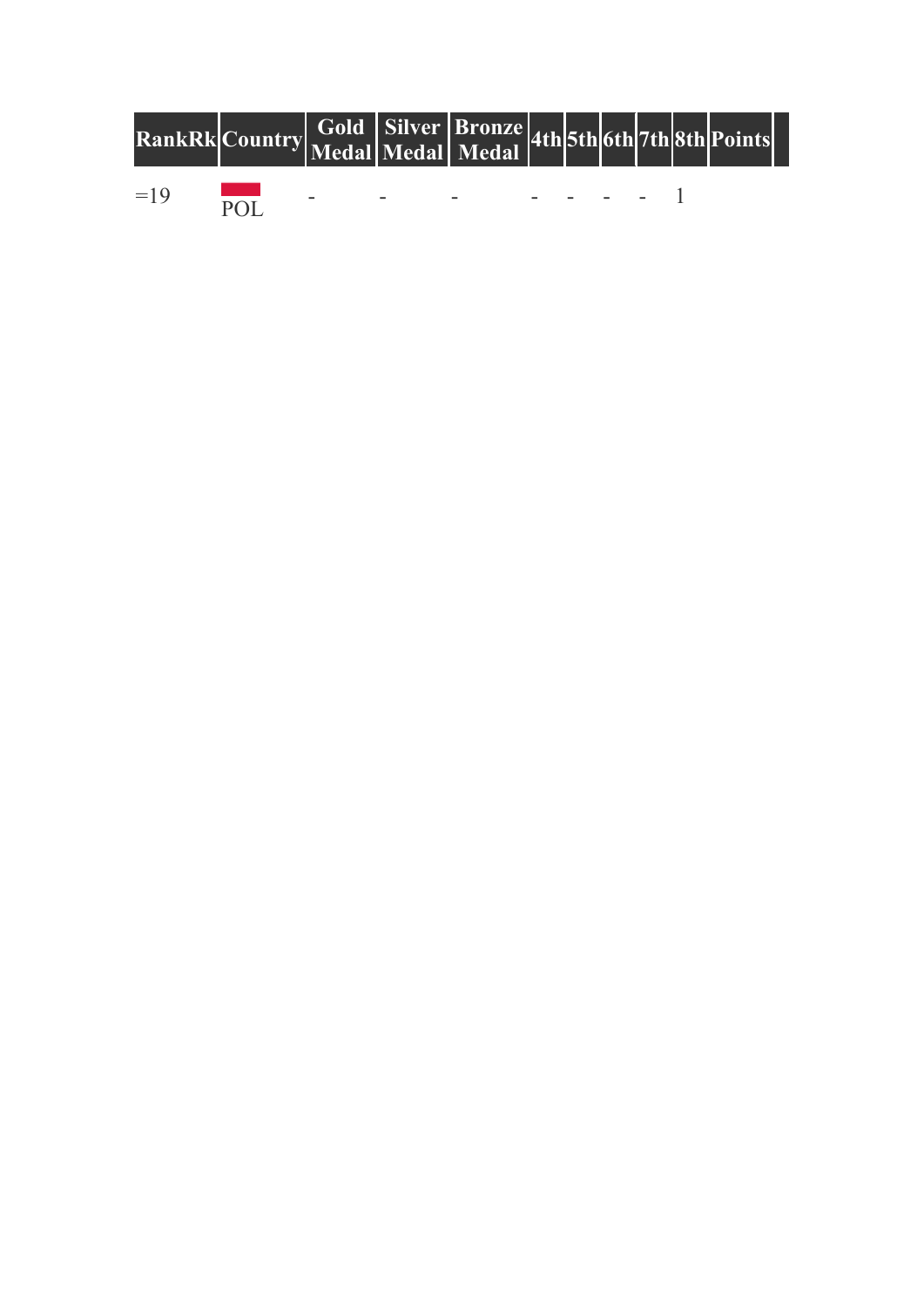| RankRk | Country | Gold Medal | Silver Medal | Bronze Medal | 4th | 5th | 6th | 7th | 8th | Points | |
|---|---|---|---|---|---|---|---|---|---|---|---|
| =19 | POL | - | - | - | - | - | - | - | 1 | | |